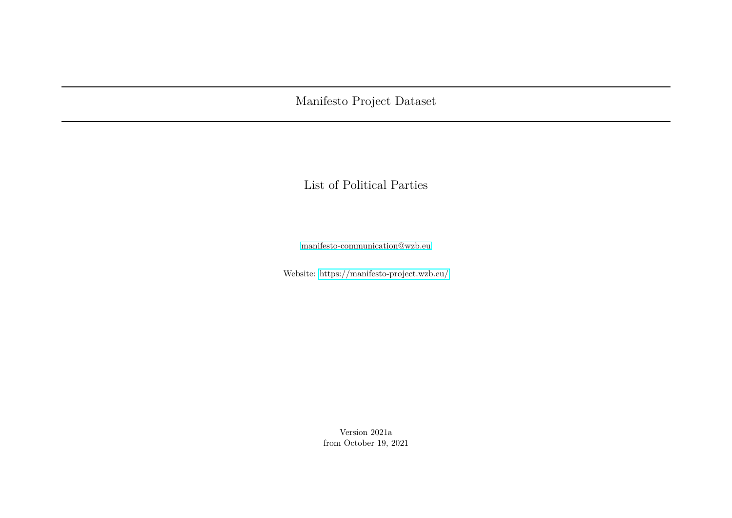# Manifesto Project Dataset

## List of Political Parties

manifesto-communication@wzb.eu

Website: https://manifesto-project.wzb.eu/

Version 2021a
from October 19, 2021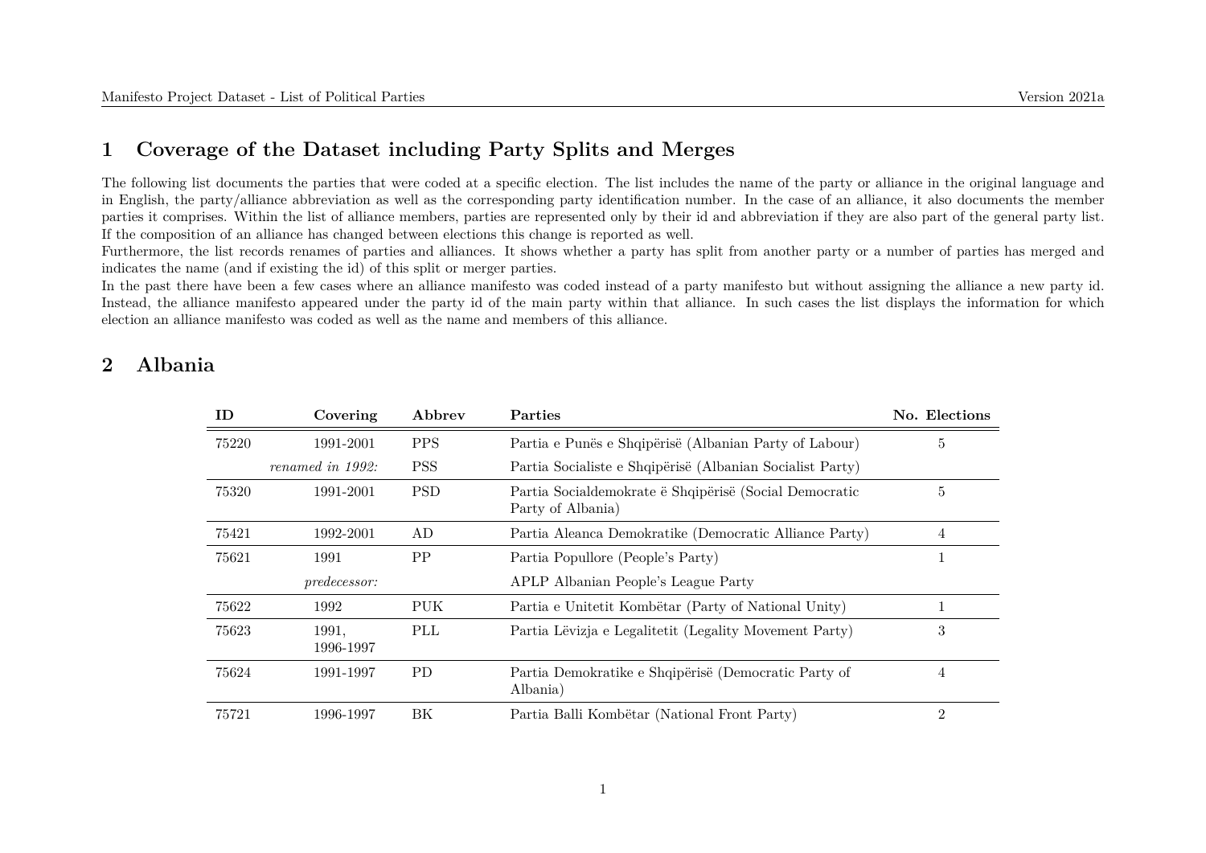## 1 Coverage of the Dataset including Party Splits and Merges

The following list documents the parties that were coded at a specific election. The list includes the name of the party or alliance in the original language and in English, the party/alliance abbreviation as well as the corresponding party identification number. In the case of an alliance, it also documents the member parties it comprises. Within the list of alliance members, parties are represented only by their id and abbreviation if they are also part of the general party list. If the composition of an alliance has changed between elections this change is reported as well.

Furthermore, the list records renames of parties and alliances. It shows whether a party has split from another party or a number of parties has merged and indicates the name (and if existing the id) of this split or merger parties.

In the past there have been a few cases where an alliance manifesto was coded instead of a party manifesto but without assigning the alliance a new party id. Instead, the alliance manifesto appeared under the party id of the main party within that alliance. In such cases the list displays the information for which election an alliance manifesto was coded as well as the name and members of this alliance.

## 2 Albania

| ID | Covering | Abbrev | Parties | No. Elections |
|---|---|---|---|---|
| 75220 | 1991-2001 | PPS | Partia e Punës e Shqipërisë (Albanian Party of Labour) | 5 |
| | *renamed in 1992:* | PSS | Partia Socialiste e Shqipërisë (Albanian Socialist Party) | |
| 75320 | 1991-2001 | PSD | Partia Socialdemokrate ë Shqipërisë (Social Democratic Party of Albania) | 5 |
| 75421 | 1992-2001 | AD | Partia Aleanca Demokratike (Democratic Alliance Party) | 4 |
| 75621 | 1991 | PP | Partia Popullore (People's Party) | 1 |
| | *predecessor:* | | APLP Albanian People's League Party | |
| 75622 | 1992 | PUK | Partia e Unitetit Kombëtar (Party of National Unity) | 1 |
| 75623 | 1991, 1996-1997 | PLL | Partia Lëvizja e Legalitetit (Legality Movement Party) | 3 |
| 75624 | 1991-1997 | PD | Partia Demokratike e Shqipërisë (Democratic Party of Albania) | 4 |
| 75721 | 1996-1997 | BK | Partia Balli Kombëtar (National Front Party) | 2 |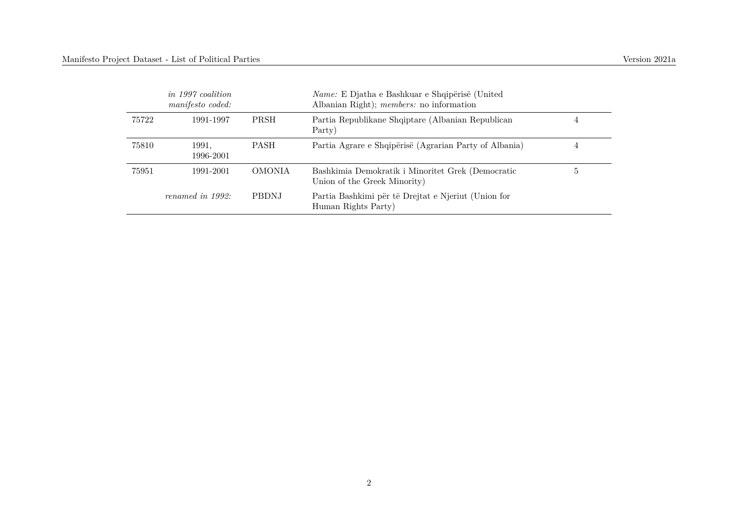|  |  |  |  |  |
|---|---|---|---|---|
|  | *in 1997 coalition manifesto coded:* |  | *Name:* E Djatha e Bashkuar e Shqipërisë (United Albanian Right); *members:* no information |  |
| 75722 | 1991-1997 | PRSH | Partia Republikane Shqiptare (Albanian Republican Party) | 4 |
| 75810 | 1991, 1996-2001 | PASH | Partia Agrare e Shqipërisë (Agrarian Party of Albania) | 4 |
| 75951 | 1991-2001 | OMONIA | Bashkimia Demokratik i Minoritet Grek (Democratic Union of the Greek Minority) | 5 |
|  | *renamed in 1992:* | PBDNJ | Partia Bashkimi për të Drejtat e Njeriut (Union for Human Rights Party) |  |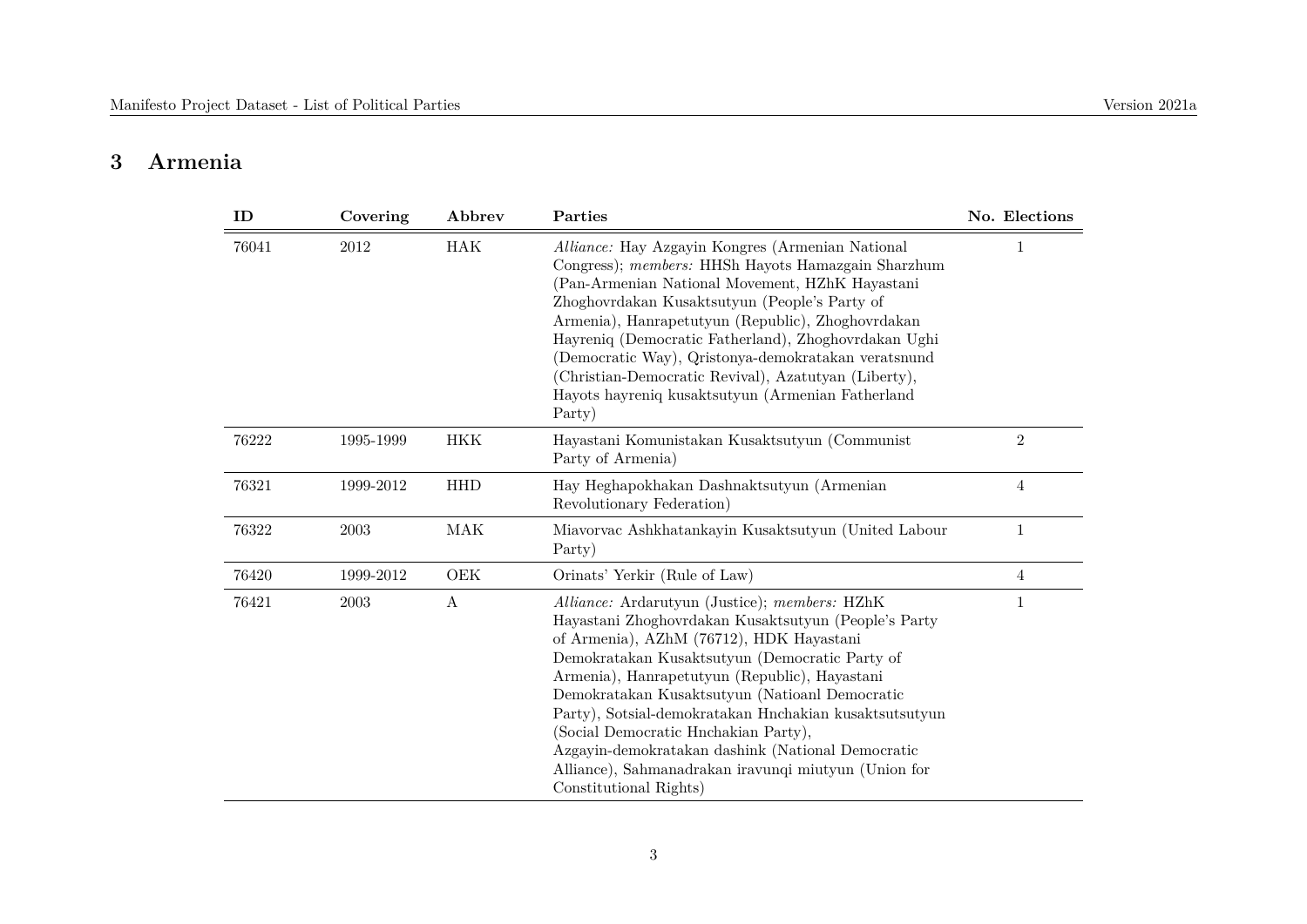# 3 Armenia

| ID | Covering | Abbrev | Parties | No. Elections |
|---|---|---|---|---|
| 76041 | 2012 | HAK | *Alliance:* Hay Azgayin Kongres (Armenian National Congress); *members:* HHSh Hayots Hamazgain Sharzhum (Pan-Armenian National Movement, HZhK Hayastani Zhoghovrdakan Kusaktsutyun (People's Party of Armenia), Hanrapetutyun (Republic), Zhoghovrdakan Hayreniq (Democratic Fatherland), Zhoghovrdakan Ughi (Democratic Way), Qristonya-demokratakan veratsnund (Christian-Democratic Revival), Azatutyan (Liberty), Hayots hayreniq kusaktsutyun (Armenian Fatherland Party) | 1 |
| 76222 | 1995-1999 | HKK | Hayastani Komunistakan Kusaktsutyun (Communist Party of Armenia) | 2 |
| 76321 | 1999-2012 | HHD | Hay Heghapokhakan Dashnaktsutyun (Armenian Revolutionary Federation) | 4 |
| 76322 | 2003 | MAK | Miavorvac Ashkhatankayin Kusaktsutyun (United Labour Party) | 1 |
| 76420 | 1999-2012 | OEK | Orinats' Yerkir (Rule of Law) | 4 |
| 76421 | 2003 | A | *Alliance:* Ardarutyun (Justice); *members:* HZhK Hayastani Zhoghovrdakan Kusaktsutyun (People's Party of Armenia), AZhM (76712), HDK Hayastani Demokratakan Kusaktsutyun (Democratic Party of Armenia), Hanrapetutyun (Republic), Hayastani Demokratakan Kusaktsutyun (Natioanl Democratic Party), Sotsial-demokratakan Hnchakian kusaktsutsutyun (Social Democratic Hnchakian Party), Azgayin-demokratakan dashink (National Democratic Alliance), Sahmanadrakan iravunqi miutyun (Union for Constitutional Rights) | 1 |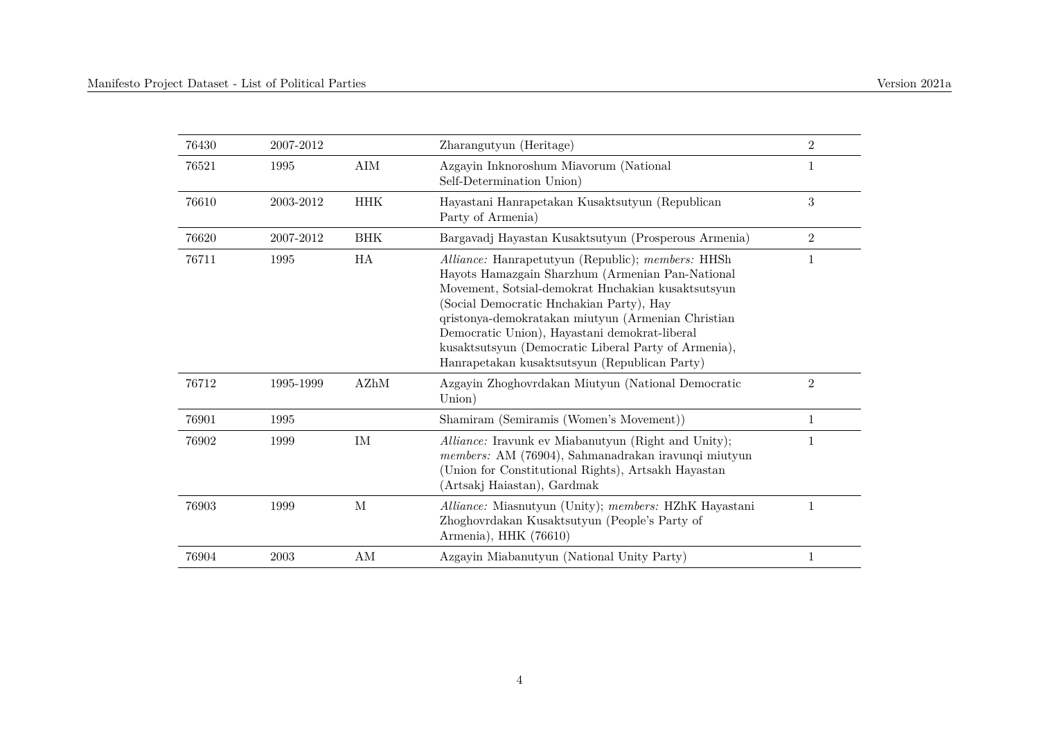| | | | | |
|---|---|---|---|---|
| 76430 | 2007-2012 | | Zharangutyun (Heritage) | 2 |
| 76521 | 1995 | AIM | Azgayin Inknoroshum Miavorum (National Self-Determination Union) | 1 |
| 76610 | 2003-2012 | HHK | Hayastani Hanrapetakan Kusaktsutyun (Republican Party of Armenia) | 3 |
| 76620 | 2007-2012 | BHK | Bargavadj Hayastan Kusaktsutyun (Prosperous Armenia) | 2 |
| 76711 | 1995 | HA | *Alliance:* Hanrapetutyun (Republic); *members:* HHSh Hayots Hamazgain Sharzhum (Armenian Pan-National Movement, Sotsial-demokrat Hnchakian kusaktsutsyun (Social Democratic Hnchakian Party), Hay qristonya-demokratakan miutyun (Armenian Christian Democratic Union), Hayastani demokrat-liberal kusaktsutsyun (Democratic Liberal Party of Armenia), Hanrapetakan kusaktsutsyun (Republican Party) | 1 |
| 76712 | 1995-1999 | AZhM | Azgayin Zhoghovrdakan Miutyun (National Democratic Union) | 2 |
| 76901 | 1995 | | Shamiram (Semiramis (Women's Movement)) | 1 |
| 76902 | 1999 | IM | *Alliance:* Iravunk ev Miabanutyun (Right and Unity); *members:* AM (76904), Sahmanadrakan iravunqi miutyun (Union for Constitutional Rights), Artsakh Hayastan (Artsakj Haiastan), Gardmak | 1 |
| 76903 | 1999 | M | *Alliance:* Miasnutyun (Unity); *members:* HZhK Hayastani Zhoghovrdakan Kusaktsutyun (People's Party of Armenia), HHK (76610) | 1 |
| 76904 | 2003 | AM | Azgayin Miabanutyun (National Unity Party) | 1 |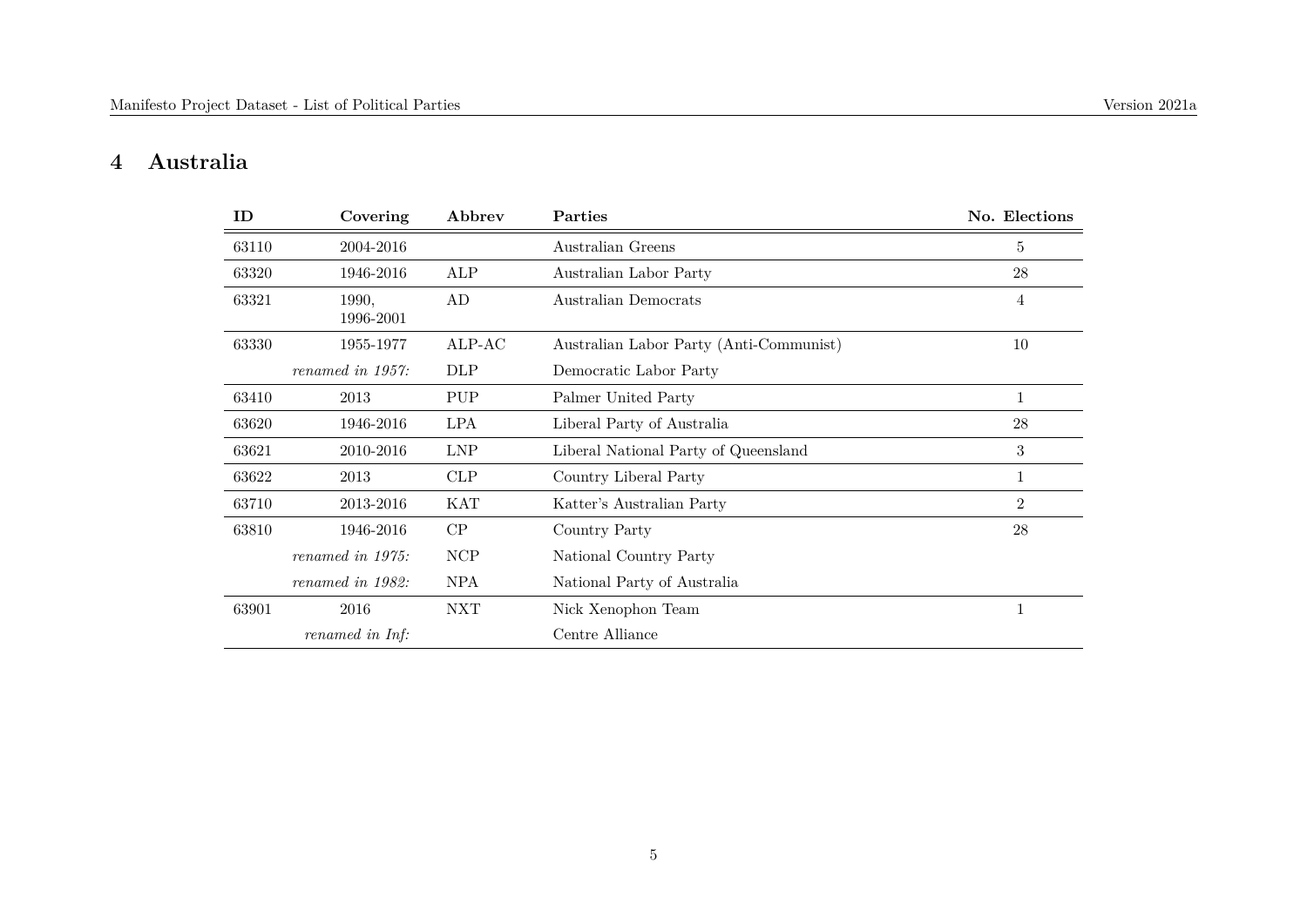## 4 Australia

| ID | Covering | Abbrev | Parties | No. Elections |
|---|---|---|---|---|
| 63110 | 2004-2016 | | Australian Greens | 5 |
| 63320 | 1946-2016 | ALP | Australian Labor Party | 28 |
| 63321 | 1990, 1996-2001 | AD | Australian Democrats | 4 |
| 63330 | 1955-1977 | ALP-AC | Australian Labor Party (Anti-Communist) | 10 |
| | *renamed in 1957:* | DLP | Democratic Labor Party | |
| 63410 | 2013 | PUP | Palmer United Party | 1 |
| 63620 | 1946-2016 | LPA | Liberal Party of Australia | 28 |
| 63621 | 2010-2016 | LNP | Liberal National Party of Queensland | 3 |
| 63622 | 2013 | CLP | Country Liberal Party | 1 |
| 63710 | 2013-2016 | KAT | Katter's Australian Party | 2 |
| 63810 | 1946-2016 | CP | Country Party | 28 |
| | *renamed in 1975:* | NCP | National Country Party | |
| | *renamed in 1982:* | NPA | National Party of Australia | |
| 63901 | 2016 | NXT | Nick Xenophon Team | 1 |
| | *renamed in Inf:* | | Centre Alliance | |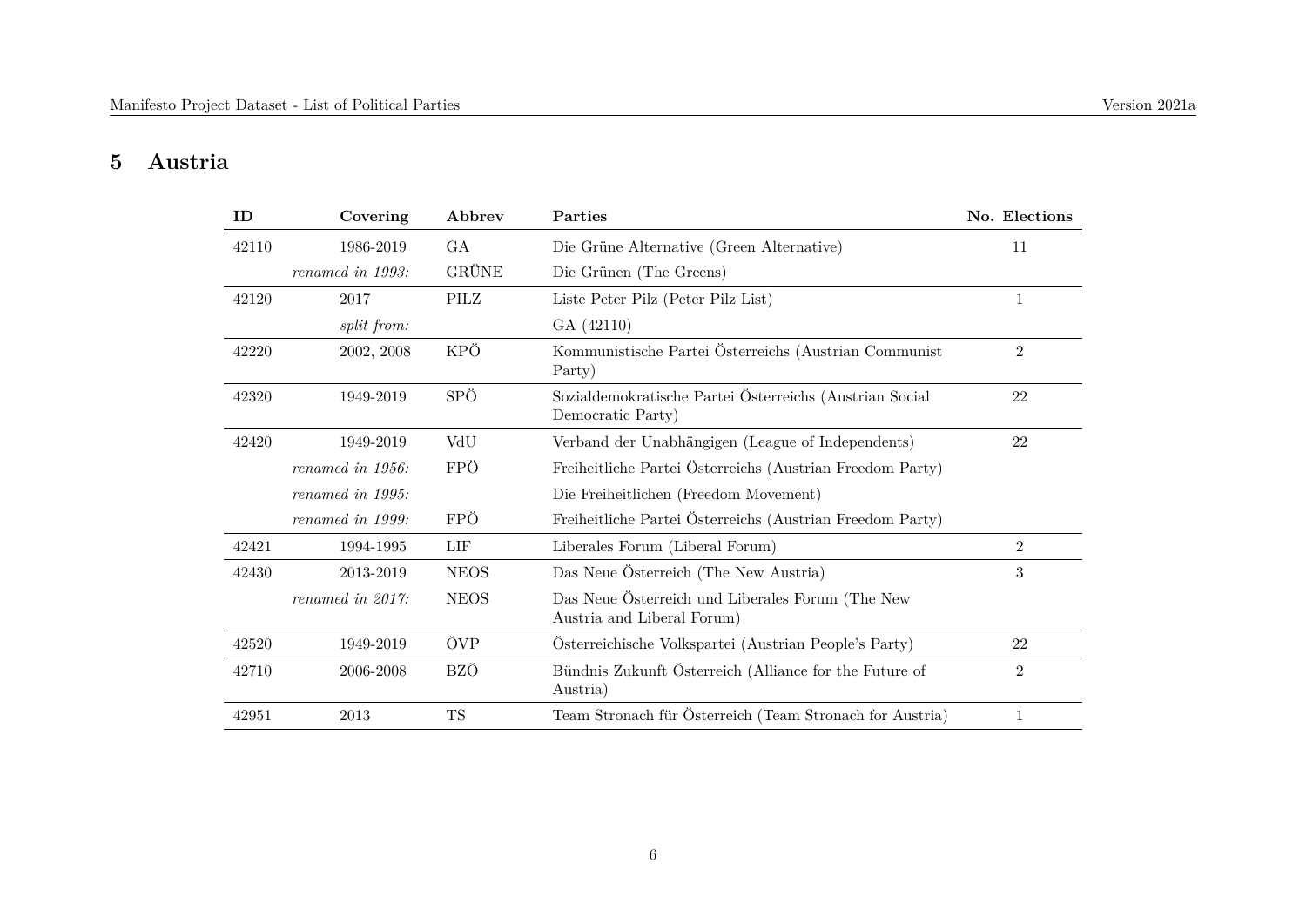## 5 Austria

| ID | Covering | Abbrev | Parties | No. Elections |
|---|---|---|---|---|
| 42110 | 1986-2019 | GA | Die Grüne Alternative (Green Alternative) | 11 |
| | *renamed in 1993:* | GRÜNE | Die Grünen (The Greens) | |
| 42120 | 2017 | PILZ | Liste Peter Pilz (Peter Pilz List) | 1 |
| | *split from:* | | GA (42110) | |
| 42220 | 2002, 2008 | KPÖ | Kommunistische Partei Österreichs (Austrian Communist Party) | 2 |
| 42320 | 1949-2019 | SPÖ | Sozialdemokratische Partei Österreichs (Austrian Social Democratic Party) | 22 |
| 42420 | 1949-2019 | VdU | Verband der Unabhängigen (League of Independents) | 22 |
| | *renamed in 1956:* | FPÖ | Freiheitliche Partei Österreichs (Austrian Freedom Party) | |
| | *renamed in 1995:* | | Die Freiheitlichen (Freedom Movement) | |
| | *renamed in 1999:* | FPÖ | Freiheitliche Partei Österreichs (Austrian Freedom Party) | |
| 42421 | 1994-1995 | LIF | Liberales Forum (Liberal Forum) | 2 |
| 42430 | 2013-2019 | NEOS | Das Neue Österreich (The New Austria) | 3 |
| | *renamed in 2017:* | NEOS | Das Neue Österreich und Liberales Forum (The New Austria and Liberal Forum) | |
| 42520 | 1949-2019 | ÖVP | Österreichische Volkspartei (Austrian People's Party) | 22 |
| 42710 | 2006-2008 | BZÖ | Bündnis Zukunft Österreich (Alliance for the Future of Austria) | 2 |
| 42951 | 2013 | TS | Team Stronach für Österreich (Team Stronach for Austria) | 1 |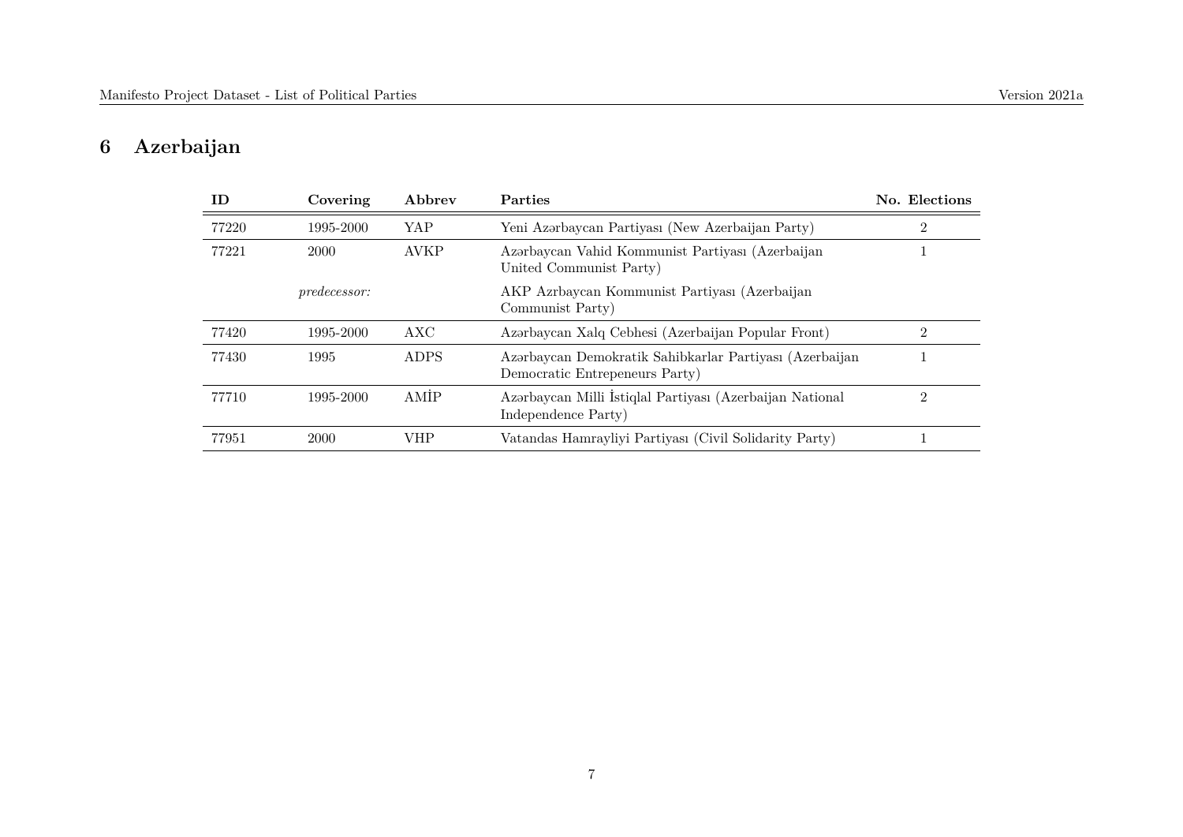## 6 Azerbaijan

| ID | Covering | Abbrev | Parties | No. Elections |
|---|---|---|---|---|
| 77220 | 1995-2000 | YAP | Yeni Azərbaycan Partiyası (New Azerbaijan Party) | 2 |
| 77221 | 2000 | AVKP | Azərbaycan Vahid Kommunist Partiyası (Azerbaijan United Communist Party) | 1 |
| | *predecessor:* | | AKP Azrbaycan Kommunist Partiyası (Azerbaijan Communist Party) | |
| 77420 | 1995-2000 | AXC | Azərbaycan Xalq Cebhesi (Azerbaijan Popular Front) | 2 |
| 77430 | 1995 | ADPS | Azərbaycan Demokratik Sahibkarlar Partiyası (Azerbaijan Democratic Entrepeneurs Party) | 1 |
| 77710 | 1995-2000 | AMİP | Azərbaycan Milli İstiqlal Partiyası (Azerbaijan National Independence Party) | 2 |
| 77951 | 2000 | VHP | Vatandas Hamrayliyi Partiyası (Civil Solidarity Party) | 1 |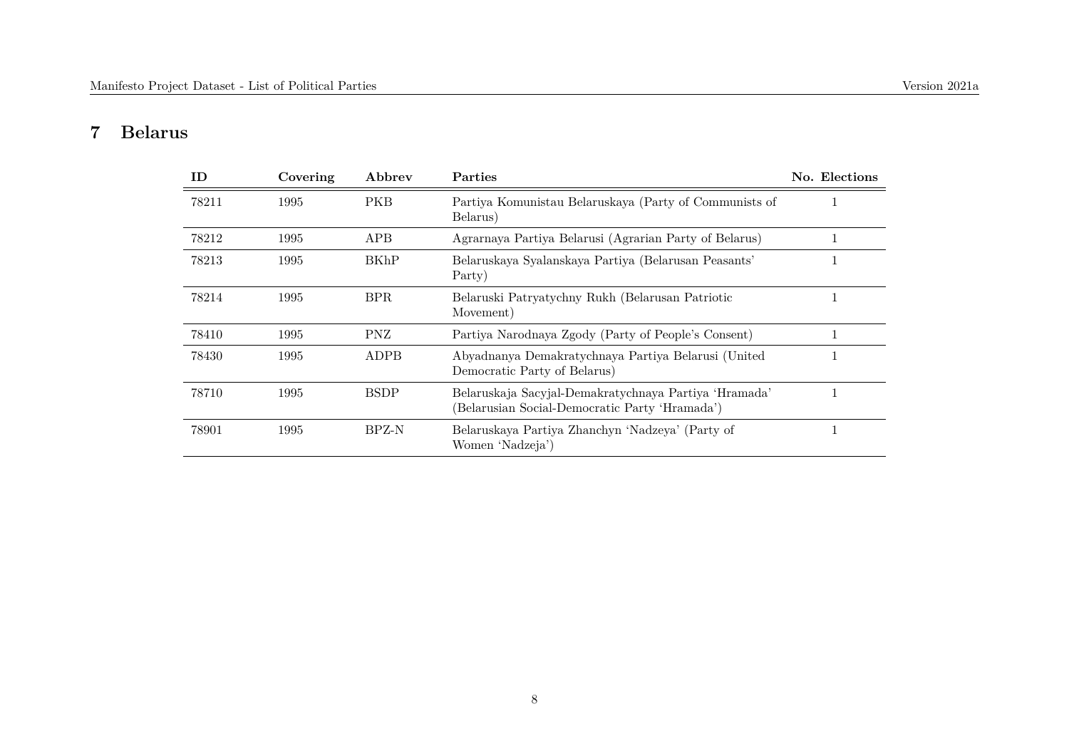# 7 Belarus

| ID | Covering | Abbrev | Parties | No. Elections |
|---|---|---|---|---|
| 78211 | 1995 | PKB | Partiya Komunistau Belaruskaya (Party of Communists of Belarus) | 1 |
| 78212 | 1995 | APB | Agrarnaya Partiya Belarusi (Agrarian Party of Belarus) | 1 |
| 78213 | 1995 | BKhP | Belaruskaya Syalanskaya Partiya (Belarusan Peasants' Party) | 1 |
| 78214 | 1995 | BPR | Belaruski Patryatychny Rukh (Belarusan Patriotic Movement) | 1 |
| 78410 | 1995 | PNZ | Partiya Narodnaya Zgody (Party of People's Consent) | 1 |
| 78430 | 1995 | ADPB | Abyadnanya Demakratychnaya Partiya Belarusi (United Democratic Party of Belarus) | 1 |
| 78710 | 1995 | BSDP | Belaruskaja Sacyjal-Demakratychnaya Partiya 'Hramada' (Belarusian Social-Democratic Party 'Hramada') | 1 |
| 78901 | 1995 | BPZ-N | Belaruskaya Partiya Zhanchyn 'Nadzeya' (Party of Women 'Nadzeja') | 1 |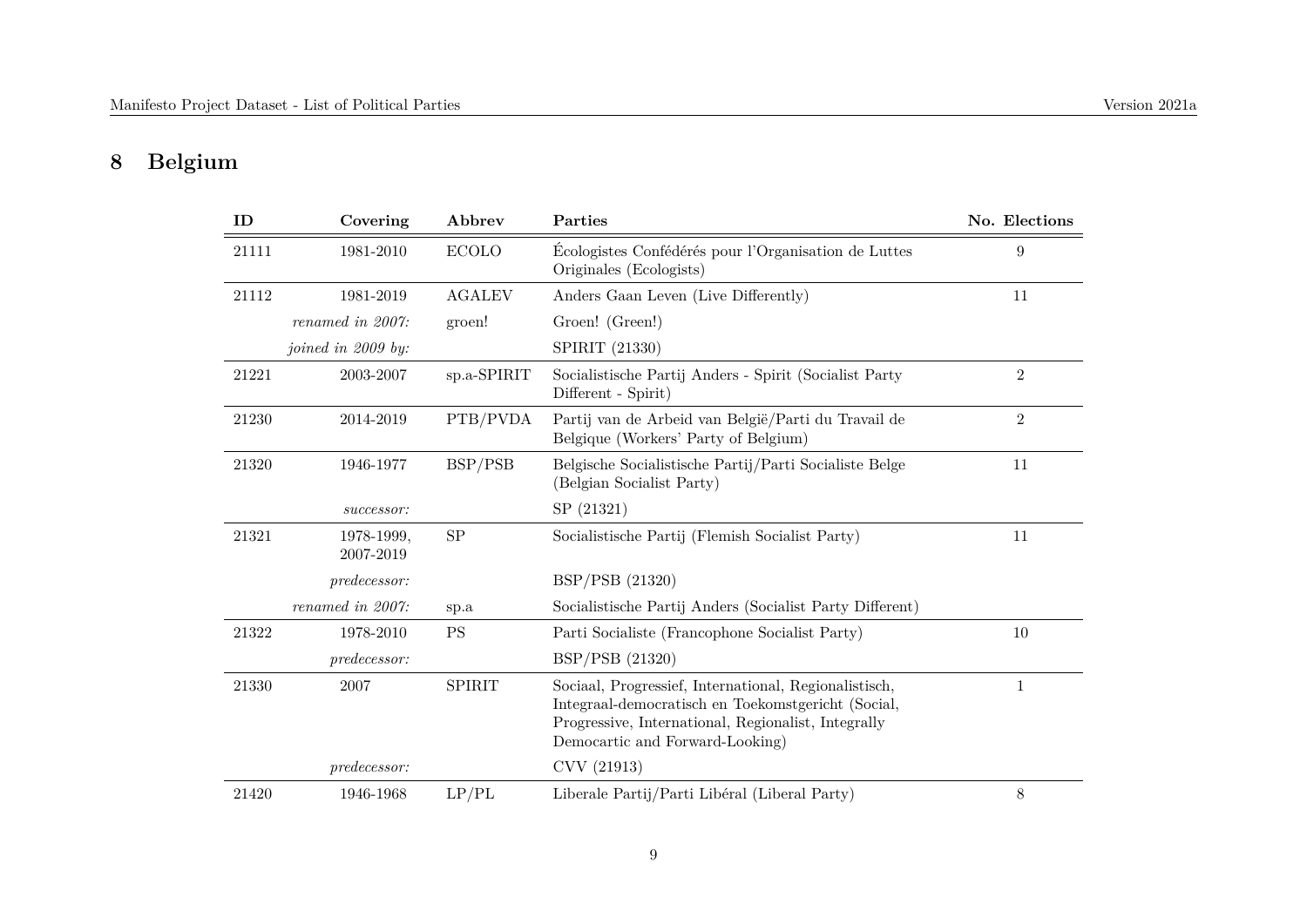# 8 Belgium

| ID | Covering | Abbrev | Parties | No. Elections |
|---|---|---|---|---|
| 21111 | 1981-2010 | ECOLO | Écologistes Confédérés pour l'Organisation de Luttes Originales (Ecologists) | 9 |
| 21112 | 1981-2019 | AGALEV | Anders Gaan Leven (Live Differently) | 11 |
| | *renamed in 2007:* | groen! | Groen! (Green!) | |
| | *joined in 2009 by:* | | SPIRIT (21330) | |
| 21221 | 2003-2007 | sp.a-SPIRIT | Socialistische Partij Anders - Spirit (Socialist Party Different - Spirit) | 2 |
| 21230 | 2014-2019 | PTB/PVDA | Partij van de Arbeid van België/Parti du Travail de Belgique (Workers' Party of Belgium) | 2 |
| 21320 | 1946-1977 | BSP/PSB | Belgische Socialistische Partij/Parti Socialiste Belge (Belgian Socialist Party) | 11 |
| | *successor:* | | SP (21321) | |
| 21321 | 1978-1999, 2007-2019 | SP | Socialistische Partij (Flemish Socialist Party) | 11 |
| | *predecessor:* | | BSP/PSB (21320) | |
| | *renamed in 2007:* | sp.a | Socialistische Partij Anders (Socialist Party Different) | |
| 21322 | 1978-2010 | PS | Parti Socialiste (Francophone Socialist Party) | 10 |
| | *predecessor:* | | BSP/PSB (21320) | |
| 21330 | 2007 | SPIRIT | Sociaal, Progressief, International, Regionalistisch, Integraal-democratisch en Toekomstgericht (Social, Progressive, International, Regionalist, Integrally Democartic and Forward-Looking) | 1 |
| | *predecessor:* | | CVV (21913) | |
| 21420 | 1946-1968 | LP/PL | Liberale Partij/Parti Libéral (Liberal Party) | 8 |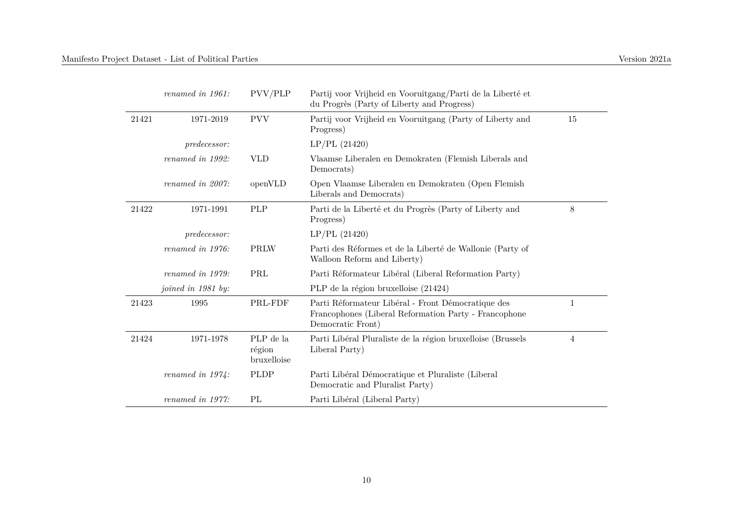| | | | | |
|---|---|---|---|---|
| | *renamed in 1961:* | PVV/PLP | Partij voor Vrijheid en Vooruitgang/Parti de la Liberté et du Progrès (Party of Liberty and Progress) | |
| 21421 | 1971-2019 | PVV | Partij voor Vrijheid en Vooruitgang (Party of Liberty and Progress) | 15 |
| | *predecessor:* | | LP/PL (21420) | |
| | *renamed in 1992:* | VLD | Vlaamse Liberalen en Demokraten (Flemish Liberals and Democrats) | |
| | *renamed in 2007:* | openVLD | Open Vlaamse Liberalen en Demokraten (Open Flemish Liberals and Democrats) | |
| 21422 | 1971-1991 | PLP | Parti de la Liberté et du Progrès (Party of Liberty and Progress) | 8 |
| | *predecessor:* | | LP/PL (21420) | |
| | *renamed in 1976:* | PRLW | Parti des Réformes et de la Liberté de Wallonie (Party of Walloon Reform and Liberty) | |
| | *renamed in 1979:* | PRL | Parti Réformateur Libéral (Liberal Reformation Party) | |
| | *joined in 1981 by:* | | PLP de la région bruxelloise (21424) | |
| 21423 | 1995 | PRL-FDF | Parti Réformateur Libéral - Front Démocratique des Francophones (Liberal Reformation Party - Francophone Democratic Front) | 1 |
| 21424 | 1971-1978 | PLP de la région bruxelloise | Parti Libéral Pluraliste de la région bruxelloise (Brussels Liberal Party) | 4 |
| | *renamed in 1974:* | PLDP | Parti Libéral Démocratique et Pluraliste (Liberal Democratic and Pluralist Party) | |
| | *renamed in 1977:* | PL | Parti Libéral (Liberal Party) | |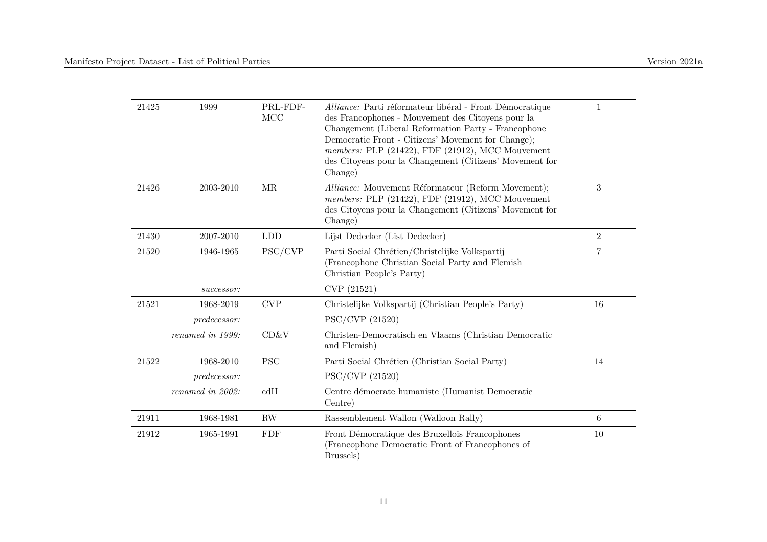| | | | | |
|---|---|---|---|---|
| 21425 | 1999 | PRL-FDF-MCC | *Alliance:* Parti réformateur libéral - Front Démocratique des Francophones - Mouvement des Citoyens pour la Changement (Liberal Reformation Party - Francophone Democratic Front - Citizens' Movement for Change); *members:* PLP (21422), FDF (21912), MCC Mouvement des Citoyens pour la Changement (Citizens' Movement for Change) | 1 |
| 21426 | 2003-2010 | MR | *Alliance:* Mouvement Réformateur (Reform Movement); *members:* PLP (21422), FDF (21912), MCC Mouvement des Citoyens pour la Changement (Citizens' Movement for Change) | 3 |
| 21430 | 2007-2010 | LDD | Lijst Dedecker (List Dedecker) | 2 |
| 21520 | 1946-1965 | PSC/CVP | Parti Social Chrétien/Christelijke Volkspartij (Francophone Christian Social Party and Flemish Christian People's Party) | 7 |
| | *successor:* | | CVP (21521) | |
| 21521 | 1968-2019 | CVP | Christelijke Volkspartij (Christian People's Party) | 16 |
| | *predecessor:* | | PSC/CVP (21520) | |
| | *renamed in 1999:* | CD&V | Christen-Democratisch en Vlaams (Christian Democratic and Flemish) | |
| 21522 | 1968-2010 | PSC | Parti Social Chrétien (Christian Social Party) | 14 |
| | *predecessor:* | | PSC/CVP (21520) | |
| | *renamed in 2002:* | cdH | Centre démocrate humaniste (Humanist Democratic Centre) | |
| 21911 | 1968-1981 | RW | Rassemblement Wallon (Walloon Rally) | 6 |
| 21912 | 1965-1991 | FDF | Front Démocratique des Bruxellois Francophones (Francophone Democratic Front of Francophones of Brussels) | 10 |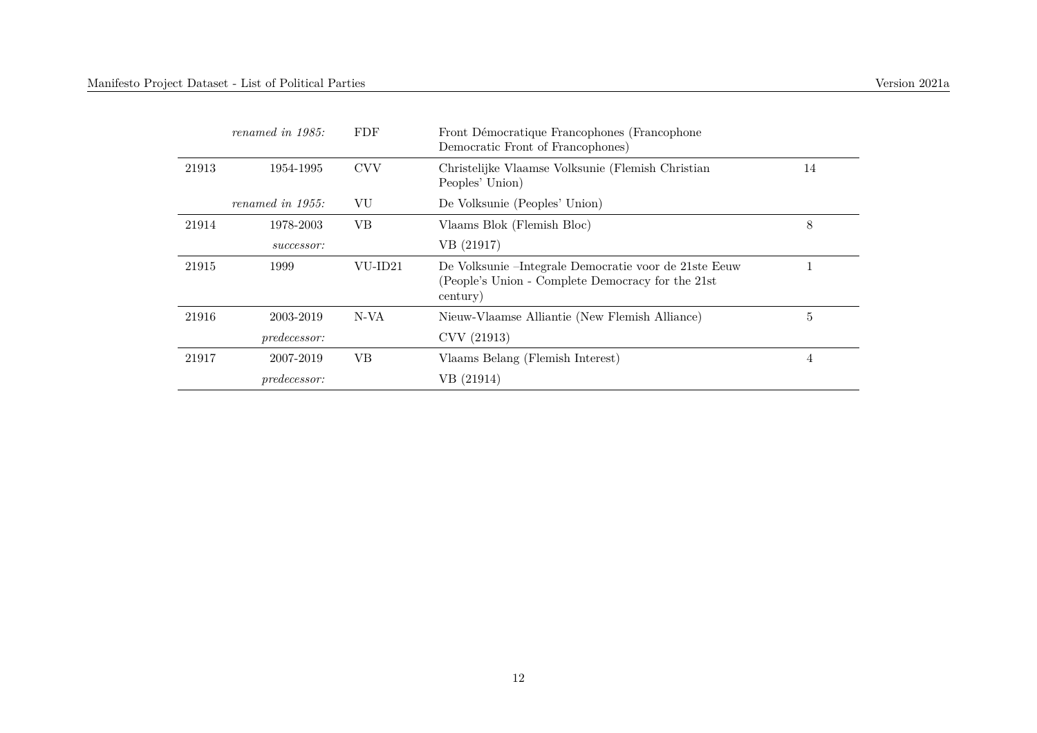| | | | | |
|---|---|---|---|---|
| | *renamed in 1985:* | FDF | Front Démocratique Francophones (Francophone Democratic Front of Francophones) | |
| 21913 | 1954-1995 | CVV | Christelijke Vlaamse Volksunie (Flemish Christian Peoples' Union) | 14 |
| | *renamed in 1955:* | VU | De Volksunie (Peoples' Union) | |
| 21914 | 1978-2003 | VB | Vlaams Blok (Flemish Bloc) | 8 |
| | *successor:* | | VB (21917) | |
| 21915 | 1999 | VU-ID21 | De Volksunie –Integrale Democratie voor de 21ste Eeuw (People's Union - Complete Democracy for the 21st century) | 1 |
| 21916 | 2003-2019 | N-VA | Nieuw-Vlaamse Alliantie (New Flemish Alliance) | 5 |
| | *predecessor:* | | CVV (21913) | |
| 21917 | 2007-2019 | VB | Vlaams Belang (Flemish Interest) | 4 |
| | *predecessor:* | | VB (21914) | |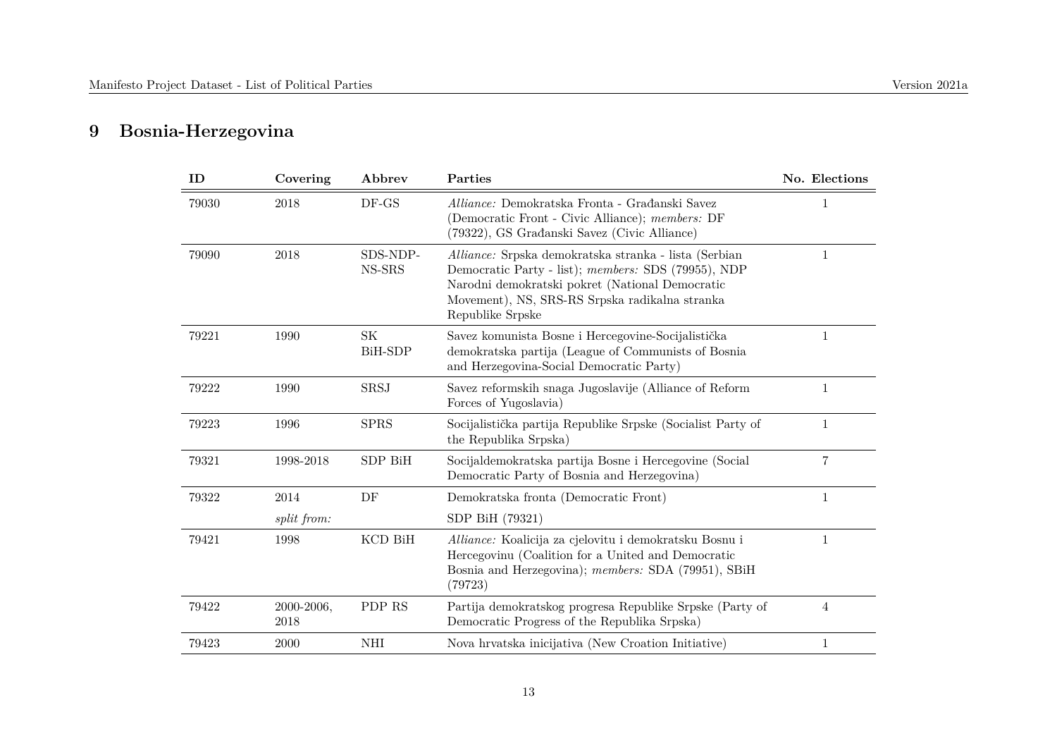# 9 Bosnia-Herzegovina

| ID | Covering | Abbrev | Parties | No. Elections |
|---|---|---|---|---|
| 79030 | 2018 | DF-GS | *Alliance:* Demokratska Fronta - Građanski Savez (Democratic Front - Civic Alliance); *members:* DF (79322), GS Građanski Savez (Civic Alliance) | 1 |
| 79090 | 2018 | SDS-NDP-NS-SRS | *Alliance:* Srpska demokratska stranka - lista (Serbian Democratic Party - list); *members:* SDS (79955), NDP Narodni demokratski pokret (National Democratic Movement), NS, SRS-RS Srpska radikalna stranka Republike Srpske | 1 |
| 79221 | 1990 | SK BiH-SDP | Savez komunista Bosne i Hercegovine-Socijalistička demokratska partija (League of Communists of Bosnia and Herzegovina-Social Democratic Party) | 1 |
| 79222 | 1990 | SRSJ | Savez reformskih snaga Jugoslavije (Alliance of Reform Forces of Yugoslavia) | 1 |
| 79223 | 1996 | SPRS | Socijalistička partija Republike Srpske (Socialist Party of the Republika Srpska) | 1 |
| 79321 | 1998-2018 | SDP BiH | Socijaldemokratska partija Bosne i Hercegovine (Social Democratic Party of Bosnia and Herzegovina) | 7 |
| 79322 | 2014 | DF | Demokratska fronta (Democratic Front) | 1 |
| | *split from:* | | SDP BiH (79321) | |
| 79421 | 1998 | KCD BiH | *Alliance:* Koalicija za cjelovitu i demokratsku Bosnu i Hercegovinu (Coalition for a United and Democratic Bosnia and Herzegovina); *members:* SDA (79951), SBiH (79723) | 1 |
| 79422 | 2000-2006, 2018 | PDP RS | Partija demokratskog progresa Republike Srpske (Party of Democratic Progress of the Republika Srpska) | 4 |
| 79423 | 2000 | NHI | Nova hrvatska inicijativa (New Croation Initiative) | 1 |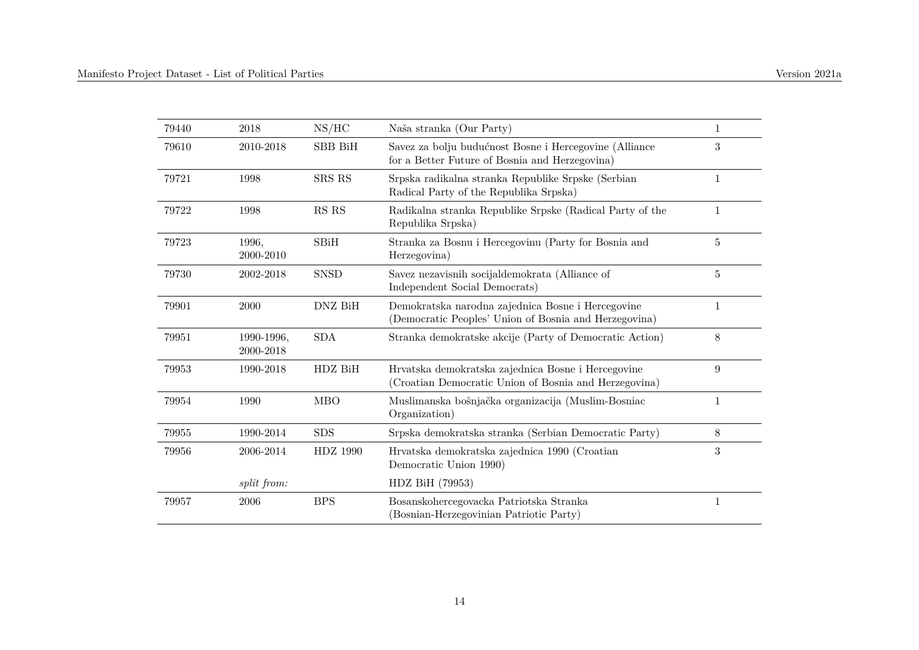| 79440 | 2018 | NS/HC | Naša stranka (Our Party) | 1 |
|---|---|---|---|---|
| 79610 | 2010-2018 | SBB BiH | Savez za bolju budućnost Bosne i Hercegovine (Alliance for a Better Future of Bosnia and Herzegovina) | 3 |
| 79721 | 1998 | SRS RS | Srpska radikalna stranka Republike Srpske (Serbian Radical Party of the Republika Srpska) | 1 |
| 79722 | 1998 | RS RS | Radikalna stranka Republike Srpske (Radical Party of the Republika Srpska) | 1 |
| 79723 | 1996, 2000-2010 | SBiH | Stranka za Bosnu i Hercegovinu (Party for Bosnia and Herzegovina) | 5 |
| 79730 | 2002-2018 | SNSD | Savez nezavisnih socijaldemokrata (Alliance of Independent Social Democrats) | 5 |
| 79901 | 2000 | DNZ BiH | Demokratska narodna zajednica Bosne i Hercegovine (Democratic Peoples' Union of Bosnia and Herzegovina) | 1 |
| 79951 | 1990-1996, 2000-2018 | SDA | Stranka demokratske akcije (Party of Democratic Action) | 8 |
| 79953 | 1990-2018 | HDZ BiH | Hrvatska demokratska zajednica Bosne i Hercegovine (Croatian Democratic Union of Bosnia and Herzegovina) | 9 |
| 79954 | 1990 | MBO | Muslimanska bošnjačka organizacija (Muslim-Bosniac Organization) | 1 |
| 79955 | 1990-2014 | SDS | Srpska demokratska stranka (Serbian Democratic Party) | 8 |
| 79956 | 2006-2014 | HDZ 1990 | Hrvatska demokratska zajednica 1990 (Croatian Democratic Union 1990) | 3 |
| | *split from:* | | HDZ BiH (79953) | |
| 79957 | 2006 | BPS | Bosanskohercegovacka Patriotska Stranka (Bosnian-Herzegovinian Patriotic Party) | 1 |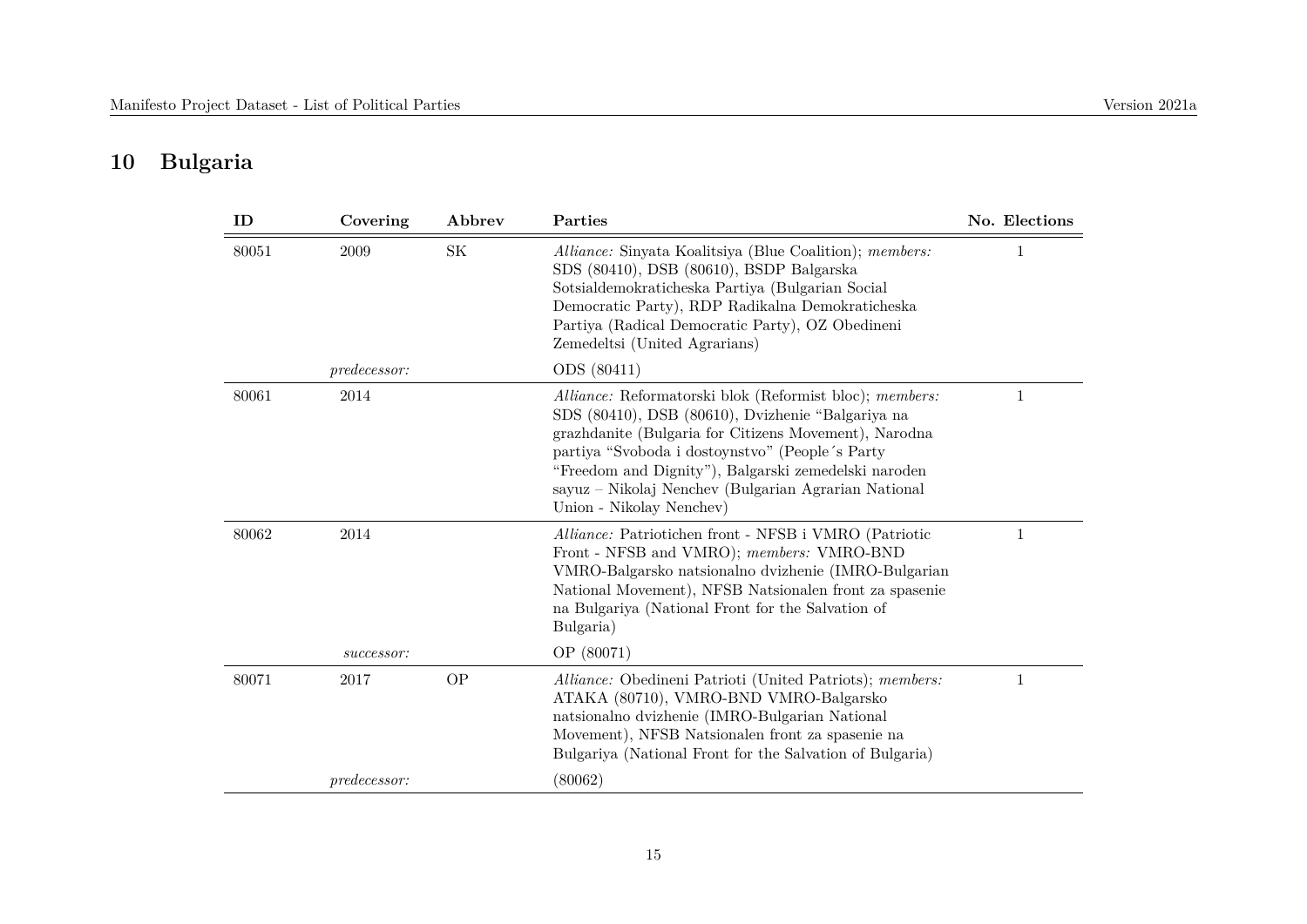# 10 Bulgaria

| ID | Covering | Abbrev | Parties | No. Elections |
|---|---|---|---|---|
| 80051 | 2009 | SK | *Alliance:* Sinyata Koalitsiya (Blue Coalition); *members:* SDS (80410), DSB (80610), BSDP Balgarska Sotsialdemokraticheska Partiya (Bulgarian Social Democratic Party), RDP Radikalna Demokraticheska Partiya (Radical Democratic Party), OZ Obedineni Zemedeltsi (United Agrarians) | 1 |
| | *predecessor:* | | ODS (80411) | |
| 80061 | 2014 | | *Alliance:* Reformatorski blok (Reformist bloc); *members:* SDS (80410), DSB (80610), Dvizhenie "Balgariya na grazhdanite (Bulgaria for Citizens Movement), Narodna partiya "Svoboda i dostoynstvo" (People´s Party "Freedom and Dignity"), Balgarski zemedelski naroden sayuz – Nikolaj Nenchev (Bulgarian Agrarian National Union - Nikolay Nenchev) | 1 |
| 80062 | 2014 | | *Alliance:* Patriotichen front - NFSB i VMRO (Patriotic Front - NFSB and VMRO); *members:* VMRO-BND VMRO-Balgarsko natsionalno dvizhenie (IMRO-Bulgarian National Movement), NFSB Natsionalen front za spasenie na Bulgariya (National Front for the Salvation of Bulgaria) | 1 |
| | *successor:* | | OP (80071) | |
| 80071 | 2017 | OP | *Alliance:* Obedineni Patrioti (United Patriots); *members:* ATAKA (80710), VMRO-BND VMRO-Balgarsko natsionalno dvizhenie (IMRO-Bulgarian National Movement), NFSB Natsionalen front za spasenie na Bulgariya (National Front for the Salvation of Bulgaria) | 1 |
| | *predecessor:* | | (80062) | |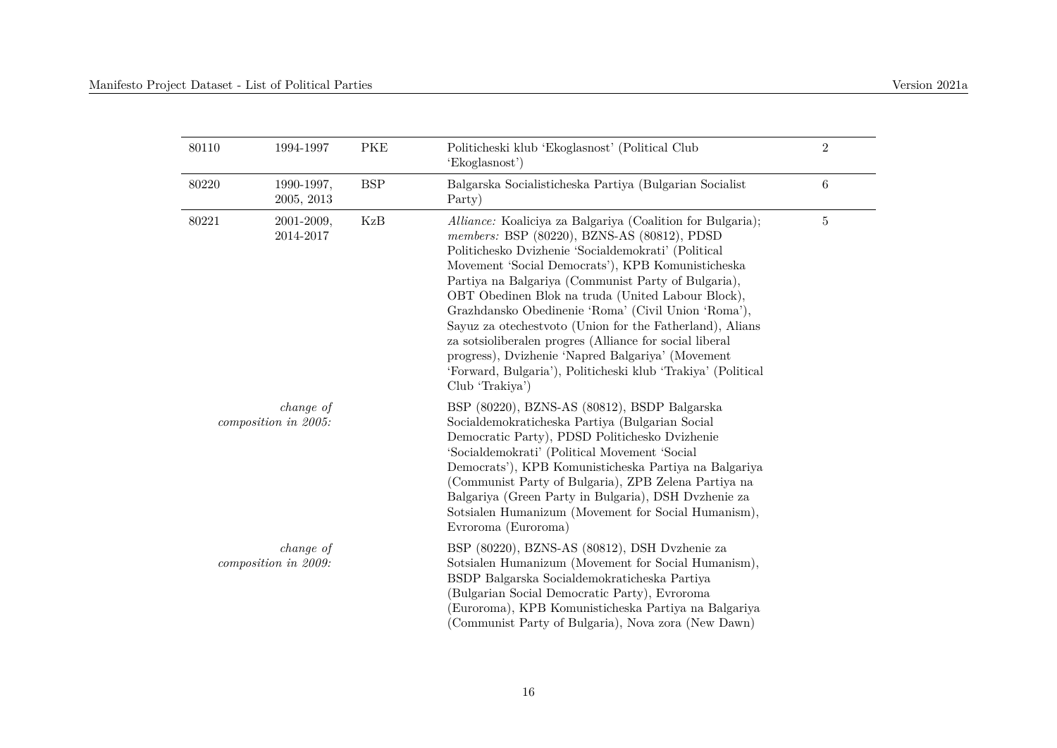| | | | | |
|---|---|---|---|---|
| 80110 | 1994-1997 | PKE | Politicheski klub 'Ekoglasnost' (Political Club 'Ekoglasnost') | 2 |
| 80220 | 1990-1997, 2005, 2013 | BSP | Balgarska Socialisticheska Partiya (Bulgarian Socialist Party) | 6 |
| 80221 | 2001-2009, 2014-2017 | KzB | *Alliance:* Koaliciya za Balgariya (Coalition for Bulgaria); *members:* BSP (80220), BZNS-AS (80812), PDSD Politichesko Dvizhenie 'Socialdemokrati' (Political Movement 'Social Democrats'), KPB Komunisticheska Partiya na Balgariya (Communist Party of Bulgaria), OBT Obedinen Blok na truda (United Labour Block), Grazhdansko Obedinenie 'Roma' (Civil Union 'Roma'), Sayuz za otechestvoto (Union for the Fatherland), Alians za sotsioliberalen progres (Alliance for social liberal progress), Dvizhenie 'Napred Balgariya' (Movement 'Forward, Bulgaria'), Politicheski klub 'Trakiya' (Political Club 'Trakiya') | 5 |
| | *change of composition in 2005:* | | BSP (80220), BZNS-AS (80812), BSDP Balgarska Socialdemokraticheska Partiya (Bulgarian Social Democratic Party), PDSD Politichesko Dvizhenie 'Socialdemokrati' (Political Movement 'Social Democrats'), KPB Komunisticheska Partiya na Balgariya (Communist Party of Bulgaria), ZPB Zelena Partiya na Balgariya (Green Party in Bulgaria), DSH Dvzhenie za Sotsialen Humanizum (Movement for Social Humanism), Evroroma (Euroroma) | |
| | *change of composition in 2009:* | | BSP (80220), BZNS-AS (80812), DSH Dvzhenie za Sotsialen Humanizum (Movement for Social Humanism), BSDP Balgarska Socialdemokraticheska Partiya (Bulgarian Social Democratic Party), Evroroma (Euroroma), KPB Komunisticheska Partiya na Balgariya (Communist Party of Bulgaria), Nova zora (New Dawn) | |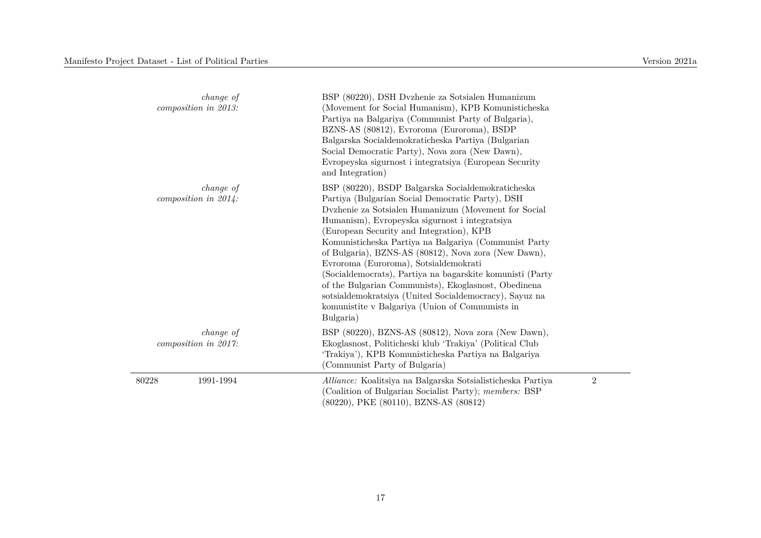| | | | |
|---|---|---|---|
| | *change of composition in 2013:* | BSP (80220), DSH Dvzhenie za Sotsialen Humanizum (Movement for Social Humanism), KPB Komunisticheska Partiya na Balgariya (Communist Party of Bulgaria), BZNS-AS (80812), Evroroma (Euroroma), BSDP Balgarska Socialdemokraticheska Partiya (Bulgarian Social Democratic Party), Nova zora (New Dawn), Evropeyska sigurnost i integratsiya (European Security and Integration) | |
| | *change of composition in 2014:* | BSP (80220), BSDP Balgarska Socialdemokraticheska Partiya (Bulgarian Social Democratic Party), DSH Dvzhenie za Sotsialen Humanizum (Movement for Social Humanism), Evropeyska sigurnost i integratsiya (European Security and Integration), KPB Komunisticheska Partiya na Balgariya (Communist Party of Bulgaria), BZNS-AS (80812), Nova zora (New Dawn), Evroroma (Euroroma), Sotsialdemokrati (Socialdemocrats), Partiya na bagarskite komunisti (Party of the Bulgarian Communists), Ekoglasnost, Obedinena sotsialdemokratsiya (United Socialdemocracy), Sayuz na komunistite v Balgariya (Union of Communists in Bulgaria) | |
| | *change of composition in 2017:* | BSP (80220), BZNS-AS (80812), Nova zora (New Dawn), Ekoglasnost, Politicheski klub 'Trakiya' (Political Club 'Trakiya'), KPB Komunisticheska Partiya na Balgariya (Communist Party of Bulgaria) | |
| 80228 | 1991-1994 | *Alliance:* Koalitsiya na Balgarska Sotsialisticheska Partiya (Coalition of Bulgarian Socialist Party); *members:* BSP (80220), PKE (80110), BZNS-AS (80812) | 2 |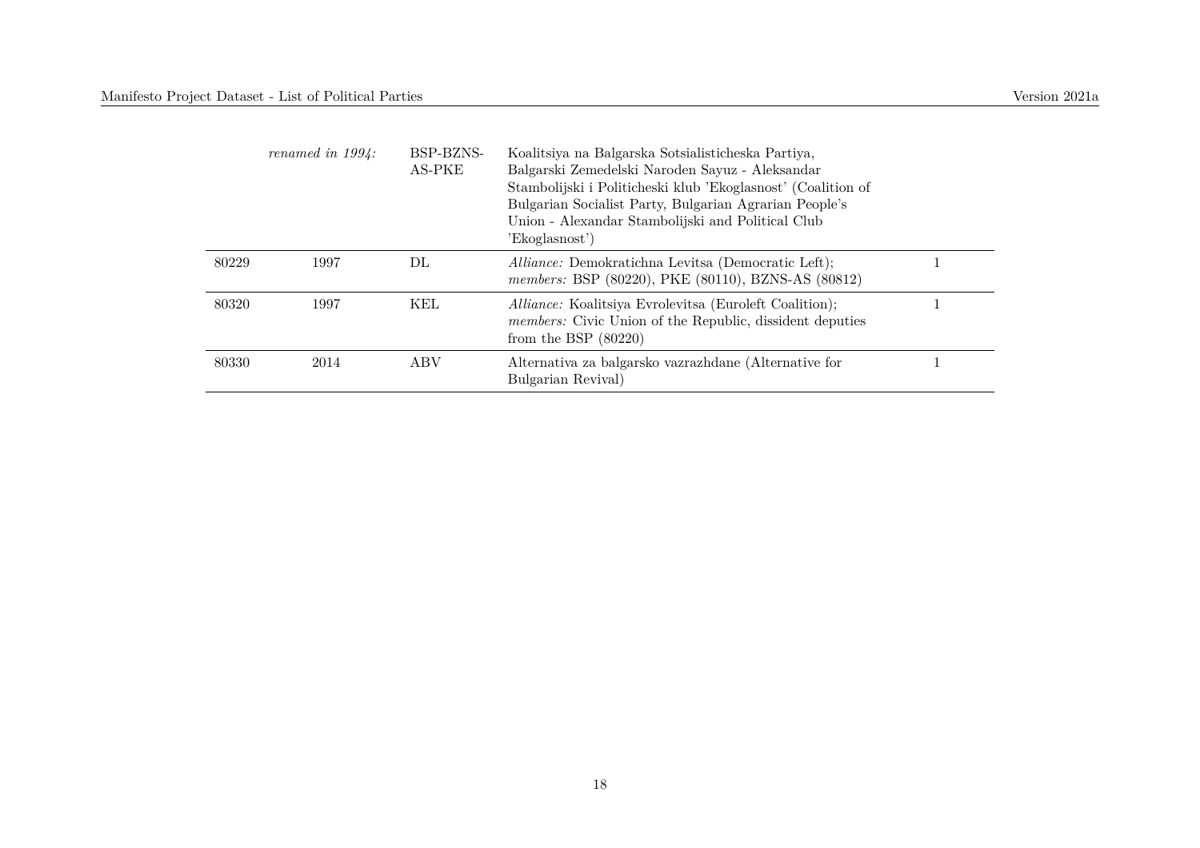| | | | | |
|---|---|---|---|---|
| | *renamed in 1994:* | BSP-BZNS-AS-PKE | Koalitsiya na Balgarska Sotsialisticheska Partiya, Balgarski Zemedelski Naroden Sayuz - Aleksandar Stambolijski i Politicheski klub 'Ekoglasnost' (Coalition of Bulgarian Socialist Party, Bulgarian Agrarian People's Union - Alexandar Stambolijski and Political Club 'Ekoglasnost') | |
| 80229 | 1997 | DL | *Alliance:* Demokratichna Levitsa (Democratic Left); *members:* BSP (80220), PKE (80110), BZNS-AS (80812) | 1 |
| 80320 | 1997 | KEL | *Alliance:* Koalitsiya Evrolevitsa (Euroleft Coalition); *members:* Civic Union of the Republic, dissident deputies from the BSP (80220) | 1 |
| 80330 | 2014 | ABV | Alternativa za balgarsko vazrazhdane (Alternative for Bulgarian Revival) | 1 |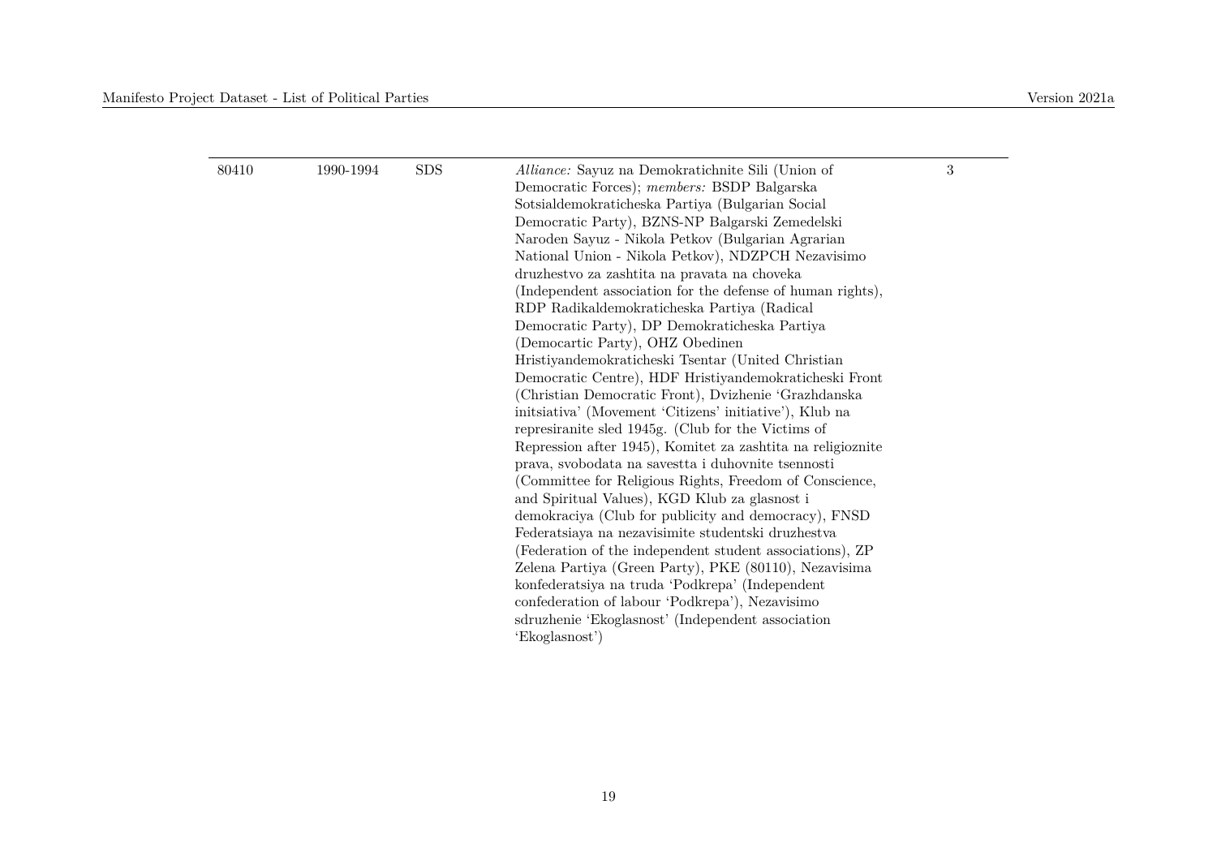| | | | | |
|---|---|---|---|---|
| 80410 | 1990-1994 | SDS | *Alliance:* Sayuz na Demokratichnite Sili (Union of Democratic Forces); *members:* BSDP Balgarska Sotsialdemokraticheska Partiya (Bulgarian Social Democratic Party), BZNS-NP Balgarski Zemedelski Naroden Sayuz - Nikola Petkov (Bulgarian Agrarian National Union - Nikola Petkov), NDZPCH Nezavisimo druzhestvo za zashtita na pravata na choveka (Independent association for the defense of human rights), RDP Radikaldemokraticheska Partiya (Radical Democratic Party), DP Demokraticheska Partiya (Democartic Party), OHZ Obedinen Hristiyandemokraticheski Tsentar (United Christian Democratic Centre), HDF Hristiyandemokraticheski Front (Christian Democratic Front), Dvizhenie 'Grazhdanska initsiativa' (Movement 'Citizens' initiative'), Klub na represiranite sled 1945g. (Club for the Victims of Repression after 1945), Komitet za zashtita na religioznite prava, svobodata na savestta i duhovnite tsennosti (Committee for Religious Rights, Freedom of Conscience, and Spiritual Values), KGD Klub za glasnost i demokraciya (Club for publicity and democracy), FNSD Federatsiaya na nezavisimite studentski druzhestva (Federation of the independent student associations), ZP Zelena Partiya (Green Party), PKE (80110), Nezavisima konfederatsiya na truda 'Podkrepa' (Independent confederation of labour 'Podkrepa'), Nezavisimo sdruzhenie 'Ekoglasnost' (Independent association 'Ekoglasnost') | 3 |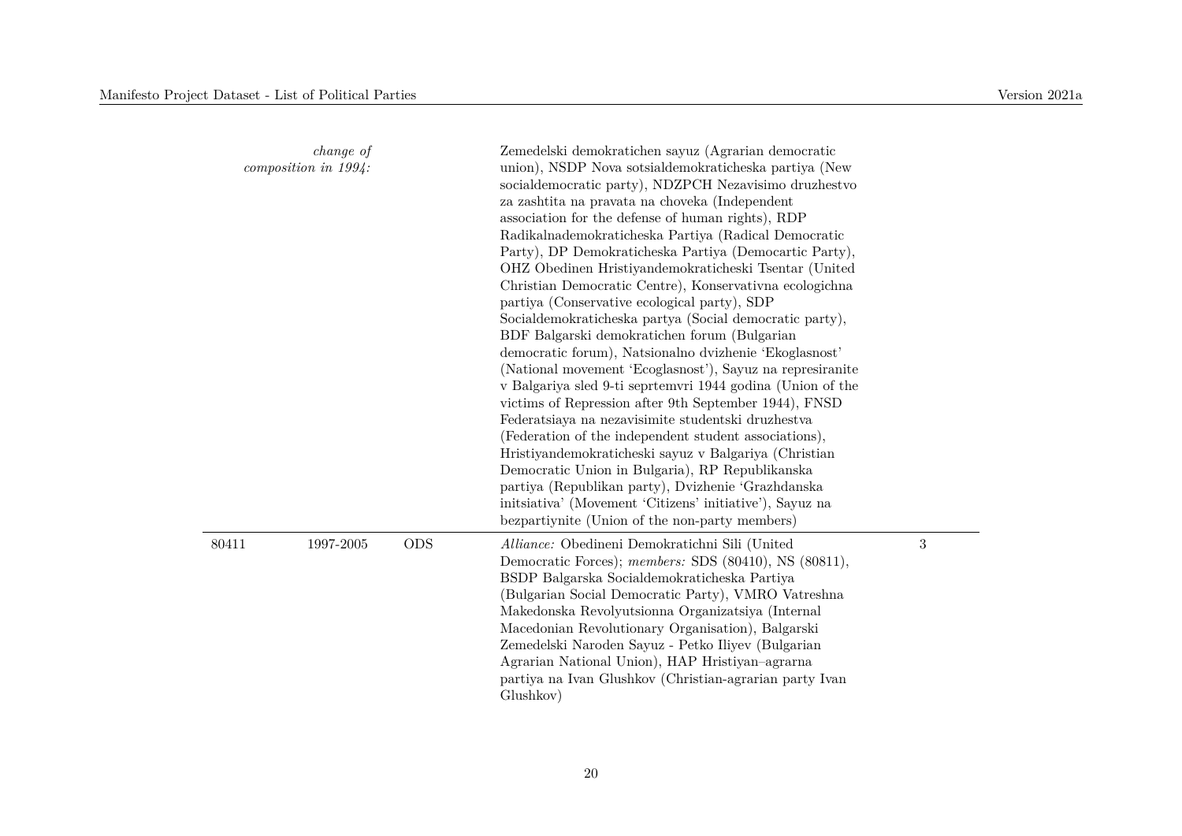| | | | | |
|---|---|---|---|---|
| *change of composition in 1994:* | | | Zemedelski demokratichen sayuz (Agrarian democratic union), NSDP Nova sotsialdemokraticheska partiya (New socialdemocratic party), NDZPCH Nezavisimo druzhestvo za zashtita na pravata na choveka (Independent association for the defense of human rights), RDP Radikalnademokraticheska Partiya (Radical Democratic Party), DP Demokraticheska Partiya (Democartic Party), OHZ Obedinen Hristiyandemokraticheski Tsentar (United Christian Democratic Centre), Konservativna ecologichna partiya (Conservative ecological party), SDP Socialdemokraticheska partya (Social democratic party), BDF Balgarski demokratichen forum (Bulgarian democratic forum), Natsionalno dvizhenie 'Ekoglasnost' (National movement 'Ecoglasnost'), Sayuz na represiranite v Balgariya sled 9-ti seprtemvri 1944 godina (Union of the victims of Repression after 9th September 1944), FNSD Federatsiaya na nezavisimite studentski druzhestva (Federation of the independent student associations), Hristiyandemokraticheski sayuz v Balgariya (Christian Democratic Union in Bulgaria), RP Republikanska partiya (Republikan party), Dvizhenie 'Grazhdanska initsiativa' (Movement 'Citizens' initiative'), Sayuz na bezpartiynite (Union of the non-party members) | |
| 80411 | 1997-2005 | ODS | *Alliance:* Obedineni Demokratichni Sili (United Democratic Forces); *members:* SDS (80410), NS (80811), BSDP Balgarska Socialdemokraticheska Partiya (Bulgarian Social Democratic Party), VMRO Vatreshna Makedonska Revolyutsionna Organizatsiya (Internal Macedonian Revolutionary Organisation), Balgarski Zemedelski Naroden Sayuz - Petko Iliyev (Bulgarian Agrarian National Union), HAP Hristiyan–agrarna partiya na Ivan Glushkov (Christian-agrarian party Ivan Glushkov) | 3 |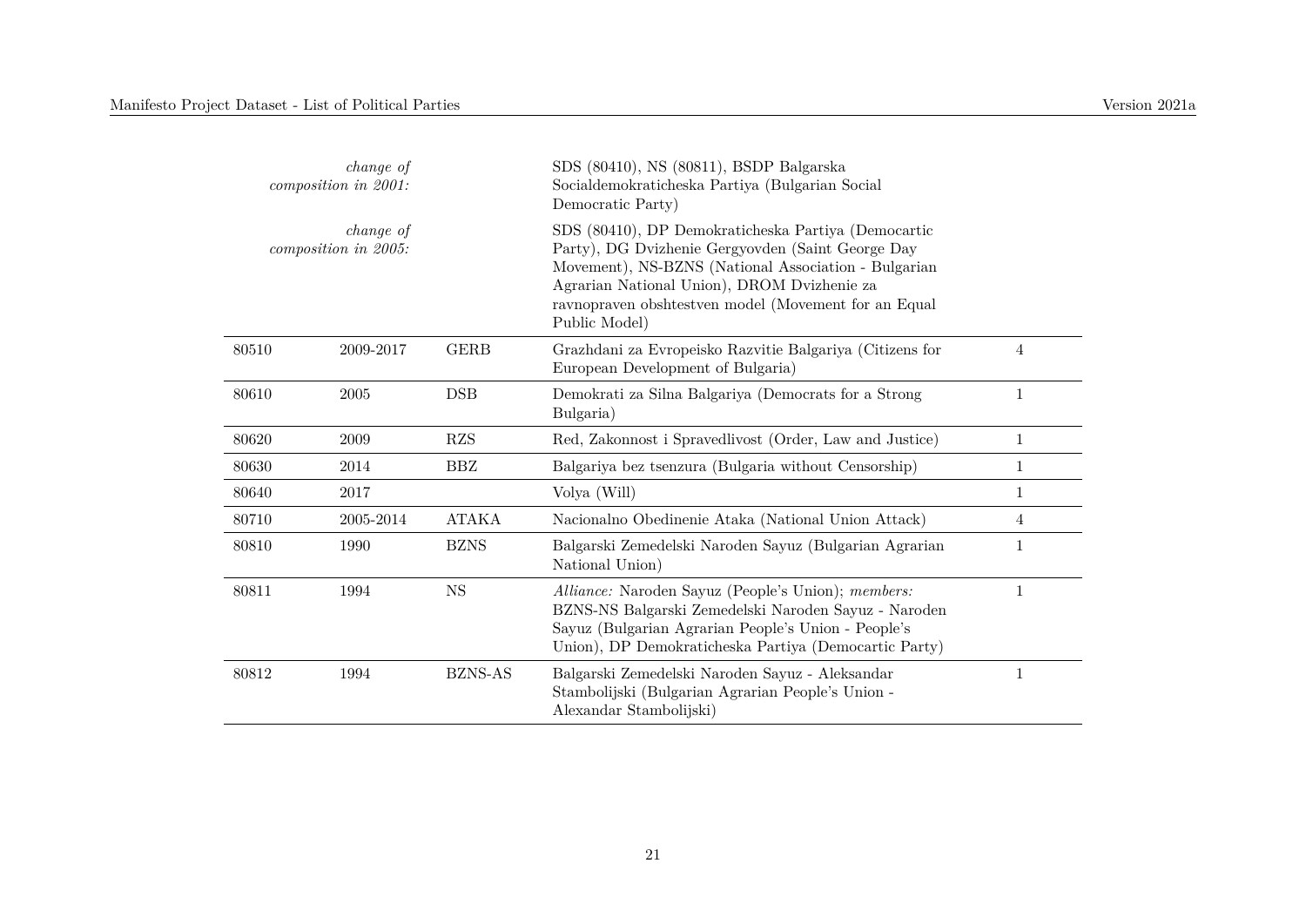| | | | | |
|---|---|---|---|---|
| *change of composition in 2001:* | | | SDS (80410), NS (80811), BSDP Balgarska Socialdemokraticheska Partiya (Bulgarian Social Democratic Party) | |
| *change of composition in 2005:* | | | SDS (80410), DP Demokraticheska Partiya (Democartic Party), DG Dvizhenie Gergyovden (Saint George Day Movement), NS-BZNS (National Association - Bulgarian Agrarian National Union), DROM Dvizhenie za ravnopraven obshtestven model (Movement for an Equal Public Model) | |
| 80510 | 2009-2017 | GERB | Grazhdani za Evropeisko Razvitie Balgariya (Citizens for European Development of Bulgaria) | 4 |
| 80610 | 2005 | DSB | Demokrati za Silna Balgariya (Democrats for a Strong Bulgaria) | 1 |
| 80620 | 2009 | RZS | Red, Zakonnost i Spravedlivost (Order, Law and Justice) | 1 |
| 80630 | 2014 | BBZ | Balgariya bez tsenzura (Bulgaria without Censorship) | 1 |
| 80640 | 2017 | | Volya (Will) | 1 |
| 80710 | 2005-2014 | ATAKA | Nacionalno Obedinenie Ataka (National Union Attack) | 4 |
| 80810 | 1990 | BZNS | Balgarski Zemedelski Naroden Sayuz (Bulgarian Agrarian National Union) | 1 |
| 80811 | 1994 | NS | *Alliance:* Naroden Sayuz (People's Union); *members:* BZNS-NS Balgarski Zemedelski Naroden Sayuz - Naroden Sayuz (Bulgarian Agrarian People's Union - People's Union), DP Demokraticheska Partiya (Democartic Party) | 1 |
| 80812 | 1994 | BZNS-AS | Balgarski Zemedelski Naroden Sayuz - Aleksandar Stambolijski (Bulgarian Agrarian People's Union - Alexandar Stambolijski) | 1 |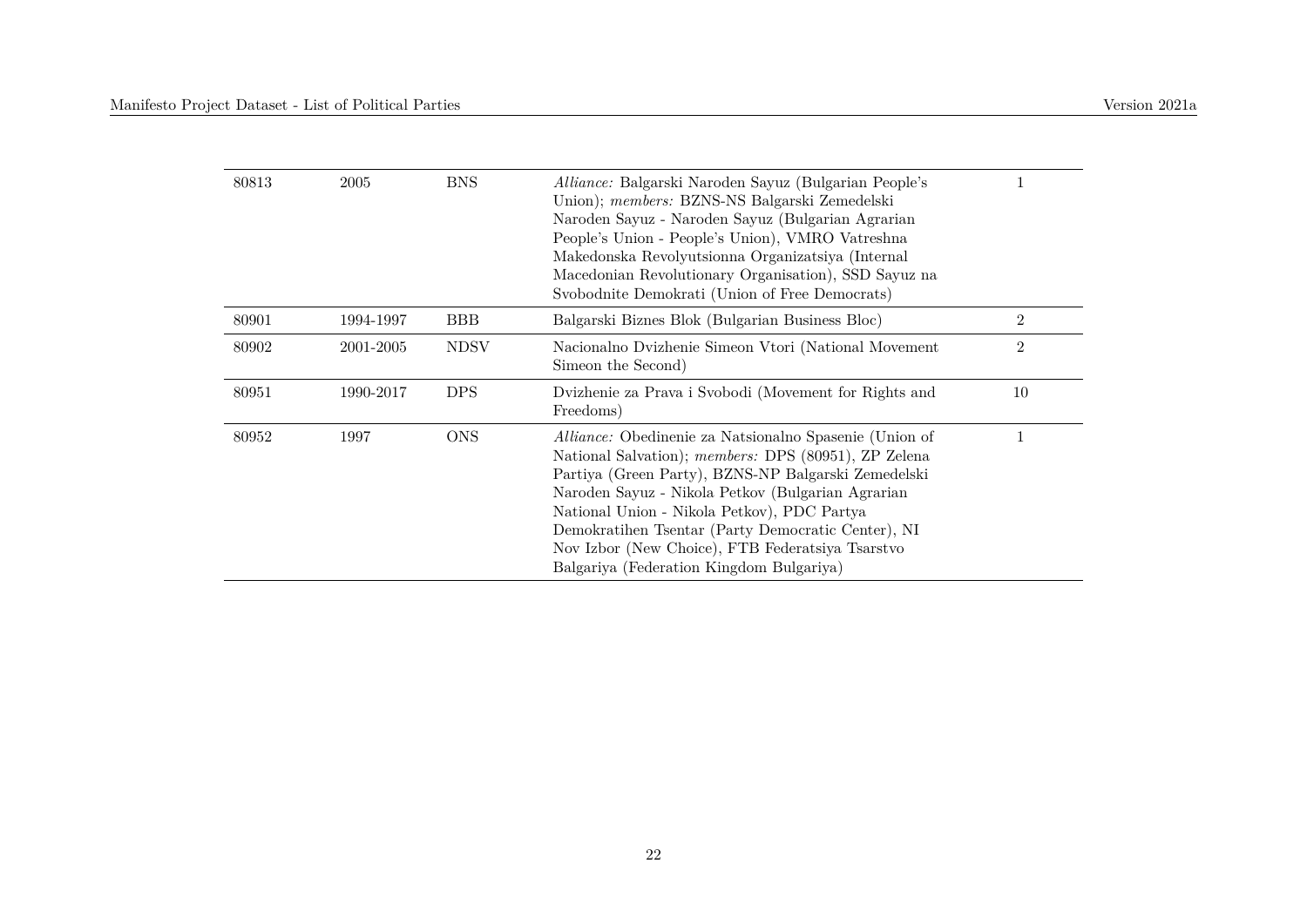| | | | | |
|---|---|---|---|---|
| 80813 | 2005 | BNS | *Alliance:* Balgarski Naroden Sayuz (Bulgarian People's Union); *members:* BZNS-NS Balgarski Zemedelski Naroden Sayuz - Naroden Sayuz (Bulgarian Agrarian People's Union - People's Union), VMRO Vatreshna Makedonska Revolyutsionna Organizatsiya (Internal Macedonian Revolutionary Organisation), SSD Sayuz na Svobodnite Demokrati (Union of Free Democrats) | 1 |
| 80901 | 1994-1997 | BBB | Balgarski Biznes Blok (Bulgarian Business Bloc) | 2 |
| 80902 | 2001-2005 | NDSV | Nacionalno Dvizhenie Simeon Vtori (National Movement Simeon the Second) | 2 |
| 80951 | 1990-2017 | DPS | Dvizhenie za Prava i Svobodi (Movement for Rights and Freedoms) | 10 |
| 80952 | 1997 | ONS | *Alliance:* Obedinenie za Natsionalno Spasenie (Union of National Salvation); *members:* DPS (80951), ZP Zelena Partiya (Green Party), BZNS-NP Balgarski Zemedelski Naroden Sayuz - Nikola Petkov (Bulgarian Agrarian National Union - Nikola Petkov), PDC Partya Demokratihen Tsentar (Party Democratic Center), NI Nov Izbor (New Choice), FTB Federatsiya Tsarstvo Balgariya (Federation Kingdom Bulgariya) | 1 |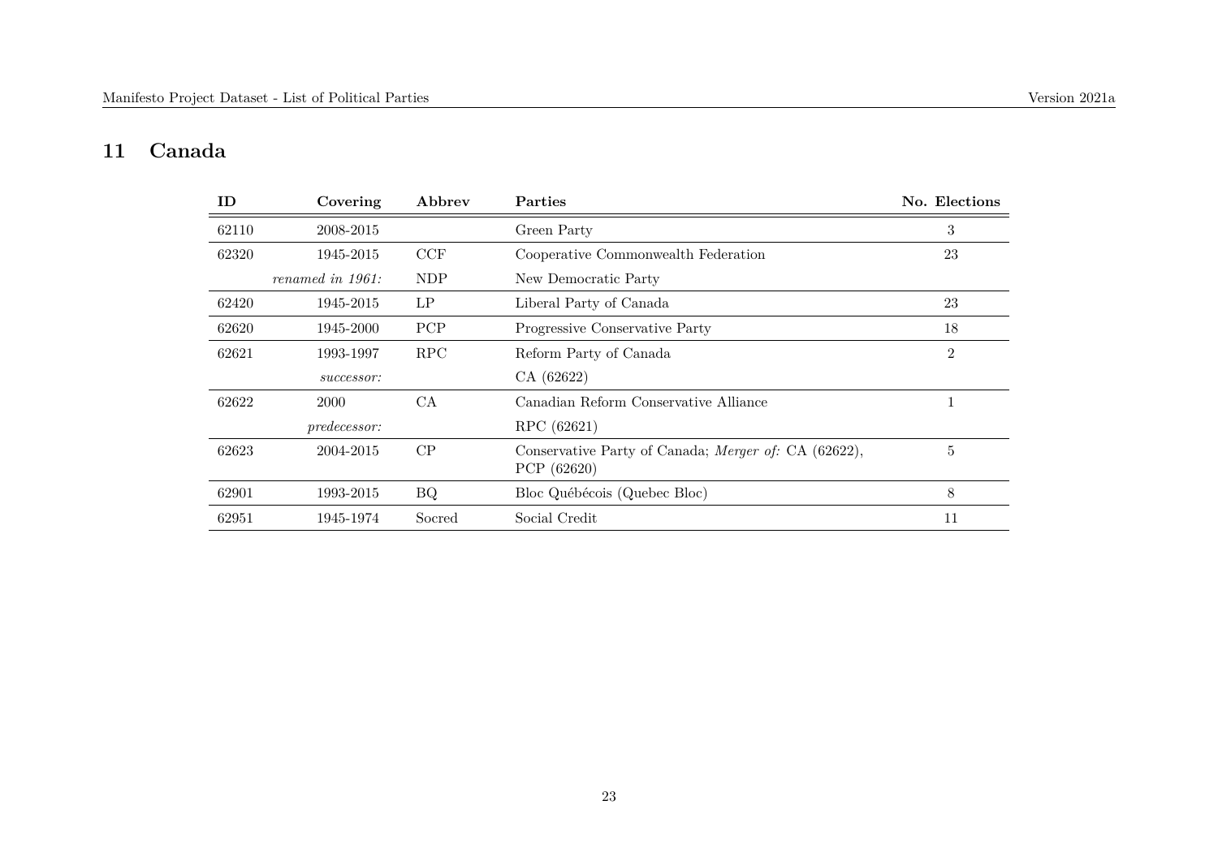## 11 Canada

| ID | Covering | Abbrev | Parties | No. Elections |
|---|---|---|---|---|
| 62110 | 2008-2015 | | Green Party | 3 |
| 62320 | 1945-2015 | CCF | Cooperative Commonwealth Federation | 23 |
| | *renamed in 1961:* | NDP | New Democratic Party | |
| 62420 | 1945-2015 | LP | Liberal Party of Canada | 23 |
| 62620 | 1945-2000 | PCP | Progressive Conservative Party | 18 |
| 62621 | 1993-1997 | RPC | Reform Party of Canada | 2 |
| | *successor:* | | CA (62622) | |
| 62622 | 2000 | CA | Canadian Reform Conservative Alliance | 1 |
| | *predecessor:* | | RPC (62621) | |
| 62623 | 2004-2015 | CP | Conservative Party of Canada; *Merger of:* CA (62622), PCP (62620) | 5 |
| 62901 | 1993-2015 | BQ | Bloc Québécois (Quebec Bloc) | 8 |
| 62951 | 1945-1974 | Socred | Social Credit | 11 |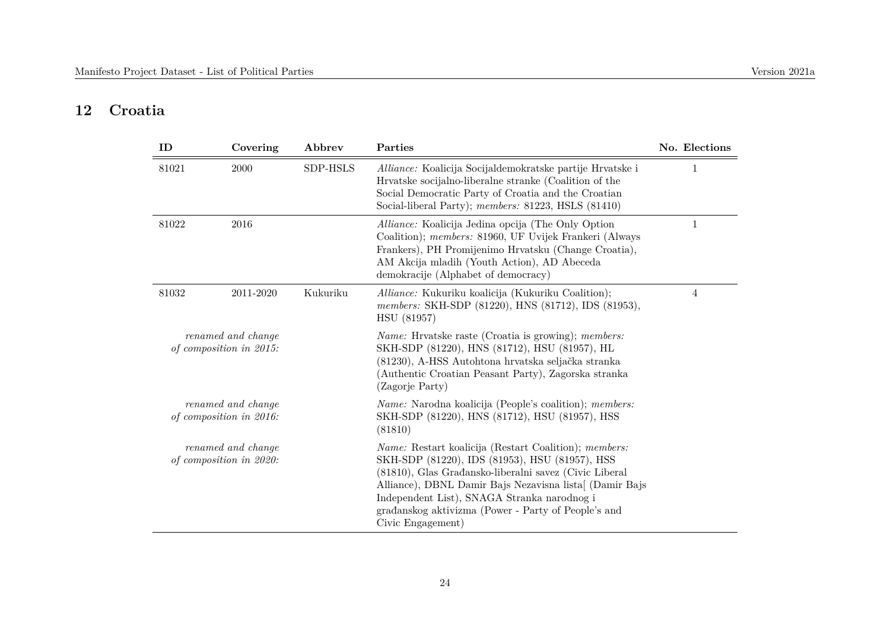## 12 Croatia

| ID | Covering | Abbrev | Parties | No. Elections |
|---|---|---|---|---|
| 81021 | 2000 | SDP-HSLS | *Alliance:* Koalicija Socijaldemokratske partije Hrvatske i Hrvatske socijalno-liberalne stranke (Coalition of the Social Democratic Party of Croatia and the Croatian Social-liberal Party); *members:* 81223, HSLS (81410) | 1 |
| 81022 | 2016 | | *Alliance:* Koalicija Jedina opcija (The Only Option Coalition); *members:* 81960, UF Uvijek Frankeri (Always Frankers), PH Promijenimo Hrvatsku (Change Croatia), AM Akcija mladih (Youth Action), AD Abeceda demokracije (Alphabet of democracy) | 1 |
| 81032 | 2011-2020 | Kukuriku | *Alliance:* Kukuriku koalicija (Kukuriku Coalition); *members:* SKH-SDP (81220), HNS (81712), IDS (81953), HSU (81957) | 4 |
| *renamed and change of composition in 2015:* | | | *Name:* Hrvatske raste (Croatia is growing); *members:* SKH-SDP (81220), HNS (81712), HSU (81957), HL (81230), A-HSS Autohtona hrvatska seljačka stranka (Authentic Croatian Peasant Party), Zagorska stranka (Zagorje Party) | |
| *renamed and change of composition in 2016:* | | | *Name:* Narodna koalicija (People's coalition); *members:* SKH-SDP (81220), HNS (81712), HSU (81957), HSS (81810) | |
| *renamed and change of composition in 2020:* | | | *Name:* Restart koalicija (Restart Coalition); *members:* SKH-SDP (81220), IDS (81953), HSU (81957), HSS (81810), Glas Građansko-liberalni savez (Civic Liberal Alliance), DBNL Damir Bajs Nezavisna lista[ (Damir Bajs Independent List), SNAGA Stranka narodnog i građanskog aktivizma (Power - Party of People's and Civic Engagement) | |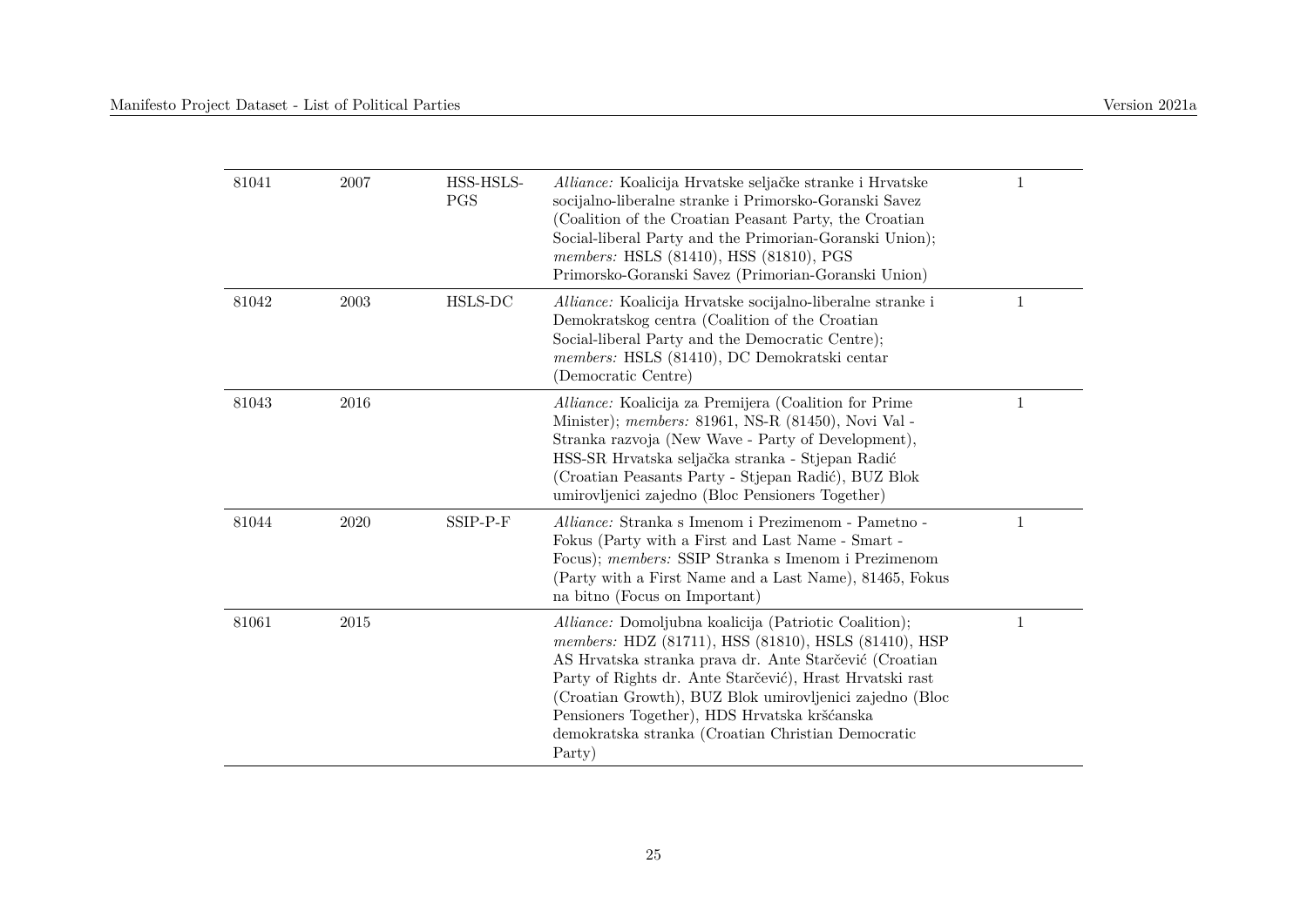| | | | | |
|---|---|---|---|---|
| 81041 | 2007 | HSS-HSLS-PGS | *Alliance:* Koalicija Hrvatske seljačke stranke i Hrvatske socijalno-liberalne stranke i Primorsko-Goranski Savez (Coalition of the Croatian Peasant Party, the Croatian Social-liberal Party and the Primorian-Goranski Union); *members:* HSLS (81410), HSS (81810), PGS Primorsko-Goranski Savez (Primorian-Goranski Union) | 1 |
| 81042 | 2003 | HSLS-DC | *Alliance:* Koalicija Hrvatske socijalno-liberalne stranke i Demokratskog centra (Coalition of the Croatian Social-liberal Party and the Democratic Centre); *members:* HSLS (81410), DC Demokratski centar (Democratic Centre) | 1 |
| 81043 | 2016 | | *Alliance:* Koalicija za Premijera (Coalition for Prime Minister); *members:* 81961, NS-R (81450), Novi Val - Stranka razvoja (New Wave - Party of Development), HSS-SR Hrvatska seljačka stranka - Stjepan Radić (Croatian Peasants Party - Stjepan Radić), BUZ Blok umirovljenici zajedno (Bloc Pensioners Together) | 1 |
| 81044 | 2020 | SSIP-P-F | *Alliance:* Stranka s Imenom i Prezimenom - Pametno - Fokus (Party with a First and Last Name - Smart - Focus); *members:* SSIP Stranka s Imenom i Prezimenom (Party with a First Name and a Last Name), 81465, Fokus na bitno (Focus on Important) | 1 |
| 81061 | 2015 | | *Alliance:* Domoljubna koalicija (Patriotic Coalition); *members:* HDZ (81711), HSS (81810), HSLS (81410), HSP AS Hrvatska stranka prava dr. Ante Starčević (Croatian Party of Rights dr. Ante Starčević), Hrast Hrvatski rast (Croatian Growth), BUZ Blok umirovljenici zajedno (Bloc Pensioners Together), HDS Hrvatska kršćanska demokratska stranka (Croatian Christian Democratic Party) | 1 |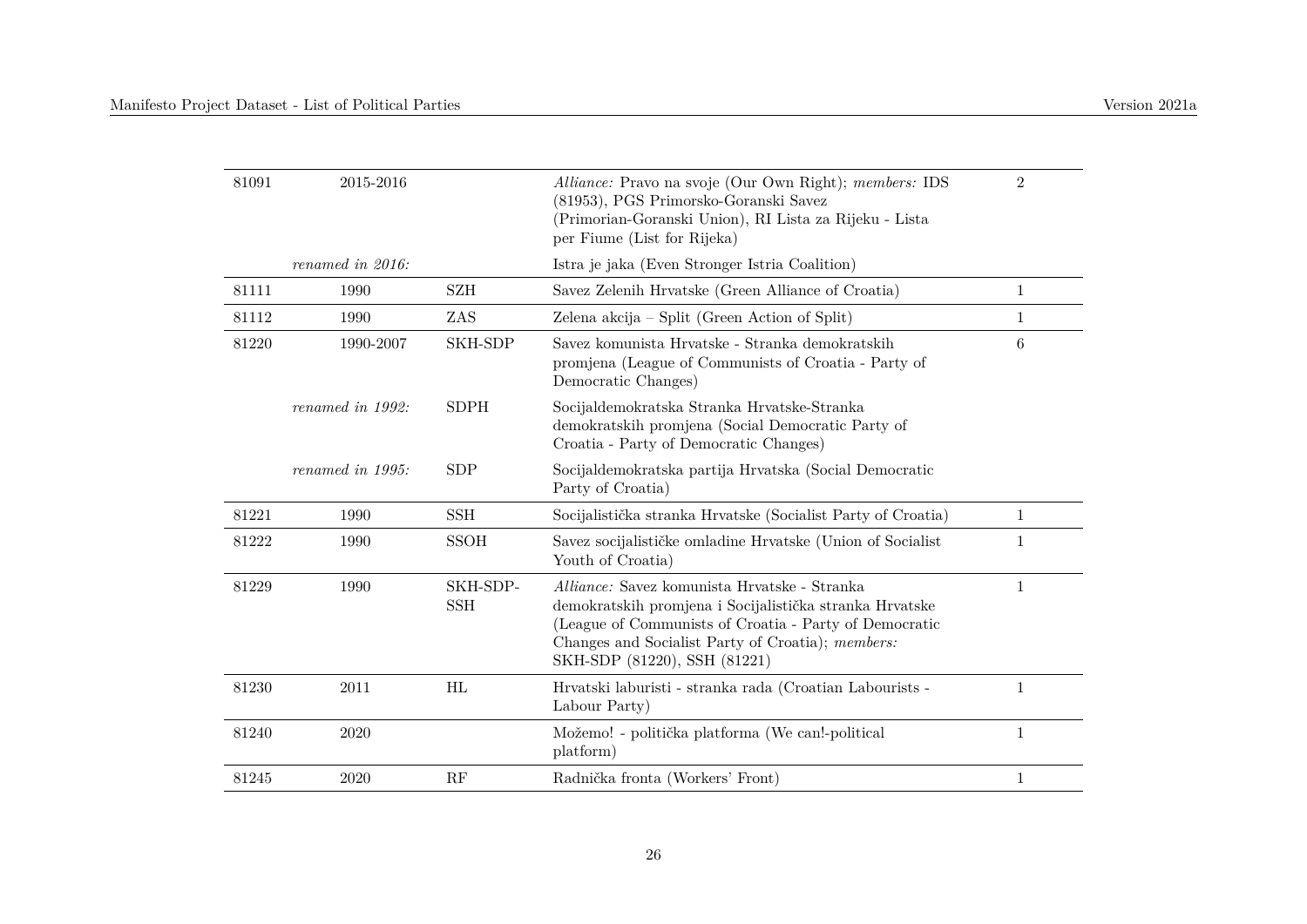| | | | | |
|---|---|---|---|---|
| 81091 | 2015-2016 | | *Alliance:* Pravo na svoje (Our Own Right); *members:* IDS (81953), PGS Primorsko-Goranski Savez (Primorian-Goranski Union), RI Lista za Rijeku - Lista per Fiume (List for Rijeka) | 2 |
| | *renamed in 2016:* | | Istra je jaka (Even Stronger Istria Coalition) | |
| 81111 | 1990 | SZH | Savez Zelenih Hrvatske (Green Alliance of Croatia) | 1 |
| 81112 | 1990 | ZAS | Zelena akcija – Split (Green Action of Split) | 1 |
| 81220 | 1990-2007 | SKH-SDP | Savez komunista Hrvatske - Stranka demokratskih promjena (League of Communists of Croatia - Party of Democratic Changes) | 6 |
| | *renamed in 1992:* | SDPH | Socijaldemokratska Stranka Hrvatske-Stranka demokratskih promjena (Social Democratic Party of Croatia - Party of Democratic Changes) | |
| | *renamed in 1995:* | SDP | Socijaldemokratska partija Hrvatska (Social Democratic Party of Croatia) | |
| 81221 | 1990 | SSH | Socijalistička stranka Hrvatske (Socialist Party of Croatia) | 1 |
| 81222 | 1990 | SSOH | Savez socijalističke omladine Hrvatske (Union of Socialist Youth of Croatia) | 1 |
| 81229 | 1990 | SKH-SDP-SSH | *Alliance:* Savez komunista Hrvatske - Stranka demokratskih promjena i Socijalistička stranka Hrvatske (League of Communists of Croatia - Party of Democratic Changes and Socialist Party of Croatia); *members:* SKH-SDP (81220), SSH (81221) | 1 |
| 81230 | 2011 | HL | Hrvatski laburisti - stranka rada (Croatian Labourists - Labour Party) | 1 |
| 81240 | 2020 | | Možemo! - politička platforma (We can!-political platform) | 1 |
| 81245 | 2020 | RF | Radnička fronta (Workers' Front) | 1 |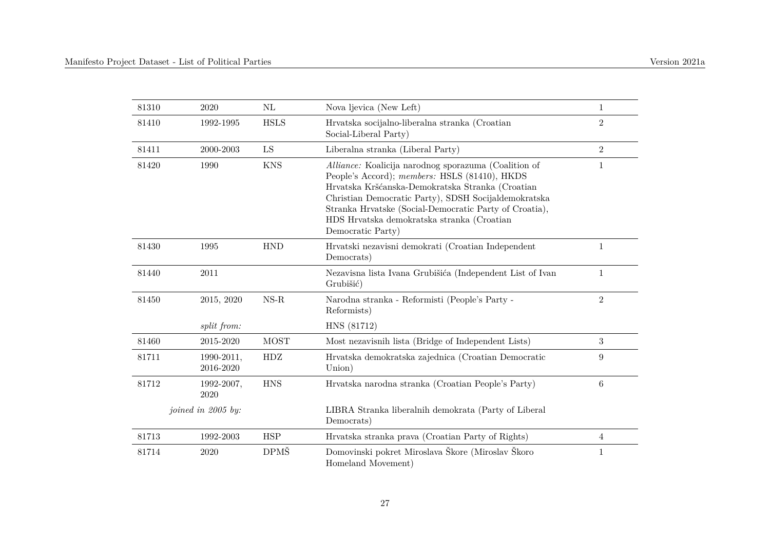| | | | | |
|---|---|---|---|---|
| 81310 | 2020 | NL | Nova ljevica (New Left) | 1 |
| 81410 | 1992-1995 | HSLS | Hrvatska socijalno-liberalna stranka (Croatian Social-Liberal Party) | 2 |
| 81411 | 2000-2003 | LS | Liberalna stranka (Liberal Party) | 2 |
| 81420 | 1990 | KNS | *Alliance:* Koalicija narodnog sporazuma (Coalition of People's Accord); *members:* HSLS (81410), HKDS Hrvatska Kršćanska-Demokratska Stranka (Croatian Christian Democratic Party), SDSH Socijaldemokratska Stranka Hrvatske (Social-Democratic Party of Croatia), HDS Hrvatska demokratska stranka (Croatian Democratic Party) | 1 |
| 81430 | 1995 | HND | Hrvatski nezavisni demokrati (Croatian Independent Democrats) | 1 |
| 81440 | 2011 | | Nezavisna lista Ivana Grubišića (Independent List of Ivan Grubišić) | 1 |
| 81450 | 2015, 2020 | NS-R | Narodna stranka - Reformisti (People's Party - Reformists) | 2 |
| | *split from:* | | HNS (81712) | |
| 81460 | 2015-2020 | MOST | Most nezavisnih lista (Bridge of Independent Lists) | 3 |
| 81711 | 1990-2011, 2016-2020 | HDZ | Hrvatska demokratska zajednica (Croatian Democratic Union) | 9 |
| 81712 | 1992-2007, 2020 | HNS | Hrvatska narodna stranka (Croatian People's Party) | 6 |
| | *joined in 2005 by:* | | LIBRA Stranka liberalnih demokrata (Party of Liberal Democrats) | |
| 81713 | 1992-2003 | HSP | Hrvatska stranka prava (Croatian Party of Rights) | 4 |
| 81714 | 2020 | DPMŠ | Domovinski pokret Miroslava Škore (Miroslav Škoro Homeland Movement) | 1 |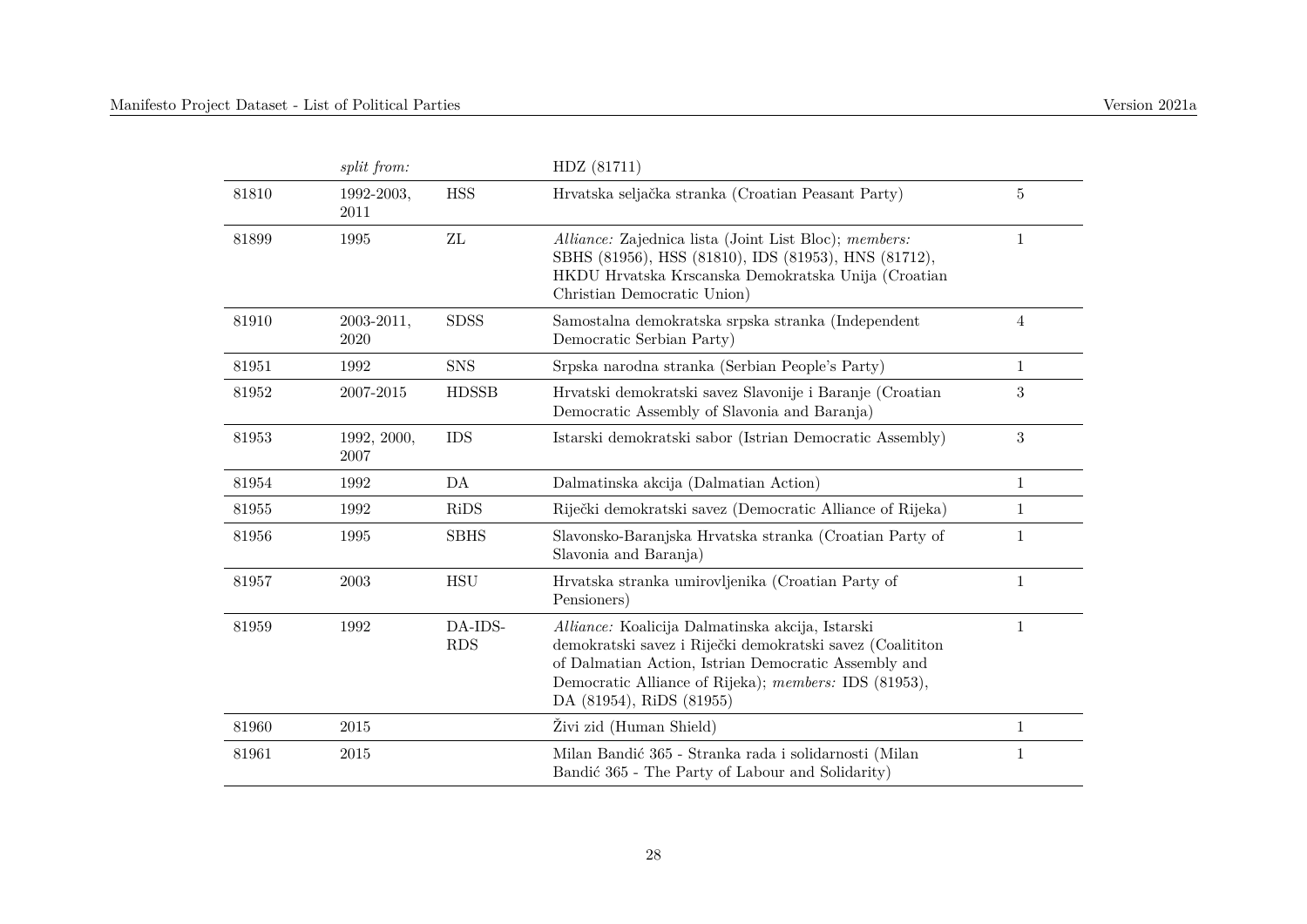| | *split from:* | | HDZ (81711) | |
|---|---|---|---|---|
| 81810 | 1992-2003, 2011 | HSS | Hrvatska seljačka stranka (Croatian Peasant Party) | 5 |
| 81899 | 1995 | ZL | *Alliance:* Zajednica lista (Joint List Bloc); *members:* SBHS (81956), HSS (81810), IDS (81953), HNS (81712), HKDU Hrvatska Krscanska Demokratska Unija (Croatian Christian Democratic Union) | 1 |
| 81910 | 2003-2011, 2020 | SDSS | Samostalna demokratska srpska stranka (Independent Democratic Serbian Party) | 4 |
| 81951 | 1992 | SNS | Srpska narodna stranka (Serbian People's Party) | 1 |
| 81952 | 2007-2015 | HDSSB | Hrvatski demokratski savez Slavonije i Baranje (Croatian Democratic Assembly of Slavonia and Baranja) | 3 |
| 81953 | 1992, 2000, 2007 | IDS | Istarski demokratski sabor (Istrian Democratic Assembly) | 3 |
| 81954 | 1992 | DA | Dalmatinska akcija (Dalmatian Action) | 1 |
| 81955 | 1992 | RiDS | Riječki demokratski savez (Democratic Alliance of Rijeka) | 1 |
| 81956 | 1995 | SBHS | Slavonsko-Baranjska Hrvatska stranka (Croatian Party of Slavonia and Baranja) | 1 |
| 81957 | 2003 | HSU | Hrvatska stranka umirovljenika (Croatian Party of Pensioners) | 1 |
| 81959 | 1992 | DA-IDS-RDS | *Alliance:* Koalicija Dalmatinska akcija, Istarski demokratski savez i Riječki demokratski savez (Coalititon of Dalmatian Action, Istrian Democratic Assembly and Democratic Alliance of Rijeka); *members:* IDS (81953), DA (81954), RiDS (81955) | 1 |
| 81960 | 2015 | | Živi zid (Human Shield) | 1 |
| 81961 | 2015 | | Milan Bandić 365 - Stranka rada i solidarnosti (Milan Bandić 365 - The Party of Labour and Solidarity) | 1 |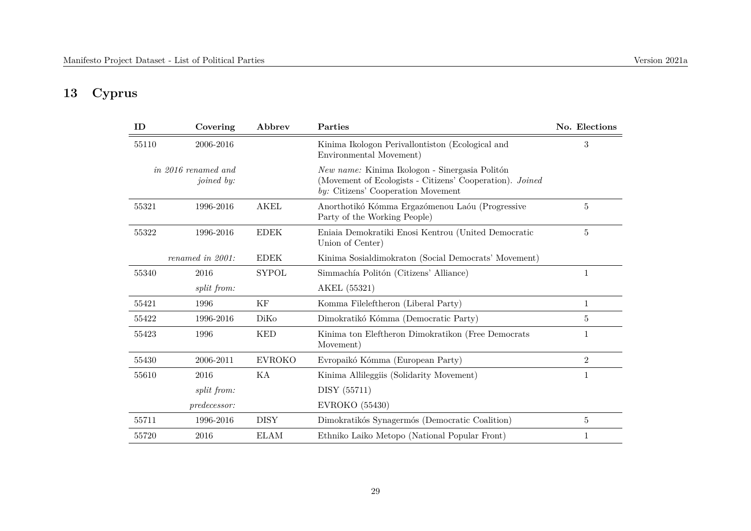# 13 Cyprus

| ID | Covering | Abbrev | Parties | No. Elections |
|---|---|---|---|---|
| 55110 | 2006-2016 | | Kinima Ikologon Perivallontiston (Ecological and Environmental Movement) | 3 |
| | *in 2016 renamed and joined by:* | | *New name:* Kinima Ikologon - Sinergasia Politón (Movement of Ecologists - Citizens' Cooperation). *Joined by:* Citizens' Cooperation Movement | |
| 55321 | 1996-2016 | AKEL | Anorthotikó Kómma Ergazómenou Laóu (Progressive Party of the Working People) | 5 |
| 55322 | 1996-2016 | EDEK | Eniaia Demokratiki Enosi Kentrou (United Democratic Union of Center) | 5 |
| | *renamed in 2001:* | EDEK | Kinima Sosialdimokraton (Social Democrats' Movement) | |
| 55340 | 2016 | SYPOL | Simmachía Politón (Citizens' Alliance) | 1 |
| | *split from:* | | AKEL (55321) | |
| 55421 | 1996 | KF | Komma Fileleftheron (Liberal Party) | 1 |
| 55422 | 1996-2016 | DiKo | Dimokratikó Kómma (Democratic Party) | 5 |
| 55423 | 1996 | KED | Kinima ton Eleftheron Dimokratikon (Free Democrats Movement) | 1 |
| 55430 | 2006-2011 | EVROKO | Evropaikó Kómma (European Party) | 2 |
| 55610 | 2016 | KA | Kinima Allileggiis (Solidarity Movement) | 1 |
| | *split from:* | | DISY (55711) | |
| | *predecessor:* | | EVROKO (55430) | |
| 55711 | 1996-2016 | DISY | Dimokratikós Synagermós (Democratic Coalition) | 5 |
| 55720 | 2016 | ELAM | Ethniko Laiko Metopo (National Popular Front) | 1 |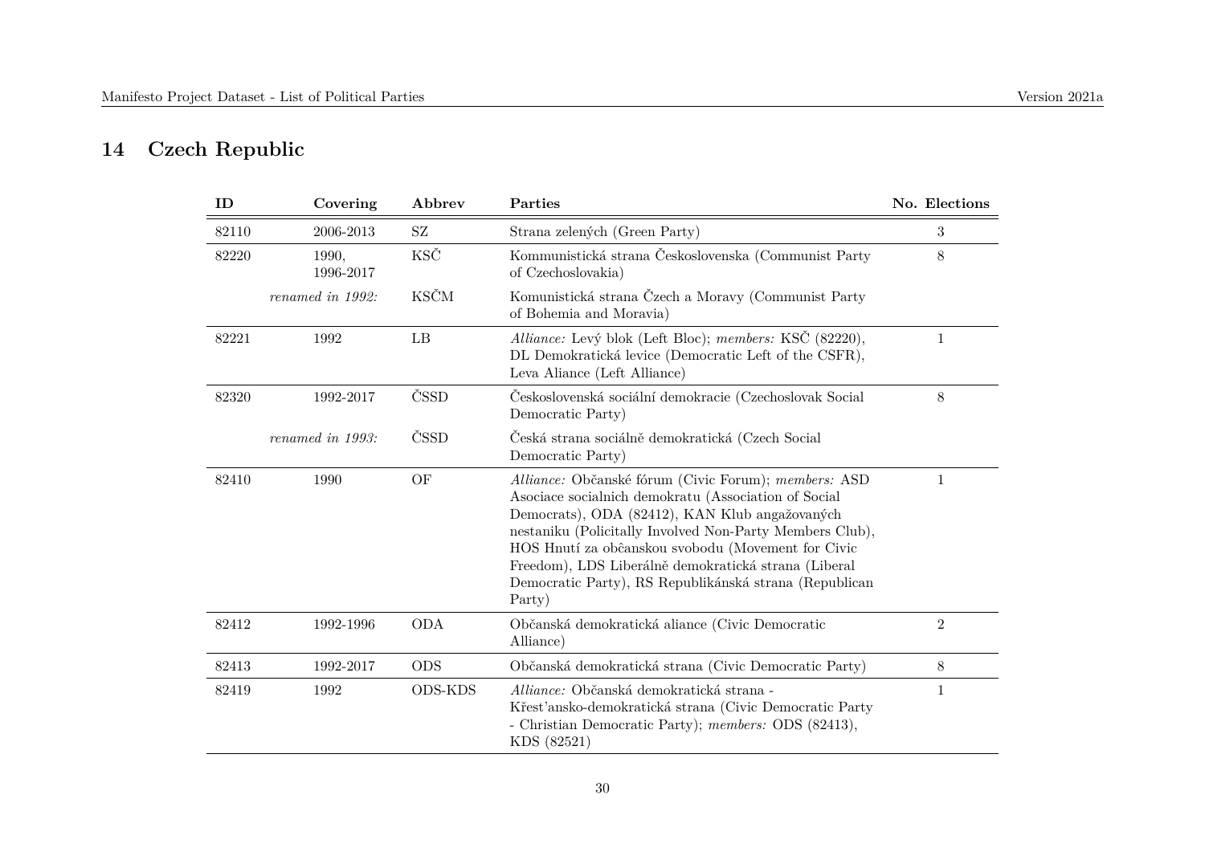## 14 Czech Republic

| ID | Covering | Abbrev | Parties | No. Elections |
|---|---|---|---|---|
| 82110 | 2006-2013 | SZ | Strana zelených (Green Party) | 3 |
| 82220 | 1990, 1996-2017 | KSČ | Kommunistická strana Československa (Communist Party of Czechoslovakia) | 8 |
| | *renamed in 1992:* | KSČM | Komunistická strana Čzech a Moravy (Communist Party of Bohemia and Moravia) | |
| 82221 | 1992 | LB | *Alliance:* Levý blok (Left Bloc); *members:* KSČ (82220), DL Demokratická levice (Democratic Left of the CSFR), Leva Aliance (Left Alliance) | 1 |
| 82320 | 1992-2017 | ČSSD | Československá sociální demokracie (Czechoslovak Social Democratic Party) | 8 |
| | *renamed in 1993:* | ČSSD | Česká strana sociálně demokratická (Czech Social Democratic Party) | |
| 82410 | 1990 | OF | *Alliance:* Občanské fórum (Civic Forum); *members:* ASD Asociace socialnich demokratu (Association of Social Democrats), ODA (82412), KAN Klub angažovaných nestaniku (Policitally Involved Non-Party Members Club), HOS Hnutí za obĉanskou svobodu (Movement for Civic Freedom), LDS Liberálně demokratická strana (Liberal Democratic Party), RS Republikánská strana (Republican Party) | 1 |
| 82412 | 1992-1996 | ODA | Občanská demokratická aliance (Civic Democratic Alliance) | 2 |
| 82413 | 1992-2017 | ODS | Občanská demokratická strana (Civic Democratic Party) | 8 |
| 82419 | 1992 | ODS-KDS | *Alliance:* Občanská demokratická strana - Křest'ansko-demokratická strana (Civic Democratic Party - Christian Democratic Party); *members:* ODS (82413), KDS (82521) | 1 |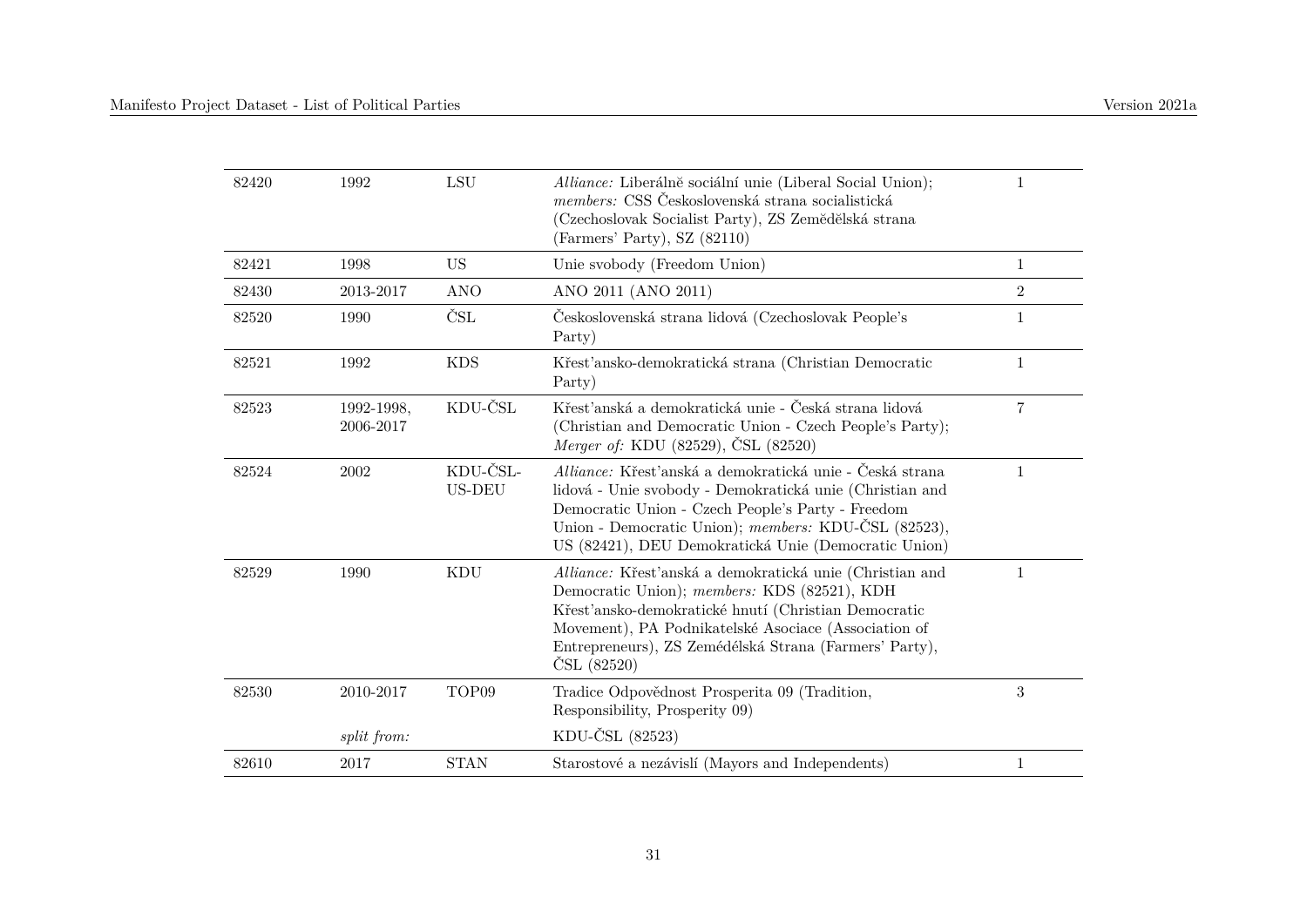| | | | | |
|---|---|---|---|---|
| 82420 | 1992 | LSU | *Alliance:* Liberálně sociální unie (Liberal Social Union); *members:* CSS Československá strana socialistická (Czechoslovak Socialist Party), ZS Zemědělská strana (Farmers' Party), SZ (82110) | 1 |
| 82421 | 1998 | US | Unie svobody (Freedom Union) | 1 |
| 82430 | 2013-2017 | ANO | ANO 2011 (ANO 2011) | 2 |
| 82520 | 1990 | ČSL | Československá strana lidová (Czechoslovak People's Party) | 1 |
| 82521 | 1992 | KDS | Křesťansko-demokratická strana (Christian Democratic Party) | 1 |
| 82523 | 1992-1998, 2006-2017 | KDU-ČSL | Křesťanská a demokratická unie - Česká strana lidová (Christian and Democratic Union - Czech People's Party); *Merger of:* KDU (82529), ČSL (82520) | 7 |
| 82524 | 2002 | KDU-ČSL-US-DEU | *Alliance:* Křesťanská a demokratická unie - Česká strana lidová - Unie svobody - Demokratická unie (Christian and Democratic Union - Czech People's Party - Freedom Union - Democratic Union); *members:* KDU-ČSL (82523), US (82421), DEU Demokratická Unie (Democratic Union) | 1 |
| 82529 | 1990 | KDU | *Alliance:* Křesťanská a demokratická unie (Christian and Democratic Union); *members:* KDS (82521), KDH Křesťansko-demokratické hnutí (Christian Democratic Movement), PA Podnikatelské Asociace (Association of Entrepreneurs), ZS Zemédélská Strana (Farmers' Party), ČSL (82520) | 1 |
| 82530 | 2010-2017 | TOP09 | Tradice Odpovědnost Prosperita 09 (Tradition, Responsibility, Prosperity 09) | 3 |
| | *split from:* | | KDU-ČSL (82523) | |
| 82610 | 2017 | STAN | Starostové a nezávislí (Mayors and Independents) | 1 |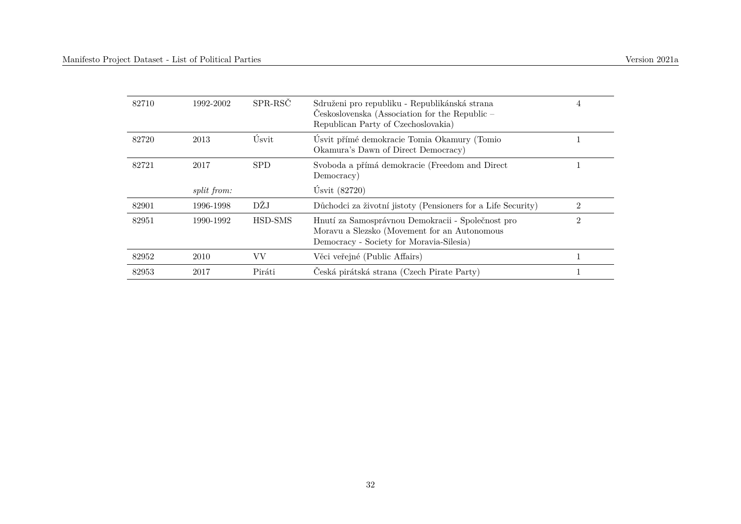| | | | | |
|---|---|---|---|---|
| 82710 | 1992-2002 | SPR-RSČ | Sdruženi pro republiku - Republikánská strana Československa (Association for the Republic – Republican Party of Czechoslovakia) | 4 |
| 82720 | 2013 | Úsvit | Úsvit přímé demokracie Tomia Okamury (Tomio Okamura's Dawn of Direct Democracy) | 1 |
| 82721 | 2017 | SPD | Svoboda a přímá demokracie (Freedom and Direct Democracy) | 1 |
| | *split from:* | | Úsvit (82720) | |
| 82901 | 1996-1998 | DŽJ | Důchodci za životní jistoty (Pensioners for a Life Security) | 2 |
| 82951 | 1990-1992 | HSD-SMS | Hnutí za Samosprávnou Demokracii - Společnost pro Moravu a Slezsko (Movement for an Autonomous Democracy - Society for Moravia-Silesia) | 2 |
| 82952 | 2010 | VV | Věci veřejné (Public Affairs) | 1 |
| 82953 | 2017 | Piráti | Česká pirátská strana (Czech Pirate Party) | 1 |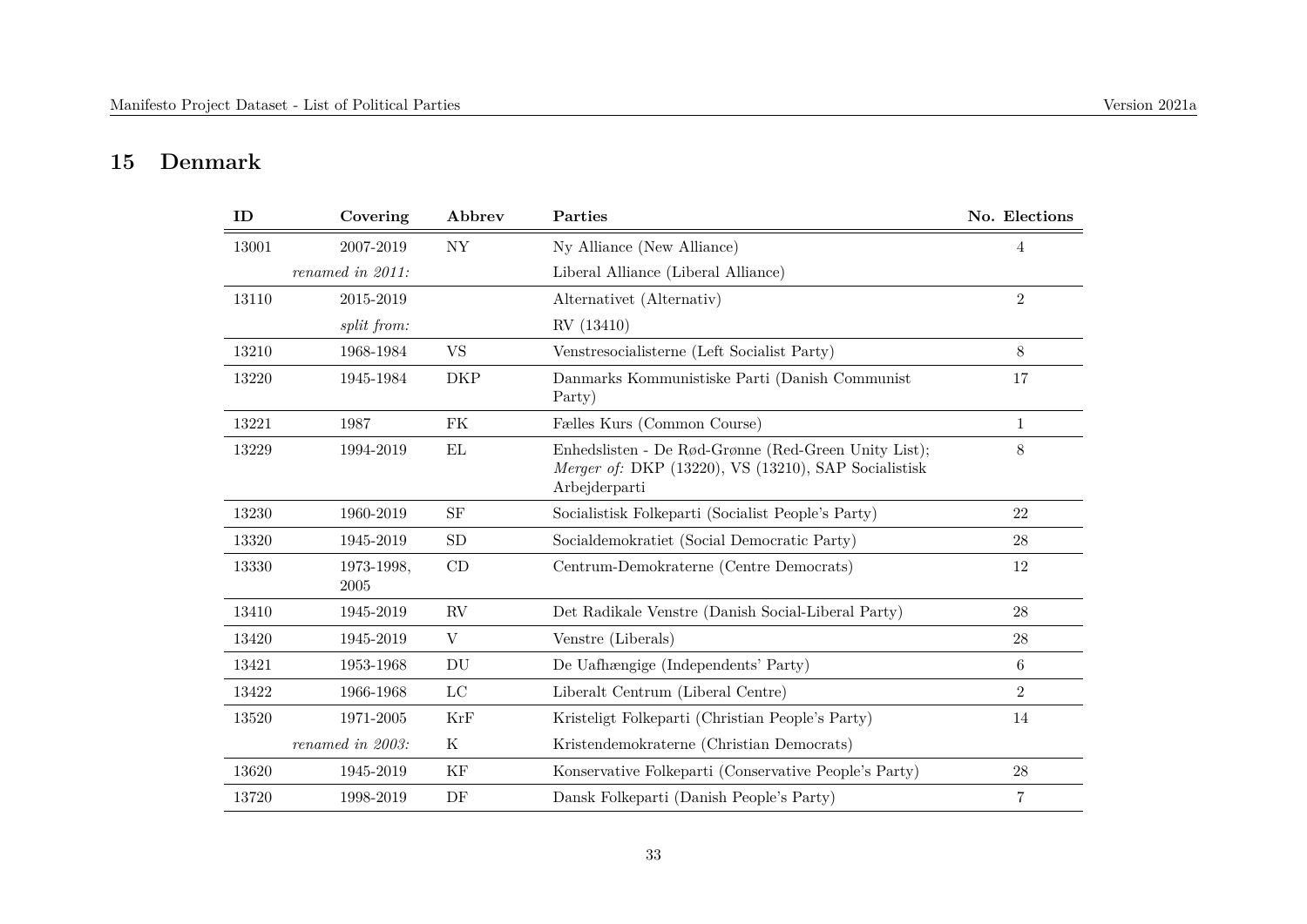## 15 Denmark

| ID | Covering | Abbrev | Parties | No. Elections |
|---|---|---|---|---|
| 13001 | 2007-2019 | NY | Ny Alliance (New Alliance) | 4 |
| | *renamed in 2011:* | | Liberal Alliance (Liberal Alliance) | |
| 13110 | 2015-2019 | | Alternativet (Alternativ) | 2 |
| | *split from:* | | RV (13410) | |
| 13210 | 1968-1984 | VS | Venstresocialisterne (Left Socialist Party) | 8 |
| 13220 | 1945-1984 | DKP | Danmarks Kommunistiske Parti (Danish Communist Party) | 17 |
| 13221 | 1987 | FK | Fælles Kurs (Common Course) | 1 |
| 13229 | 1994-2019 | EL | Enhedslisten - De Rød-Grønne (Red-Green Unity List); *Merger of:* DKP (13220), VS (13210), SAP Socialistisk Arbejderparti | 8 |
| 13230 | 1960-2019 | SF | Socialistisk Folkeparti (Socialist People's Party) | 22 |
| 13320 | 1945-2019 | SD | Socialdemokratiet (Social Democratic Party) | 28 |
| 13330 | 1973-1998, 2005 | CD | Centrum-Demokraterne (Centre Democrats) | 12 |
| 13410 | 1945-2019 | RV | Det Radikale Venstre (Danish Social-Liberal Party) | 28 |
| 13420 | 1945-2019 | V | Venstre (Liberals) | 28 |
| 13421 | 1953-1968 | DU | De Uafhængige (Independents' Party) | 6 |
| 13422 | 1966-1968 | LC | Liberalt Centrum (Liberal Centre) | 2 |
| 13520 | 1971-2005 | KrF | Kristeligt Folkeparti (Christian People's Party) | 14 |
| | *renamed in 2003:* | K | Kristendemokraterne (Christian Democrats) | |
| 13620 | 1945-2019 | KF | Konservative Folkeparti (Conservative People's Party) | 28 |
| 13720 | 1998-2019 | DF | Dansk Folkeparti (Danish People's Party) | 7 |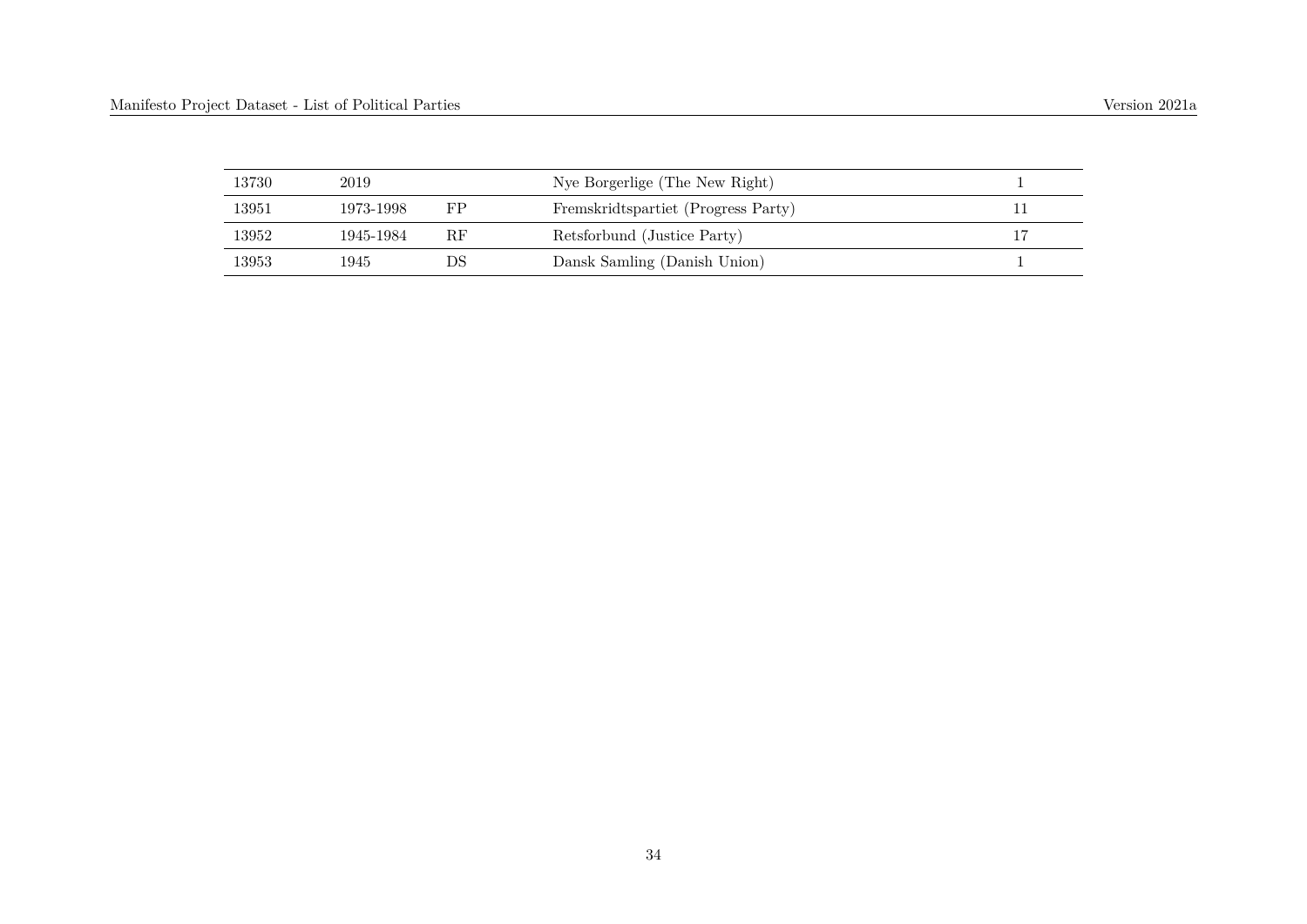| | | | | |
|---|---|---|---|---|
| 13730 | 2019 | | Nye Borgerlige (The New Right) | 1 |
| 13951 | 1973-1998 | FP | Fremskridtspartiet (Progress Party) | 11 |
| 13952 | 1945-1984 | RF | Retsforbund (Justice Party) | 17 |
| 13953 | 1945 | DS | Dansk Samling (Danish Union) | 1 |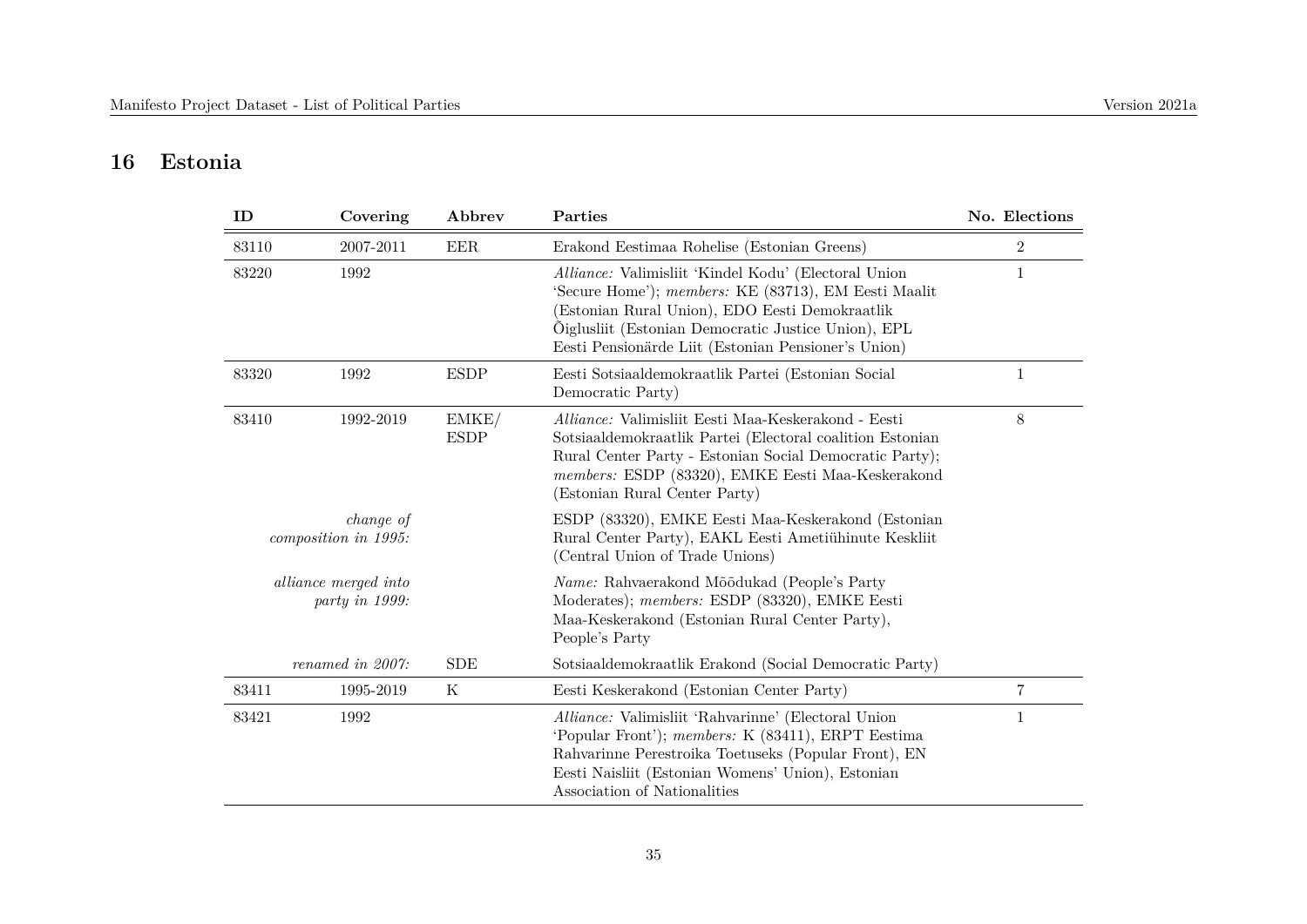## 16 Estonia

| ID | Covering | Abbrev | Parties | No. Elections |
|---|---|---|---|---|
| 83110 | 2007-2011 | EER | Erakond Eestimaa Rohelise (Estonian Greens) | 2 |
| 83220 | 1992 | | *Alliance:* Valimisliit 'Kindel Kodu' (Electoral Union 'Secure Home'); *members:* KE (83713), EM Eesti Maalit (Estonian Rural Union), EDO Eesti Demokraatlik Õiglusliit (Estonian Democratic Justice Union), EPL Eesti Pensionärde Liit (Estonian Pensioner's Union) | 1 |
| 83320 | 1992 | ESDP | Eesti Sotsiaaldemokraatlik Partei (Estonian Social Democratic Party) | 1 |
| 83410 | 1992-2019 | EMKE/ ESDP | *Alliance:* Valimisliit Eesti Maa-Keskerakond - Eesti Sotsiaaldemokraatlik Partei (Electoral coalition Estonian Rural Center Party - Estonian Social Democratic Party); *members:* ESDP (83320), EMKE Eesti Maa-Keskerakond (Estonian Rural Center Party) | 8 |
| | *change of composition in 1995:* | | ESDP (83320), EMKE Eesti Maa-Keskerakond (Estonian Rural Center Party), EAKL Eesti Ametiühinute Keskliit (Central Union of Trade Unions) | |
| | *alliance merged into party in 1999:* | | *Name:* Rahvaerakond Mõõdukad (People's Party Moderates); *members:* ESDP (83320), EMKE Eesti Maa-Keskerakond (Estonian Rural Center Party), People's Party | |
| | *renamed in 2007:* | SDE | Sotsiaaldemokraatlik Erakond (Social Democratic Party) | |
| 83411 | 1995-2019 | K | Eesti Keskerakond (Estonian Center Party) | 7 |
| 83421 | 1992 | | *Alliance:* Valimisliit 'Rahvarinne' (Electoral Union 'Popular Front'); *members:* K (83411), ERPT Eestima Rahvarinne Perestroika Toetuseks (Popular Front), EN Eesti Naisliit (Estonian Womens' Union), Estonian Association of Nationalities | 1 |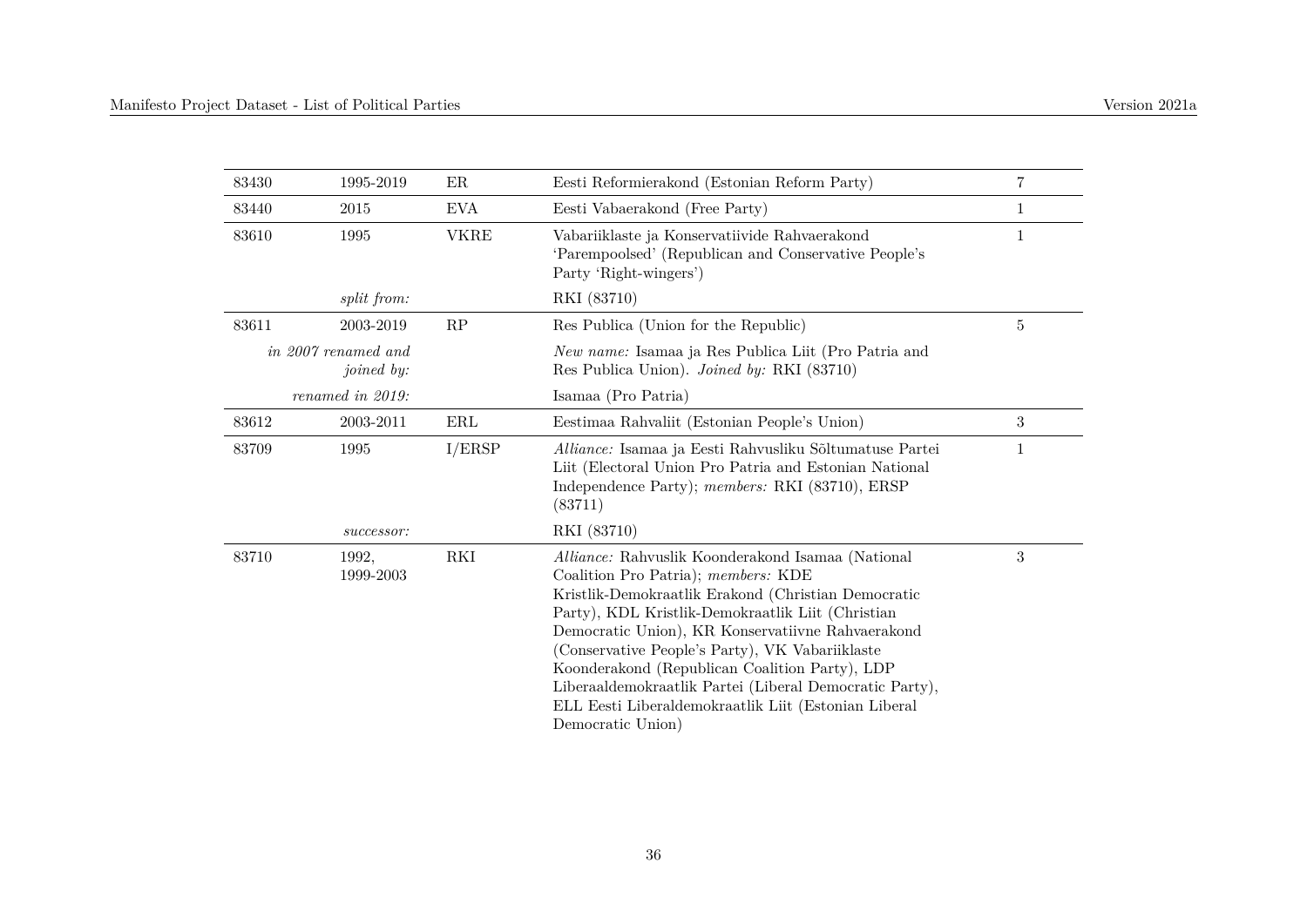| | | | | |
|---|---|---|---|---|
| 83430 | 1995-2019 | ER | Eesti Reformierakond (Estonian Reform Party) | 7 |
| 83440 | 2015 | EVA | Eesti Vabaerakond (Free Party) | 1 |
| 83610 | 1995 | VKRE | Vabariiklaste ja Konservatiivide Rahvaerakond 'Parempoolsed' (Republican and Conservative People's Party 'Right-wingers') | 1 |
| | *split from:* | | RKI (83710) | |
| 83611 | 2003-2019 | RP | Res Publica (Union for the Republic) | 5 |
| | *in 2007 renamed and joined by:* | | *New name:* Isamaa ja Res Publica Liit (Pro Patria and Res Publica Union). *Joined by:* RKI (83710) | |
| | *renamed in 2019:* | | Isamaa (Pro Patria) | |
| 83612 | 2003-2011 | ERL | Eestimaa Rahvaliit (Estonian People's Union) | 3 |
| 83709 | 1995 | I/ERSP | *Alliance:* Isamaa ja Eesti Rahvusliku Sõltumatuse Partei Liit (Electoral Union Pro Patria and Estonian National Independence Party); *members:* RKI (83710), ERSP (83711) | 1 |
| | *successor:* | | RKI (83710) | |
| 83710 | 1992, 1999-2003 | RKI | *Alliance:* Rahvuslik Koonderakond Isamaa (National Coalition Pro Patria); *members:* KDE Kristlik-Demokraatlik Erakond (Christian Democratic Party), KDL Kristlik-Demokraatlik Liit (Christian Democratic Union), KR Konservatiivne Rahvaerakond (Conservative People's Party), VK Vabariiklaste Koonderakond (Republican Coalition Party), LDP Liberaaldemokraatlik Partei (Liberal Democratic Party), ELL Eesti Liberaldemokraatlik Liit (Estonian Liberal Democratic Union) | 3 |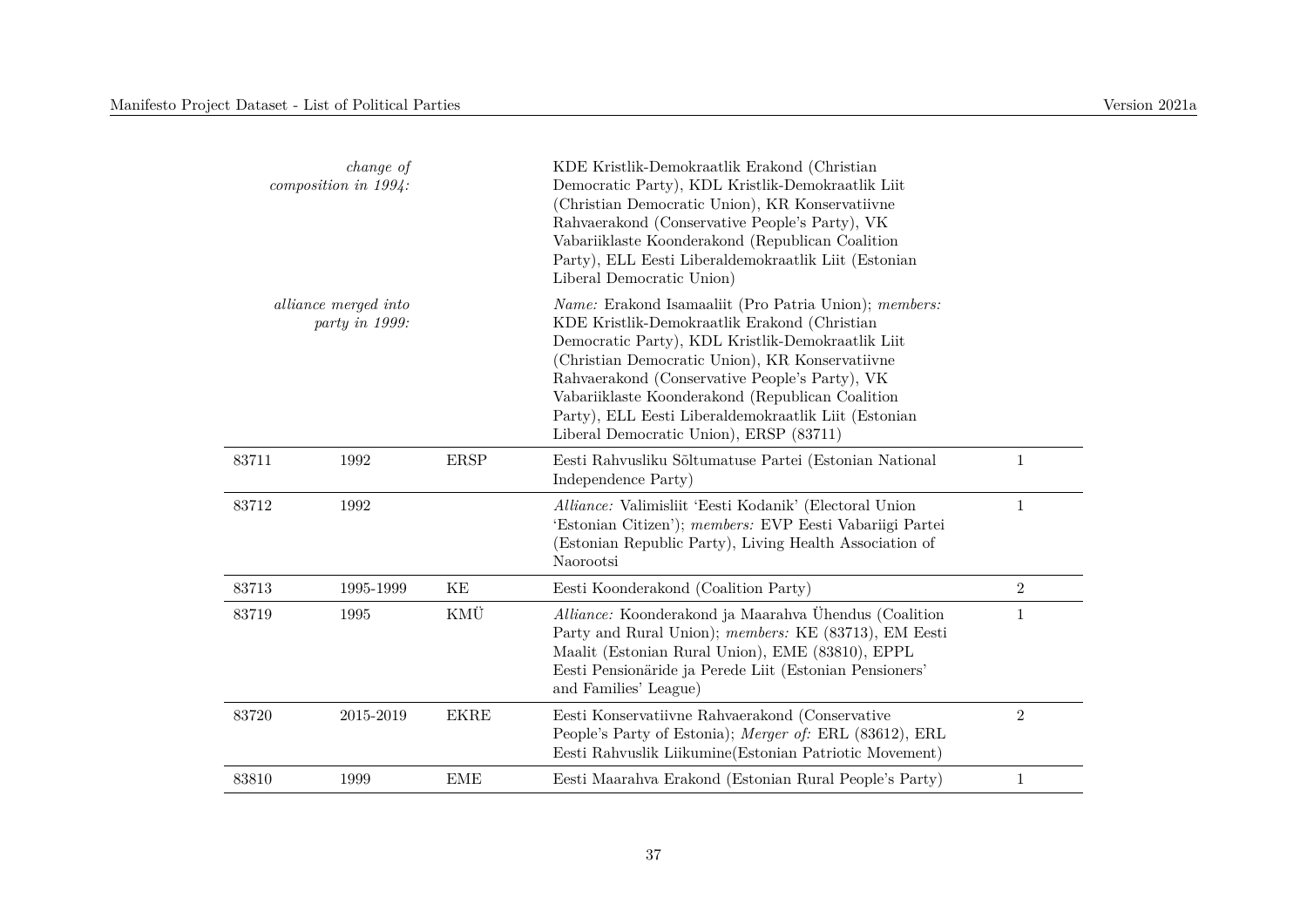| | | | | |
|---|---|---|---|---|
| | *change of composition in 1994:* | | KDE Kristlik-Demokraatlik Erakond (Christian Democratic Party), KDL Kristlik-Demokraatlik Liit (Christian Democratic Union), KR Konservatiivne Rahvaerakond (Conservative People's Party), VK Vabariiklaste Koonderakond (Republican Coalition Party), ELL Eesti Liberaldemokraatlik Liit (Estonian Liberal Democratic Union) | |
| | *alliance merged into party in 1999:* | | *Name:* Erakond Isamaaliit (Pro Patria Union); *members:* KDE Kristlik-Demokraatlik Erakond (Christian Democratic Party), KDL Kristlik-Demokraatlik Liit (Christian Democratic Union), KR Konservatiivne Rahvaerakond (Conservative People's Party), VK Vabariiklaste Koonderakond (Republican Coalition Party), ELL Eesti Liberaldemokraatlik Liit (Estonian Liberal Democratic Union), ERSP (83711) | |
| 83711 | 1992 | ERSP | Eesti Rahvusliku Sõltumatuse Partei (Estonian National Independence Party) | 1 |
| 83712 | 1992 | | *Alliance:* Valimisliit 'Eesti Kodanik' (Electoral Union 'Estonian Citizen'); *members:* EVP Eesti Vabariigi Partei (Estonian Republic Party), Living Health Association of Naorootsi | 1 |
| 83713 | 1995-1999 | KE | Eesti Koonderakond (Coalition Party) | 2 |
| 83719 | 1995 | KMÜ | *Alliance:* Koonderakond ja Maarahva Ühendus (Coalition Party and Rural Union); *members:* KE (83713), EM Eesti Maalit (Estonian Rural Union), EME (83810), EPPL Eesti Pensionäride ja Perede Liit (Estonian Pensioners' and Families' League) | 1 |
| 83720 | 2015-2019 | EKRE | Eesti Konservatiivne Rahvaerakond (Conservative People's Party of Estonia); *Merger of:* ERL (83612), ERL Eesti Rahvuslik Liikumine(Estonian Patriotic Movement) | 2 |
| 83810 | 1999 | EME | Eesti Maarahva Erakond (Estonian Rural People's Party) | 1 |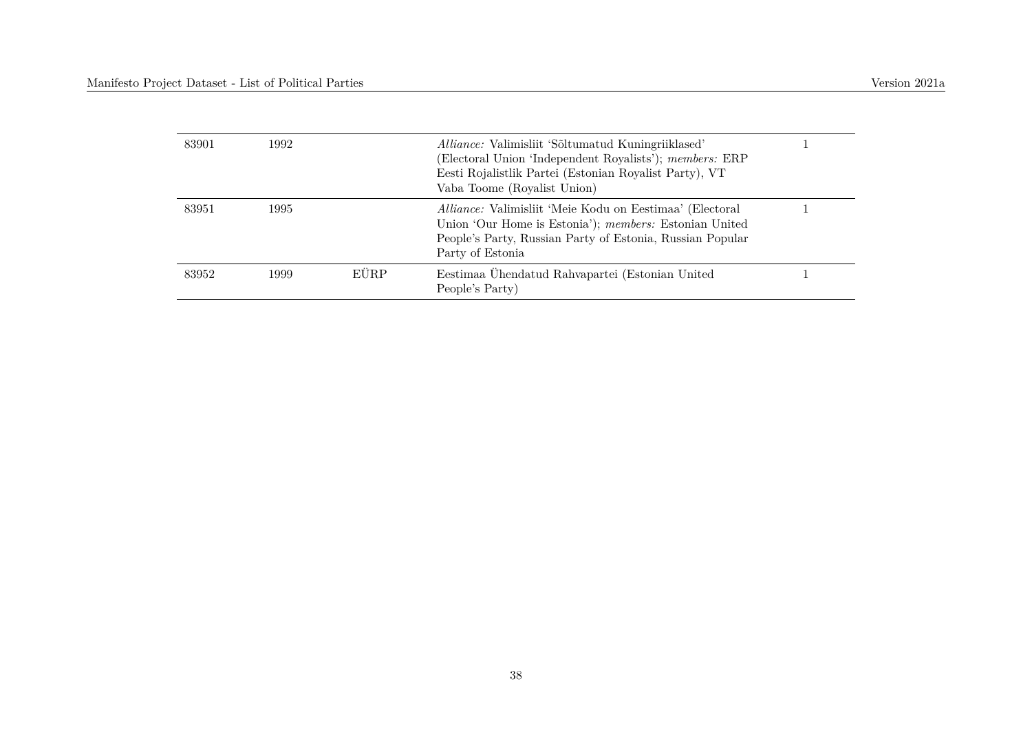| | | | | |
|---|---|---|---|---|
| 83901 | 1992 | | *Alliance:* Valimisliit 'Sõltumatud Kuningriiklased' (Electoral Union 'Independent Royalists'); *members:* ERP Eesti Rojalistlik Partei (Estonian Royalist Party), VT Vaba Toome (Royalist Union) | 1 |
| 83951 | 1995 | | *Alliance:* Valimisliit 'Meie Kodu on Eestimaa' (Electoral Union 'Our Home is Estonia'); *members:* Estonian United People's Party, Russian Party of Estonia, Russian Popular Party of Estonia | 1 |
| 83952 | 1999 | EÜRP | Eestimaa Ühendatud Rahvapartei (Estonian United People's Party) | 1 |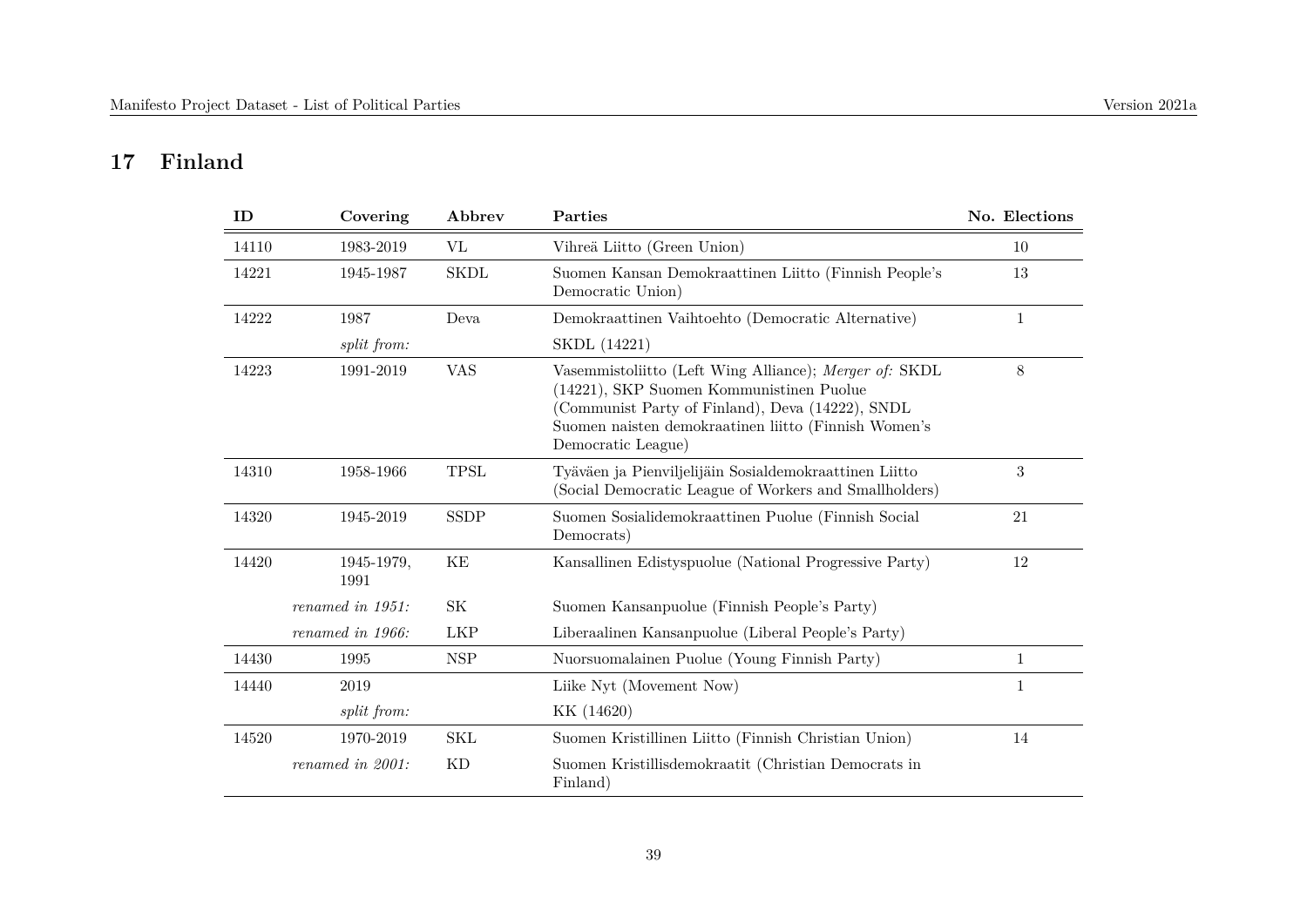## 17 Finland

| ID | Covering | Abbrev | Parties | No. Elections |
|---|---|---|---|---|
| 14110 | 1983-2019 | VL | Vihreä Liitto (Green Union) | 10 |
| 14221 | 1945-1987 | SKDL | Suomen Kansan Demokraattinen Liitto (Finnish People's Democratic Union) | 13 |
| 14222 | 1987 | Deva | Demokraattinen Vaihtoehto (Democratic Alternative) | 1 |
| | *split from:* | | SKDL (14221) | |
| 14223 | 1991-2019 | VAS | Vasemmistoliitto (Left Wing Alliance); *Merger of:* SKDL (14221), SKP Suomen Kommunistinen Puolue (Communist Party of Finland), Deva (14222), SNDL Suomen naisten demokraatinen liitto (Finnish Women's Democratic League) | 8 |
| 14310 | 1958-1966 | TPSL | Työväen ja Pienviljelijäin Sosialdemokraattinen Liitto (Social Democratic League of Workers and Smallholders) | 3 |
| 14320 | 1945-2019 | SSDP | Suomen Sosialidemokraattinen Puolue (Finnish Social Democrats) | 21 |
| 14420 | 1945-1979, 1991 | KE | Kansallinen Edistyspuolue (National Progressive Party) | 12 |
| | *renamed in 1951:* | SK | Suomen Kansanpuolue (Finnish People's Party) | |
| | *renamed in 1966:* | LKP | Liberaalinen Kansanpuolue (Liberal People's Party) | |
| 14430 | 1995 | NSP | Nuorsuomalainen Puolue (Young Finnish Party) | 1 |
| 14440 | 2019 | | Liike Nyt (Movement Now) | 1 |
| | *split from:* | | KK (14620) | |
| 14520 | 1970-2019 | SKL | Suomen Kristillinen Liitto (Finnish Christian Union) | 14 |
| | *renamed in 2001:* | KD | Suomen Kristillisdemokraatit (Christian Democrats in Finland) | |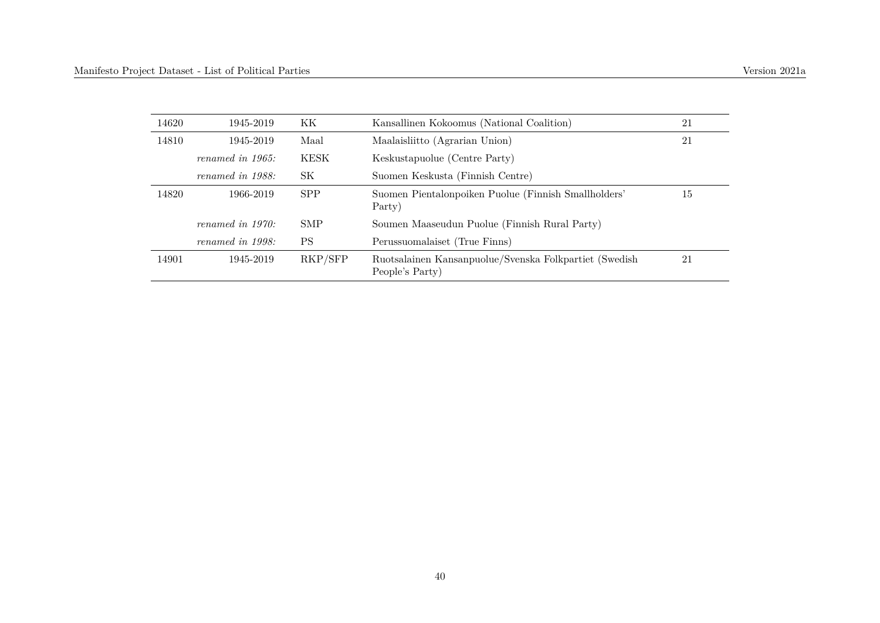| | | | | |
|---|---|---|---|---|
| 14620 | 1945-2019 | KK | Kansallinen Kokoomus (National Coalition) | 21 |
| 14810 | 1945-2019 | Maal | Maalaisliitto (Agrarian Union) | 21 |
| | *renamed in 1965:* | KESK | Keskustapuolue (Centre Party) | |
| | *renamed in 1988:* | SK | Suomen Keskusta (Finnish Centre) | |
| 14820 | 1966-2019 | SPP | Suomen Pientalonpoiken Puolue (Finnish Smallholders' Party) | 15 |
| | *renamed in 1970:* | SMP | Soumen Maaseudun Puolue (Finnish Rural Party) | |
| | *renamed in 1998:* | PS | Perussuomalaiset (True Finns) | |
| 14901 | 1945-2019 | RKP/SFP | Ruotsalainen Kansanpuolue/Svenska Folkpartiet (Swedish People's Party) | 21 |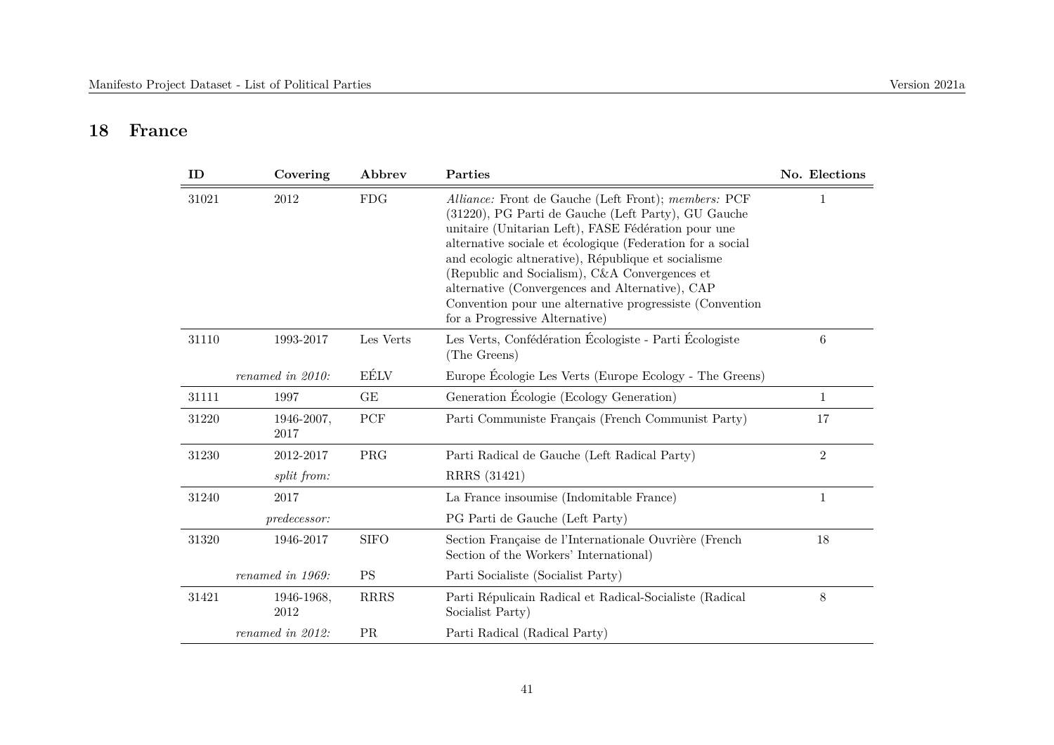## 18 France

| ID | Covering | Abbrev | Parties | No. Elections |
|---|---|---|---|---|
| 31021 | 2012 | FDG | *Alliance:* Front de Gauche (Left Front); *members:* PCF (31220), PG Parti de Gauche (Left Party), GU Gauche unitaire (Unitarian Left), FASE Fédération pour une alternative sociale et écologique (Federation for a social and ecologic altnerative), République et socialisme (Republic and Socialism), C&A Convergences et alternative (Convergences and Alternative), CAP Convention pour une alternative progressiste (Convention for a Progressive Alternative) | 1 |
| 31110 | 1993-2017 | Les Verts | Les Verts, Confédération Écologiste - Parti Écologiste (The Greens) | 6 |
| | *renamed in 2010:* | EÉLV | Europe Écologie Les Verts (Europe Ecology - The Greens) | |
| 31111 | 1997 | GE | Generation Écologie (Ecology Generation) | 1 |
| 31220 | 1946-2007, 2017 | PCF | Parti Communiste Français (French Communist Party) | 17 |
| 31230 | 2012-2017 | PRG | Parti Radical de Gauche (Left Radical Party) | 2 |
| | *split from:* | | RRRS (31421) | |
| 31240 | 2017 | | La France insoumise (Indomitable France) | 1 |
| | *predecessor:* | | PG Parti de Gauche (Left Party) | |
| 31320 | 1946-2017 | SIFO | Section Française de l'Internationale Ouvrière (French Section of the Workers' International) | 18 |
| | *renamed in 1969:* | PS | Parti Socialiste (Socialist Party) | |
| 31421 | 1946-1968, 2012 | RRRS | Parti Répulicain Radical et Radical-Socialiste (Radical Socialist Party) | 8 |
| | *renamed in 2012:* | PR | Parti Radical (Radical Party) | |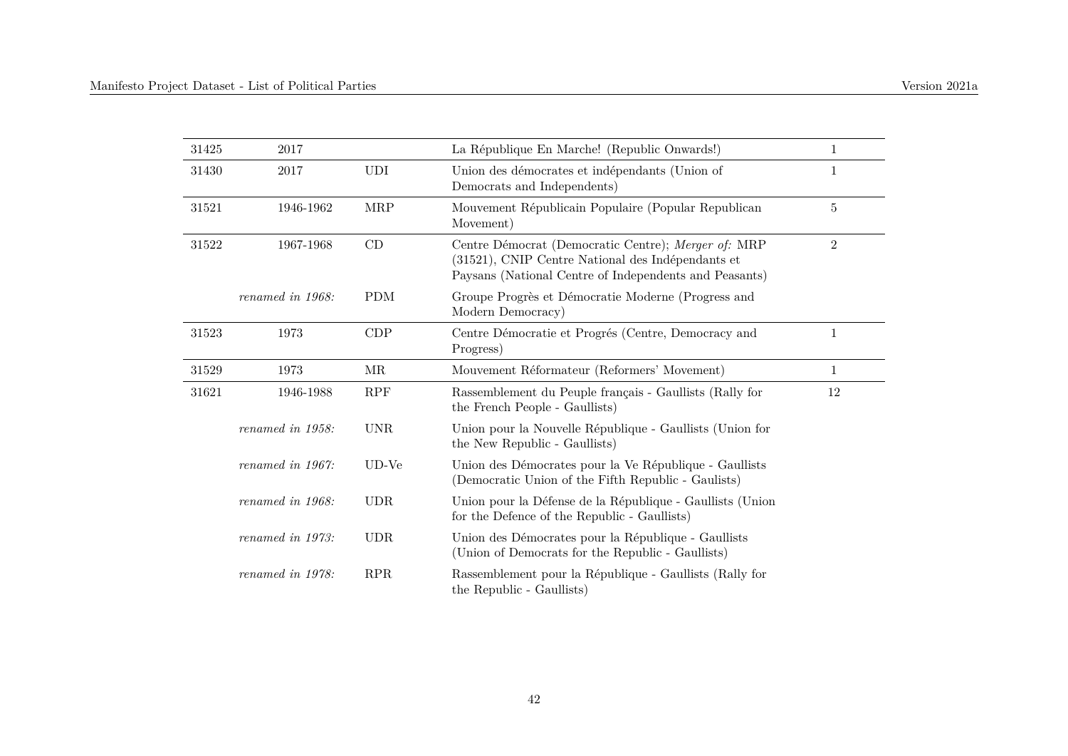| | | | | |
|---|---|---|---|---|
| 31425 | 2017 | | La République En Marche! (Republic Onwards!) | 1 |
| 31430 | 2017 | UDI | Union des démocrates et indépendants (Union of Democrats and Independents) | 1 |
| 31521 | 1946-1962 | MRP | Mouvement Républicain Populaire (Popular Republican Movement) | 5 |
| 31522 | 1967-1968 | CD | Centre Démocrat (Democratic Centre); *Merger of:* MRP (31521), CNIP Centre National des Indépendants et Paysans (National Centre of Independents and Peasants) | 2 |
| | *renamed in 1968:* | PDM | Groupe Progrès et Démocratie Moderne (Progress and Modern Democracy) | |
| 31523 | 1973 | CDP | Centre Démocratie et Progrés (Centre, Democracy and Progress) | 1 |
| 31529 | 1973 | MR | Mouvement Réformateur (Reformers' Movement) | 1 |
| 31621 | 1946-1988 | RPF | Rassemblement du Peuple français - Gaullists (Rally for the French People - Gaullists) | 12 |
| | *renamed in 1958:* | UNR | Union pour la Nouvelle République - Gaullists (Union for the New Republic - Gaullists) | |
| | *renamed in 1967:* | UD-Ve | Union des Démocrates pour la Ve République - Gaullists (Democratic Union of the Fifth Republic - Gaulists) | |
| | *renamed in 1968:* | UDR | Union pour la Défense de la République - Gaullists (Union for the Defence of the Republic - Gaullists) | |
| | *renamed in 1973:* | UDR | Union des Démocrates pour la République - Gaullists (Union of Democrats for the Republic - Gaullists) | |
| | *renamed in 1978:* | RPR | Rassemblement pour la République - Gaullists (Rally for the Republic - Gaullists) | |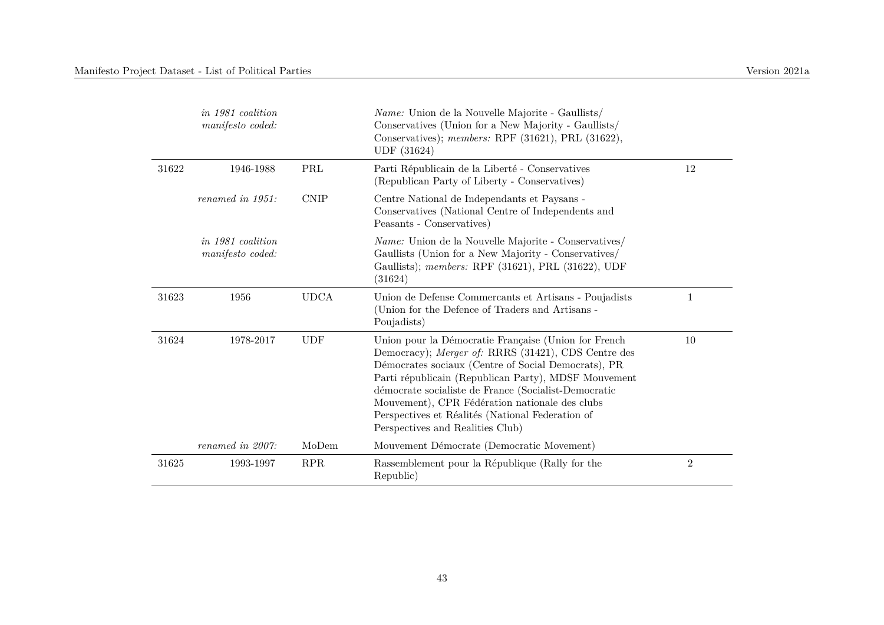| | | | | |
|---|---|---|---|---|
| | *in 1981 coalition manifesto coded:* | | *Name:* Union de la Nouvelle Majorite - Gaullists/ Conservatives (Union for a New Majority - Gaullists/ Conservatives); *members:* RPF (31621), PRL (31622), UDF (31624) | |
| 31622 | 1946-1988 | PRL | Parti Républicain de la Liberté - Conservatives (Republican Party of Liberty - Conservatives) | 12 |
| | *renamed in 1951:* | CNIP | Centre National de Independants et Paysans - Conservatives (National Centre of Independents and Peasants - Conservatives) | |
| | *in 1981 coalition manifesto coded:* | | *Name:* Union de la Nouvelle Majorite - Conservatives/ Gaullists (Union for a New Majority - Conservatives/ Gaullists); *members:* RPF (31621), PRL (31622), UDF (31624) | |
| 31623 | 1956 | UDCA | Union de Defense Commercants et Artisans - Poujadists (Union for the Defence of Traders and Artisans - Poujadists) | 1 |
| 31624 | 1978-2017 | UDF | Union pour la Démocratie Française (Union for French Democracy); *Merger of:* RRRS (31421), CDS Centre des Démocrates sociaux (Centre of Social Democrats), PR Parti républicain (Republican Party), MDSF Mouvement démocrate socialiste de France (Socialist-Democratic Mouvement), CPR Fédération nationale des clubs Perspectives et Réalités (National Federation of Perspectives and Realities Club) | 10 |
| | *renamed in 2007:* | MoDem | Mouvement Démocrate (Democratic Movement) | |
| 31625 | 1993-1997 | RPR | Rassemblement pour la République (Rally for the Republic) | 2 |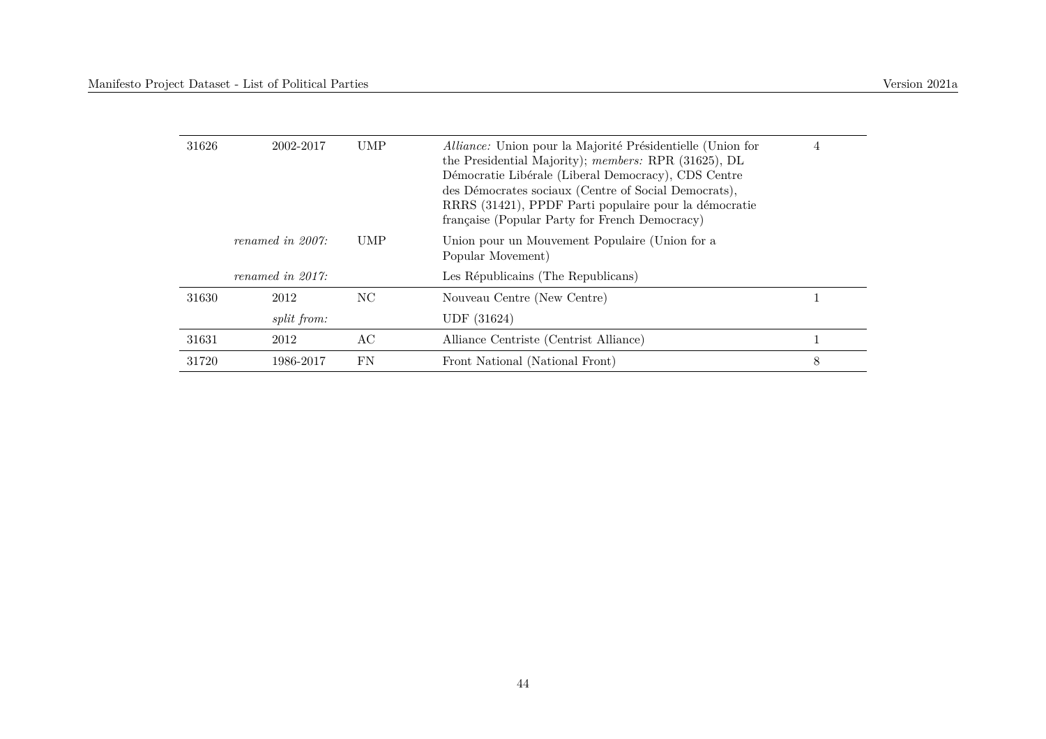| | | | | |
|---|---|---|---|---|
| 31626 | 2002-2017 | UMP | *Alliance:* Union pour la Majorité Présidentielle (Union for the Presidential Majority); *members:* RPR (31625), DL Démocratie Libérale (Liberal Democracy), CDS Centre des Démocrates sociaux (Centre of Social Democrats), RRRS (31421), PPDF Parti populaire pour la démocratie française (Popular Party for French Democracy) | 4 |
| | *renamed in 2007:* | UMP | Union pour un Mouvement Populaire (Union for a Popular Movement) | |
| | *renamed in 2017:* | | Les Républicains (The Republicans) | |
| 31630 | 2012 | NC | Nouveau Centre (New Centre) | 1 |
| | *split from:* | | UDF (31624) | |
| 31631 | 2012 | AC | Alliance Centriste (Centrist Alliance) | 1 |
| 31720 | 1986-2017 | FN | Front National (National Front) | 8 |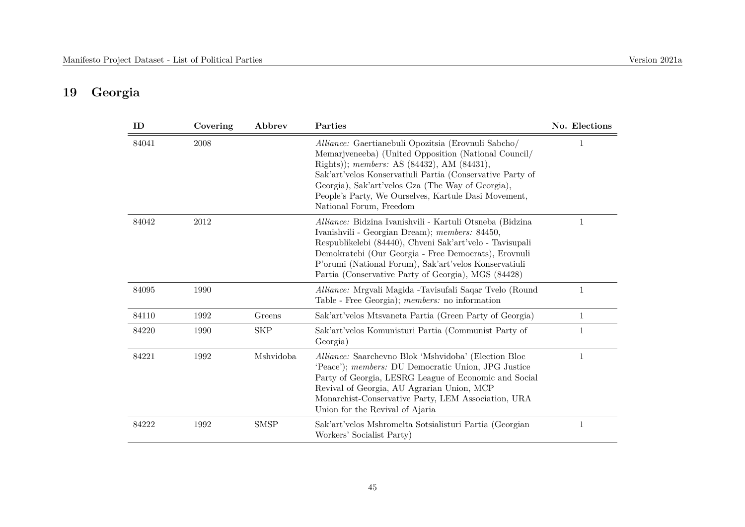## 19 Georgia

| ID | Covering | Abbrev | Parties | No. Elections |
|---|---|---|---|---|
| 84041 | 2008 | | *Alliance:* Gaertianebuli Opozitsia (Erovnuli Sabcho/ Memarjveneeba) (United Opposition (National Council/ Rights)); *members:* AS (84432), AM (84431), Sak'art'velos Konservatiuli Partia (Conservative Party of Georgia), Sak'art'velos Gza (The Way of Georgia), People's Party, We Ourselves, Kartule Dasi Movement, National Forum, Freedom | 1 |
| 84042 | 2012 | | *Alliance:* Bidzina Ivanishvili - Kartuli Otsneba (Bidzina Ivanishvili - Georgian Dream); *members:* 84450, Respublikelebi (84440), Chveni Sak'art'velo - Tavisupali Demokratebi (Our Georgia - Free Democrats), Erovnuli P'orumi (National Forum), Sak'art'velos Konservatiuli Partia (Conservative Party of Georgia), MGS (84428) | 1 |
| 84095 | 1990 | | *Alliance:* Mrgvali Magida -Tavisufali Saqar Tvelo (Round Table - Free Georgia); *members:* no information | 1 |
| 84110 | 1992 | Greens | Sak'art'velos Mtsvaneta Partia (Green Party of Georgia) | 1 |
| 84220 | 1990 | SKP | Sak'art'velos Komunisturi Partia (Communist Party of Georgia) | 1 |
| 84221 | 1992 | Mshvidoba | *Alliance:* Saarchevno Blok 'Mshvidoba' (Election Bloc 'Peace'); *members:* DU Democratic Union, JPG Justice Party of Georgia, LESRG League of Economic and Social Revival of Georgia, AU Agrarian Union, MCP Monarchist-Conservative Party, LEM Association, URA Union for the Revival of Ajaria | 1 |
| 84222 | 1992 | SMSP | Sak'art'velos Mshromelta Sotsialisturi Partia (Georgian Workers' Socialist Party) | 1 |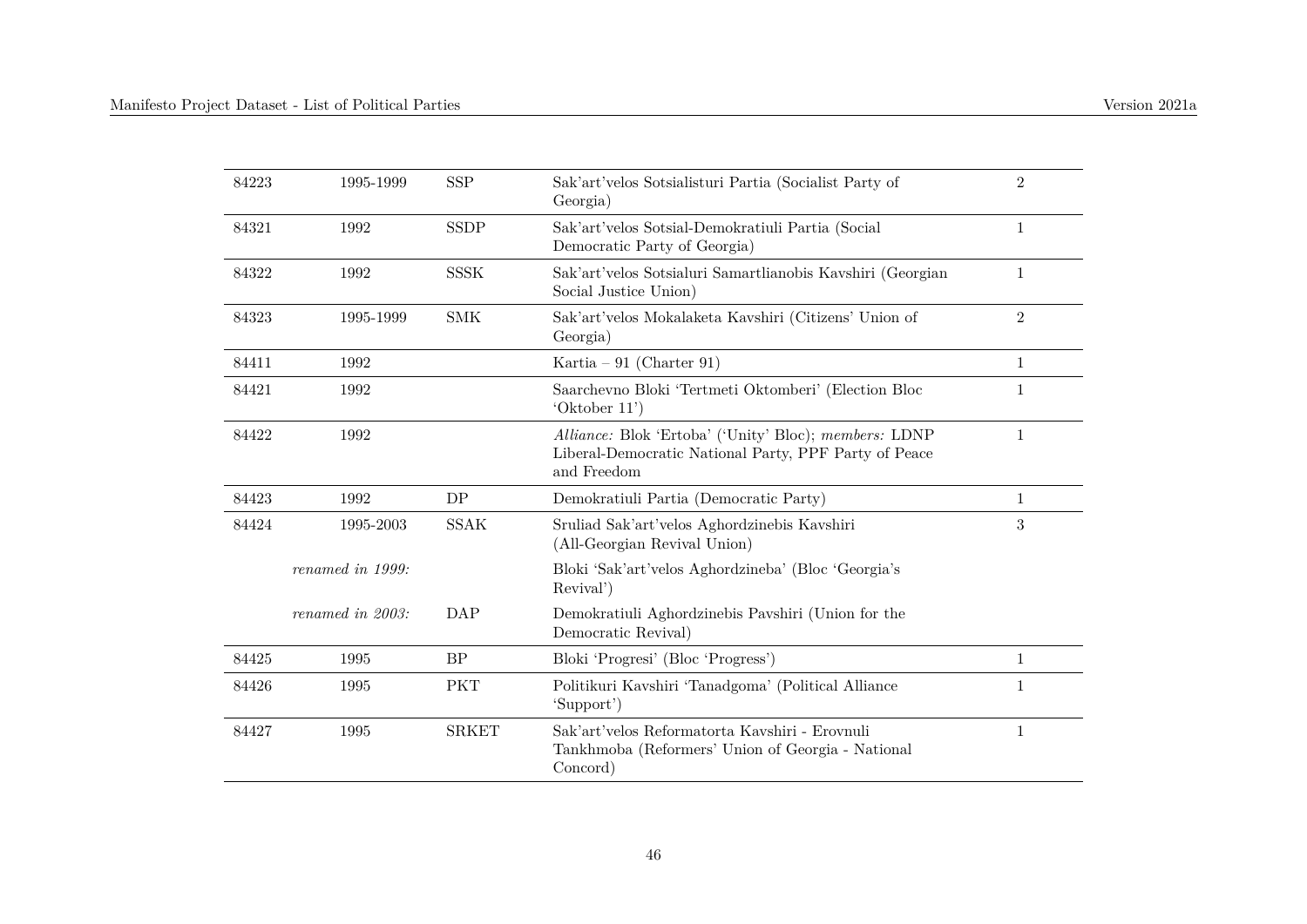| | | | | |
|---|---|---|---|---|
| 84223 | 1995-1999 | SSP | Sak'art'velos Sotsialisturi Partia (Socialist Party of Georgia) | 2 |
| 84321 | 1992 | SSDP | Sak'art'velos Sotsial-Demokratiuli Partia (Social Democratic Party of Georgia) | 1 |
| 84322 | 1992 | SSSK | Sak'art'velos Sotsialuri Samartlianobis Kavshiri (Georgian Social Justice Union) | 1 |
| 84323 | 1995-1999 | SMK | Sak'art'velos Mokalaketa Kavshiri (Citizens' Union of Georgia) | 2 |
| 84411 | 1992 | | Kartia – 91 (Charter 91) | 1 |
| 84421 | 1992 | | Saarchevno Bloki 'Tertmeti Oktomberi' (Election Bloc 'Oktober 11') | 1 |
| 84422 | 1992 | | *Alliance:* Blok 'Ertoba' ('Unity' Bloc); *members:* LDNP Liberal-Democratic National Party, PPF Party of Peace and Freedom | 1 |
| 84423 | 1992 | DP | Demokratiuli Partia (Democratic Party) | 1 |
| 84424 | 1995-2003 | SSAK | Sruliad Sak'art'velos Aghordzinebis Kavshiri (All-Georgian Revival Union) | 3 |
| | *renamed in 1999:* | | Bloki 'Sak'art'velos Aghordzineba' (Bloc 'Georgia's Revival') | |
| | *renamed in 2003:* | DAP | Demokratiuli Aghordzinebis Pavshiri (Union for the Democratic Revival) | |
| 84425 | 1995 | BP | Bloki 'Progresi' (Bloc 'Progress') | 1 |
| 84426 | 1995 | PKT | Politikuri Kavshiri 'Tanadgoma' (Political Alliance 'Support') | 1 |
| 84427 | 1995 | SRKET | Sak'art'velos Reformatorta Kavshiri - Erovnuli Tankhmoba (Reformers' Union of Georgia - National Concord) | 1 |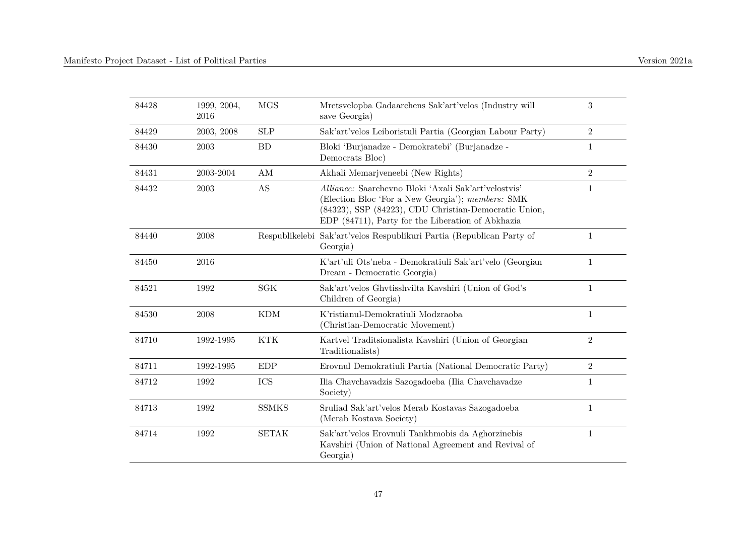| | | | | |
|---|---|---|---|---|
| 84428 | 1999, 2004, 2016 | MGS | Mretsvelopba Gadaarchens Sak'art'velos (Industry will save Georgia) | 3 |
| 84429 | 2003, 2008 | SLP | Sak'art'velos Leiboristuli Partia (Georgian Labour Party) | 2 |
| 84430 | 2003 | BD | Bloki 'Burjanadze - Demokratebi' (Burjanadze - Democrats Bloc) | 1 |
| 84431 | 2003-2004 | AM | Akhali Memarjveneebi (New Rights) | 2 |
| 84432 | 2003 | AS | *Alliance:* Saarchevno Bloki 'Axali Sak'art'velostvis' (Election Bloc 'For a New Georgia'); *members:* SMK (84323), SSP (84223), CDU Christian-Democratic Union, EDP (84711), Party for the Liberation of Abkhazia | 1 |
| 84440 | 2008 | Respublikelebi | Sak'art'velos Respublikuri Partia (Republican Party of Georgia) | 1 |
| 84450 | 2016 | | K'art'uli Ots'neba - Demokratiuli Sak'art'velo (Georgian Dream - Democratic Georgia) | 1 |
| 84521 | 1992 | SGK | Sak'art'velos Ghvtisshvilta Kavshiri (Union of God's Children of Georgia) | 1 |
| 84530 | 2008 | KDM | K'ristianul-Demokratiuli Modzraoba (Christian-Democratic Movement) | 1 |
| 84710 | 1992-1995 | KTK | Kartvel Traditsionalista Kavshiri (Union of Georgian Traditionalists) | 2 |
| 84711 | 1992-1995 | EDP | Erovnul Demokratiuli Partia (National Democratic Party) | 2 |
| 84712 | 1992 | ICS | Ilia Chavchavadzis Sazogadoeba (Ilia Chavchavadze Society) | 1 |
| 84713 | 1992 | SSMKS | Sruliad Sak'art'velos Merab Kostavas Sazogadoeba (Merab Kostava Society) | 1 |
| 84714 | 1992 | SETAK | Sak'art'velos Erovnuli Tankhmobis da Aghorzinebis Kavshiri (Union of National Agreement and Revival of Georgia) | 1 |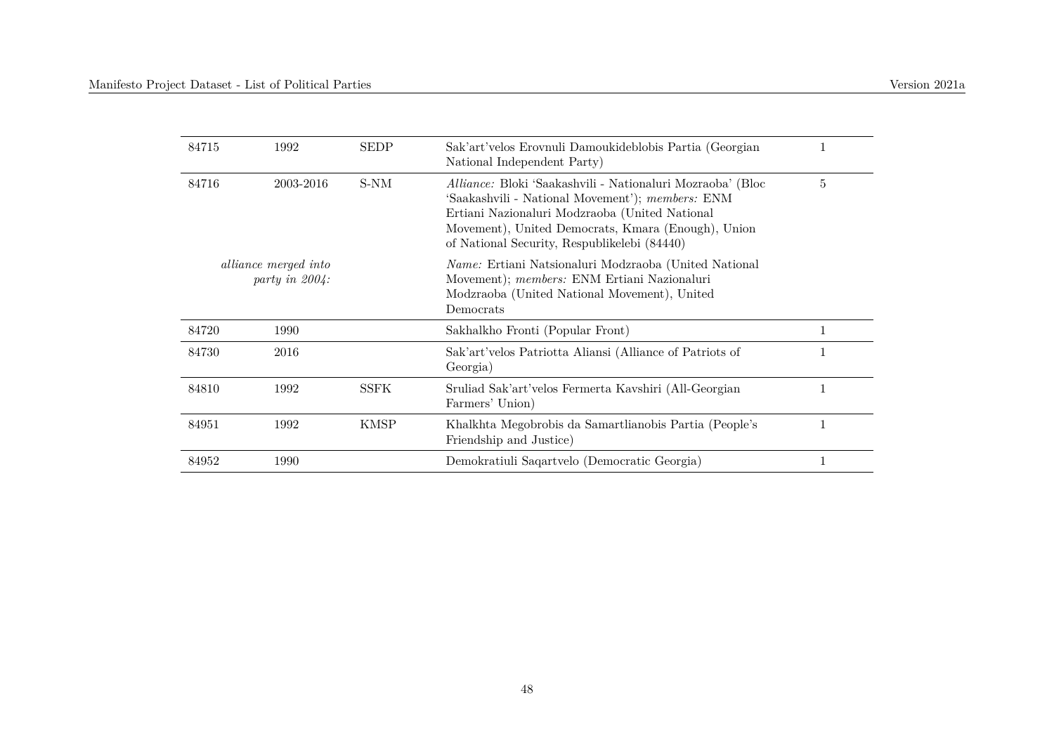| | | | | |
|---|---|---|---|---|
| 84715 | 1992 | SEDP | Sak'art'velos Erovnuli Damoukideblobis Partia (Georgian National Independent Party) | 1 |
| 84716 | 2003-2016 | S-NM | *Alliance:* Bloki 'Saakashvili - Nationaluri Mozraoba' (Bloc 'Saakashvili - National Movement'); *members:* ENM Ertiani Nazionaluri Modzraoba (United National Movement), United Democrats, Kmara (Enough), Union of National Security, Respublikelebi (84440) | 5 |
| | *alliance merged into party in 2004:* | | *Name:* Ertiani Natsionaluri Modzraoba (United National Movement); *members:* ENM Ertiani Nazionaluri Modzraoba (United National Movement), United Democrats | |
| 84720 | 1990 | | Sakhalkho Fronti (Popular Front) | 1 |
| 84730 | 2016 | | Sak'art'velos Patriotta Aliansi (Alliance of Patriots of Georgia) | 1 |
| 84810 | 1992 | SSFK | Sruliad Sak'art'velos Fermerta Kavshiri (All-Georgian Farmers' Union) | 1 |
| 84951 | 1992 | KMSP | Khalkhta Megobrobis da Samartlianobis Partia (People's Friendship and Justice) | 1 |
| 84952 | 1990 | | Demokratiuli Saqartvelo (Democratic Georgia) | 1 |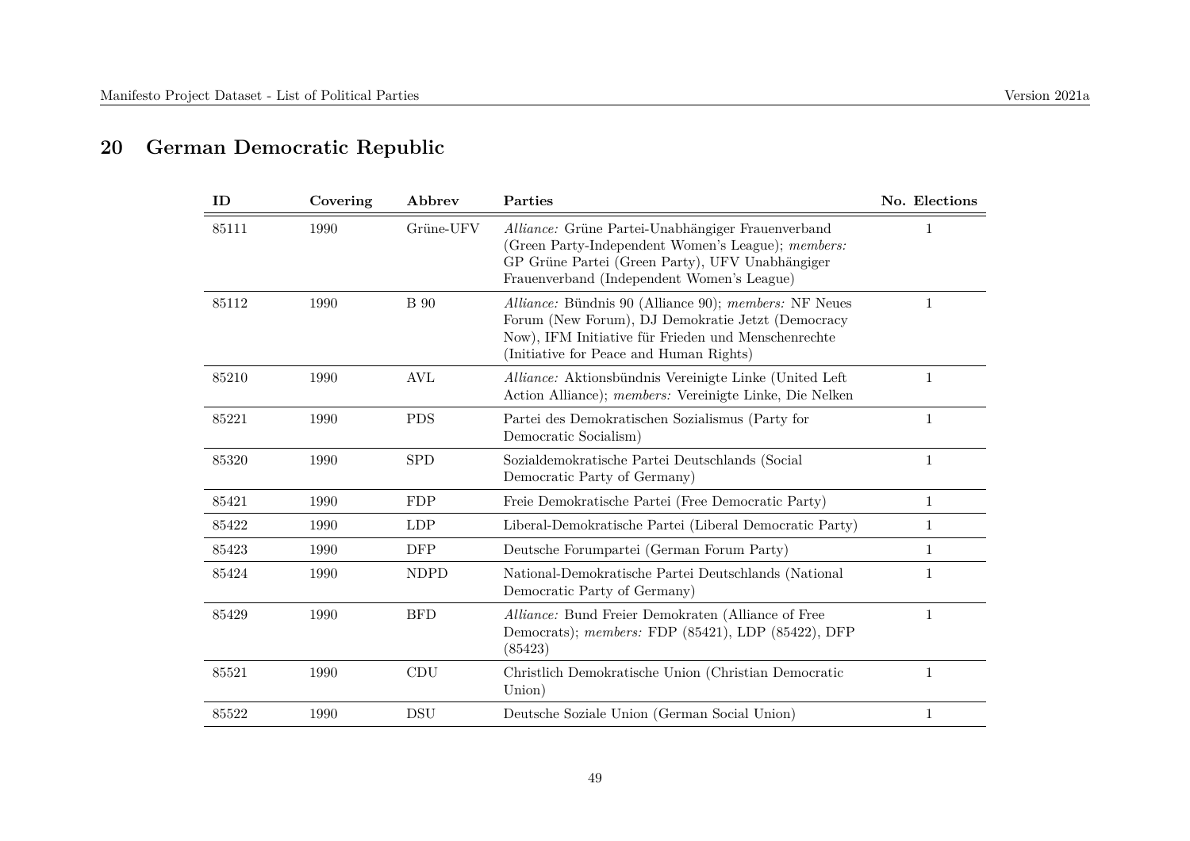## 20 German Democratic Republic

| ID | Covering | Abbrev | Parties | No. Elections |
|---|---|---|---|---|
| 85111 | 1990 | Grüne-UFV | *Alliance:* Grüne Partei-Unabhängiger Frauenverband (Green Party-Independent Women's League); *members:* GP Grüne Partei (Green Party), UFV Unabhängiger Frauenverband (Independent Women's League) | 1 |
| 85112 | 1990 | B 90 | *Alliance:* Bündnis 90 (Alliance 90); *members:* NF Neues Forum (New Forum), DJ Demokratie Jetzt (Democracy Now), IFM Initiative für Frieden und Menschenrechte (Initiative for Peace and Human Rights) | 1 |
| 85210 | 1990 | AVL | *Alliance:* Aktionsbündnis Vereinigte Linke (United Left Action Alliance); *members:* Vereinigte Linke, Die Nelken | 1 |
| 85221 | 1990 | PDS | Partei des Demokratischen Sozialismus (Party for Democratic Socialism) | 1 |
| 85320 | 1990 | SPD | Sozialdemokratische Partei Deutschlands (Social Democratic Party of Germany) | 1 |
| 85421 | 1990 | FDP | Freie Demokratische Partei (Free Democratic Party) | 1 |
| 85422 | 1990 | LDP | Liberal-Demokratische Partei (Liberal Democratic Party) | 1 |
| 85423 | 1990 | DFP | Deutsche Forumpartei (German Forum Party) | 1 |
| 85424 | 1990 | NDPD | National-Demokratische Partei Deutschlands (National Democratic Party of Germany) | 1 |
| 85429 | 1990 | BFD | *Alliance:* Bund Freier Demokraten (Alliance of Free Democrats); *members:* FDP (85421), LDP (85422), DFP (85423) | 1 |
| 85521 | 1990 | CDU | Christlich Demokratische Union (Christian Democratic Union) | 1 |
| 85522 | 1990 | DSU | Deutsche Soziale Union (German Social Union) | 1 |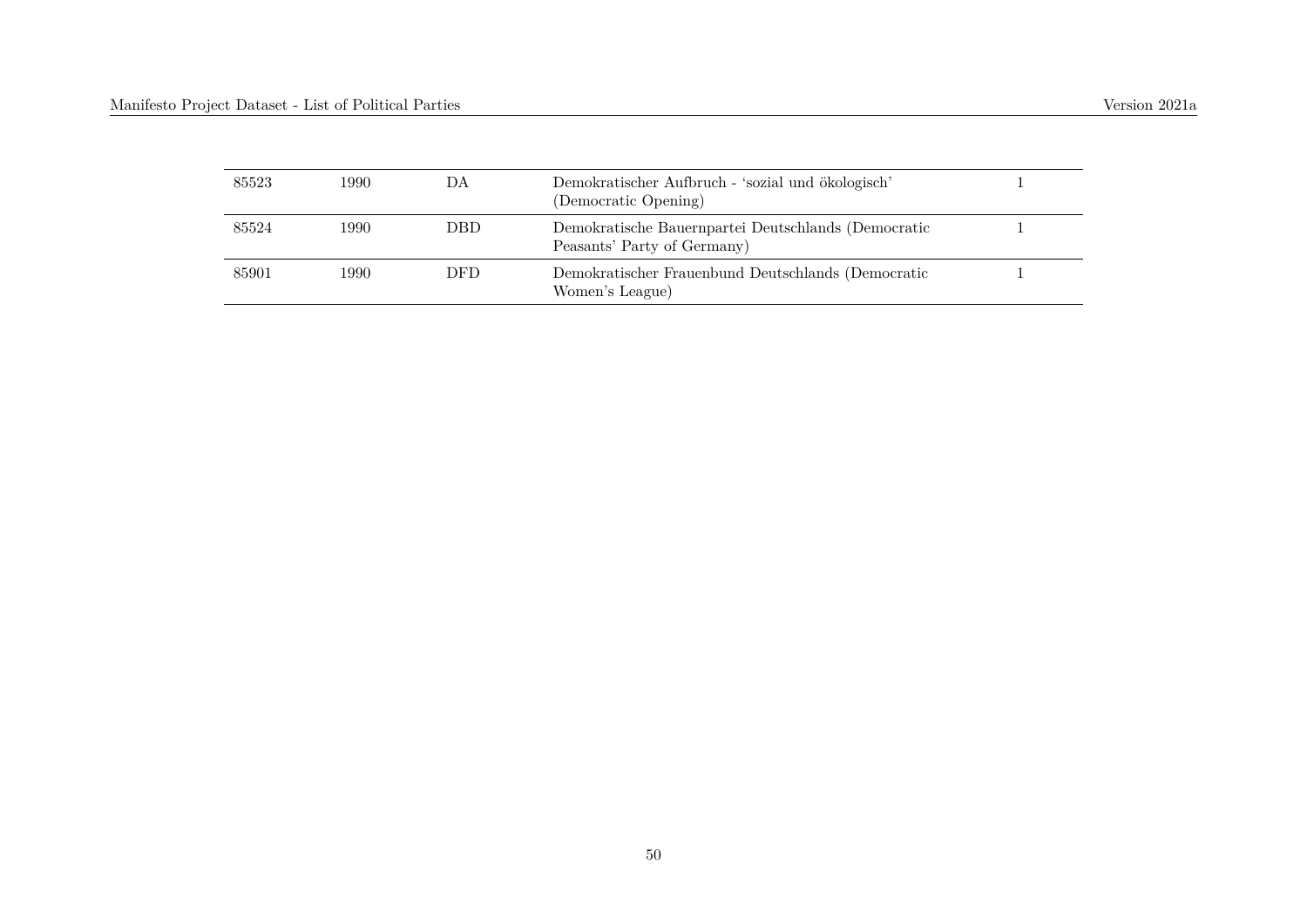| | | | | |
|---|---|---|---|---|
| 85523 | 1990 | DA | Demokratischer Aufbruch - 'sozial und ökologisch' (Democratic Opening) | 1 |
| 85524 | 1990 | DBD | Demokratische Bauernpartei Deutschlands (Democratic Peasants' Party of Germany) | 1 |
| 85901 | 1990 | DFD | Demokratischer Frauenbund Deutschlands (Democratic Women's League) | 1 |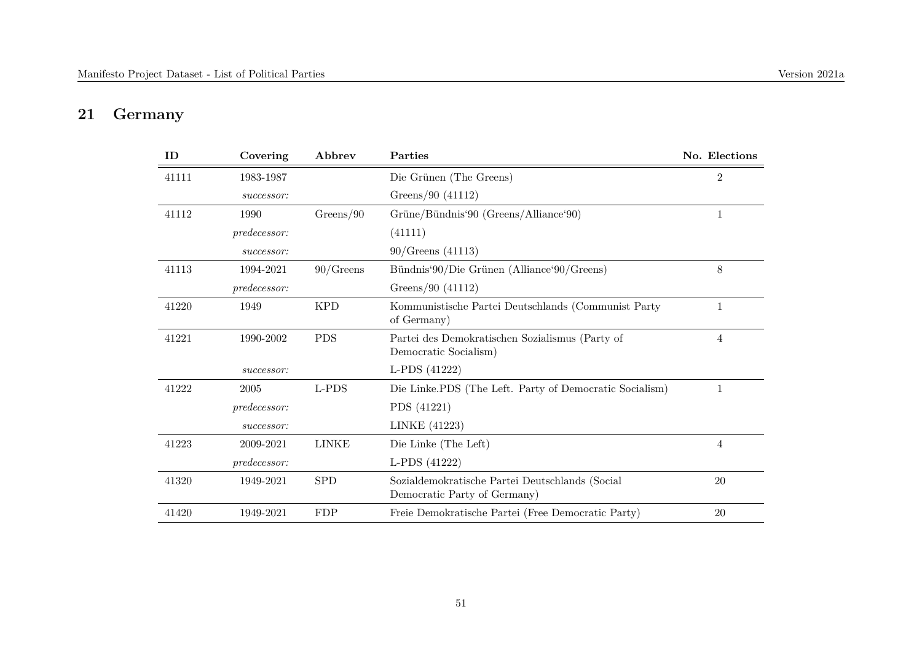## 21 Germany

| ID | Covering | Abbrev | Parties | No. Elections |
|---|---|---|---|---|
| 41111 | 1983-1987 | | Die Grünen (The Greens) | 2 |
| | *successor:* | | Greens/90 (41112) | |
| 41112 | 1990 | Greens/90 | Grüne/Bündnis‘90 (Greens/Alliance‘90) | 1 |
| | *predecessor:* | | (41111) | |
| | *successor:* | | 90/Greens (41113) | |
| 41113 | 1994-2021 | 90/Greens | Bündnis‘90/Die Grünen (Alliance‘90/Greens) | 8 |
| | *predecessor:* | | Greens/90 (41112) | |
| 41220 | 1949 | KPD | Kommunistische Partei Deutschlands (Communist Party of Germany) | 1 |
| 41221 | 1990-2002 | PDS | Partei des Demokratischen Sozialismus (Party of Democratic Socialism) | 4 |
| | *successor:* | | L-PDS (41222) | |
| 41222 | 2005 | L-PDS | Die Linke.PDS (The Left. Party of Democratic Socialism) | 1 |
| | *predecessor:* | | PDS (41221) | |
| | *successor:* | | LINKE (41223) | |
| 41223 | 2009-2021 | LINKE | Die Linke (The Left) | 4 |
| | *predecessor:* | | L-PDS (41222) | |
| 41320 | 1949-2021 | SPD | Sozialdemokratische Partei Deutschlands (Social Democratic Party of Germany) | 20 |
| 41420 | 1949-2021 | FDP | Freie Demokratische Partei (Free Democratic Party) | 20 |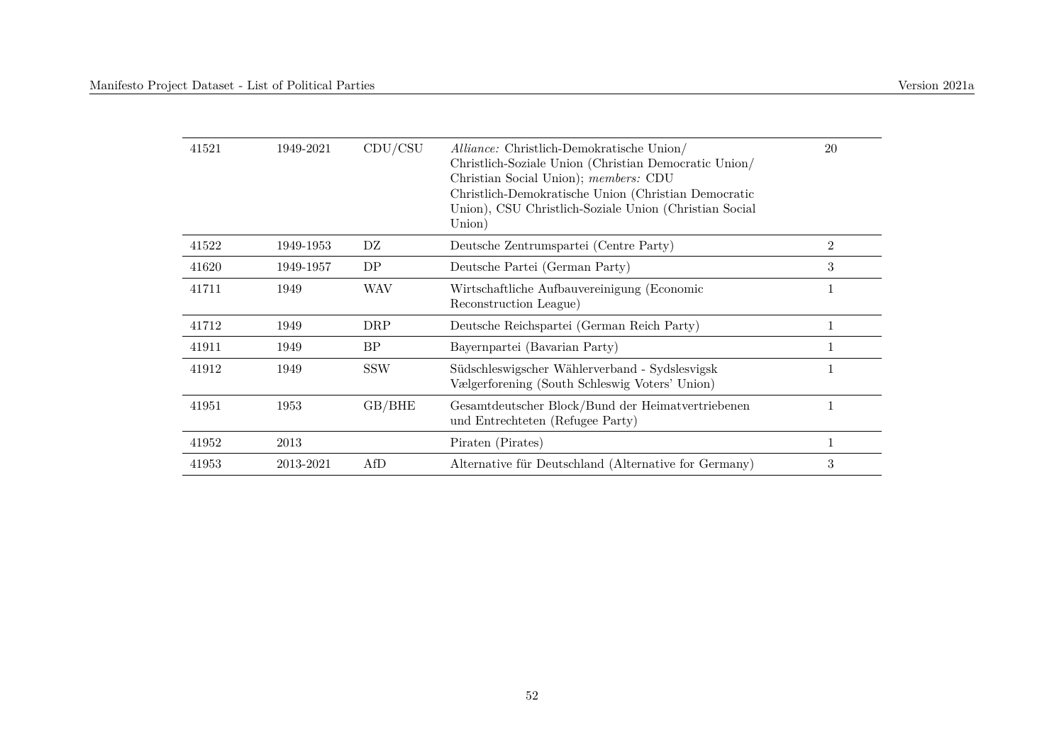| | | | | |
|---|---|---|---|---|
| 41521 | 1949-2021 | CDU/CSU | *Alliance:* Christlich-Demokratische Union/ Christlich-Soziale Union (Christian Democratic Union/ Christian Social Union); *members:* CDU Christlich-Demokratische Union (Christian Democratic Union), CSU Christlich-Soziale Union (Christian Social Union) | 20 |
| 41522 | 1949-1953 | DZ | Deutsche Zentrumspartei (Centre Party) | 2 |
| 41620 | 1949-1957 | DP | Deutsche Partei (German Party) | 3 |
| 41711 | 1949 | WAV | Wirtschaftliche Aufbauvereinigung (Economic Reconstruction League) | 1 |
| 41712 | 1949 | DRP | Deutsche Reichspartei (German Reich Party) | 1 |
| 41911 | 1949 | BP | Bayernpartei (Bavarian Party) | 1 |
| 41912 | 1949 | SSW | Südschleswigscher Wählerverband - Sydslesvigsk Vælgerforening (South Schleswig Voters' Union) | 1 |
| 41951 | 1953 | GB/BHE | Gesamtdeutscher Block/Bund der Heimatvertriebenen und Entrechteten (Refugee Party) | 1 |
| 41952 | 2013 | | Piraten (Pirates) | 1 |
| 41953 | 2013-2021 | AfD | Alternative für Deutschland (Alternative for Germany) | 3 |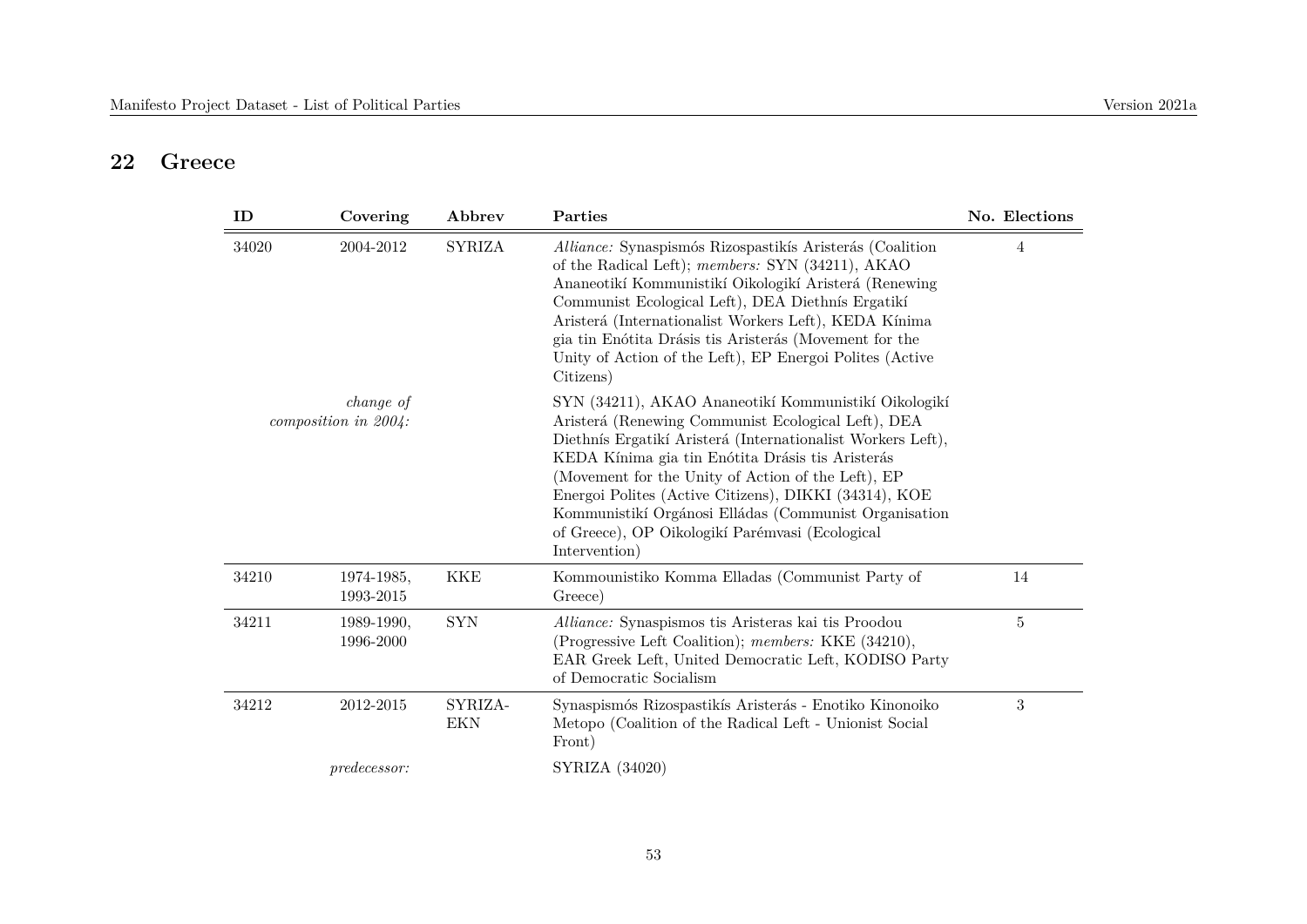## 22 Greece

| ID | Covering | Abbrev | Parties | No. Elections |
|---|---|---|---|---|
| 34020 | 2004-2012 | SYRIZA | *Alliance:* Synaspismós Rizospastikís Aristerás (Coalition of the Radical Left); *members:* SYN (34211), AKAO Ananeotikí Kommunistikí Oikologikí Aristerá (Renewing Communist Ecological Left), DEA Diethnís Ergatikí Aristerá (Internationalist Workers Left), KEDA Kínima gia tin Enótita Drásis tis Aristerás (Movement for the Unity of Action of the Left), EP Energoi Polites (Active Citizens) | 4 |
| | *change of composition in 2004:* | | SYN (34211), AKAO Ananeotikí Kommunistikí Oikologikí Aristerá (Renewing Communist Ecological Left), DEA Diethnís Ergatikí Aristerá (Internationalist Workers Left), KEDA Kínima gia tin Enótita Drásis tis Aristerás (Movement for the Unity of Action of the Left), EP Energoi Polites (Active Citizens), DIKKI (34314), KOE Kommunistikí Orgánosi Elládas (Communist Organisation of Greece), OP Oikologikí Parémvasi (Ecological Intervention) | |
| 34210 | 1974-1985, 1993-2015 | KKE | Kommounistiko Komma Elladas (Communist Party of Greece) | 14 |
| 34211 | 1989-1990, 1996-2000 | SYN | *Alliance:* Synaspismos tis Aristeras kai tis Proodou (Progressive Left Coalition); *members:* KKE (34210), EAR Greek Left, United Democratic Left, KODISO Party of Democratic Socialism | 5 |
| 34212 | 2012-2015 | SYRIZA-EKN | Synaspismós Rizospastikís Aristerás - Enotiko Kinonoiko Metopo (Coalition of the Radical Left - Unionist Social Front) | 3 |
| | *predecessor:* | | SYRIZA (34020) | |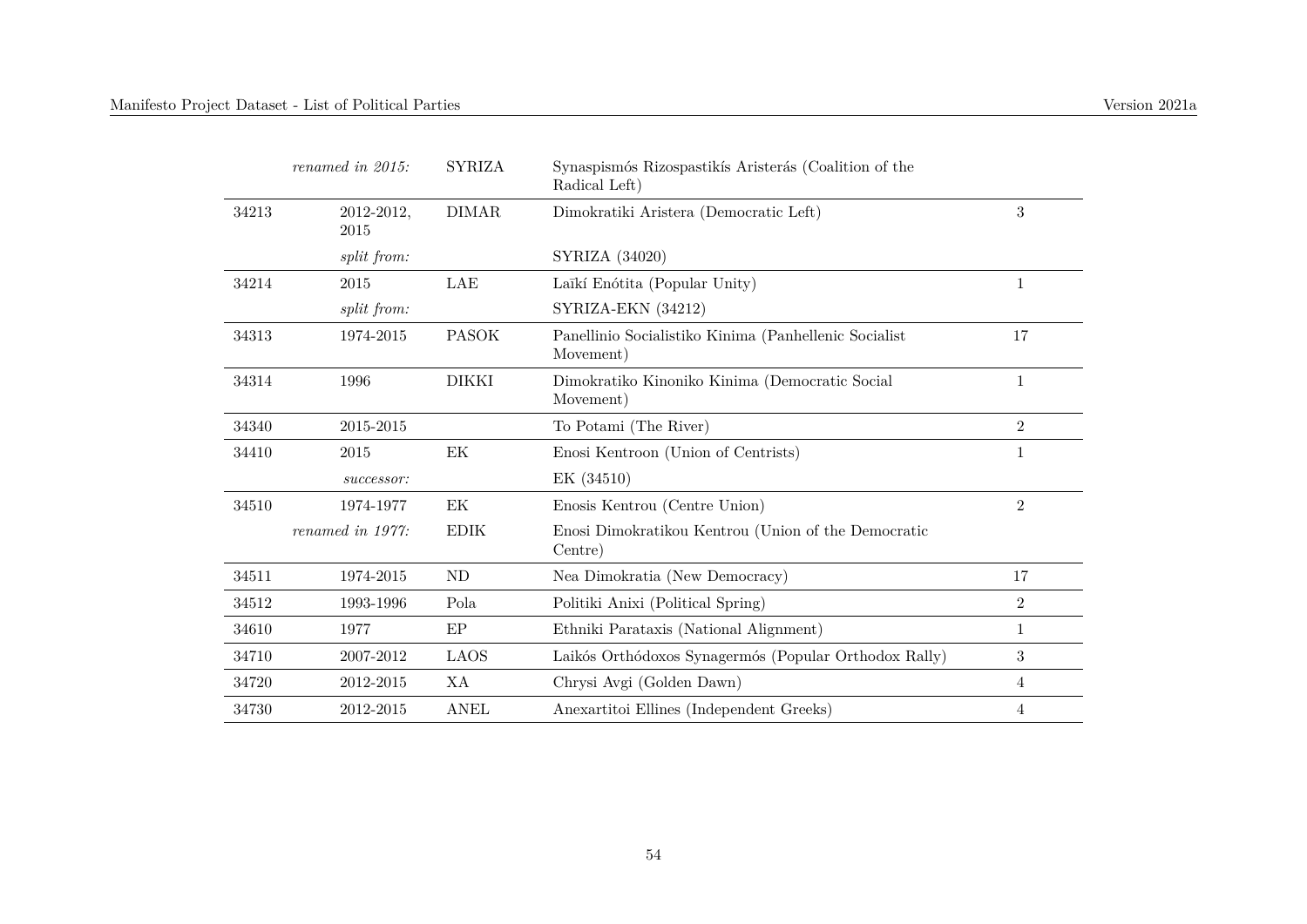| | | | | |
|---|---|---|---|---|
| | *renamed in 2015:* | SYRIZA | Synaspismós Rizospastikís Aristerás (Coalition of the Radical Left) | |
| 34213 | 2012-2012, 2015 | DIMAR | Dimokratiki Aristera (Democratic Left) | 3 |
| | *split from:* | | SYRIZA (34020) | |
| 34214 | 2015 | LAE | Laïkí Enótita (Popular Unity) | 1 |
| | *split from:* | | SYRIZA-EKN (34212) | |
| 34313 | 1974-2015 | PASOK | Panellinio Socialistiko Kinima (Panhellenic Socialist Movement) | 17 |
| 34314 | 1996 | DIKKI | Dimokratiko Kinoniko Kinima (Democratic Social Movement) | 1 |
| 34340 | 2015-2015 | | To Potami (The River) | 2 |
| 34410 | 2015 | EK | Enosi Kentroon (Union of Centrists) | 1 |
| | *successor:* | | EK (34510) | |
| 34510 | 1974-1977 | EK | Enosis Kentrou (Centre Union) | 2 |
| | *renamed in 1977:* | EDIK | Enosi Dimokratikou Kentrou (Union of the Democratic Centre) | |
| 34511 | 1974-2015 | ND | Nea Dimokratia (New Democracy) | 17 |
| 34512 | 1993-1996 | Pola | Politiki Anixi (Political Spring) | 2 |
| 34610 | 1977 | EP | Ethniki Parataxis (National Alignment) | 1 |
| 34710 | 2007-2012 | LAOS | Laikós Orthódoxos Synagermós (Popular Orthodox Rally) | 3 |
| 34720 | 2012-2015 | XA | Chrysi Avgi (Golden Dawn) | 4 |
| 34730 | 2012-2015 | ANEL | Anexartitoi Ellines (Independent Greeks) | 4 |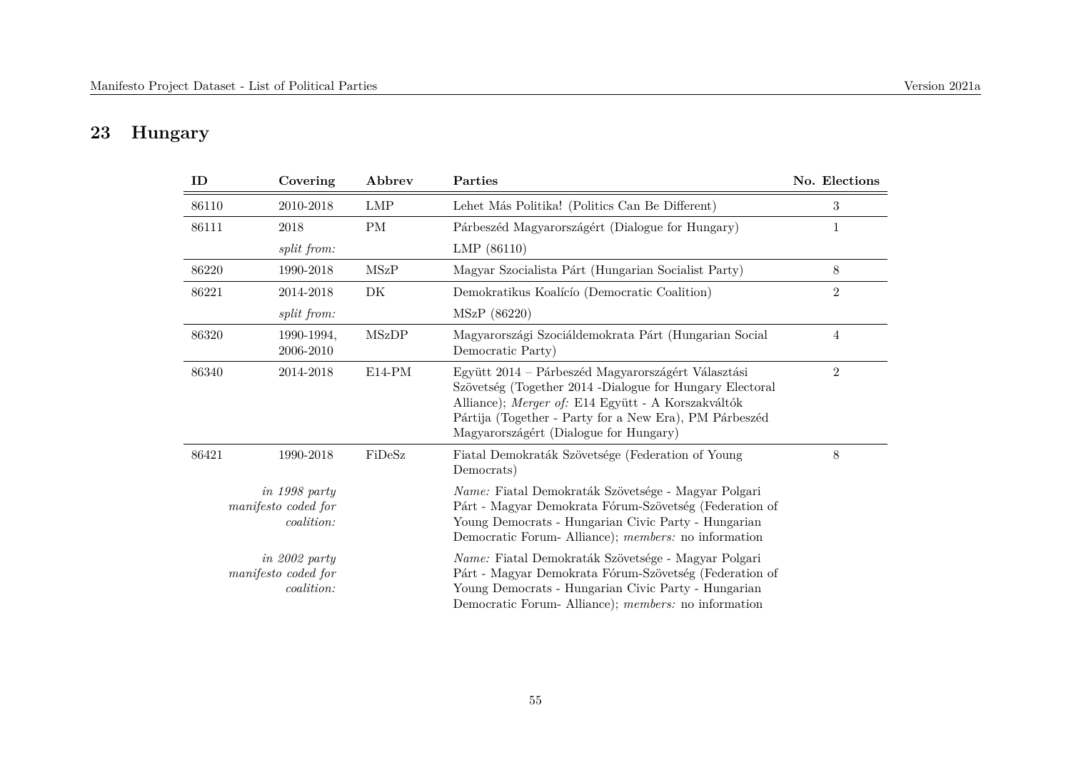## 23 Hungary

| ID | Covering | Abbrev | Parties | No. Elections |
|---|---|---|---|---|
| 86110 | 2010-2018 | LMP | Lehet Más Politika! (Politics Can Be Different) | 3 |
| 86111 | 2018 | PM | Párbeszéd Magyarországért (Dialogue for Hungary) | 1 |
| | *split from:* | | LMP (86110) | |
| 86220 | 1990-2018 | MSzP | Magyar Szocialista Párt (Hungarian Socialist Party) | 8 |
| 86221 | 2014-2018 | DK | Demokratikus Koalícío (Democratic Coalition) | 2 |
| | *split from:* | | MSzP (86220) | |
| 86320 | 1990-1994, 2006-2010 | MSzDP | Magyarországi Szociáldemokrata Párt (Hungarian Social Democratic Party) | 4 |
| 86340 | 2014-2018 | E14-PM | Együtt 2014 – Párbeszéd Magyarországért Választási Szövetség (Together 2014 -Dialogue for Hungary Electoral Alliance); *Merger of:* E14 Együtt - A Korszakváltók Pártija (Together - Party for a New Era), PM Párbeszéd Magyarországért (Dialogue for Hungary) | 2 |
| 86421 | 1990-2018 | FiDeSz | Fiatal Demokraták Szövetsége (Federation of Young Democrats) | 8 |
| | *in 1998 party manifesto coded for coalition:* | | *Name:* Fiatal Demokraták Szövetsége - Magyar Polgari Párt - Magyar Demokrata Fórum-Szövetség (Federation of Young Democrats - Hungarian Civic Party - Hungarian Democratic Forum- Alliance); *members:* no information | |
| | *in 2002 party manifesto coded for coalition:* | | *Name:* Fiatal Demokraták Szövetsége - Magyar Polgari Párt - Magyar Demokrata Fórum-Szövetség (Federation of Young Democrats - Hungarian Civic Party - Hungarian Democratic Forum- Alliance); *members:* no information | |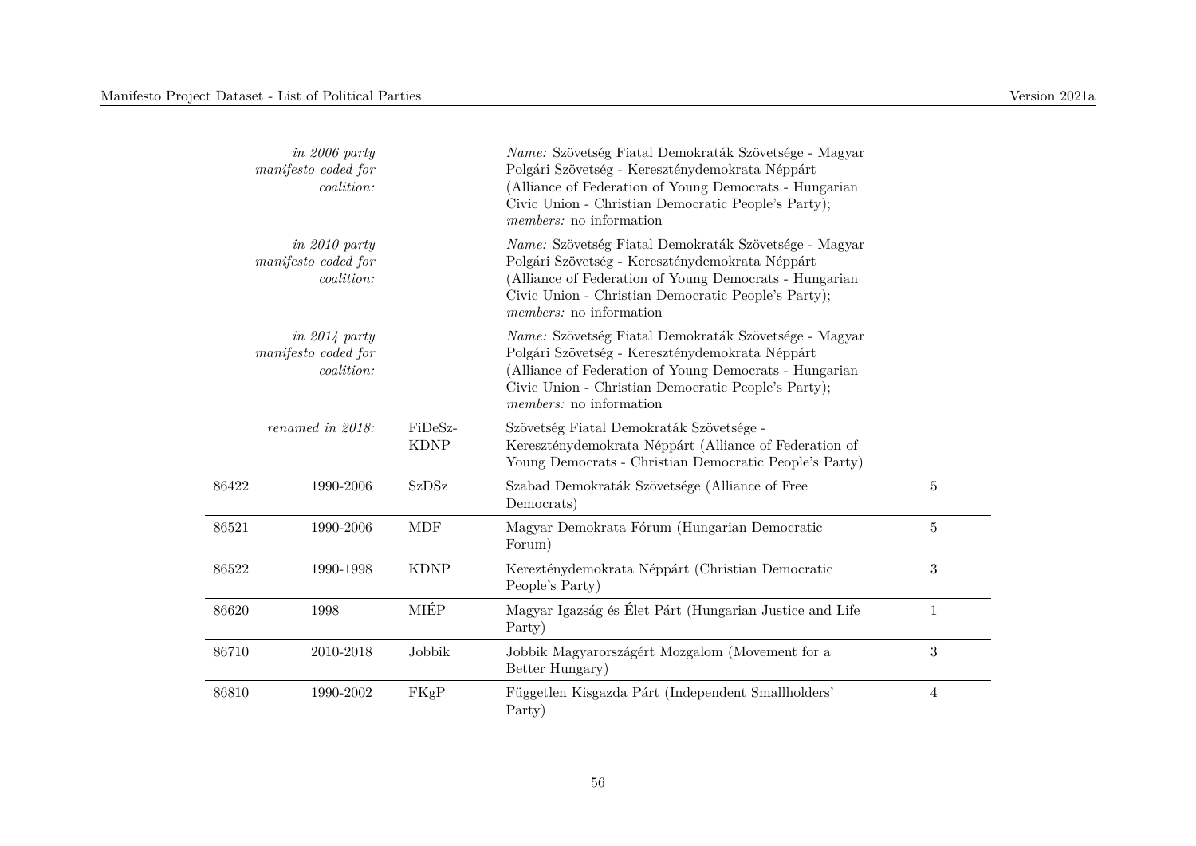| | | | | |
|---|---|---|---|---|
| | *in 2006 party manifesto coded for coalition:* | | *Name:* Szövetség Fiatal Demokraták Szövetsége - Magyar Polgári Szövetség - Kereszténydemokrata Néppárt (Alliance of Federation of Young Democrats - Hungarian Civic Union - Christian Democratic People's Party); *members:* no information | |
| | *in 2010 party manifesto coded for coalition:* | | *Name:* Szövetség Fiatal Demokraták Szövetsége - Magyar Polgári Szövetség - Kereszténydemokrata Néppárt (Alliance of Federation of Young Democrats - Hungarian Civic Union - Christian Democratic People's Party); *members:* no information | |
| | *in 2014 party manifesto coded for coalition:* | | *Name:* Szövetség Fiatal Demokraták Szövetsége - Magyar Polgári Szövetség - Kereszténydemokrata Néppárt (Alliance of Federation of Young Democrats - Hungarian Civic Union - Christian Democratic People's Party); *members:* no information | |
| | *renamed in 2018:* | FiDeSz-KDNP | Szövetség Fiatal Demokraták Szövetsége - Kereszténydemokrata Néppárt (Alliance of Federation of Young Democrats - Christian Democratic People's Party) | |
| 86422 | 1990-2006 | SzDSz | Szabad Demokraták Szövetsége (Alliance of Free Democrats) | 5 |
| 86521 | 1990-2006 | MDF | Magyar Demokrata Fórum (Hungarian Democratic Forum) | 5 |
| 86522 | 1990-1998 | KDNP | Kereztény­demokrata Néppárt (Christian Democratic People's Party) | 3 |
| 86620 | 1998 | MIÉP | Magyar Igazság és Élet Párt (Hungarian Justice and Life Party) | 1 |
| 86710 | 2010-2018 | Jobbik | Jobbik Magyarországért Mozgalom (Movement for a Better Hungary) | 3 |
| 86810 | 1990-2002 | FKgP | Független Kisgazda Párt (Independent Smallholders' Party) | 4 |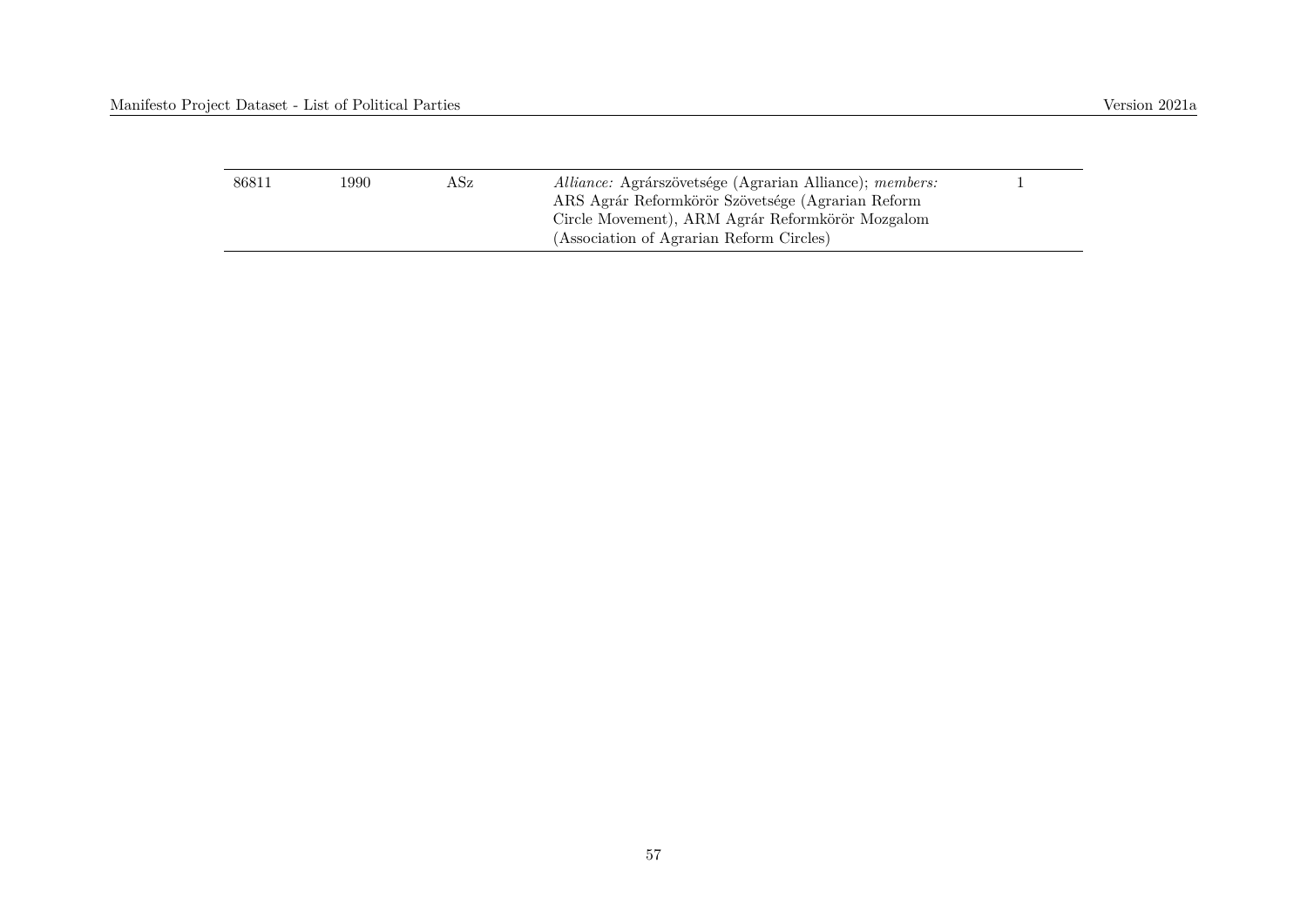| | | | | |
|---|---|---|---|---|
| 86811 | 1990 | ASz | *Alliance:* Agrárszövetsége (Agrarian Alliance); *members:* ARS Agrár Reformkörör Szövetsége (Agrarian Reform Circle Movement), ARM Agrár Reformkörör Mozgalom (Association of Agrarian Reform Circles) | 1 |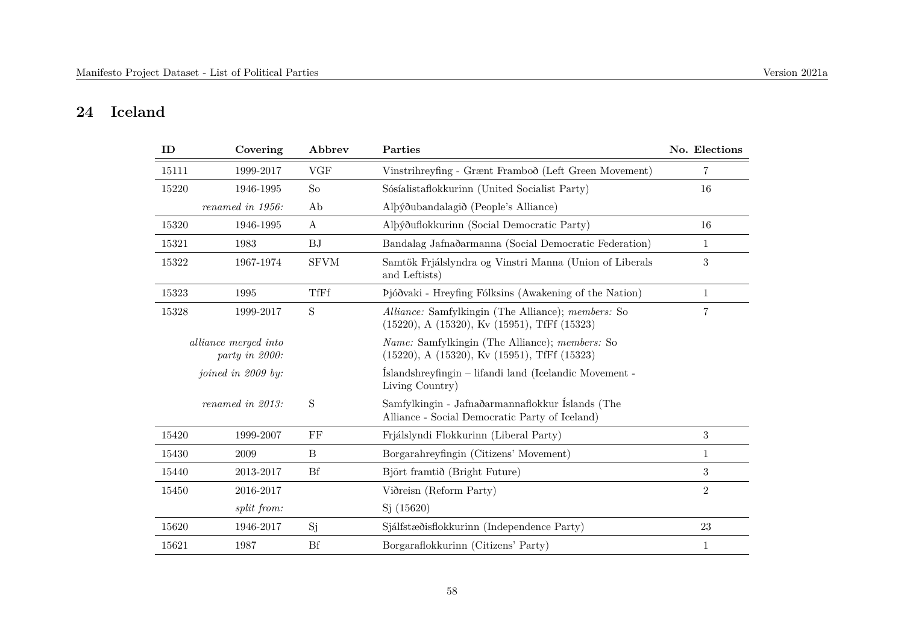## 24 Iceland

| ID | Covering | Abbrev | Parties | No. Elections |
|---|---|---|---|---|
| 15111 | 1999-2017 | VGF | Vinstrihreyfing - Grænt Framboð (Left Green Movement) | 7 |
| 15220 | 1946-1995 | So | Sósíalistaflokkurinn (United Socialist Party) | 16 |
| | *renamed in 1956:* | Ab | Alþýðubandalagið (People's Alliance) | |
| 15320 | 1946-1995 | A | Alþýðuflokkurinn (Social Democratic Party) | 16 |
| 15321 | 1983 | BJ | Bandalag Jafnaðarmanna (Social Democratic Federation) | 1 |
| 15322 | 1967-1974 | SFVM | Samtök Frjálslyndra og Vinstri Manna (Union of Liberals and Leftists) | 3 |
| 15323 | 1995 | TfFf | Þjóðvaki - Hreyfing Fólksins (Awakening of the Nation) | 1 |
| 15328 | 1999-2017 | S | *Alliance:* Samfylkingin (The Alliance); *members:* So (15220), A (15320), Kv (15951), TfFf (15323) | 7 |
| | *alliance merged into party in 2000:* | | *Name:* Samfylkingin (The Alliance); *members:* So (15220), A (15320), Kv (15951), TfFf (15323) | |
| | *joined in 2009 by:* | | Íslandshreyfingin – lifandi land (Icelandic Movement - Living Country) | |
| | *renamed in 2013:* | S | Samfylkingin - Jafnaðarmannaflokkur Íslands (The Alliance - Social Democratic Party of Iceland) | |
| 15420 | 1999-2007 | FF | Frjálslyndi Flokkurinn (Liberal Party) | 3 |
| 15430 | 2009 | B | Borgarahreyfingin (Citizens' Movement) | 1 |
| 15440 | 2013-2017 | Bf | Björt framtið (Bright Future) | 3 |
| 15450 | 2016-2017 | | Viðreisn (Reform Party) | 2 |
| | *split from:* | | Sj (15620) | |
| 15620 | 1946-2017 | Sj | Sjálfstæðisflokkurinn (Independence Party) | 23 |
| 15621 | 1987 | Bf | Borgaraflokkurinn (Citizens' Party) | 1 |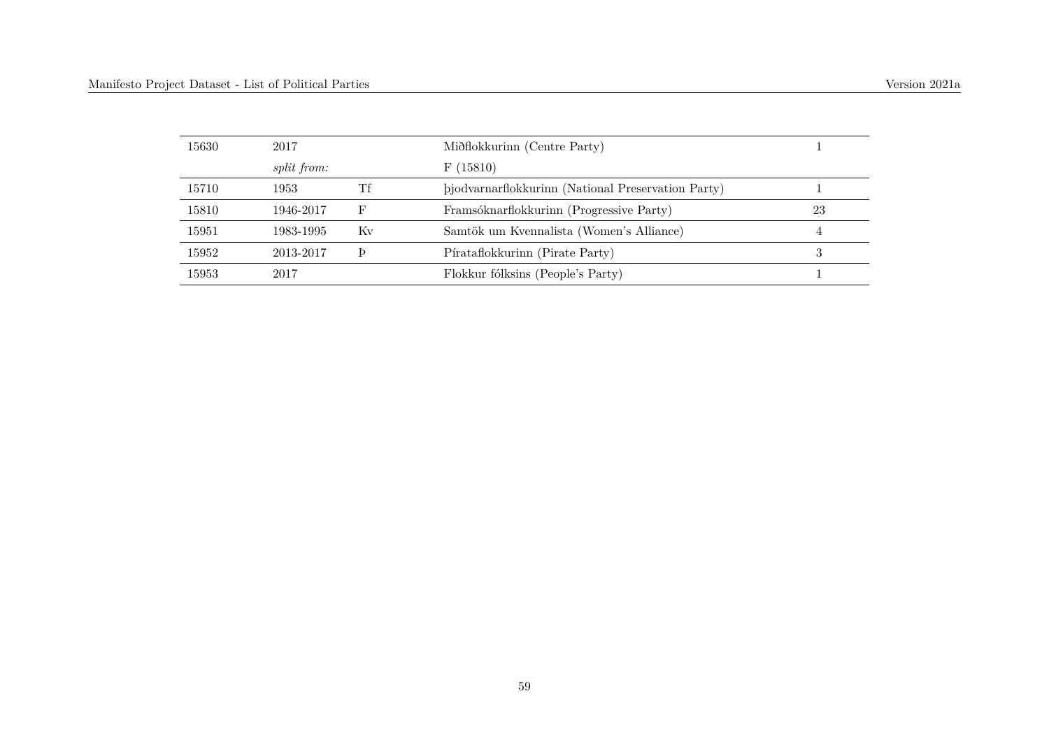| | | | | |
|---|---|---|---|---|
| 15630 | 2017 | | Miðflokkurinn (Centre Party) | 1 |
| | *split from:* | | F (15810) | |
| 15710 | 1953 | Tf | þjodvarnarflokkurinn (National Preservation Party) | 1 |
| 15810 | 1946-2017 | F | Framsóknarflokkurinn (Progressive Party) | 23 |
| 15951 | 1983-1995 | Kv | Samtök um Kvennalista (Women's Alliance) | 4 |
| 15952 | 2013-2017 | Þ | Pírataflokkurinn (Pirate Party) | 3 |
| 15953 | 2017 | | Flokkur fólksins (People's Party) | 1 |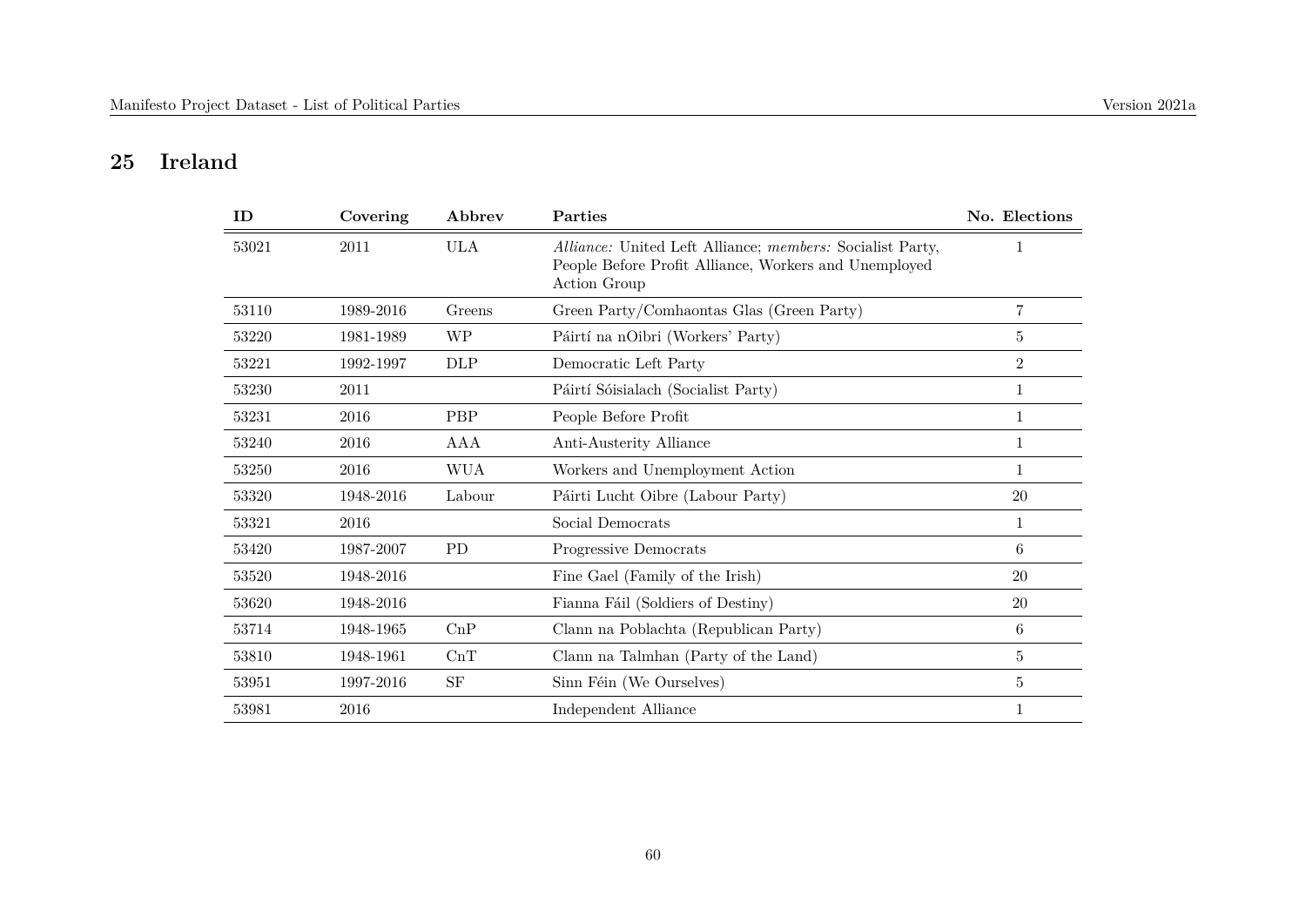## 25 Ireland

| ID | Covering | Abbrev | Parties | No. Elections |
|---|---|---|---|---|
| 53021 | 2011 | ULA | *Alliance:* United Left Alliance; *members:* Socialist Party, People Before Profit Alliance, Workers and Unemployed Action Group | 1 |
| 53110 | 1989-2016 | Greens | Green Party/Comhaontas Glas (Green Party) | 7 |
| 53220 | 1981-1989 | WP | Páirtí na nOibri (Workers' Party) | 5 |
| 53221 | 1992-1997 | DLP | Democratic Left Party | 2 |
| 53230 | 2011 | | Páirtí Sóisialach (Socialist Party) | 1 |
| 53231 | 2016 | PBP | People Before Profit | 1 |
| 53240 | 2016 | AAA | Anti-Austerity Alliance | 1 |
| 53250 | 2016 | WUA | Workers and Unemployment Action | 1 |
| 53320 | 1948-2016 | Labour | Páirti Lucht Oibre (Labour Party) | 20 |
| 53321 | 2016 | | Social Democrats | 1 |
| 53420 | 1987-2007 | PD | Progressive Democrats | 6 |
| 53520 | 1948-2016 | | Fine Gael (Family of the Irish) | 20 |
| 53620 | 1948-2016 | | Fianna Fáil (Soldiers of Destiny) | 20 |
| 53714 | 1948-1965 | CnP | Clann na Poblachta (Republican Party) | 6 |
| 53810 | 1948-1961 | CnT | Clann na Talmhan (Party of the Land) | 5 |
| 53951 | 1997-2016 | SF | Sinn Féin (We Ourselves) | 5 |
| 53981 | 2016 | | Independent Alliance | 1 |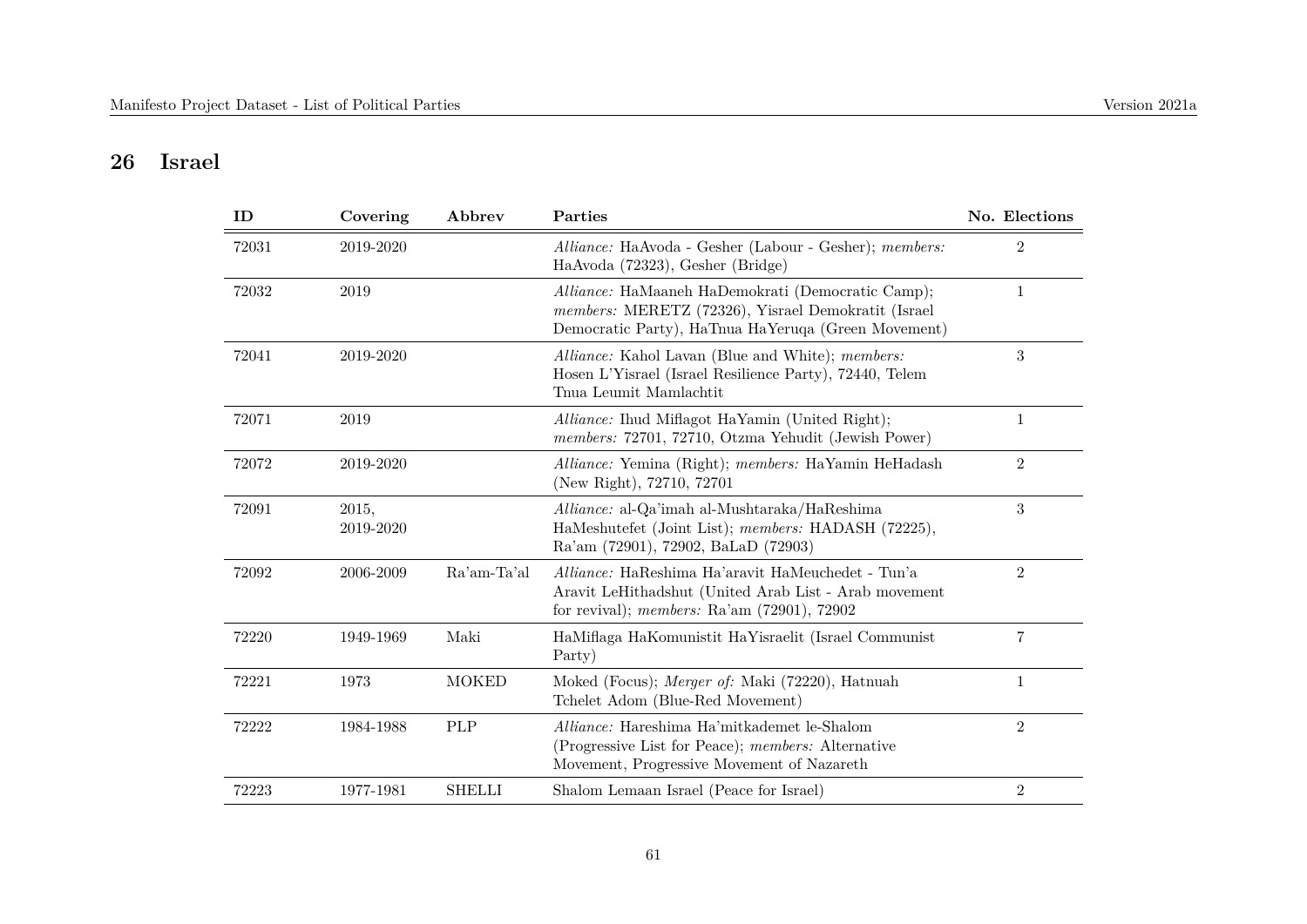## 26 Israel

| ID | Covering | Abbrev | Parties | No. Elections |
|---|---|---|---|---|
| 72031 | 2019-2020 | | *Alliance:* HaAvoda - Gesher (Labour - Gesher); *members:* HaAvoda (72323), Gesher (Bridge) | 2 |
| 72032 | 2019 | | *Alliance:* HaMaaneh HaDemokrati (Democratic Camp); *members:* MERETZ (72326), Yisrael Demokratit (Israel Democratic Party), HaTnua HaYeruqa (Green Movement) | 1 |
| 72041 | 2019-2020 | | *Alliance:* Kahol Lavan (Blue and White); *members:* Hosen L'Yisrael (Israel Resilience Party), 72440, Telem Tnua Leumit Mamlachtit | 3 |
| 72071 | 2019 | | *Alliance:* Ihud Miflagot HaYamin (United Right); *members:* 72701, 72710, Otzma Yehudit (Jewish Power) | 1 |
| 72072 | 2019-2020 | | *Alliance:* Yemina (Right); *members:* HaYamin HeHadash (New Right), 72710, 72701 | 2 |
| 72091 | 2015, 2019-2020 | | *Alliance:* al-Qa'imah al-Mushtaraka/HaReshima HaMeshutefet (Joint List); *members:* HADASH (72225), Ra'am (72901), 72902, BaLaD (72903) | 3 |
| 72092 | 2006-2009 | Ra'am-Ta'al | *Alliance:* HaReshima Ha'aravit HaMeuchedet - Tun'a Aravit LeHithadshut (United Arab List - Arab movement for revival); *members:* Ra'am (72901), 72902 | 2 |
| 72220 | 1949-1969 | Maki | HaMiflaga HaKomunistit HaYisraelit (Israel Communist Party) | 7 |
| 72221 | 1973 | MOKED | Moked (Focus); *Merger of:* Maki (72220), Hatnuah Tchelet Adom (Blue-Red Movement) | 1 |
| 72222 | 1984-1988 | PLP | *Alliance:* Hareshima Ha'mitkademet le-Shalom (Progressive List for Peace); *members:* Alternative Movement, Progressive Movement of Nazareth | 2 |
| 72223 | 1977-1981 | SHELLI | Shalom Lemaan Israel (Peace for Israel) | 2 |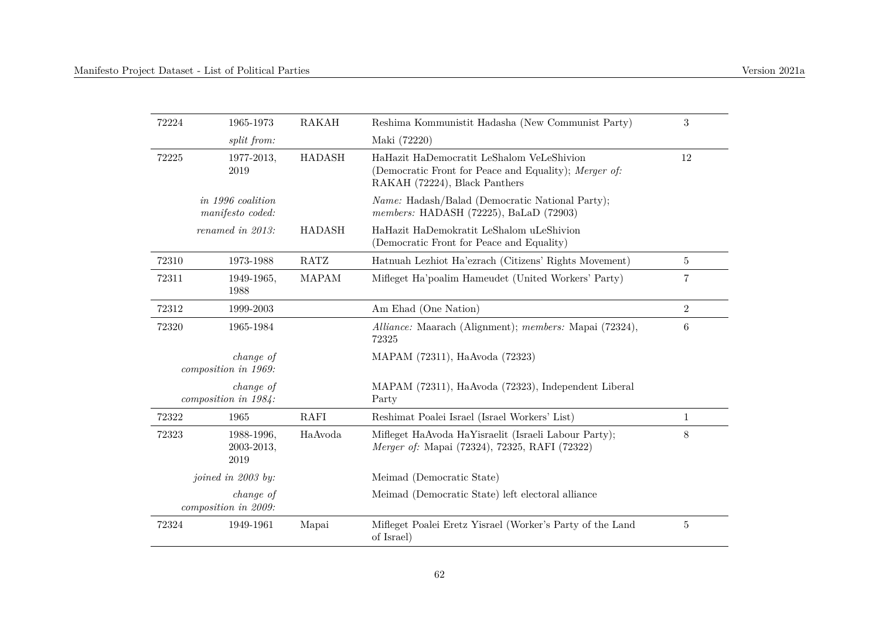| | | | | |
|---|---|---|---|---|
| 72224 | 1965-1973 | RAKAH | Reshima Kommunistit Hadasha (New Communist Party) | 3 |
| | *split from:* | | Maki (72220) | |
| 72225 | 1977-2013, 2019 | HADASH | HaHazit HaDemocratit LeShalom VeLeShivion (Democratic Front for Peace and Equality); *Merger of:* RAKAH (72224), Black Panthers | 12 |
| | *in 1996 coalition manifesto coded:* | | *Name:* Hadash/Balad (Democratic National Party); *members:* HADASH (72225), BaLaD (72903) | |
| | *renamed in 2013:* | HADASH | HaHazit HaDemokratit LeShalom uLeShivion (Democratic Front for Peace and Equality) | |
| 72310 | 1973-1988 | RATZ | Hatnuah Lezhiot Ha'ezrach (Citizens' Rights Movement) | 5 |
| 72311 | 1949-1965, 1988 | MAPAM | Mifleget Ha'poalim Hameudet (United Workers' Party) | 7 |
| 72312 | 1999-2003 | | Am Ehad (One Nation) | 2 |
| 72320 | 1965-1984 | | *Alliance:* Maarach (Alignment); *members:* Mapai (72324), 72325 | 6 |
| | *change of composition in 1969:* | | MAPAM (72311), HaAvoda (72323) | |
| | *change of composition in 1984:* | | MAPAM (72311), HaAvoda (72323), Independent Liberal Party | |
| 72322 | 1965 | RAFI | Reshimat Poalei Israel (Israel Workers' List) | 1 |
| 72323 | 1988-1996, 2003-2013, 2019 | HaAvoda | Mifleget HaAvoda HaYisraelit (Israeli Labour Party); *Merger of:* Mapai (72324), 72325, RAFI (72322) | 8 |
| | *joined in 2003 by:* | | Meimad (Democratic State) | |
| | *change of composition in 2009:* | | Meimad (Democratic State) left electoral alliance | |
| 72324 | 1949-1961 | Mapai | Mifleget Poalei Eretz Yisrael (Worker's Party of the Land of Israel) | 5 |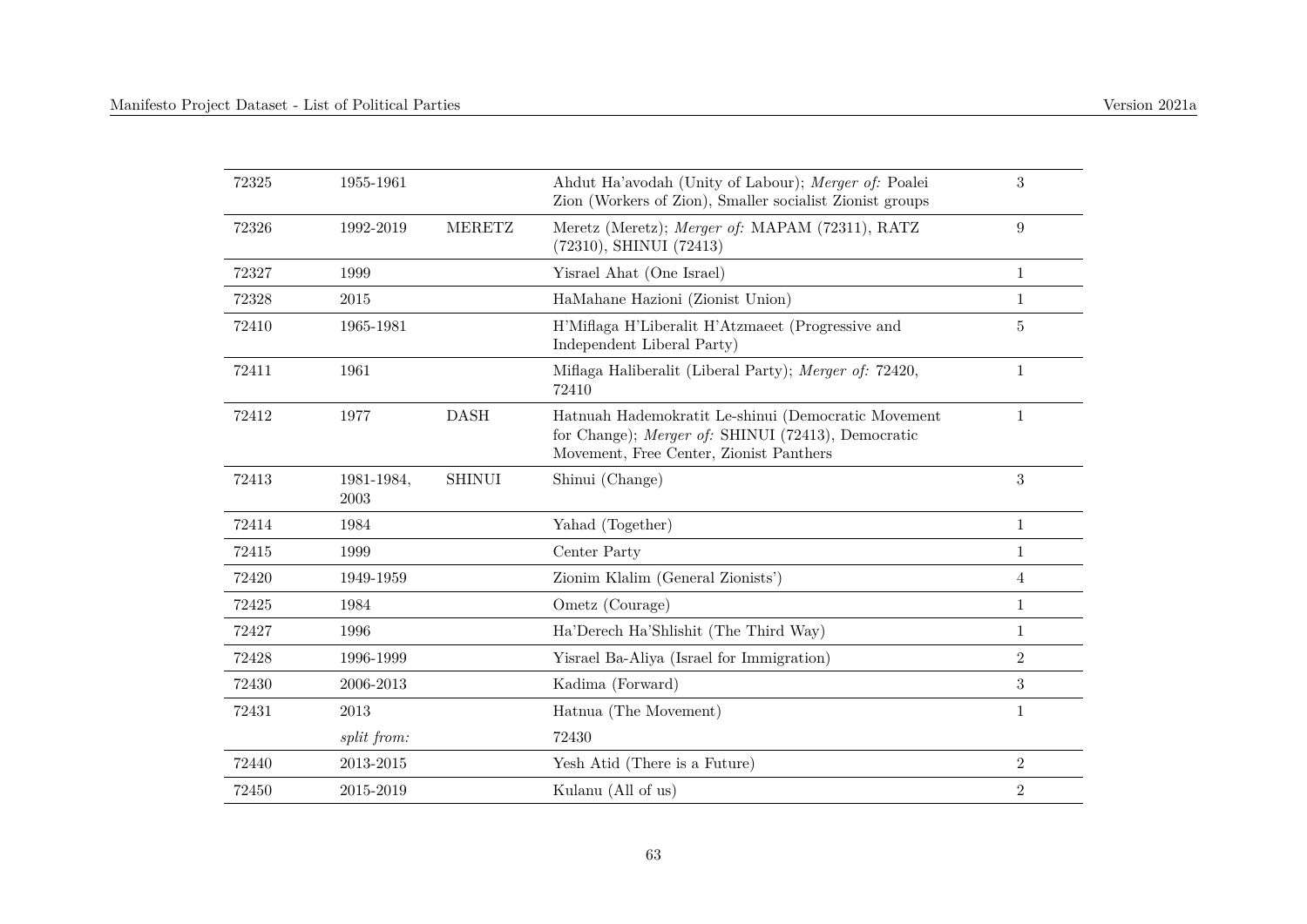| | | | | |
|---|---|---|---|---|
| 72325 | 1955-1961 | | Ahdut Ha'avodah (Unity of Labour); *Merger of:* Poalei Zion (Workers of Zion), Smaller socialist Zionist groups | 3 |
| 72326 | 1992-2019 | MERETZ | Meretz (Meretz); *Merger of:* MAPAM (72311), RATZ (72310), SHINUI (72413) | 9 |
| 72327 | 1999 | | Yisrael Ahat (One Israel) | 1 |
| 72328 | 2015 | | HaMahane Hazioni (Zionist Union) | 1 |
| 72410 | 1965-1981 | | H'Miflaga H'Liberalit H'Atzmaeet (Progressive and Independent Liberal Party) | 5 |
| 72411 | 1961 | | Miflaga Haliberalit (Liberal Party); *Merger of:* 72420, 72410 | 1 |
| 72412 | 1977 | DASH | Hatnuah Hademokratit Le-shinui (Democratic Movement for Change); *Merger of:* SHINUI (72413), Democratic Movement, Free Center, Zionist Panthers | 1 |
| 72413 | 1981-1984, 2003 | SHINUI | Shinui (Change) | 3 |
| 72414 | 1984 | | Yahad (Together) | 1 |
| 72415 | 1999 | | Center Party | 1 |
| 72420 | 1949-1959 | | Zionim Klalim (General Zionists') | 4 |
| 72425 | 1984 | | Ometz (Courage) | 1 |
| 72427 | 1996 | | Ha'Derech Ha'Shlishit (The Third Way) | 1 |
| 72428 | 1996-1999 | | Yisrael Ba-Aliya (Israel for Immigration) | 2 |
| 72430 | 2006-2013 | | Kadima (Forward) | 3 |
| 72431 | 2013 | | Hatnua (The Movement) | 1 |
| | *split from:* | | 72430 | |
| 72440 | 2013-2015 | | Yesh Atid (There is a Future) | 2 |
| 72450 | 2015-2019 | | Kulanu (All of us) | 2 |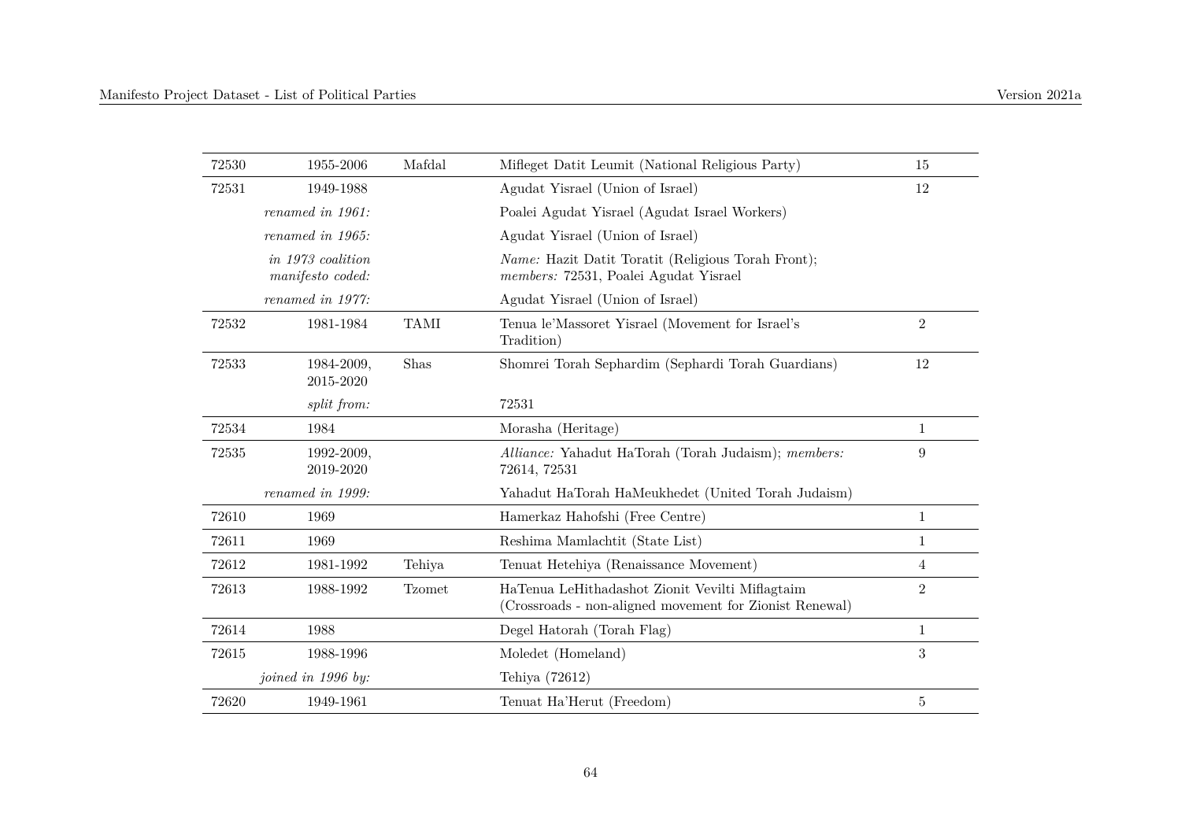| | | | | |
|---|---|---|---|---|
| 72530 | 1955-2006 | Mafdal | Mifleget Datit Leumit (National Religious Party) | 15 |
| 72531 | 1949-1988 | | Agudat Yisrael (Union of Israel) | 12 |
| | *renamed in 1961:* | | Poalei Agudat Yisrael (Agudat Israel Workers) | |
| | *renamed in 1965:* | | Agudat Yisrael (Union of Israel) | |
| | *in 1973 coalition manifesto coded:* | | *Name:* Hazit Datit Toratit (Religious Torah Front); *members:* 72531, Poalei Agudat Yisrael | |
| | *renamed in 1977:* | | Agudat Yisrael (Union of Israel) | |
| 72532 | 1981-1984 | TAMI | Tenua le'Massoret Yisrael (Movement for Israel's Tradition) | 2 |
| 72533 | 1984-2009, 2015-2020 | Shas | Shomrei Torah Sephardim (Sephardi Torah Guardians) | 12 |
| | *split from:* | | 72531 | |
| 72534 | 1984 | | Morasha (Heritage) | 1 |
| 72535 | 1992-2009, 2019-2020 | | *Alliance:* Yahadut HaTorah (Torah Judaism); *members:* 72614, 72531 | 9 |
| | *renamed in 1999:* | | Yahadut HaTorah HaMeukhedet (United Torah Judaism) | |
| 72610 | 1969 | | Hamerkaz Hahofshi (Free Centre) | 1 |
| 72611 | 1969 | | Reshima Mamlachtit (State List) | 1 |
| 72612 | 1981-1992 | Tehiya | Tenuat Hetehiya (Renaissance Movement) | 4 |
| 72613 | 1988-1992 | Tzomet | HaTenua LeHithadashot Zionit Vevilti Miflagtaim (Crossroads - non-aligned movement for Zionist Renewal) | 2 |
| 72614 | 1988 | | Degel Hatorah (Torah Flag) | 1 |
| 72615 | 1988-1996 | | Moledet (Homeland) | 3 |
| | *joined in 1996 by:* | | Tehiya (72612) | |
| 72620 | 1949-1961 | | Tenuat Ha'Herut (Freedom) | 5 |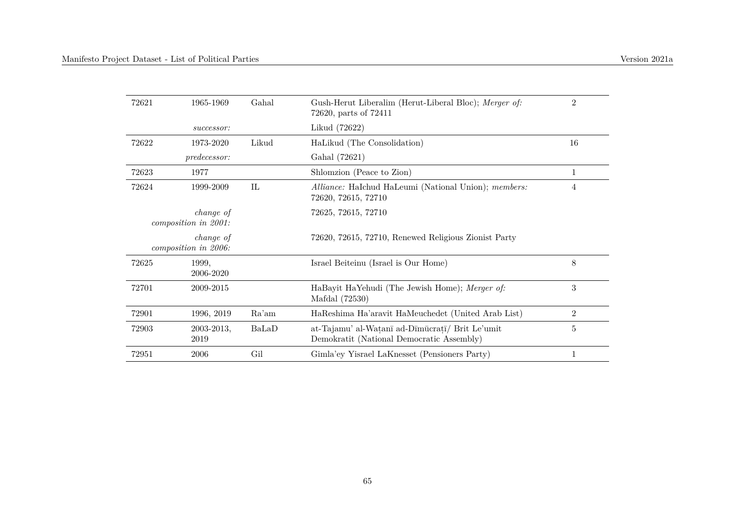| | | | | |
|---|---|---|---|---|
| 72621 | 1965-1969 | Gahal | Gush-Herut Liberalim (Herut-Liberal Bloc); *Merger of:* 72620, parts of 72411 | 2 |
| | *successor:* | | Likud (72622) | |
| 72622 | 1973-2020 | Likud | HaLikud (The Consolidation) | 16 |
| | *predecessor:* | | Gahal (72621) | |
| 72623 | 1977 | | Shlomzion (Peace to Zion) | 1 |
| 72624 | 1999-2009 | IL | *Alliance:* HaIchud HaLeumi (National Union); *members:* 72620, 72615, 72710 | 4 |
| | *change of composition in 2001:* | | 72625, 72615, 72710 | |
| | *change of composition in 2006:* | | 72620, 72615, 72710, Renewed Religious Zionist Party | |
| 72625 | 1999, 2006-2020 | | Israel Beiteinu (Israel is Our Home) | 8 |
| 72701 | 2009-2015 | | HaBayit HaYehudi (The Jewish Home); *Merger of:* Mafdal (72530) | 3 |
| 72901 | 1996, 2019 | Ra'am | HaReshima Ha'aravit HaMeuchedet (United Arab List) | 2 |
| 72903 | 2003-2013, 2019 | BaLaD | at-Tajamu' al-Waṭanī ad-Dīmūcraṭī/ Brit Le'umit Demokratit (National Democratic Assembly) | 5 |
| 72951 | 2006 | Gil | Gimla'ey Yisrael LaKnesset (Pensioners Party) | 1 |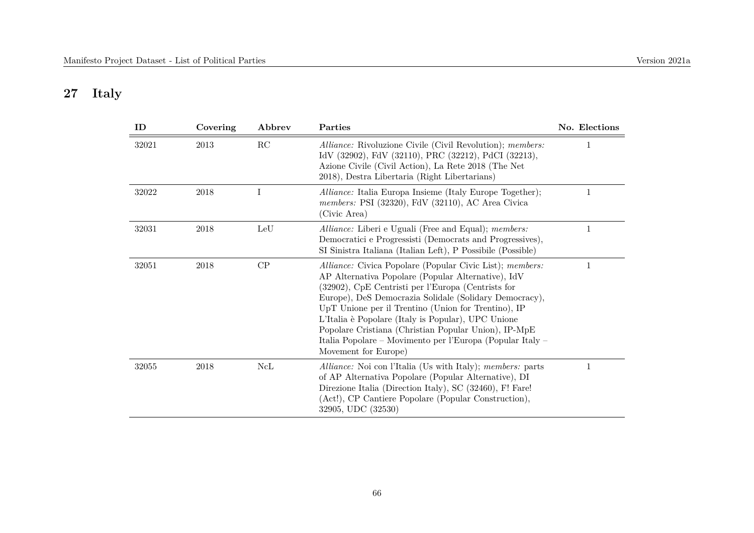## 27 Italy

| ID | Covering | Abbrev | Parties | No. Elections |
|---|---|---|---|---|
| 32021 | 2013 | RC | *Alliance:* Rivoluzione Civile (Civil Revolution); *members:* IdV (32902), FdV (32110), PRC (32212), PdCI (32213), Azione Civile (Civil Action), La Rete 2018 (The Net 2018), Destra Libertaria (Right Libertarians) | 1 |
| 32022 | 2018 | I | *Alliance:* Italia Europa Insieme (Italy Europe Together); *members:* PSI (32320), FdV (32110), AC Area Civica (Civic Area) | 1 |
| 32031 | 2018 | LeU | *Alliance:* Liberi e Uguali (Free and Equal); *members:* Democratici e Progressisti (Democrats and Progressives), SI Sinistra Italiana (Italian Left), P Possibile (Possible) | 1 |
| 32051 | 2018 | CP | *Alliance:* Civica Popolare (Popular Civic List); *members:* AP Alternativa Popolare (Popular Alternative), IdV (32902), CpE Centristi per l'Europa (Centrists for Europe), DeS Democrazia Solidale (Solidary Democracy), UpT Unione per il Trentino (Union for Trentino), IP L'Italia è Popolare (Italy is Popular), UPC Unione Popolare Cristiana (Christian Popular Union), IP-MpE Italia Popolare – Movimento per l'Europa (Popular Italy – Movement for Europe) | 1 |
| 32055 | 2018 | NcL | *Alliance:* Noi con l'Italia (Us with Italy); *members:* parts of AP Alternativa Popolare (Popular Alternative), DI Direzione Italia (Direction Italy), SC (32460), F! Fare! (Act!), CP Cantiere Popolare (Popular Construction), 32905, UDC (32530) | 1 |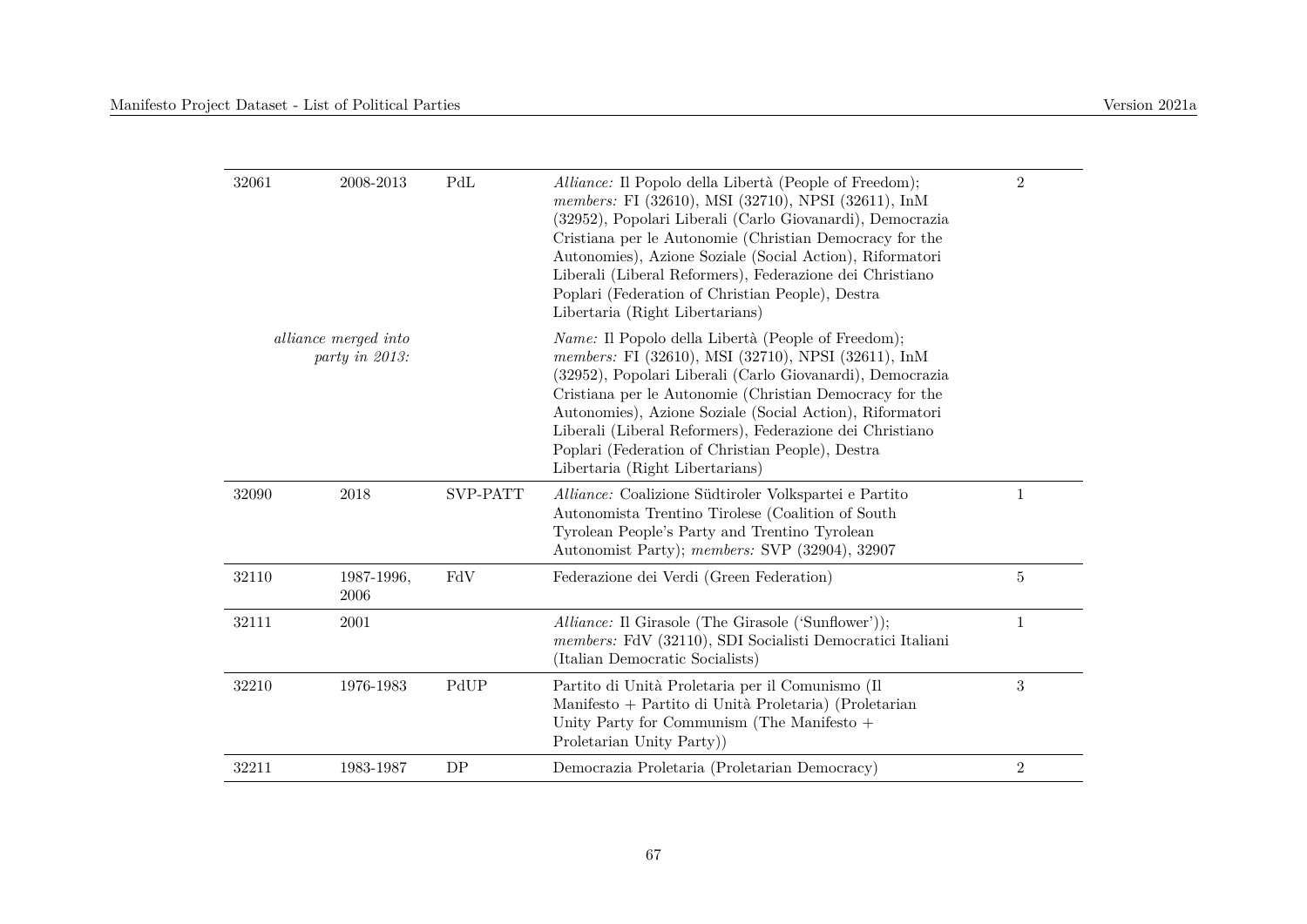| | | | | |
|---|---|---|---|---|
| 32061 | 2008-2013 | PdL | *Alliance:* Il Popolo della Libertà (People of Freedom); *members:* FI (32610), MSI (32710), NPSI (32611), InM (32952), Popolari Liberali (Carlo Giovanardi), Democrazia Cristiana per le Autonomie (Christian Democracy for the Autonomies), Azione Soziale (Social Action), Riformatori Liberali (Liberal Reformers), Federazione dei Christiano Poplari (Federation of Christian People), Destra Libertaria (Right Libertarians) | 2 |
| | *alliance merged into party in 2013:* | | *Name:* Il Popolo della Libertà (People of Freedom); *members:* FI (32610), MSI (32710), NPSI (32611), InM (32952), Popolari Liberali (Carlo Giovanardi), Democrazia Cristiana per le Autonomie (Christian Democracy for the Autonomies), Azione Soziale (Social Action), Riformatori Liberali (Liberal Reformers), Federazione dei Christiano Poplari (Federation of Christian People), Destra Libertaria (Right Libertarians) | |
| 32090 | 2018 | SVP-PATT | *Alliance:* Coalizione Südtiroler Volkspartei e Partito Autonomista Trentino Tirolese (Coalition of South Tyrolean People's Party and Trentino Tyrolean Autonomist Party); *members:* SVP (32904), 32907 | 1 |
| 32110 | 1987-1996, 2006 | FdV | Federazione dei Verdi (Green Federation) | 5 |
| 32111 | 2001 | | *Alliance:* Il Girasole (The Girasole ('Sunflower')); *members:* FdV (32110), SDI Socialisti Democratici Italiani (Italian Democratic Socialists) | 1 |
| 32210 | 1976-1983 | PdUP | Partito di Unità Proletaria per il Comunismo (Il Manifesto + Partito di Unità Proletaria) (Proletarian Unity Party for Communism (The Manifesto + Proletarian Unity Party)) | 3 |
| 32211 | 1983-1987 | DP | Democrazia Proletaria (Proletarian Democracy) | 2 |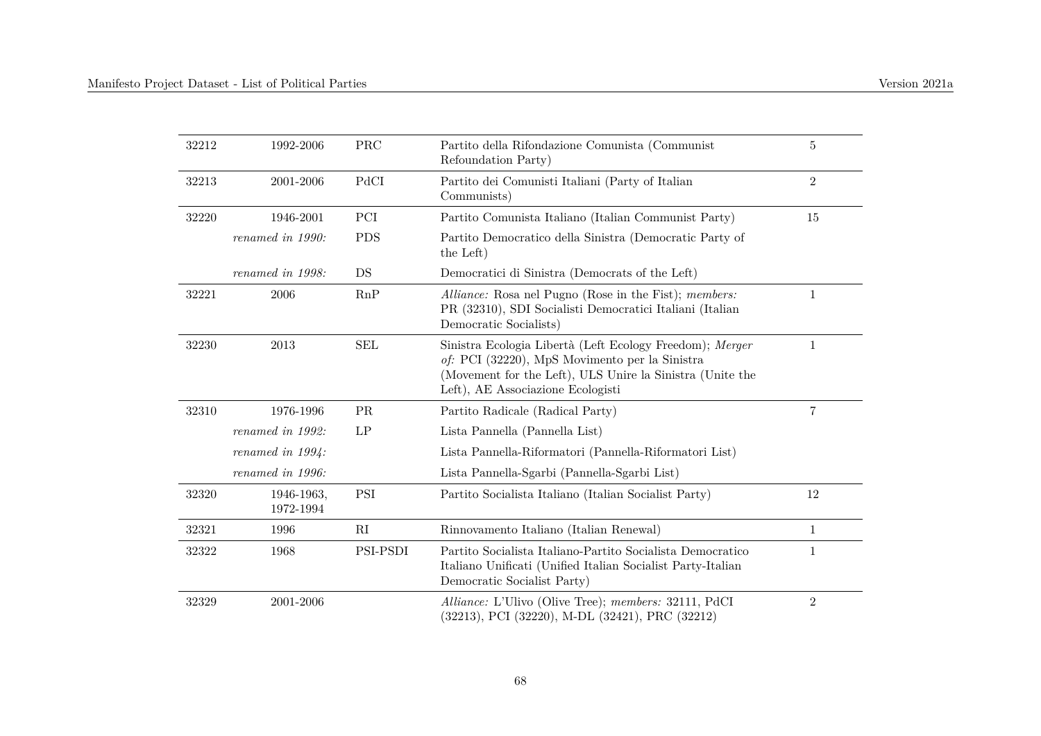| | | | | |
|---|---|---|---|---|
| 32212 | 1992-2006 | PRC | Partito della Rifondazione Comunista (Communist Refoundation Party) | 5 |
| 32213 | 2001-2006 | PdCI | Partito dei Comunisti Italiani (Party of Italian Communists) | 2 |
| 32220 | 1946-2001 | PCI | Partito Comunista Italiano (Italian Communist Party) | 15 |
| | *renamed in 1990:* | PDS | Partito Democratico della Sinistra (Democratic Party of the Left) | |
| | *renamed in 1998:* | DS | Democratici di Sinistra (Democrats of the Left) | |
| 32221 | 2006 | RnP | *Alliance:* Rosa nel Pugno (Rose in the Fist); *members:* PR (32310), SDI Socialisti Democratici Italiani (Italian Democratic Socialists) | 1 |
| 32230 | 2013 | SEL | Sinistra Ecologia Libertà (Left Ecology Freedom); *Merger of:* PCI (32220), MpS Movimento per la Sinistra (Movement for the Left), ULS Unire la Sinistra (Unite the Left), AE Associazione Ecologisti | 1 |
| 32310 | 1976-1996 | PR | Partito Radicale (Radical Party) | 7 |
| | *renamed in 1992:* | LP | Lista Pannella (Pannella List) | |
| | *renamed in 1994:* | | Lista Pannella-Riformatori (Pannella-Riformatori List) | |
| | *renamed in 1996:* | | Lista Pannella-Sgarbi (Pannella-Sgarbi List) | |
| 32320 | 1946-1963, 1972-1994 | PSI | Partito Socialista Italiano (Italian Socialist Party) | 12 |
| 32321 | 1996 | RI | Rinnovamento Italiano (Italian Renewal) | 1 |
| 32322 | 1968 | PSI-PSDI | Partito Socialista Italiano-Partito Socialista Democratico Italiano Unificati (Unified Italian Socialist Party-Italian Democratic Socialist Party) | 1 |
| 32329 | 2001-2006 | | *Alliance:* L'Ulivo (Olive Tree); *members:* 32111, PdCI (32213), PCI (32220), M-DL (32421), PRC (32212) | 2 |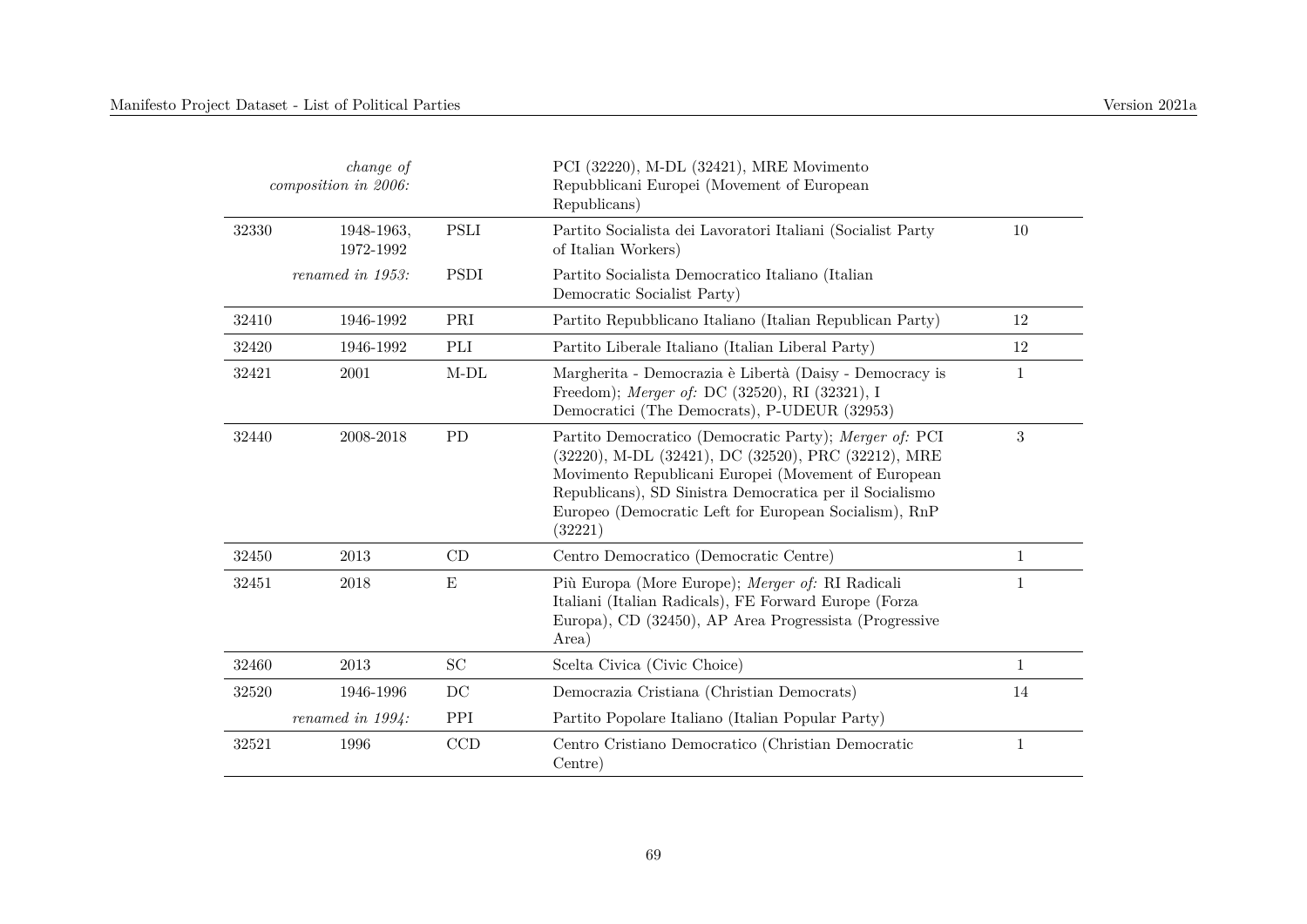| | | | | |
|---|---|---|---|---|
| | *change of composition in 2006:* | | PCI (32220), M-DL (32421), MRE Movimento Repubblicani Europei (Movement of European Republicans) | |
| 32330 | 1948-1963, 1972-1992 | PSLI | Partito Socialista dei Lavoratori Italiani (Socialist Party of Italian Workers) | 10 |
| | *renamed in 1953:* | PSDI | Partito Socialista Democratico Italiano (Italian Democratic Socialist Party) | |
| 32410 | 1946-1992 | PRI | Partito Repubblicano Italiano (Italian Republican Party) | 12 |
| 32420 | 1946-1992 | PLI | Partito Liberale Italiano (Italian Liberal Party) | 12 |
| 32421 | 2001 | M-DL | Margherita - Democrazia è Libertà (Daisy - Democracy is Freedom); *Merger of:* DC (32520), RI (32321), I Democratici (The Democrats), P-UDEUR (32953) | 1 |
| 32440 | 2008-2018 | PD | Partito Democratico (Democratic Party); *Merger of:* PCI (32220), M-DL (32421), DC (32520), PRC (32212), MRE Movimento Republicani Europei (Movement of European Republicans), SD Sinistra Democratica per il Socialismo Europeo (Democratic Left for European Socialism), RnP (32221) | 3 |
| 32450 | 2013 | CD | Centro Democratico (Democratic Centre) | 1 |
| 32451 | 2018 | E | Più Europa (More Europe); *Merger of:* RI Radicali Italiani (Italian Radicals), FE Forward Europe (Forza Europa), CD (32450), AP Area Progressista (Progressive Area) | 1 |
| 32460 | 2013 | SC | Scelta Civica (Civic Choice) | 1 |
| 32520 | 1946-1996 | DC | Democrazia Cristiana (Christian Democrats) | 14 |
| | *renamed in 1994:* | PPI | Partito Popolare Italiano (Italian Popular Party) | |
| 32521 | 1996 | CCD | Centro Cristiano Democratico (Christian Democratic Centre) | 1 |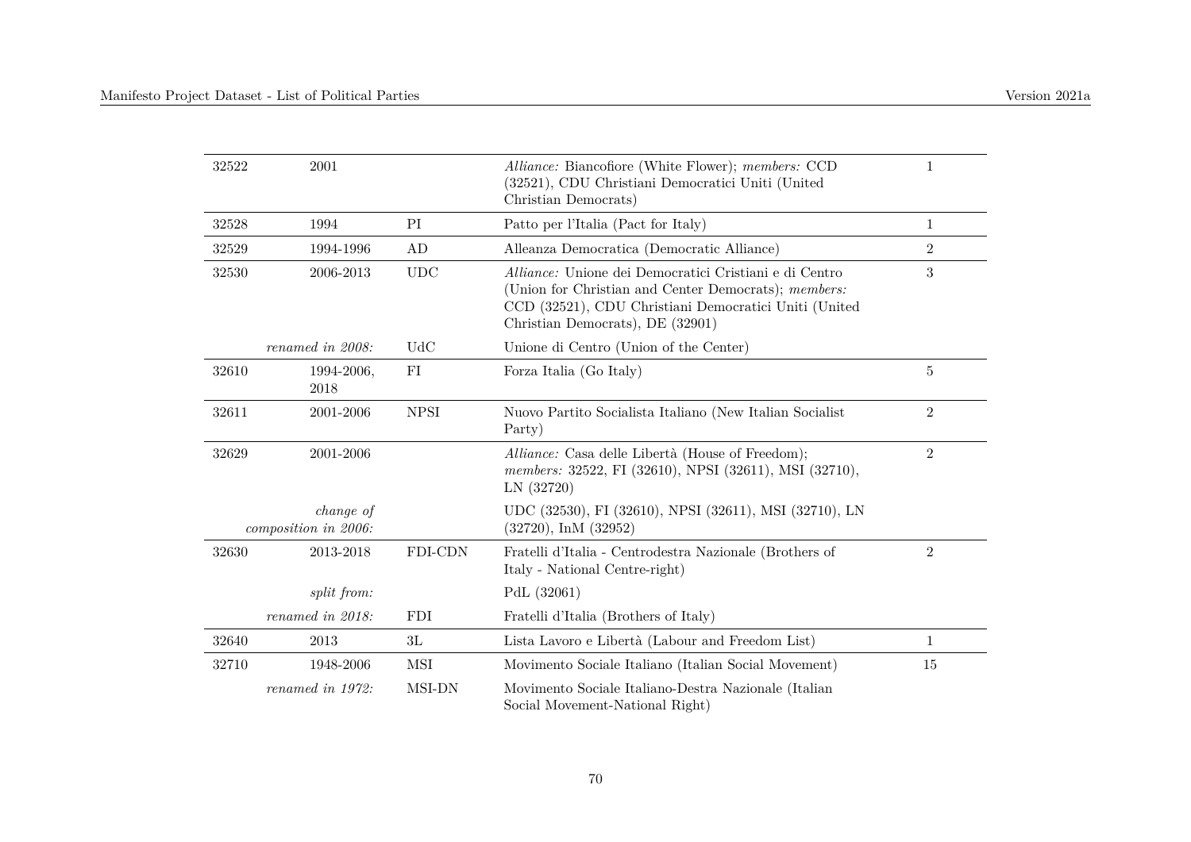| | | | | |
|---|---|---|---|---|
| 32522 | 2001 | | *Alliance:* Biancofiore (White Flower); *members:* CCD (32521), CDU Christiani Democratici Uniti (United Christian Democrats) | 1 |
| 32528 | 1994 | PI | Patto per l'Italia (Pact for Italy) | 1 |
| 32529 | 1994-1996 | AD | Alleanza Democratica (Democratic Alliance) | 2 |
| 32530 | 2006-2013 | UDC | *Alliance:* Unione dei Democratici Cristiani e di Centro (Union for Christian and Center Democrats); *members:* CCD (32521), CDU Christiani Democratici Uniti (United Christian Democrats), DE (32901) | 3 |
| | *renamed in 2008:* | UdC | Unione di Centro (Union of the Center) | |
| 32610 | 1994-2006, 2018 | FI | Forza Italia (Go Italy) | 5 |
| 32611 | 2001-2006 | NPSI | Nuovo Partito Socialista Italiano (New Italian Socialist Party) | 2 |
| 32629 | 2001-2006 | | *Alliance:* Casa delle Libertà (House of Freedom); *members:* 32522, FI (32610), NPSI (32611), MSI (32710), LN (32720) | 2 |
| | *change of composition in 2006:* | | UDC (32530), FI (32610), NPSI (32611), MSI (32710), LN (32720), InM (32952) | |
| 32630 | 2013-2018 | FDI-CDN | Fratelli d'Italia - Centrodestra Nazionale (Brothers of Italy - National Centre-right) | 2 |
| | *split from:* | | PdL (32061) | |
| | *renamed in 2018:* | FDI | Fratelli d'Italia (Brothers of Italy) | |
| 32640 | 2013 | 3L | Lista Lavoro e Libertà (Labour and Freedom List) | 1 |
| 32710 | 1948-2006 | MSI | Movimento Sociale Italiano (Italian Social Movement) | 15 |
| | *renamed in 1972:* | MSI-DN | Movimento Sociale Italiano-Destra Nazionale (Italian Social Movement-National Right) | |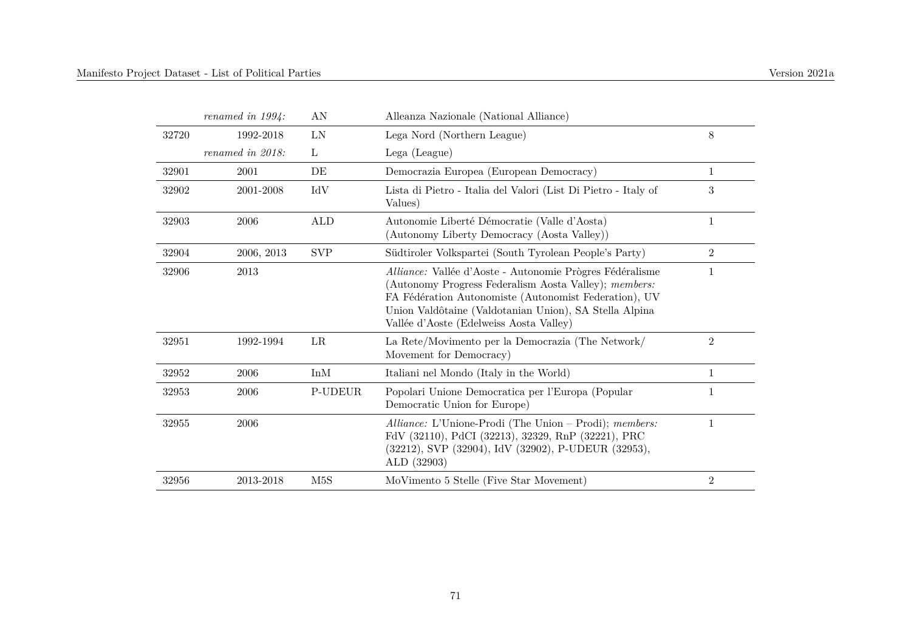| | | | | |
|---|---|---|---|---|
| | *renamed in 1994:* | AN | Alleanza Nazionale (National Alliance) | |
| 32720 | 1992-2018 | LN | Lega Nord (Northern League) | 8 |
| | *renamed in 2018:* | L | Lega (League) | |
| 32901 | 2001 | DE | Democrazia Europea (European Democracy) | 1 |
| 32902 | 2001-2008 | IdV | Lista di Pietro - Italia del Valori (List Di Pietro - Italy of Values) | 3 |
| 32903 | 2006 | ALD | Autonomie Liberté Démocratie (Valle d'Aosta) (Autonomy Liberty Democracy (Aosta Valley)) | 1 |
| 32904 | 2006, 2013 | SVP | Südtiroler Volkspartei (South Tyrolean People's Party) | 2 |
| 32906 | 2013 | | *Alliance:* Vallée d'Aoste - Autonomie Prògres Fédéralisme (Autonomy Progress Federalism Aosta Valley); *members:* FA Fédération Autonomiste (Autonomist Federation), UV Union Valdôtaine (Valdotanian Union), SA Stella Alpina Vallée d'Aoste (Edelweiss Aosta Valley) | 1 |
| 32951 | 1992-1994 | LR | La Rete/Movimento per la Democrazia (The Network/ Movement for Democracy) | 2 |
| 32952 | 2006 | InM | Italiani nel Mondo (Italy in the World) | 1 |
| 32953 | 2006 | P-UDEUR | Popolari Unione Democratica per l'Europa (Popular Democratic Union for Europe) | 1 |
| 32955 | 2006 | | *Alliance:* L'Unione-Prodi (The Union – Prodi); *members:* FdV (32110), PdCI (32213), 32329, RnP (32221), PRC (32212), SVP (32904), IdV (32902), P-UDEUR (32953), ALD (32903) | 1 |
| 32956 | 2013-2018 | M5S | MoVimento 5 Stelle (Five Star Movement) | 2 |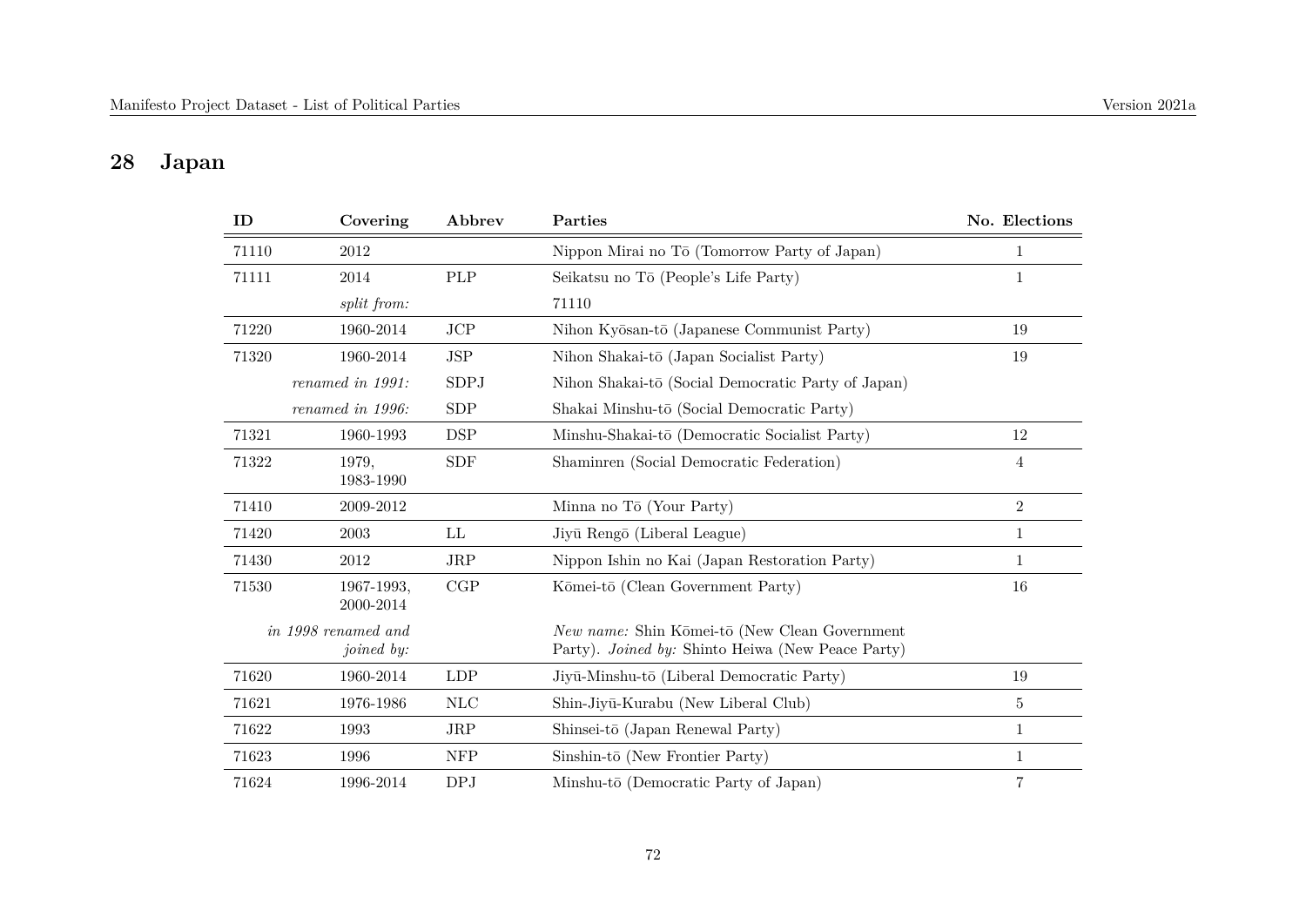## 28 Japan

| ID | Covering | Abbrev | Parties | No. Elections |
|---|---|---|---|---|
| 71110 | 2012 | | Nippon Mirai no Tō (Tomorrow Party of Japan) | 1 |
| 71111 | 2014 | PLP | Seikatsu no Tō (People's Life Party) | 1 |
| | *split from:* | | 71110 | |
| 71220 | 1960-2014 | JCP | Nihon Kyōsan-tō (Japanese Communist Party) | 19 |
| 71320 | 1960-2014 | JSP | Nihon Shakai-tō (Japan Socialist Party) | 19 |
| | *renamed in 1991:* | SDPJ | Nihon Shakai-tō (Social Democratic Party of Japan) | |
| | *renamed in 1996:* | SDP | Shakai Minshu-tō (Social Democratic Party) | |
| 71321 | 1960-1993 | DSP | Minshu-Shakai-tō (Democratic Socialist Party) | 12 |
| 71322 | 1979, 1983-1990 | SDF | Shaminren (Social Democratic Federation) | 4 |
| 71410 | 2009-2012 | | Minna no Tō (Your Party) | 2 |
| 71420 | 2003 | LL | Jiyū Rengō (Liberal League) | 1 |
| 71430 | 2012 | JRP | Nippon Ishin no Kai (Japan Restoration Party) | 1 |
| 71530 | 1967-1993, 2000-2014 | CGP | Kōmei-tō (Clean Government Party) | 16 |
| | *in 1998 renamed and joined by:* | | *New name:* Shin Kōmei-tō (New Clean Government Party). *Joined by:* Shinto Heiwa (New Peace Party) | |
| 71620 | 1960-2014 | LDP | Jiyū-Minshu-tō (Liberal Democratic Party) | 19 |
| 71621 | 1976-1986 | NLC | Shin-Jiyū-Kurabu (New Liberal Club) | 5 |
| 71622 | 1993 | JRP | Shinsei-tō (Japan Renewal Party) | 1 |
| 71623 | 1996 | NFP | Sinshin-tō (New Frontier Party) | 1 |
| 71624 | 1996-2014 | DPJ | Minshu-tō (Democratic Party of Japan) | 7 |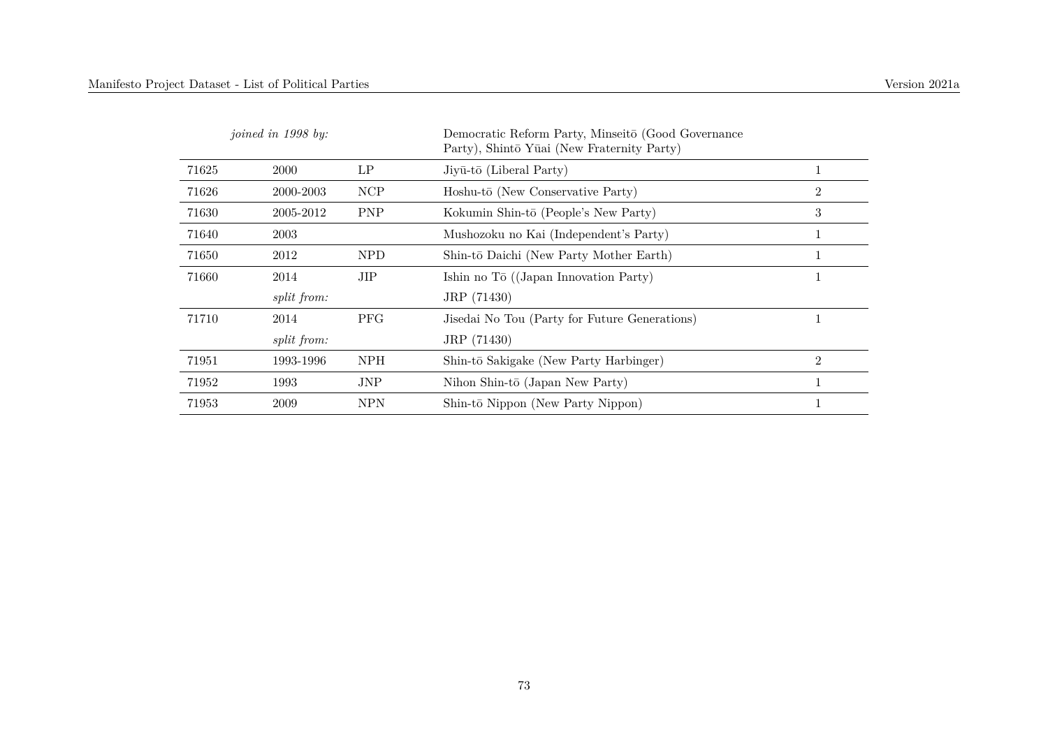| | | | | |
|---|---|---|---|---|
| | *joined in 1998 by:* | | Democratic Reform Party, Minseitō (Good Governance Party), Shintō Yūai (New Fraternity Party) | |
| 71625 | 2000 | LP | Jiyū-tō (Liberal Party) | 1 |
| 71626 | 2000-2003 | NCP | Hoshu-tō (New Conservative Party) | 2 |
| 71630 | 2005-2012 | PNP | Kokumin Shin-tō (People's New Party) | 3 |
| 71640 | 2003 | | Mushozoku no Kai (Independent's Party) | 1 |
| 71650 | 2012 | NPD | Shin-tō Daichi (New Party Mother Earth) | 1 |
| 71660 | 2014 | JIP | Ishin no Tō ((Japan Innovation Party) | 1 |
| | *split from:* | | JRP (71430) | |
| 71710 | 2014 | PFG | Jisedai No Tou (Party for Future Generations) | 1 |
| | *split from:* | | JRP (71430) | |
| 71951 | 1993-1996 | NPH | Shin-tō Sakigake (New Party Harbinger) | 2 |
| 71952 | 1993 | JNP | Nihon Shin-tō (Japan New Party) | 1 |
| 71953 | 2009 | NPN | Shin-tō Nippon (New Party Nippon) | 1 |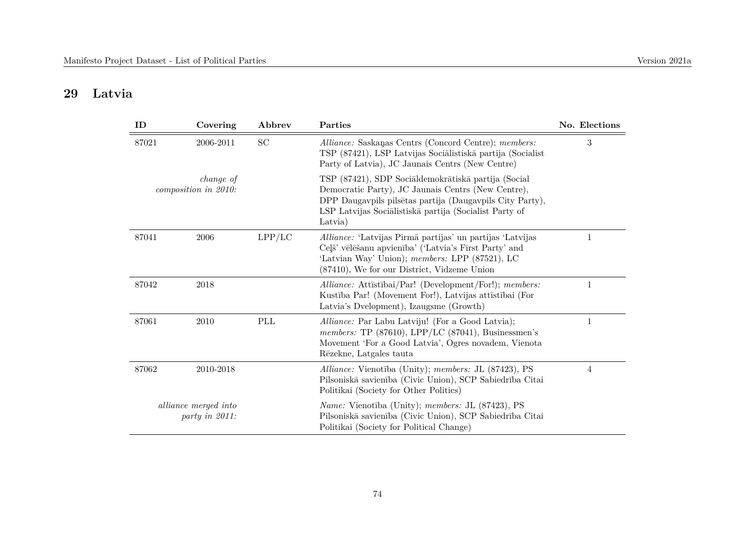## 29 Latvia

| ID | Covering | Abbrev | Parties | No. Elections |
|---|---|---|---|---|
| 87021 | 2006-2011 | SC | *Alliance:* Saskaņas Centrs (Concord Centre); *members:* TSP (87421), LSP Latvijas Sociālistiskā partija (Socialist Party of Latvia), JC Jaunais Centrs (New Centre) | 3 |
| | *change of composition in 2010:* | | TSP (87421), SDP Sociāldemokrātiskā partija (Social Democratic Party), JC Jaunais Centrs (New Centre), DPP Daugavpils pilsētas partija (Daugavpils City Party), LSP Latvijas Sociālistiskā partija (Socialist Party of Latvia) | |
| 87041 | 2006 | LPP/LC | *Alliance:* 'Latvijas Pirmā partijas' un partijas 'Latvijas Ceļš' vēlēšanu apvienība' ('Latvia's First Party' and 'Latvian Way' Union); *members:* LPP (87521), LC (87410), We for our District, Vidzeme Union | 1 |
| 87042 | 2018 | | *Alliance:* Attīstībai/Par! (Development/For!); *members:* Kustība Par! (Movement For!), Latvijas attīstībai (For Latvia's Dvelopment), Izaugsme (Growth) | 1 |
| 87061 | 2010 | PLL | *Alliance:* Par Labu Latviju! (For a Good Latvia); *members:* TP (87610), LPP/LC (87041), Businessmen's Movement 'For a Good Latvia', Ogres novadem, Vienota Rēzekne, Latgales tauta | 1 |
| 87062 | 2010-2018 | | *Alliance:* Vienotība (Unity); *members:* JL (87423), PS Pilsoniskā savienība (Civic Union), SCP Sabiedrība Citai Politikai (Society for Other Politics) | 4 |
| | *alliance merged into party in 2011:* | | *Name:* Vienotība (Unity); *members:* JL (87423), PS Pilsoniskā savienība (Civic Union), SCP Sabiedrība Citai Politikai (Society for Political Change) | |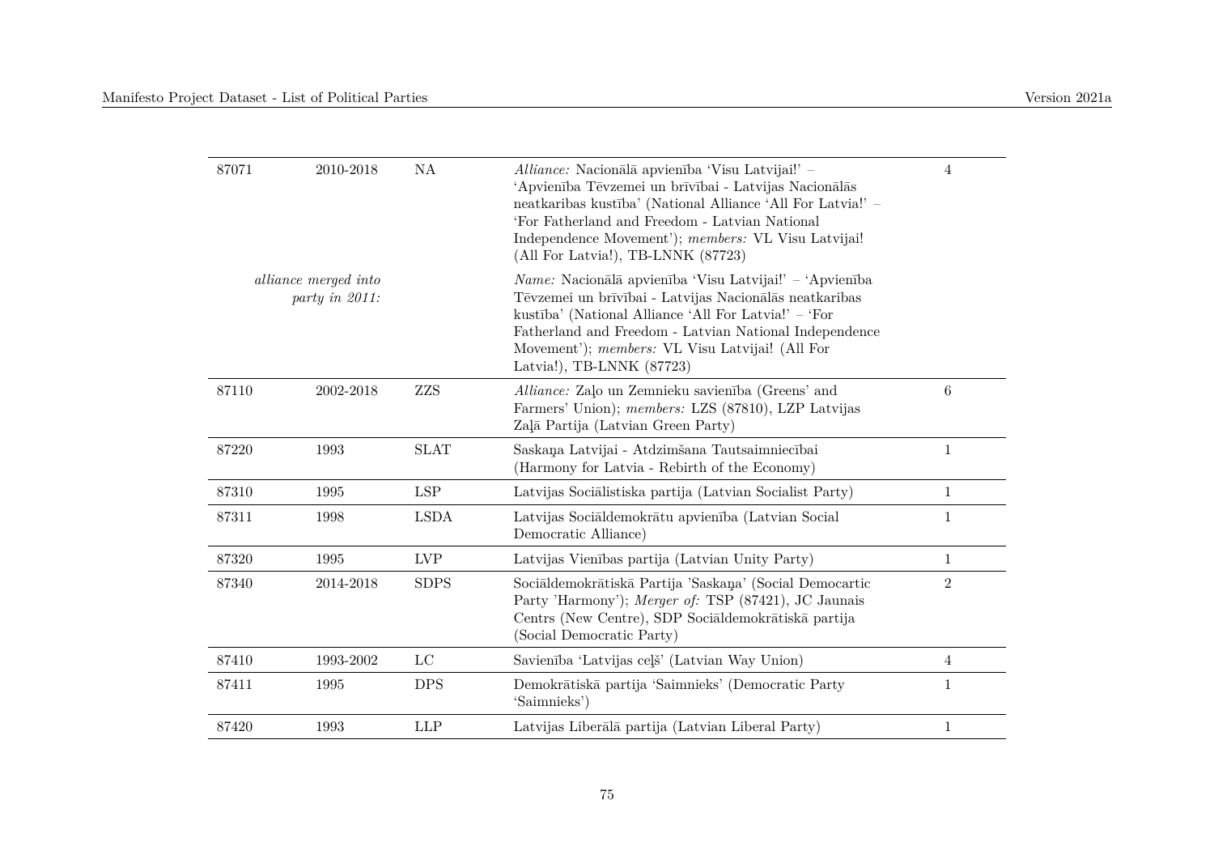| | | | | |
|---|---|---|---|---|
| 87071 | 2010-2018 | NA | *Alliance:* Nacionālā apvienība 'Visu Latvijai!' – 'Apvienība Tēvzemei un brīvībai - Latvijas Nacionālās neatkaribas kustība' (National Alliance 'All For Latvia!' – 'For Fatherland and Freedom - Latvian National Independence Movement'); *members:* VL Visu Latvijai! (All For Latvia!), TB-LNNK (87723) | 4 |
| *alliance merged into party in 2011:* | | | *Name:* Nacionālā apvienība 'Visu Latvijai!' – 'Apvienība Tēvzemei un brīvībai - Latvijas Nacionālās neatkaribas kustība' (National Alliance 'All For Latvia!' – 'For Fatherland and Freedom - Latvian National Independence Movement'); *members:* VL Visu Latvijai! (All For Latvia!), TB-LNNK (87723) | |
| 87110 | 2002-2018 | ZZS | *Alliance:* Zaļo un Zemnieku savienība (Greens' and Farmers' Union); *members:* LZS (87810), LZP Latvijas Zaļā Partija (Latvian Green Party) | 6 |
| 87220 | 1993 | SLAT | Saskaņa Latvijai - Atdzimšana Tautsaimniecībai (Harmony for Latvia - Rebirth of the Economy) | 1 |
| 87310 | 1995 | LSP | Latvijas Sociālistiska partija (Latvian Socialist Party) | 1 |
| 87311 | 1998 | LSDA | Latvijas Sociāldemokrātu apvienība (Latvian Social Democratic Alliance) | 1 |
| 87320 | 1995 | LVP | Latvijas Vienības partija (Latvian Unity Party) | 1 |
| 87340 | 2014-2018 | SDPS | Sociāldemokrātiskā Partija 'Saskaņa' (Social Democartic Party 'Harmony'); *Merger of:* TSP (87421), JC Jaunais Centrs (New Centre), SDP Sociāldemokrātiskā partija (Social Democratic Party) | 2 |
| 87410 | 1993-2002 | LC | Savienība 'Latvijas ceļš' (Latvian Way Union) | 4 |
| 87411 | 1995 | DPS | Demokrātiskā partija 'Saimnieks' (Democratic Party 'Saimnieks') | 1 |
| 87420 | 1993 | LLP | Latvijas Liberālā partija (Latvian Liberal Party) | 1 |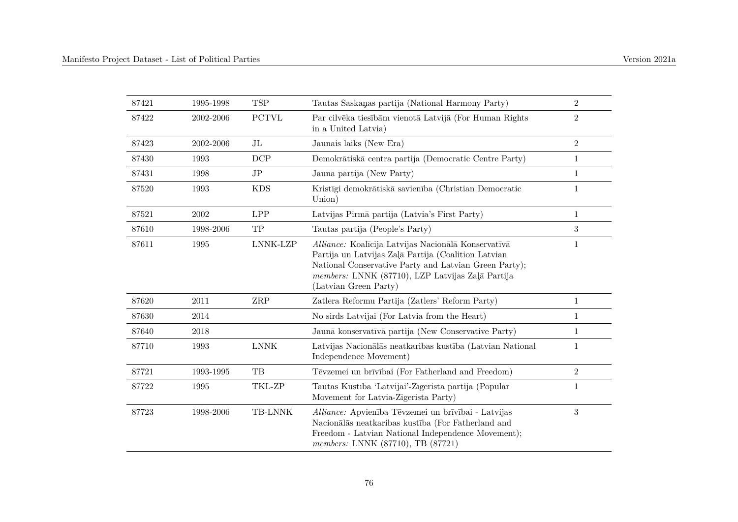| | | | | |
|---|---|---|---|---|
| 87421 | 1995-1998 | TSP | Tautas Saskaņas partija (National Harmony Party) | 2 |
| 87422 | 2002-2006 | PCTVL | Par cilvēka tiesībām vienotā Latvijā (For Human Rights in a United Latvia) | 2 |
| 87423 | 2002-2006 | JL | Jaunais laiks (New Era) | 2 |
| 87430 | 1993 | DCP | Demokrātiskā centra partija (Democratic Centre Party) | 1 |
| 87431 | 1998 | JP | Jauna partija (New Party) | 1 |
| 87520 | 1993 | KDS | Kristīgi demokrātiskā savienība (Christian Democratic Union) | 1 |
| 87521 | 2002 | LPP | Latvijas Pirmā partija (Latvia's First Party) | 1 |
| 87610 | 1998-2006 | TP | Tautas partija (People's Party) | 3 |
| 87611 | 1995 | LNNK-LZP | *Alliance:* Koalīcija Latvijas Nacionālā Konservatīvā Partija un Latvijas Zaļā Partija (Coalition Latvian National Conservative Party and Latvian Green Party); *members:* LNNK (87710), LZP Latvijas Zaļā Partija (Latvian Green Party) | 1 |
| 87620 | 2011 | ZRP | Zatlera Reformu Partija (Zatlers' Reform Party) | 1 |
| 87630 | 2014 | | No sirds Latvijai (For Latvia from the Heart) | 1 |
| 87640 | 2018 | | Jaunā konservatīvā partija (New Conservative Party) | 1 |
| 87710 | 1993 | LNNK | Latvijas Nacionālās neatkarības kustība (Latvian National Independence Movement) | 1 |
| 87721 | 1993-1995 | TB | Tēvzemei un brīvībai (For Fatherland and Freedom) | 2 |
| 87722 | 1995 | TKL-ZP | Tautas Kustība 'Latvijai'-Zīgerista partija (Popular Movement for Latvia-Zigerista Party) | 1 |
| 87723 | 1998-2006 | TB-LNNK | *Alliance:* Apvienība Tēvzemei un brīvībai - Latvijas Nacionālās neatkarības kustība (For Fatherland and Freedom - Latvian National Independence Movement); *members:* LNNK (87710), TB (87721) | 3 |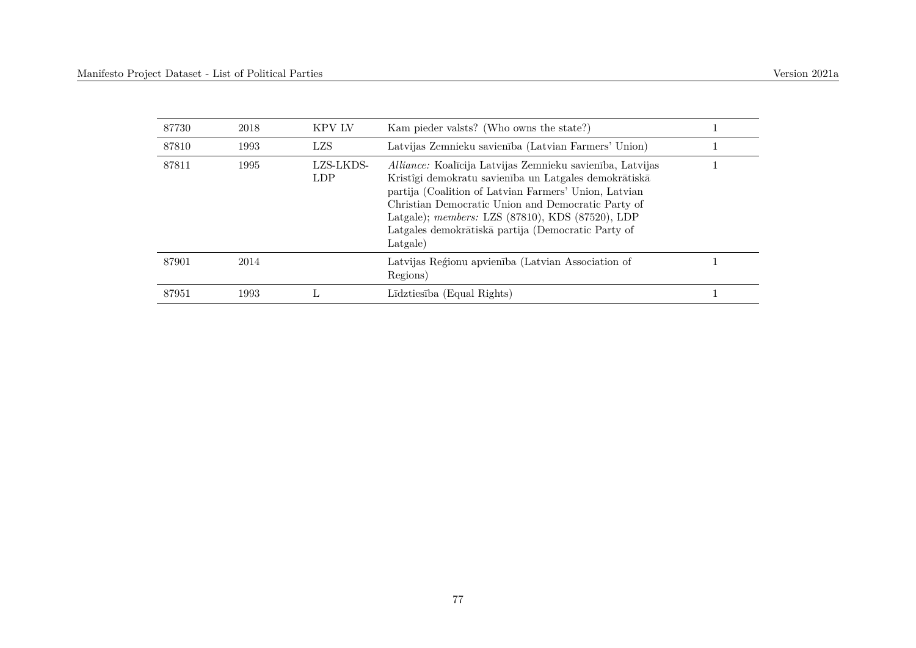| | | | | |
|---|---|---|---|---|
| 87730 | 2018 | KPV LV | Kam pieder valsts? (Who owns the state?) | 1 |
| 87810 | 1993 | LZS | Latvijas Zemnieku savienība (Latvian Farmers' Union) | 1 |
| 87811 | 1995 | LZS-LKDS-LDP | *Alliance:* Koalīcija Latvijas Zemnieku savienība, Latvijas Kristîgi demokratu savienība un Latgales demokrātiskā partija (Coalition of Latvian Farmers' Union, Latvian Christian Democratic Union and Democratic Party of Latgale); *members:* LZS (87810), KDS (87520), LDP Latgales demokrātiskā partija (Democratic Party of Latgale) | 1 |
| 87901 | 2014 | | Latvijas Reģionu apvienība (Latvian Association of Regions) | 1 |
| 87951 | 1993 | L | Līdztiesība (Equal Rights) | 1 |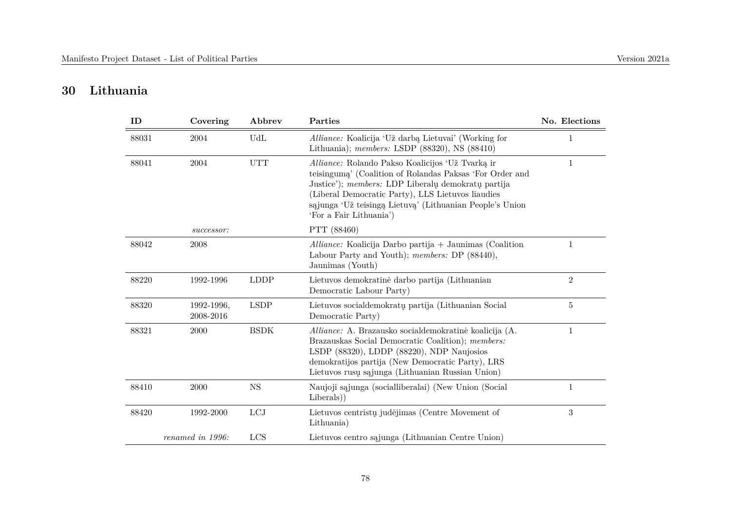## 30 Lithuania

| ID | Covering | Abbrev | Parties | No. Elections |
|---|---|---|---|---|
| 88031 | 2004 | UdL | *Alliance:* Koalicija 'Už darbą Lietuvai' (Working for Lithuania); *members:* LSDP (88320), NS (88410) | 1 |
| 88041 | 2004 | UTT | *Alliance:* Rolando Pakso Koalicijos 'Už Tvarką ir teisingumą' (Coalition of Rolandas Paksas 'For Order and Justice'); *members:* LDP Liberalų demokratų partija (Liberal Democratic Party), LLS Lietuvos liaudies sąjunga 'Už teisingą Lietuvą' (Lithuanian People's Union 'For a Fair Lithuania') | 1 |
| | *successor:* | | PTT (88460) | |
| 88042 | 2008 | | *Alliance:* Koalicija Darbo partija + Jaunimas (Coalition Labour Party and Youth); *members:* DP (88440), Jaunimas (Youth) | 1 |
| 88220 | 1992-1996 | LDDP | Lietuvos demokratinė darbo partija (Lithuanian Democratic Labour Party) | 2 |
| 88320 | 1992-1996, 2008-2016 | LSDP | Lietuvos socialdemokratų partija (Lithuanian Social Democratic Party) | 5 |
| 88321 | 2000 | BSDK | *Alliance:* A. Brazausko socialdemokratinė koalicija (A. Brazauskas Social Democratic Coalition); *members:* LSDP (88320), LDDP (88220), NDP Naujosios demokratijos partija (New Democratic Party), LRS Lietuvos rusų sąjunga (Lithuanian Russian Union) | 1 |
| 88410 | 2000 | NS | Naujoji sąjunga (socialliberalai) (New Union (Social Liberals)) | 1 |
| 88420 | 1992-2000 | LCJ | Lietuvos centristų judėjimas (Centre Movement of Lithuania) | 3 |
| | *renamed in 1996:* | LCS | Lietuvos centro sąjunga (Lithuanian Centre Union) | |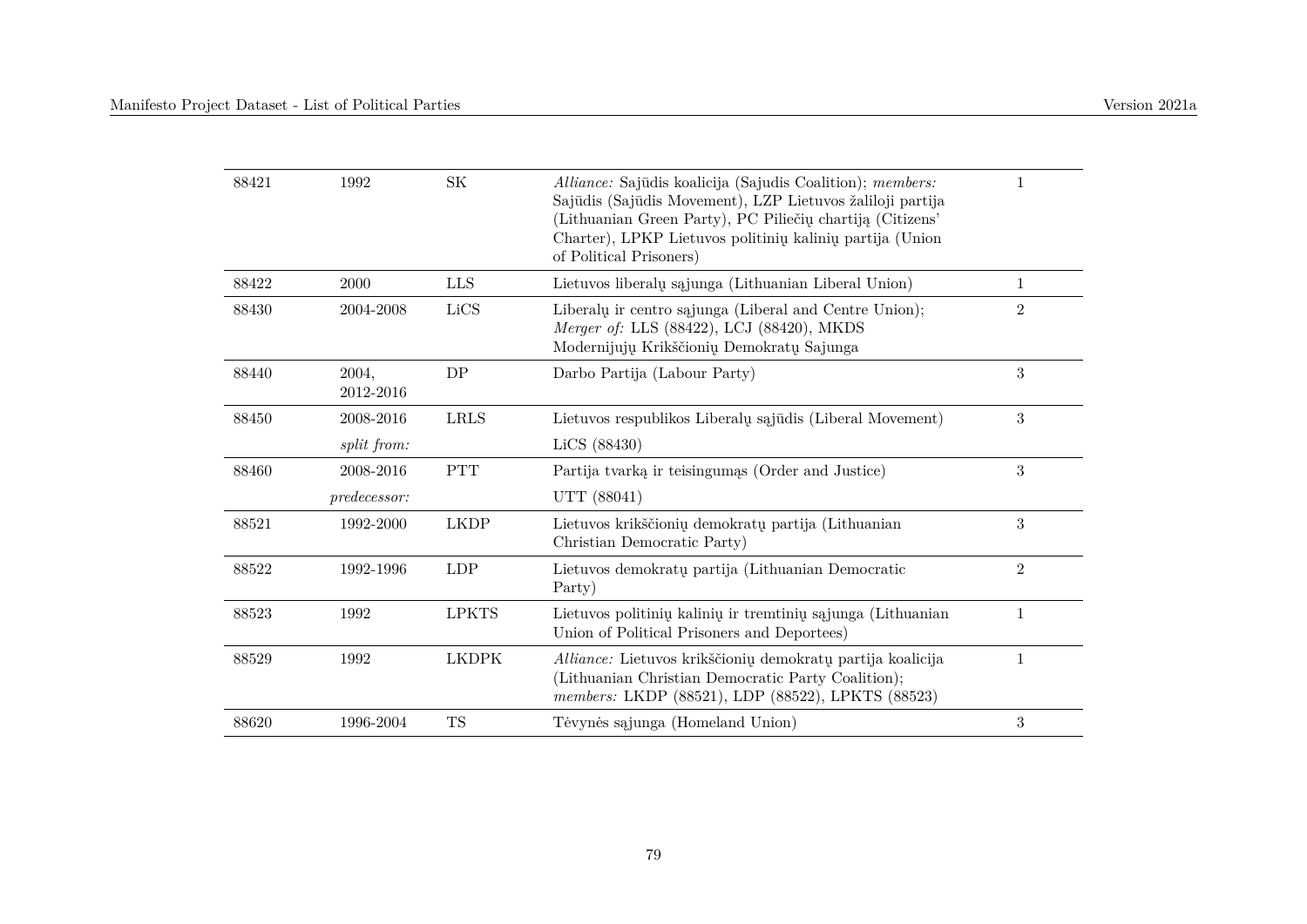| | | | | |
|---|---|---|---|---|
| 88421 | 1992 | SK | *Alliance:* Sajūdis koalicija (Sajudis Coalition); *members:* Sajūdis (Sajūdis Movement), LZP Lietuvos žaliloji partija (Lithuanian Green Party), PC Piliečių chartiją (Citizens' Charter), LPKP Lietuvos politinių kalinių partija (Union of Political Prisoners) | 1 |
| 88422 | 2000 | LLS | Lietuvos liberalų sąjunga (Lithuanian Liberal Union) | 1 |
| 88430 | 2004-2008 | LiCS | Liberalų ir centro sąjunga (Liberal and Centre Union); *Merger of:* LLS (88422), LCJ (88420), MKDS Modernijujų Krikščionių Demokratų Sajunga | 2 |
| 88440 | 2004, 2012-2016 | DP | Darbo Partija (Labour Party) | 3 |
| 88450 | 2008-2016 | LRLS | Lietuvos respublikos Liberalų sąjūdis (Liberal Movement) | 3 |
| | *split from:* | | LiCS (88430) | |
| 88460 | 2008-2016 | PTT | Partija tvarką ir teisingumąs (Order and Justice) | 3 |
| | *predecessor:* | | UTT (88041) | |
| 88521 | 1992-2000 | LKDP | Lietuvos krikščionių demokratų partija (Lithuanian Christian Democratic Party) | 3 |
| 88522 | 1992-1996 | LDP | Lietuvos demokratų partija (Lithuanian Democratic Party) | 2 |
| 88523 | 1992 | LPKTS | Lietuvos politinių kalinių ir tremtinių sąjunga (Lithuanian Union of Political Prisoners and Deportees) | 1 |
| 88529 | 1992 | LKDPK | *Alliance:* Lietuvos krikščionių demokratų partija koalicija (Lithuanian Christian Democratic Party Coalition); *members:* LKDP (88521), LDP (88522), LPKTS (88523) | 1 |
| 88620 | 1996-2004 | TS | Tėvynės sąjunga (Homeland Union) | 3 |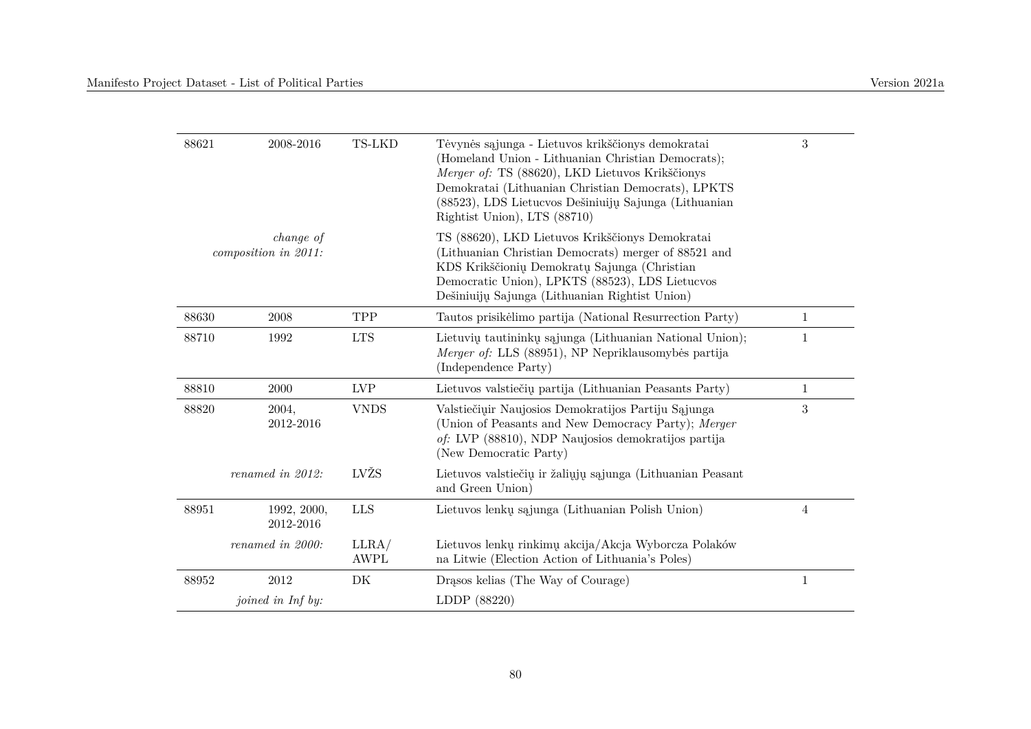| | | | | |
|---|---|---|---|---|
| 88621 | 2008-2016 | TS-LKD | Tėvynės sąjunga - Lietuvos krikščionys demokratai (Homeland Union - Lithuanian Christian Democrats); *Merger of:* TS (88620), LKD Lietuvos Krikščionys Demokratai (Lithuanian Christian Democrats), LPKTS (88523), LDS Lietucvos Dešiniuijų Sajunga (Lithuanian Rightist Union), LTS (88710) | 3 |
| | *change of composition in 2011:* | | TS (88620), LKD Lietuvos Krikščionys Demokratai (Lithuanian Christian Democrats) merger of 88521 and KDS Krikščionių Demokratų Sajunga (Christian Democratic Union), LPKTS (88523), LDS Lietucvos Dešiniuijų Sajunga (Lithuanian Rightist Union) | |
| 88630 | 2008 | TPP | Tautos prisikėlimo partija (National Resurrection Party) | 1 |
| 88710 | 1992 | LTS | Lietuvių tautininkų sąjunga (Lithuanian National Union); *Merger of:* LLS (88951), NP Nepriklausomybės partija (Independence Party) | 1 |
| 88810 | 2000 | LVP | Lietuvos valstiečių partija (Lithuanian Peasants Party) | 1 |
| 88820 | 2004, 2012-2016 | VNDS | Valstiečiųir Naujosios Demokratijos Partiju Sąjunga (Union of Peasants and New Democracy Party); *Merger of:* LVP (88810), NDP Naujosios demokratijos partija (New Democratic Party) | 3 |
| | *renamed in 2012:* | LVŽS | Lietuvos valstiečių ir žaliųjų sąjunga (Lithuanian Peasant and Green Union) | |
| 88951 | 1992, 2000, 2012-2016 | LLS | Lietuvos lenkų sąjunga (Lithuanian Polish Union) | 4 |
| | *renamed in 2000:* | LLRA/ AWPL | Lietuvos lenkų rinkimų akcija/Akcja Wyborcza Polaków na Litwie (Election Action of Lithuania's Poles) | |
| 88952 | 2012 | DK | Drąsos kelias (The Way of Courage) | 1 |
| | *joined in Inf by:* | | LDDP (88220) | |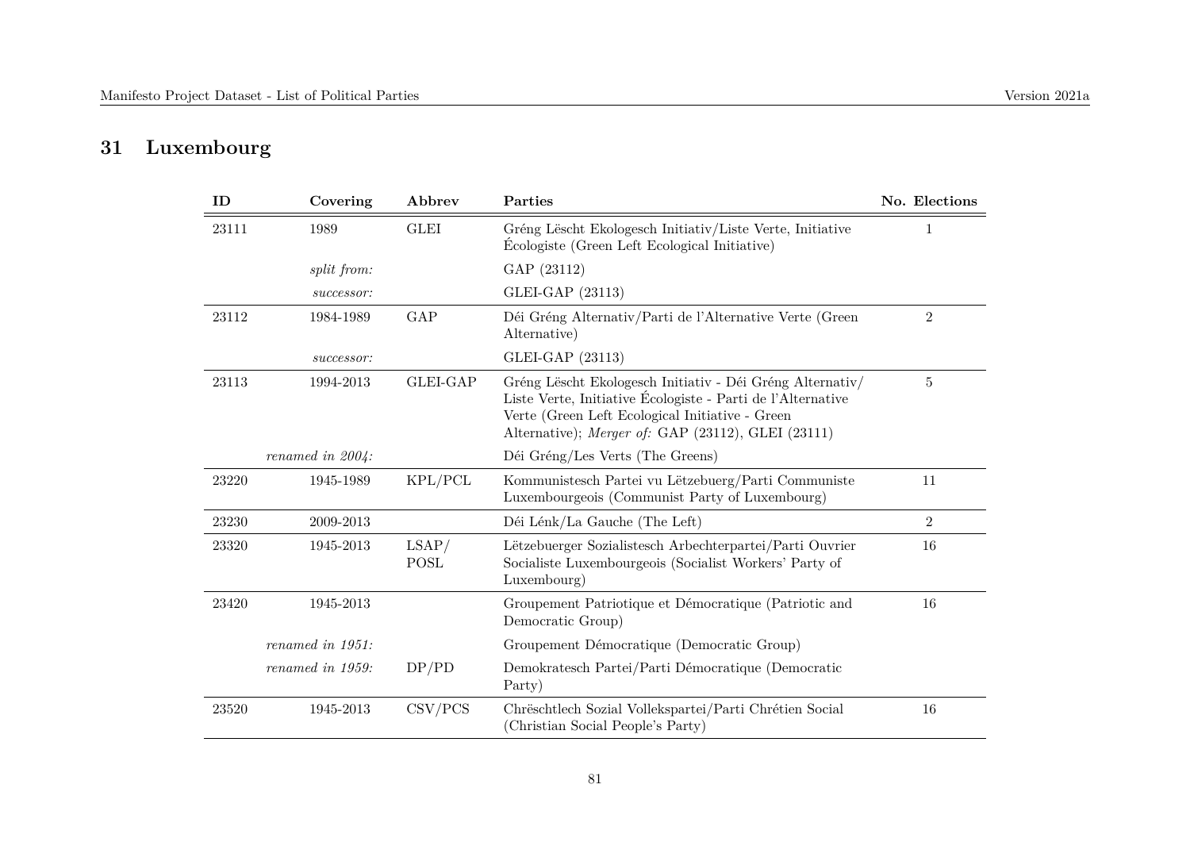## 31 Luxembourg

| ID | Covering | Abbrev | Parties | No. Elections |
|---|---|---|---|---|
| 23111 | 1989 | GLEI | Gréng Lëscht Ekologesch Initiativ/Liste Verte, Initiative Écologiste (Green Left Ecological Initiative) | 1 |
| | *split from:* | | GAP (23112) | |
| | *successor:* | | GLEI-GAP (23113) | |
| 23112 | 1984-1989 | GAP | Déi Gréng Alternativ/Parti de l'Alternative Verte (Green Alternative) | 2 |
| | *successor:* | | GLEI-GAP (23113) | |
| 23113 | 1994-2013 | GLEI-GAP | Gréng Lëscht Ekologesch Initiativ - Déi Gréng Alternativ/ Liste Verte, Initiative Écologiste - Parti de l'Alternative Verte (Green Left Ecological Initiative - Green Alternative); *Merger of:* GAP (23112), GLEI (23111) | 5 |
| | *renamed in 2004:* | | Déi Gréng/Les Verts (The Greens) | |
| 23220 | 1945-1989 | KPL/PCL | Kommunistesch Partei vu Lëtzebuerg/Parti Communiste Luxembourgeois (Communist Party of Luxembourg) | 11 |
| 23230 | 2009-2013 | | Déi Lénk/La Gauche (The Left) | 2 |
| 23320 | 1945-2013 | LSAP/ POSL | Lëtzebuerger Sozialistesch Arbechterpartei/Parti Ouvrier Socialiste Luxembourgeois (Socialist Workers' Party of Luxembourg) | 16 |
| 23420 | 1945-2013 | | Groupement Patriotique et Démocratique (Patriotic and Democratic Group) | 16 |
| | *renamed in 1951:* | | Groupement Démocratique (Democratic Group) | |
| | *renamed in 1959:* | DP/PD | Demokratesch Partei/Parti Démocratique (Democratic Party) | |
| 23520 | 1945-2013 | CSV/PCS | Chrëschtlech Sozial Vollekspartei/Parti Chrétien Social (Christian Social People's Party) | 16 |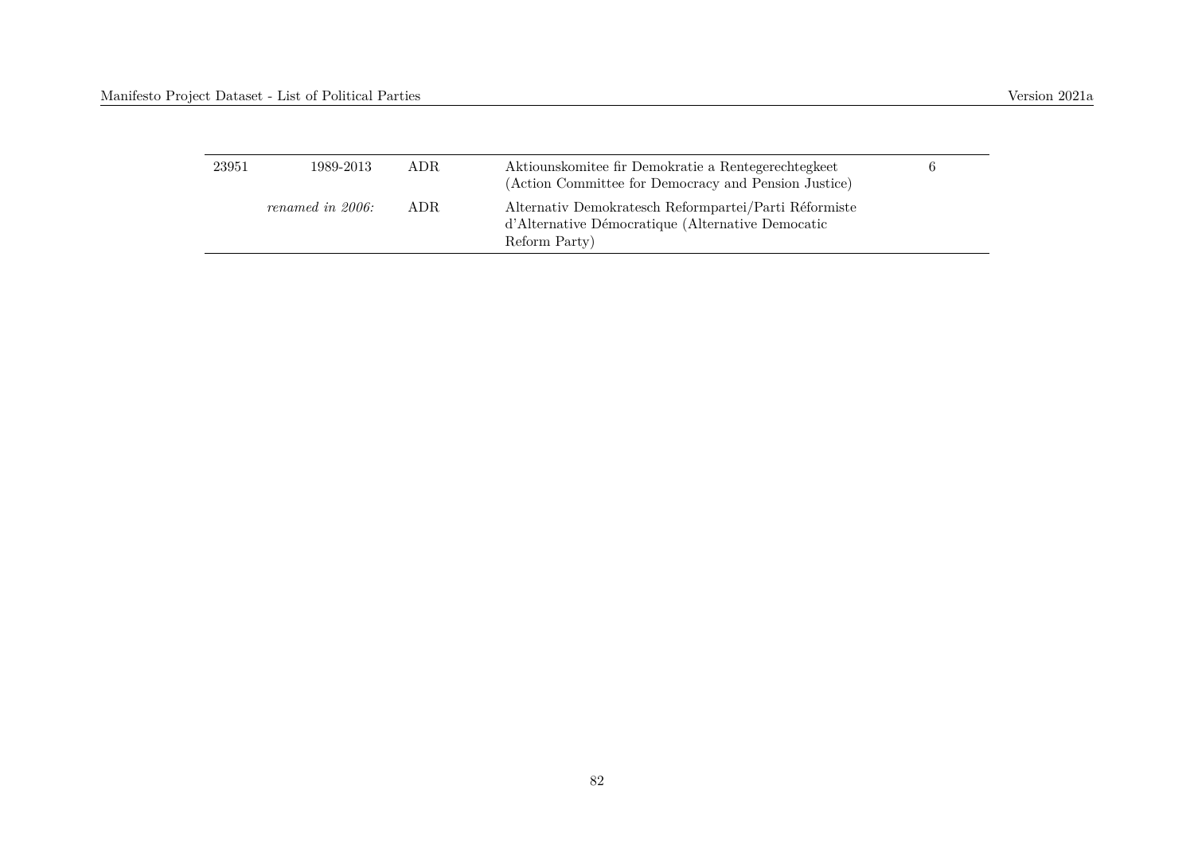| | | | | |
|---|---|---|---|---|
| 23951 | 1989-2013 | ADR | Aktiounskomitee fir Demokratie a Rentegerechtegkeet (Action Committee for Democracy and Pension Justice) | 6 |
| | *renamed in 2006:* | ADR | Alternativ Demokratesch Reformpartei/Parti Réformiste d'Alternative Démocratique (Alternative Democatic Reform Party) | |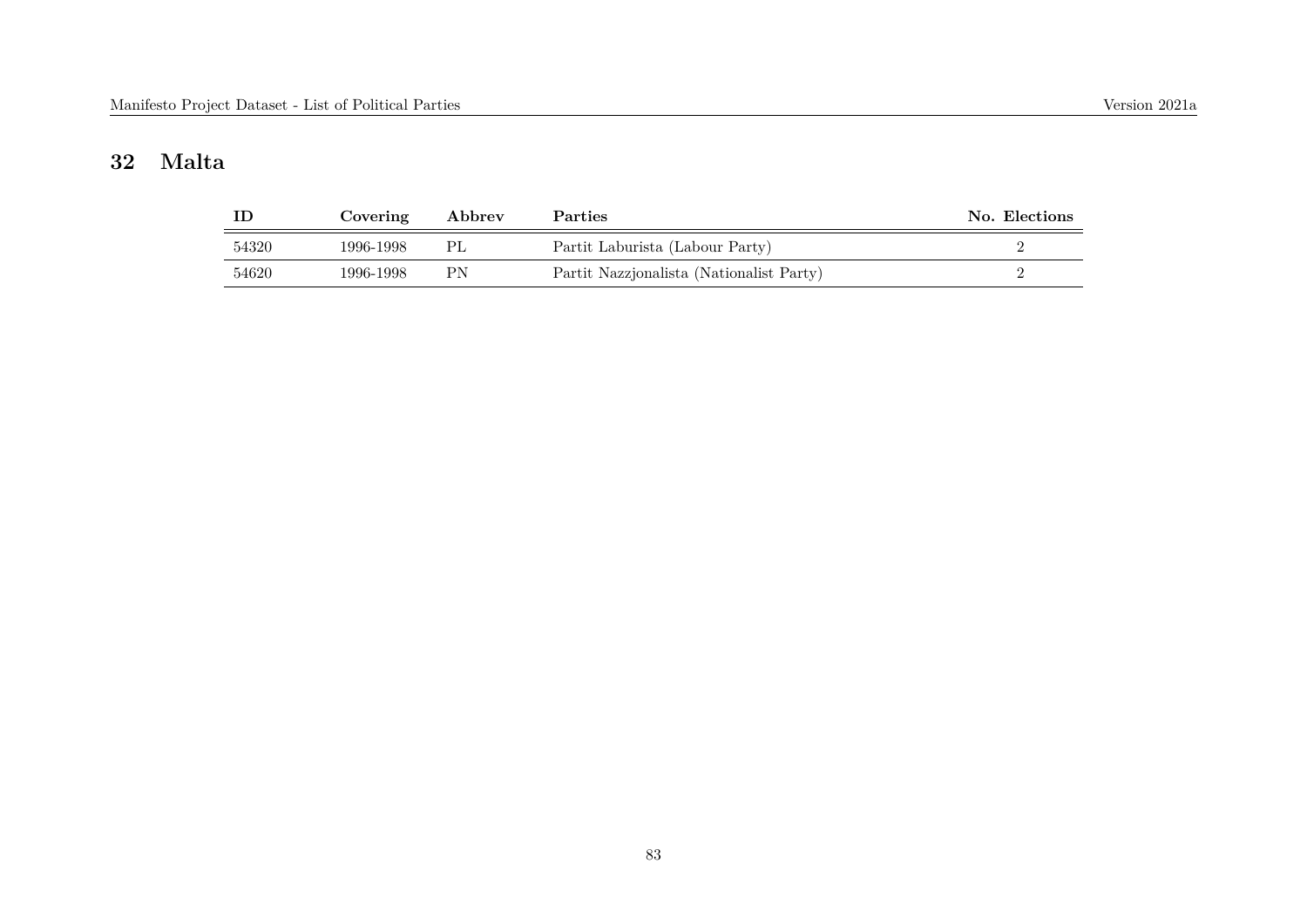## 32 Malta

| ID | Covering | Abbrev | Parties | No. Elections |
|---|---|---|---|---|
| 54320 | 1996-1998 | PL | Partit Laburista (Labour Party) | 2 |
| 54620 | 1996-1998 | PN | Partit Nazzjonalista (Nationalist Party) | 2 |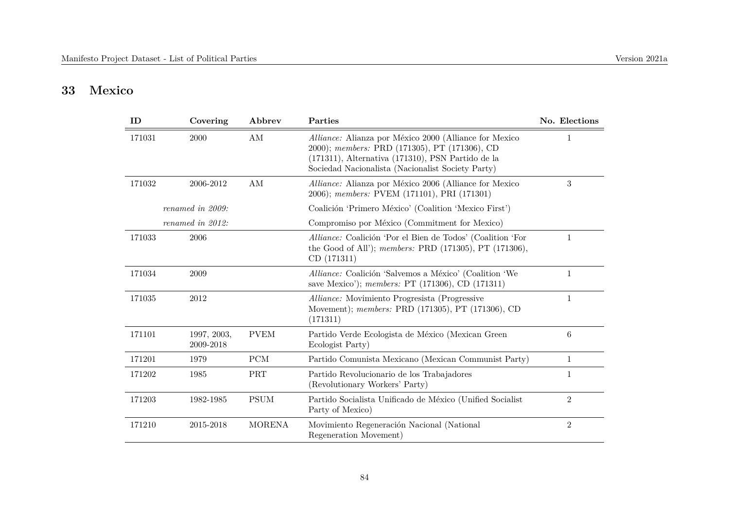## 33 Mexico

| ID | Covering | Abbrev | Parties | No. Elections |
|---|---|---|---|---|
| 171031 | 2000 | AM | *Alliance:* Alianza por México 2000 (Alliance for Mexico 2000); *members:* PRD (171305), PT (171306), CD (171311), Alternativa (171310), PSN Partido de la Sociedad Nacionalista (Nacionalist Society Party) | 1 |
| 171032 | 2006-2012 | AM | *Alliance:* Alianza por México 2006 (Alliance for Mexico 2006); *members:* PVEM (171101), PRI (171301) | 3 |
| | *renamed in 2009:* | | Coalición 'Primero México' (Coalition 'Mexico First') | |
| | *renamed in 2012:* | | Compromiso por México (Commitment for Mexico) | |
| 171033 | 2006 | | *Alliance:* Coalición 'Por el Bien de Todos' (Coalition 'For the Good of All'); *members:* PRD (171305), PT (171306), CD (171311) | 1 |
| 171034 | 2009 | | *Alliance:* Coalición 'Salvemos a México' (Coalition 'We save Mexico'); *members:* PT (171306), CD (171311) | 1 |
| 171035 | 2012 | | *Alliance:* Movimiento Progresista (Progressive Movement); *members:* PRD (171305), PT (171306), CD (171311) | 1 |
| 171101 | 1997, 2003, 2009-2018 | PVEM | Partido Verde Ecologista de México (Mexican Green Ecologist Party) | 6 |
| 171201 | 1979 | PCM | Partido Comunista Mexicano (Mexican Communist Party) | 1 |
| 171202 | 1985 | PRT | Partido Revolucionario de los Trabajadores (Revolutionary Workers' Party) | 1 |
| 171203 | 1982-1985 | PSUM | Partido Socialista Unificado de México (Unified Socialist Party of Mexico) | 2 |
| 171210 | 2015-2018 | MORENA | Movimiento Regeneración Nacional (National Regeneration Movement) | 2 |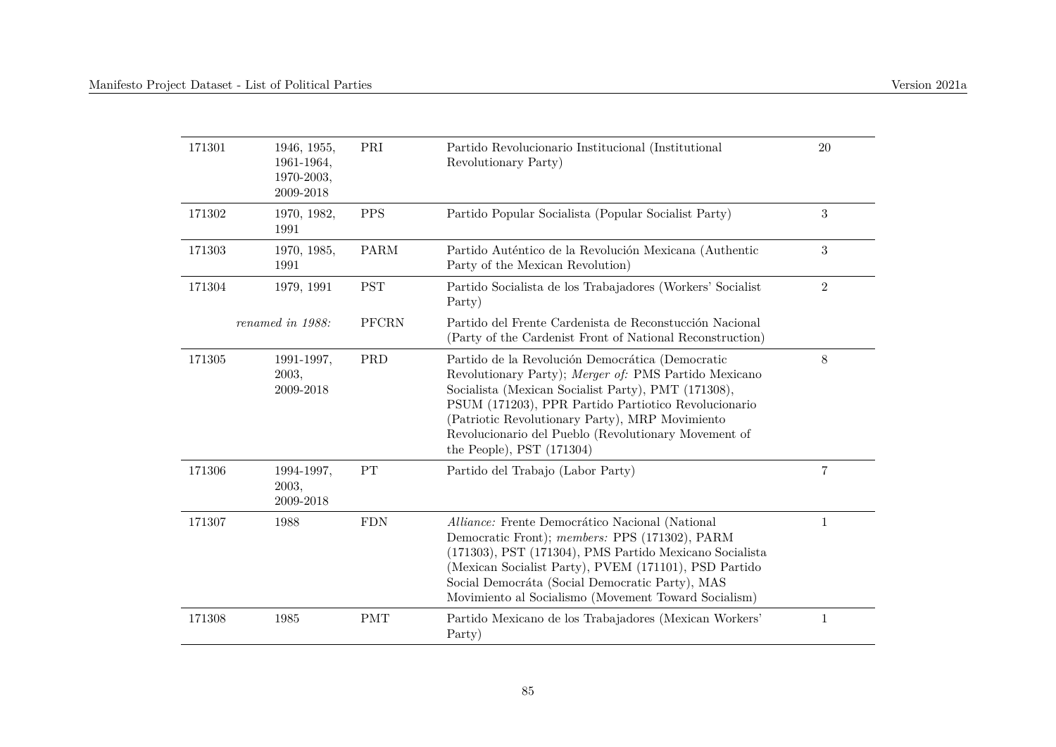| | | | | |
|---|---|---|---|---|
| 171301 | 1946, 1955, 1961-1964, 1970-2003, 2009-2018 | PRI | Partido Revolucionario Institucional (Institutional Revolutionary Party) | 20 |
| 171302 | 1970, 1982, 1991 | PPS | Partido Popular Socialista (Popular Socialist Party) | 3 |
| 171303 | 1970, 1985, 1991 | PARM | Partido Auténtico de la Revolución Mexicana (Authentic Party of the Mexican Revolution) | 3 |
| 171304 | 1979, 1991 | PST | Partido Socialista de los Trabajadores (Workers' Socialist Party) | 2 |
| | *renamed in 1988:* | PFCRN | Partido del Frente Cardenista de Reconstucción Nacional (Party of the Cardenist Front of National Reconstruction) | |
| 171305 | 1991-1997, 2003, 2009-2018 | PRD | Partido de la Revolución Democrática (Democratic Revolutionary Party); *Merger of:* PMS Partido Mexicano Socialista (Mexican Socialist Party), PMT (171308), PSUM (171203), PPR Partido Partiotico Revolucionario (Patriotic Revolutionary Party), MRP Movimiento Revolucionario del Pueblo (Revolutionary Movement of the People), PST (171304) | 8 |
| 171306 | 1994-1997, 2003, 2009-2018 | PT | Partido del Trabajo (Labor Party) | 7 |
| 171307 | 1988 | FDN | *Alliance:* Frente Democrático Nacional (National Democratic Front); *members:* PPS (171302), PARM (171303), PST (171304), PMS Partido Mexicano Socialista (Mexican Socialist Party), PVEM (171101), PSD Partido Social Democráta (Social Democratic Party), MAS Movimiento al Socialismo (Movement Toward Socialism) | 1 |
| 171308 | 1985 | PMT | Partido Mexicano de los Trabajadores (Mexican Workers' Party) | 1 |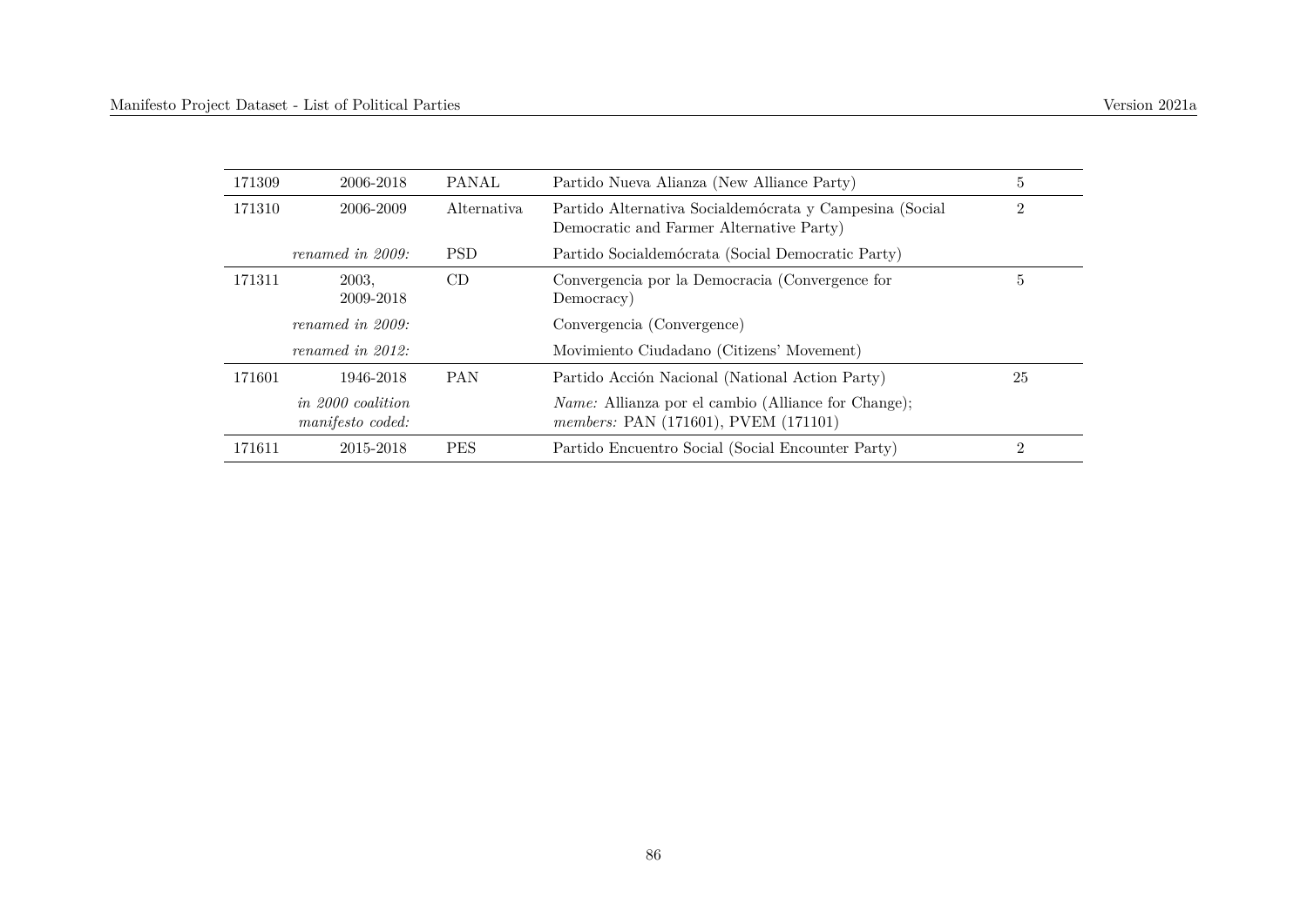| | | | | |
|---|---|---|---|---|
| 171309 | 2006-2018 | PANAL | Partido Nueva Alianza (New Alliance Party) | 5 |
| 171310 | 2006-2009 | Alternativa | Partido Alternativa Socialdemócrata y Campesina (Social Democratic and Farmer Alternative Party) | 2 |
| | *renamed in 2009:* | PSD | Partido Socialdemócrata (Social Democratic Party) | |
| 171311 | 2003, 2009-2018 | CD | Convergencia por la Democracia (Convergence for Democracy) | 5 |
| | *renamed in 2009:* | | Convergencia (Convergence) | |
| | *renamed in 2012:* | | Movimiento Ciudadano (Citizens' Movement) | |
| 171601 | 1946-2018 | PAN | Partido Acción Nacional (National Action Party) | 25 |
| | *in 2000 coalition manifesto coded:* | | *Name:* Allianza por el cambio (Alliance for Change); *members:* PAN (171601), PVEM (171101) | |
| 171611 | 2015-2018 | PES | Partido Encuentro Social (Social Encounter Party) | 2 |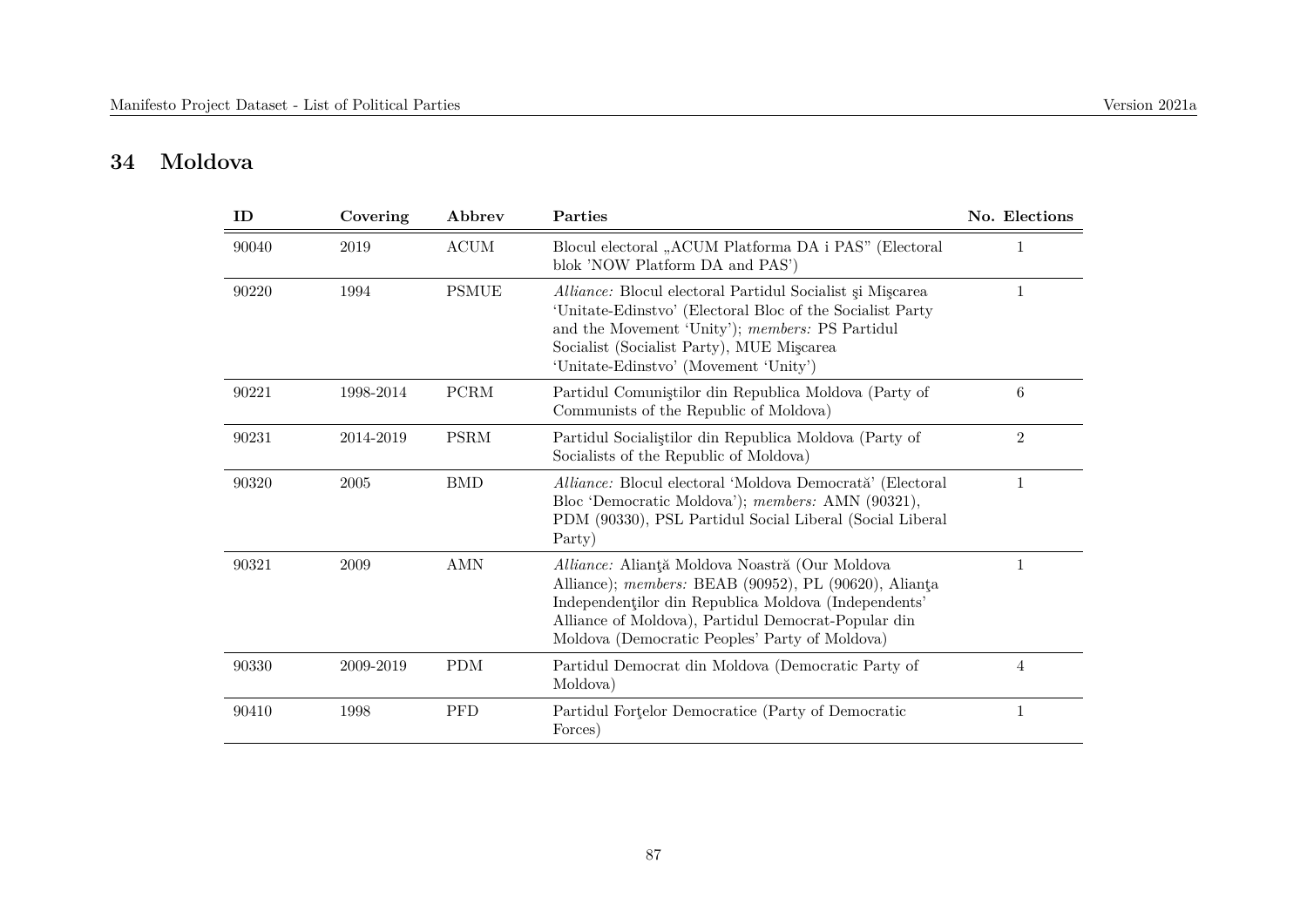# 34 Moldova

| ID | Covering | Abbrev | Parties | No. Elections |
|---|---|---|---|---|
| 90040 | 2019 | ACUM | Blocul electoral „ACUM Platforma DA i PAS" (Electoral blok 'NOW Platform DA and PAS') | 1 |
| 90220 | 1994 | PSMUE | *Alliance:* Blocul electoral Partidul Socialist şi Mişcarea 'Unitate-Edinstvo' (Electoral Bloc of the Socialist Party and the Movement 'Unity'); *members:* PS Partidul Socialist (Socialist Party), MUE Mişcarea 'Unitate-Edinstvo' (Movement 'Unity') | 1 |
| 90221 | 1998-2014 | PCRM | Partidul Comuniştilor din Republica Moldova (Party of Communists of the Republic of Moldova) | 6 |
| 90231 | 2014-2019 | PSRM | Partidul Socialiştilor din Republica Moldova (Party of Socialists of the Republic of Moldova) | 2 |
| 90320 | 2005 | BMD | *Alliance:* Blocul electoral 'Moldova Democrată' (Electoral Bloc 'Democratic Moldova'); *members:* AMN (90321), PDM (90330), PSL Partidul Social Liberal (Social Liberal Party) | 1 |
| 90321 | 2009 | AMN | *Alliance:* Alianţă Moldova Noastră (Our Moldova Alliance); *members:* BEAB (90952), PL (90620), Alianţa Independenţilor din Republica Moldova (Independents' Alliance of Moldova), Partidul Democrat-Popular din Moldova (Democratic Peoples' Party of Moldova) | 1 |
| 90330 | 2009-2019 | PDM | Partidul Democrat din Moldova (Democratic Party of Moldova) | 4 |
| 90410 | 1998 | PFD | Partidul Forţelor Democratice (Party of Democratic Forces) | 1 |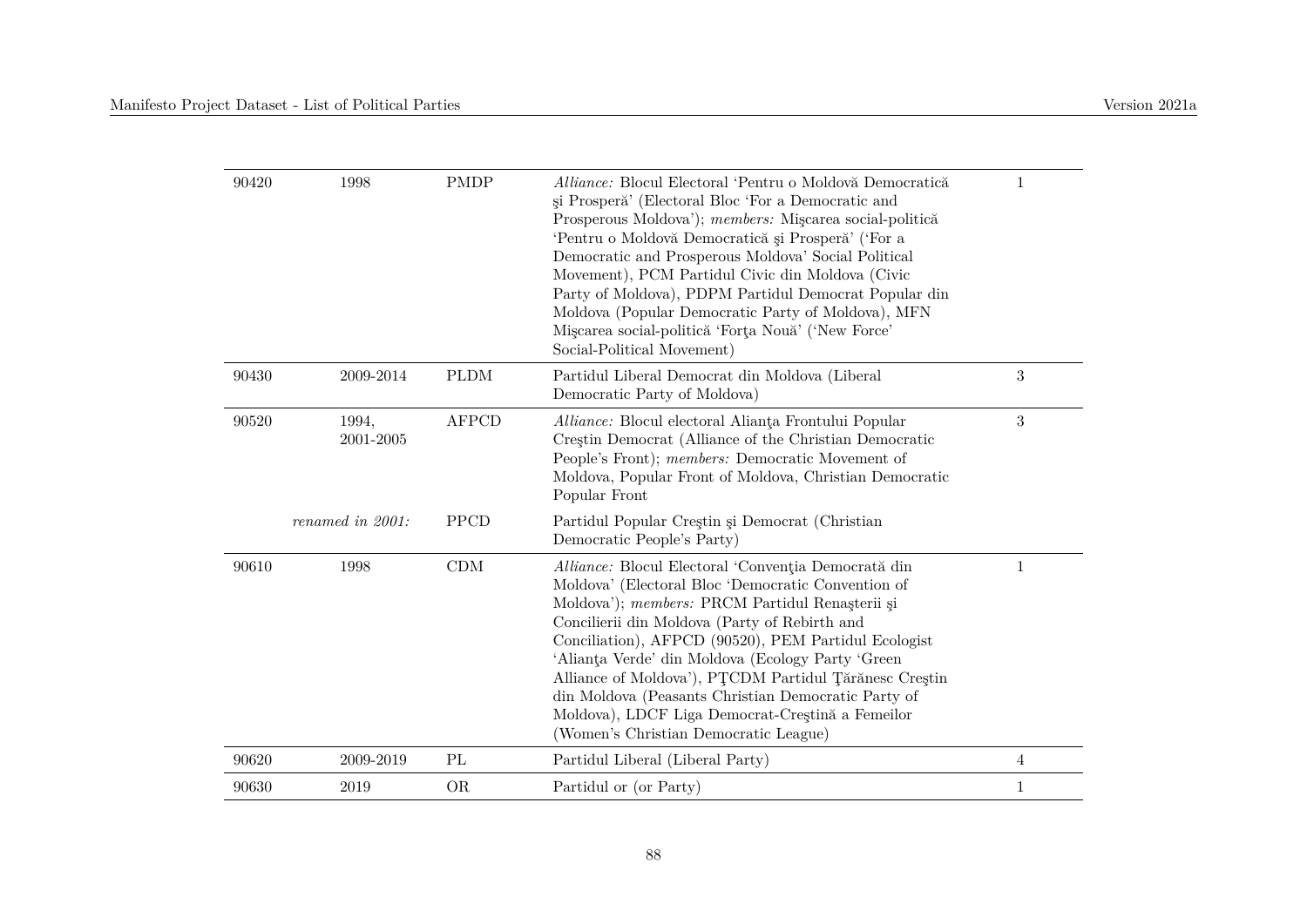| | | | | |
|---|---|---|---|---|
| 90420 | 1998 | PMDP | *Alliance:* Blocul Electoral 'Pentru o Moldovă Democratică şi Prosperă' (Electoral Bloc 'For a Democratic and Prosperous Moldova'); *members:* Mişcarea social-politică 'Pentru o Moldovă Democratică şi Prosperă' ('For a Democratic and Prosperous Moldova' Social Political Movement), PCM Partidul Civic din Moldova (Civic Party of Moldova), PDPM Partidul Democrat Popular din Moldova (Popular Democratic Party of Moldova), MFN Mişcarea social-politică 'Forţa Nouă' ('New Force' Social-Political Movement) | 1 |
| 90430 | 2009-2014 | PLDM | Partidul Liberal Democrat din Moldova (Liberal Democratic Party of Moldova) | 3 |
| 90520 | 1994, 2001-2005 | AFPCD | *Alliance:* Blocul electoral Alianţa Frontului Popular Creştin Democrat (Alliance of the Christian Democratic People's Front); *members:* Democratic Movement of Moldova, Popular Front of Moldova, Christian Democratic Popular Front | 3 |
| | *renamed in 2001:* | PPCD | Partidul Popular Creştin şi Democrat (Christian Democratic People's Party) | |
| 90610 | 1998 | CDM | *Alliance:* Blocul Electoral 'Convenţia Democrată din Moldova' (Electoral Bloc 'Democratic Convention of Moldova'); *members:* PRCM Partidul Renaşterii şi Concilierii din Moldova (Party of Rebirth and Conciliation), AFPCD (90520), PEM Partidul Ecologist 'Alianţa Verde' din Moldova (Ecology Party 'Green Alliance of Moldova'), PŢCDM Partidul Ţărănesc Creştin din Moldova (Peasants Christian Democratic Party of Moldova), LDCF Liga Democrat-Creştină a Femeilor (Women's Christian Democratic League) | 1 |
| 90620 | 2009-2019 | PL | Partidul Liberal (Liberal Party) | 4 |
| 90630 | 2019 | OR | Partidul or (or Party) | 1 |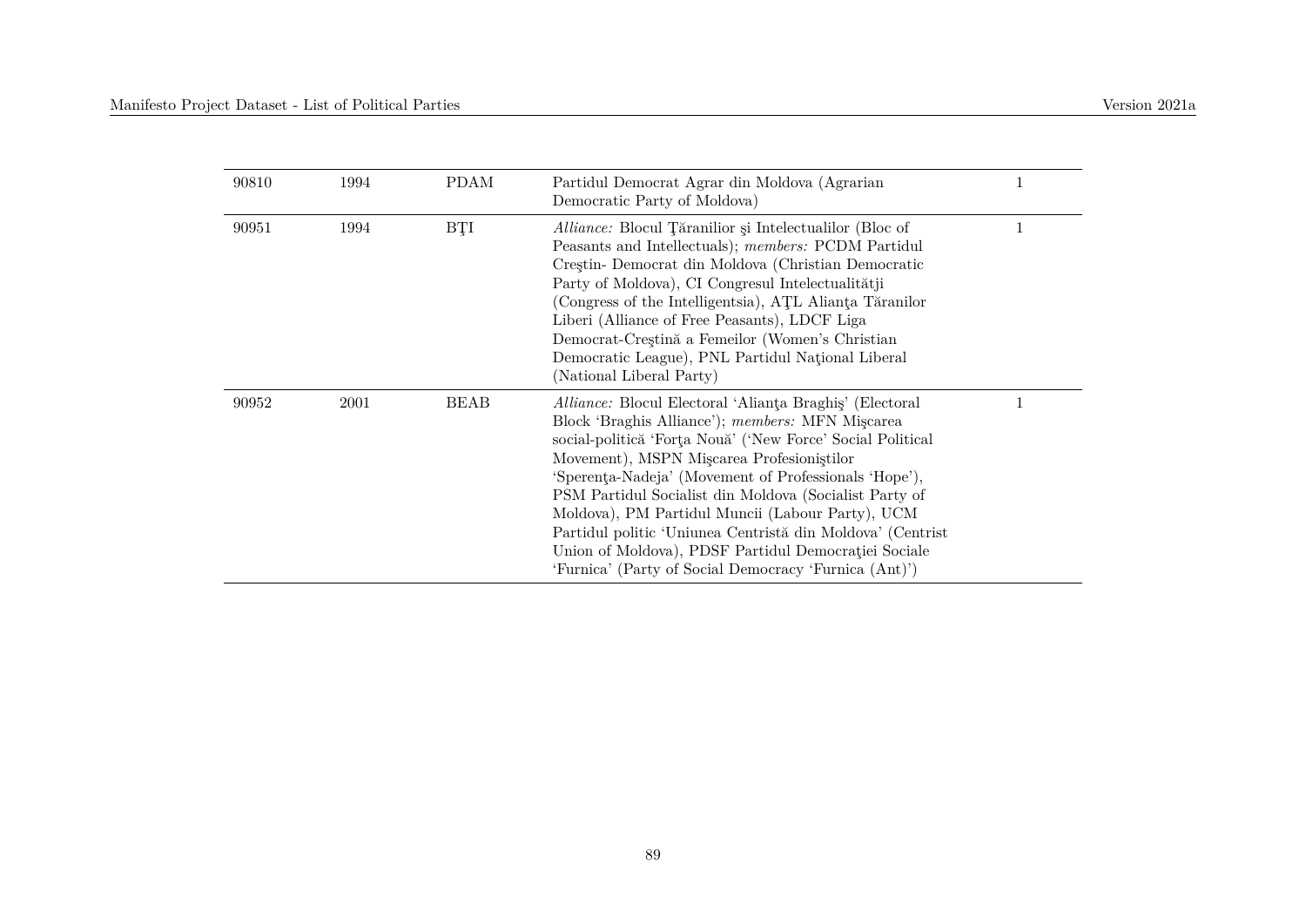| | | | | |
|---|---|---|---|---|
| 90810 | 1994 | PDAM | Partidul Democrat Agrar din Moldova (Agrarian Democratic Party of Moldova) | 1 |
| 90951 | 1994 | BŢI | *Alliance:* Blocul Ţăranilior şi Intelectualilor (Bloc of Peasants and Intellectuals); *members:* PCDM Partidul Creştin- Democrat din Moldova (Christian Democratic Party of Moldova), CI Congresul Intelectualitătji (Congress of the Intelligentsia), AŢL Alianţa Tăranilor Liberi (Alliance of Free Peasants), LDCF Liga Democrat-Creştină a Femeilor (Women's Christian Democratic League), PNL Partidul Naţional Liberal (National Liberal Party) | 1 |
| 90952 | 2001 | BEAB | *Alliance:* Blocul Electoral 'Alianţa Braghiş' (Electoral Block 'Braghis Alliance'); *members:* MFN Mişcarea social-politică 'Forţa Nouă' ('New Force' Social Political Movement), MSPN Mişcarea Profesioniştilor 'Sperenţa-Nadeja' (Movement of Professionals 'Hope'), PSM Partidul Socialist din Moldova (Socialist Party of Moldova), PM Partidul Muncii (Labour Party), UCM Partidul politic 'Uniunea Centristă din Moldova' (Centrist Union of Moldova), PDSF Partidul Democraţiei Sociale 'Furnica' (Party of Social Democracy 'Furnica (Ant)') | 1 |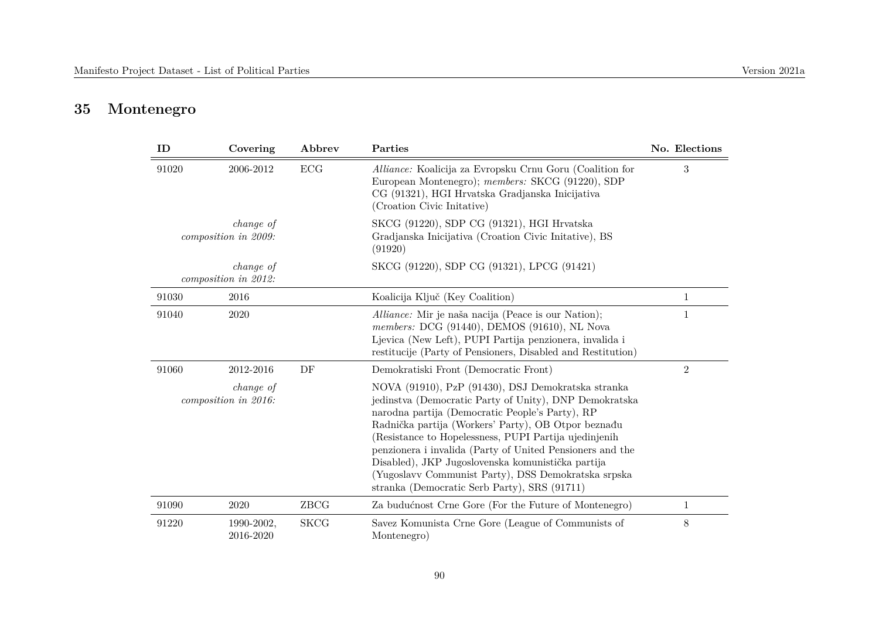## 35 Montenegro

| ID | Covering | Abbrev | Parties | No. Elections |
|---|---|---|---|---|
| 91020 | 2006-2012 | ECG | *Alliance:* Koalicija za Evropsku Crnu Goru (Coalition for European Montenegro); *members:* SKCG (91220), SDP CG (91321), HGI Hrvatska Gradjanska Inicijativa (Croation Civic Initative) | 3 |
| | *change of composition in 2009:* | | SKCG (91220), SDP CG (91321), HGI Hrvatska Gradjanska Inicijativa (Croation Civic Initative), BS (91920) | |
| | *change of composition in 2012:* | | SKCG (91220), SDP CG (91321), LPCG (91421) | |
| 91030 | 2016 | | Koalicija Ključ (Key Coalition) | 1 |
| 91040 | 2020 | | *Alliance:* Mir je naša nacija (Peace is our Nation); *members:* DCG (91440), DEMOS (91610), NL Nova Ljevica (New Left), PUPI Partija penzionera, invalida i restitucije (Party of Pensioners, Disabled and Restitution) | 1 |
| 91060 | 2012-2016 | DF | Demokratiski Front (Democratic Front) | 2 |
| | *change of composition in 2016:* | | NOVA (91910), PzP (91430), DSJ Demokratska stranka jedinstva (Democratic Party of Unity), DNP Demokratska narodna partija (Democratic People's Party), RP Radnička partija (Workers' Party), OB Otpor beznađu (Resistance to Hopelessness, PUPI Partija ujedinjenih penzionera i invalida (Party of United Pensioners and the Disabled), JKP Jugoslovenska komunistička partija (Yugoslavv Communist Party), DSS Demokratska srpska stranka (Democratic Serb Party), SRS (91711) | |
| 91090 | 2020 | ZBCG | Za budućnost Crne Gore (For the Future of Montenegro) | 1 |
| 91220 | 1990-2002, 2016-2020 | SKCG | Savez Komunista Crne Gore (League of Communists of Montenegro) | 8 |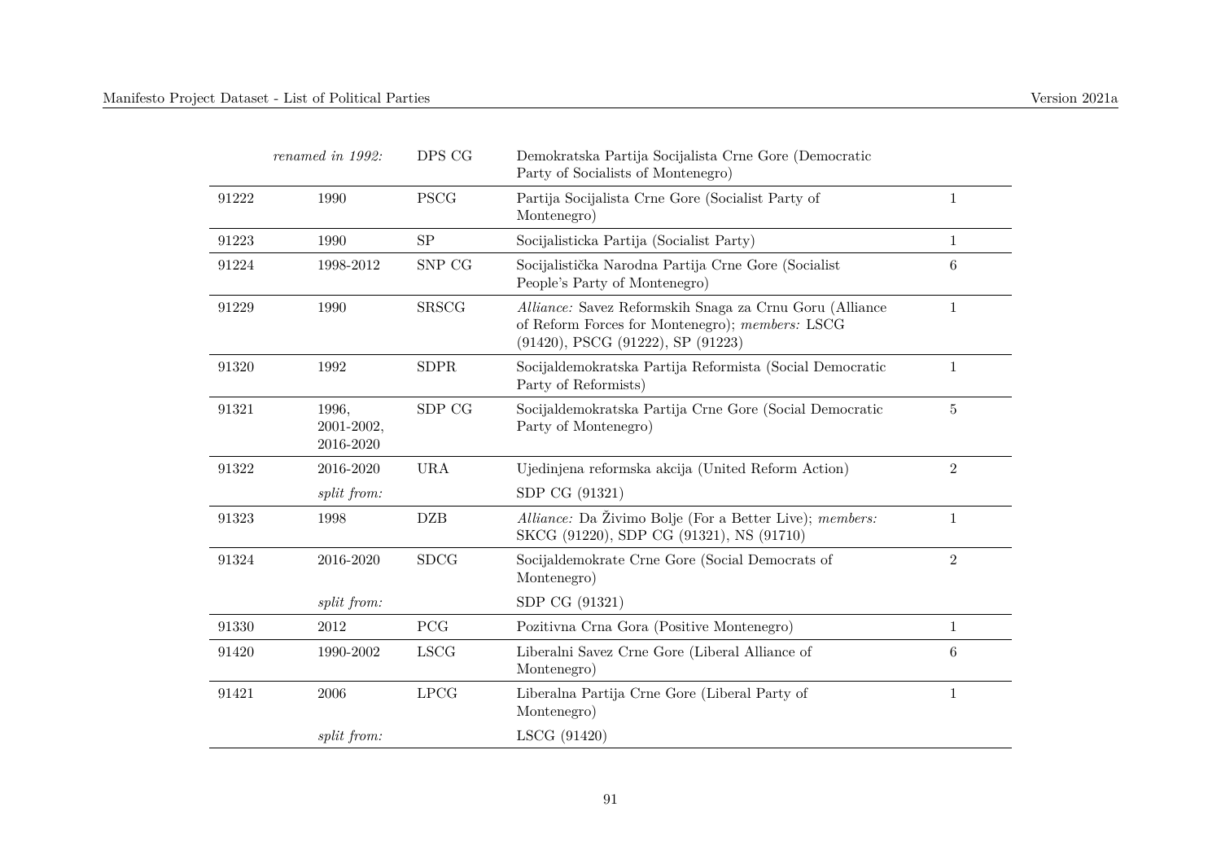|  |  |  |  |  |
|---|---|---|---|---|
|  | *renamed in 1992:* | DPS CG | Demokratska Partija Socijalista Crne Gore (Democratic Party of Socialists of Montenegro) |  |
| 91222 | 1990 | PSCG | Partija Socijalista Crne Gore (Socialist Party of Montenegro) | 1 |
| 91223 | 1990 | SP | Socijalisticka Partija (Socialist Party) | 1 |
| 91224 | 1998-2012 | SNP CG | Socijalistička Narodna Partija Crne Gore (Socialist People's Party of Montenegro) | 6 |
| 91229 | 1990 | SRSCG | *Alliance:* Savez Reformskih Snaga za Crnu Goru (Alliance of Reform Forces for Montenegro); *members:* LSCG (91420), PSCG (91222), SP (91223) | 1 |
| 91320 | 1992 | SDPR | Socijaldemokratska Partija Reformista (Social Democratic Party of Reformists) | 1 |
| 91321 | 1996, 2001-2002, 2016-2020 | SDP CG | Socijaldemokratska Partija Crne Gore (Social Democratic Party of Montenegro) | 5 |
| 91322 | 2016-2020 | URA | Ujedinjena reformska akcija (United Reform Action) | 2 |
|  | *split from:* |  | SDP CG (91321) |  |
| 91323 | 1998 | DZB | *Alliance:* Da Živimo Bolje (For a Better Live); *members:* SKCG (91220), SDP CG (91321), NS (91710) | 1 |
| 91324 | 2016-2020 | SDCG | Socijaldemokrate Crne Gore (Social Democrats of Montenegro) | 2 |
|  | *split from:* |  | SDP CG (91321) |  |
| 91330 | 2012 | PCG | Pozitivna Crna Gora (Positive Montenegro) | 1 |
| 91420 | 1990-2002 | LSCG | Liberalni Savez Crne Gore (Liberal Alliance of Montenegro) | 6 |
| 91421 | 2006 | LPCG | Liberalna Partija Crne Gore (Liberal Party of Montenegro) | 1 |
|  | *split from:* |  | LSCG (91420) |  |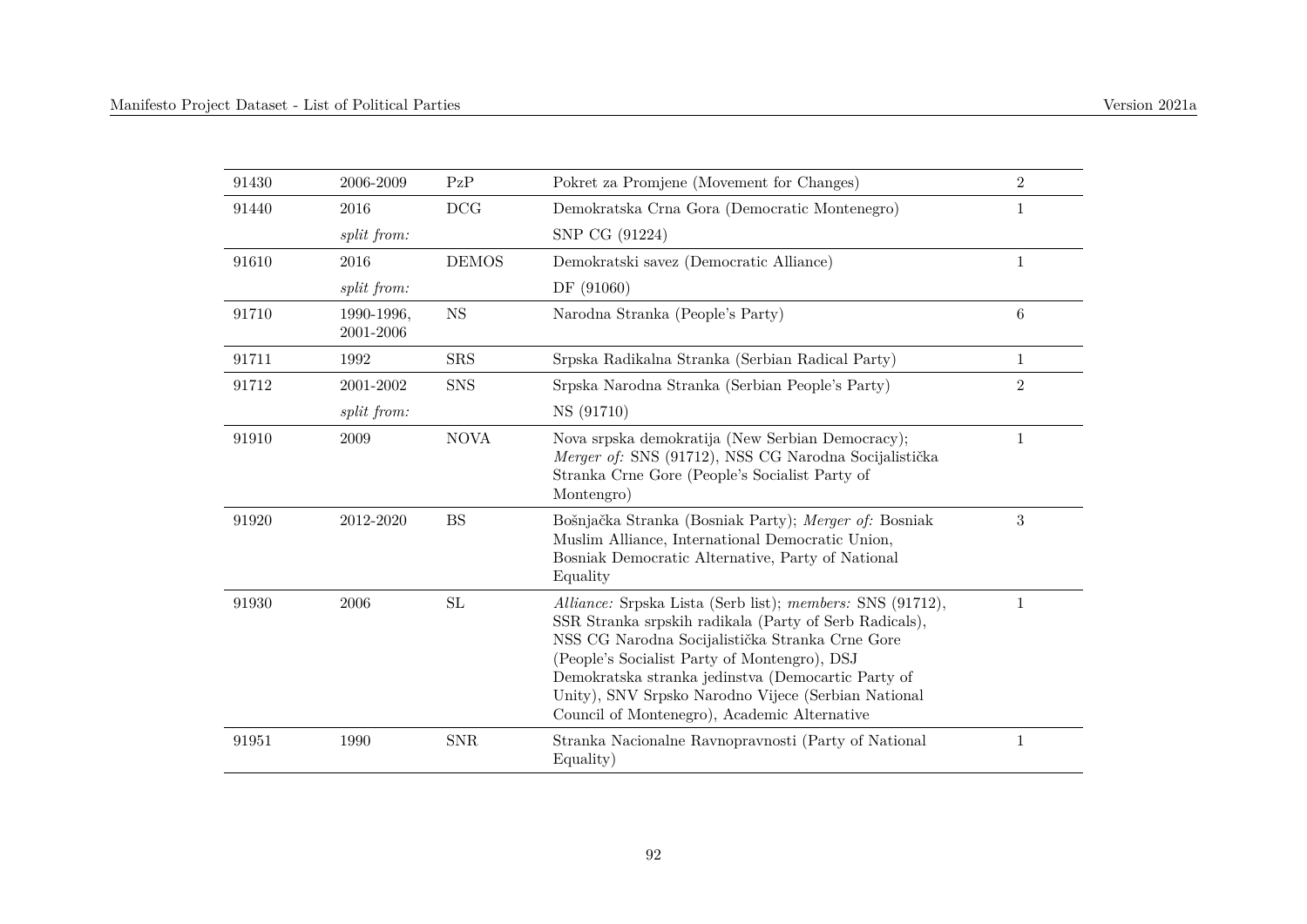| | | | | |
|---|---|---|---|---|
| 91430 | 2006-2009 | PzP | Pokret za Promjene (Movement for Changes) | 2 |
| 91440 | 2016 | DCG | Demokratska Crna Gora (Democratic Montenegro) | 1 |
| | *split from:* | | SNP CG (91224) | |
| 91610 | 2016 | DEMOS | Demokratski savez (Democratic Alliance) | 1 |
| | *split from:* | | DF (91060) | |
| 91710 | 1990-1996, 2001-2006 | NS | Narodna Stranka (People's Party) | 6 |
| 91711 | 1992 | SRS | Srpska Radikalna Stranka (Serbian Radical Party) | 1 |
| 91712 | 2001-2002 | SNS | Srpska Narodna Stranka (Serbian People's Party) | 2 |
| | *split from:* | | NS (91710) | |
| 91910 | 2009 | NOVA | Nova srpska demokratija (New Serbian Democracy); *Merger of:* SNS (91712), NSS CG Narodna Socijalistička Stranka Crne Gore (People's Socialist Party of Montengro) | 1 |
| 91920 | 2012-2020 | BS | Bošnjačka Stranka (Bosniak Party); *Merger of:* Bosniak Muslim Alliance, International Democratic Union, Bosniak Democratic Alternative, Party of National Equality | 3 |
| 91930 | 2006 | SL | *Alliance:* Srpska Lista (Serb list); *members:* SNS (91712), SSR Stranka srpskih radikala (Party of Serb Radicals), NSS CG Narodna Socijalistička Stranka Crne Gore (People's Socialist Party of Montenegro), DSJ Demokratska stranka jedinstva (Democartic Party of Unity), SNV Srpsko Narodno Vijece (Serbian National Council of Montenegro), Academic Alternative | 1 |
| 91951 | 1990 | SNR | Stranka Nacionalne Ravnopravnosti (Party of National Equality) | 1 |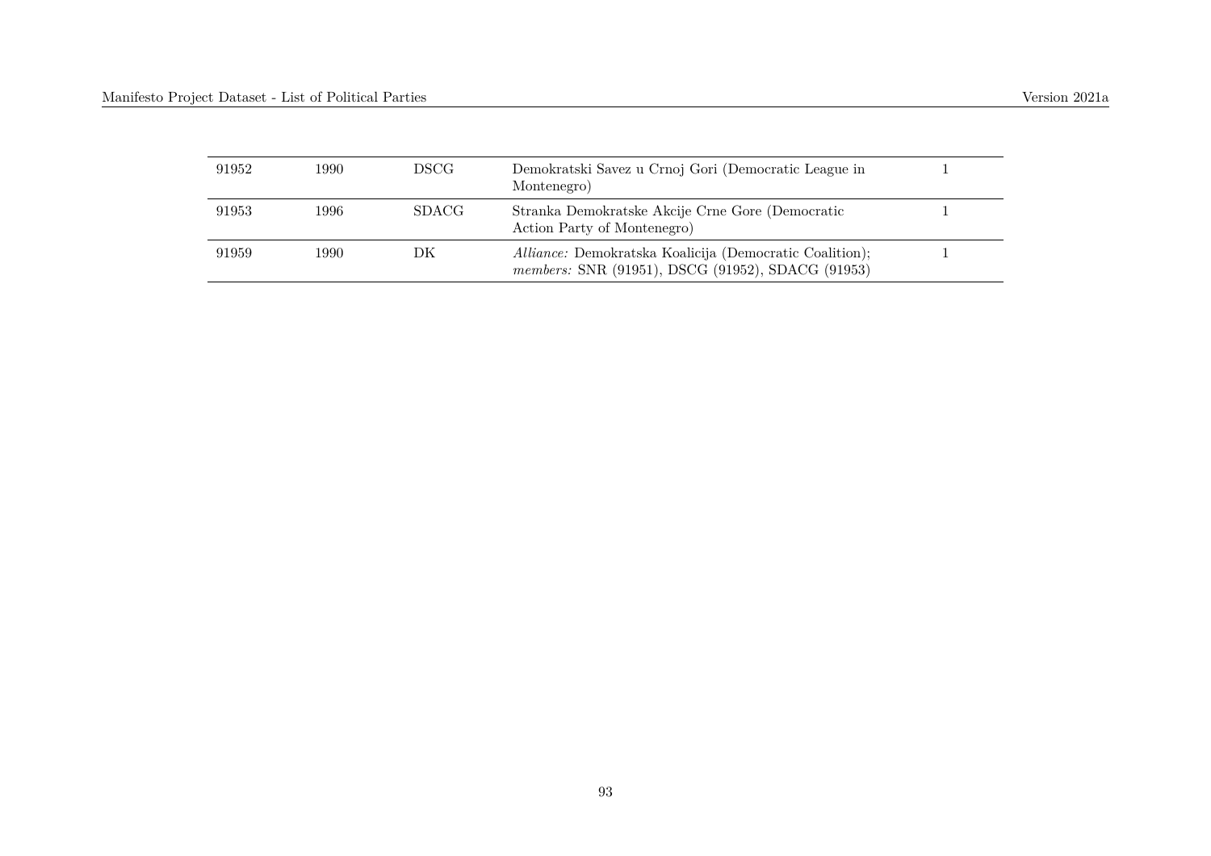| 91952 | 1990 | DSCG | Demokratski Savez u Crnoj Gori (Democratic League in Montenegro) | 1 |
|---|---|---|---|---|
| 91953 | 1996 | SDACG | Stranka Demokratske Akcije Crne Gore (Democratic Action Party of Montenegro) | 1 |
| 91959 | 1990 | DK | *Alliance:* Demokratska Koalicija (Democratic Coalition); *members:* SNR (91951), DSCG (91952), SDACG (91953) | 1 |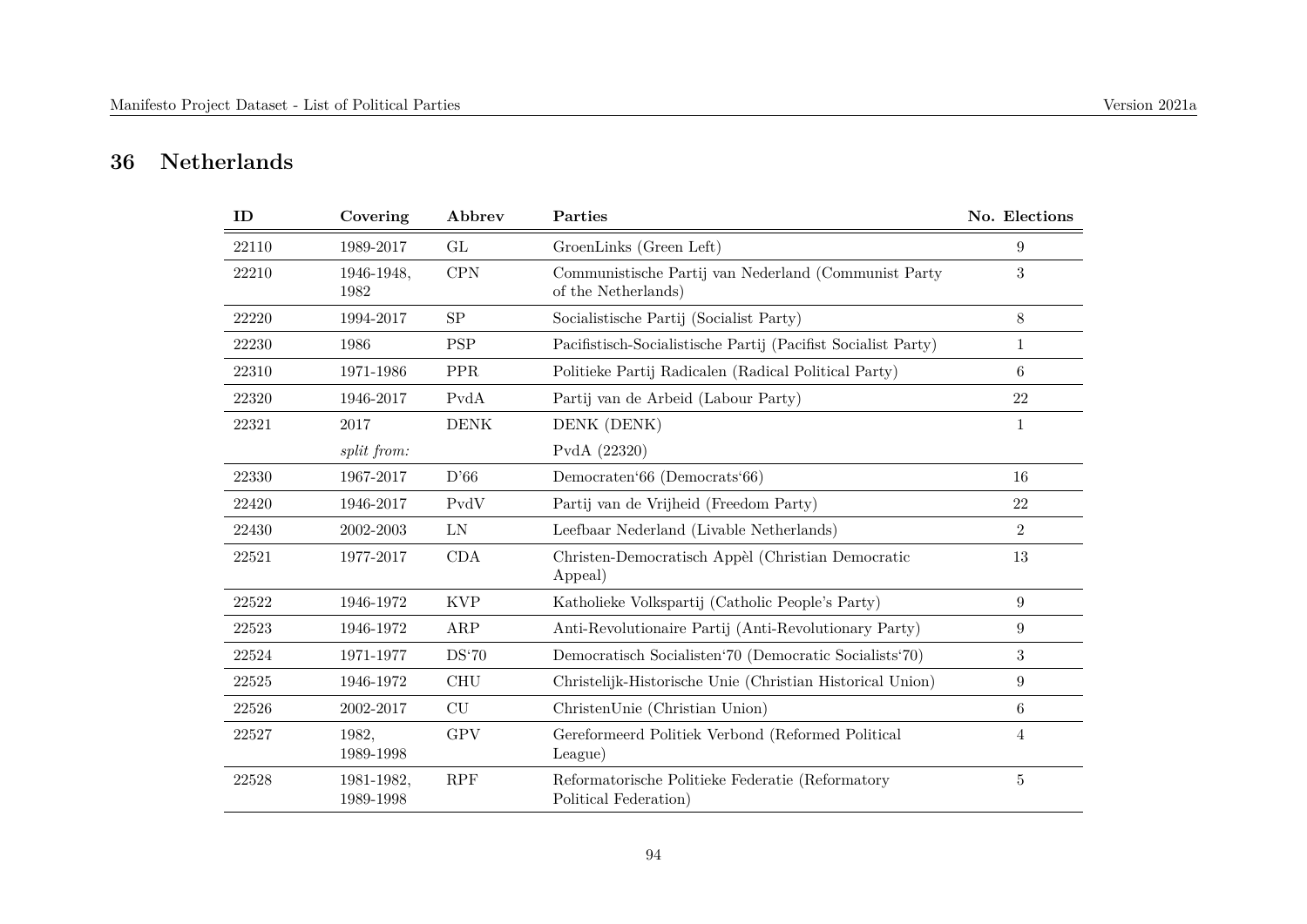## 36 Netherlands

| ID | Covering | Abbrev | Parties | No. Elections |
|---|---|---|---|---|
| 22110 | 1989-2017 | GL | GroenLinks (Green Left) | 9 |
| 22210 | 1946-1948, 1982 | CPN | Communistische Partij van Nederland (Communist Party of the Netherlands) | 3 |
| 22220 | 1994-2017 | SP | Socialistische Partij (Socialist Party) | 8 |
| 22230 | 1986 | PSP | Pacifistisch-Socialistische Partij (Pacifist Socialist Party) | 1 |
| 22310 | 1971-1986 | PPR | Politieke Partij Radicalen (Radical Political Party) | 6 |
| 22320 | 1946-2017 | PvdA | Partij van de Arbeid (Labour Party) | 22 |
| 22321 | 2017 | DENK | DENK (DENK) | 1 |
| | *split from:* | | PvdA (22320) | |
| 22330 | 1967-2017 | D'66 | Democraten'66 (Democrats'66) | 16 |
| 22420 | 1946-2017 | PvdV | Partij van de Vrijheid (Freedom Party) | 22 |
| 22430 | 2002-2003 | LN | Leefbaar Nederland (Livable Netherlands) | 2 |
| 22521 | 1977-2017 | CDA | Christen-Democratisch Appèl (Christian Democratic Appeal) | 13 |
| 22522 | 1946-1972 | KVP | Katholieke Volkspartij (Catholic People's Party) | 9 |
| 22523 | 1946-1972 | ARP | Anti-Revolutionaire Partij (Anti-Revolutionary Party) | 9 |
| 22524 | 1971-1977 | DS'70 | Democratisch Socialisten'70 (Democratic Socialists'70) | 3 |
| 22525 | 1946-1972 | CHU | Christelijk-Historische Unie (Christian Historical Union) | 9 |
| 22526 | 2002-2017 | CU | ChristenUnie (Christian Union) | 6 |
| 22527 | 1982, 1989-1998 | GPV | Gereformeerd Politiek Verbond (Reformed Political League) | 4 |
| 22528 | 1981-1982, 1989-1998 | RPF | Reformatorische Politieke Federatie (Reformatory Political Federation) | 5 |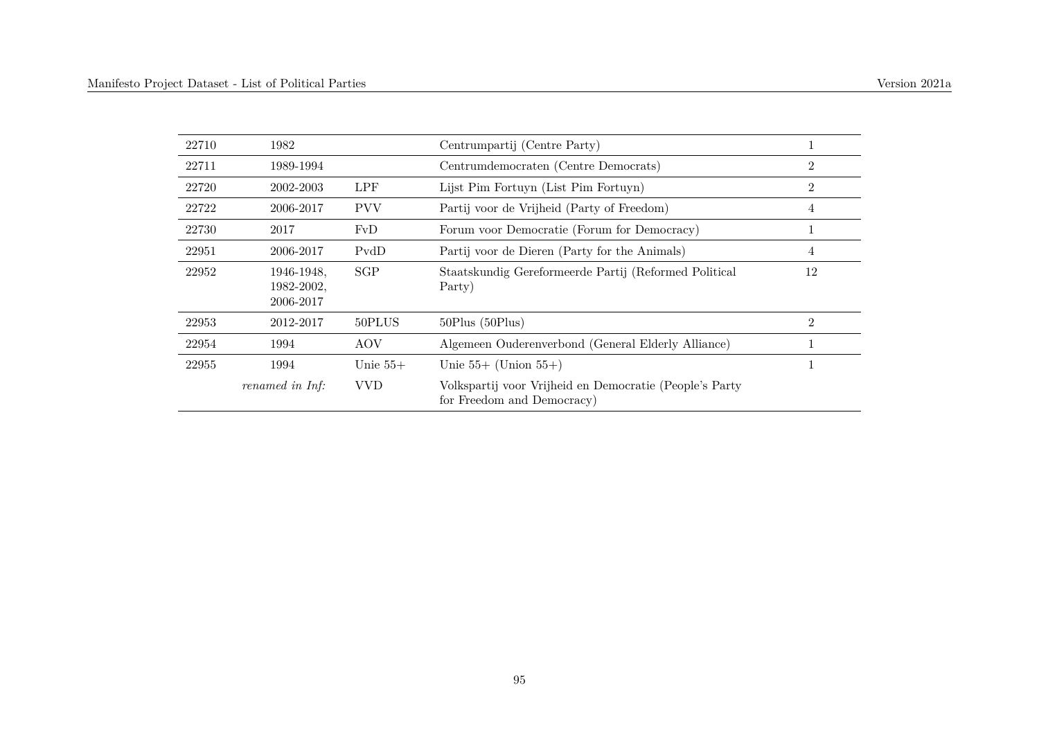| | | | | |
|---|---|---|---|---|
| 22710 | 1982 | | Centrumpartij (Centre Party) | 1 |
| 22711 | 1989-1994 | | Centrumdemocraten (Centre Democrats) | 2 |
| 22720 | 2002-2003 | LPF | Lijst Pim Fortuyn (List Pim Fortuyn) | 2 |
| 22722 | 2006-2017 | PVV | Partij voor de Vrijheid (Party of Freedom) | 4 |
| 22730 | 2017 | FvD | Forum voor Democratie (Forum for Democracy) | 1 |
| 22951 | 2006-2017 | PvdD | Partij voor de Dieren (Party for the Animals) | 4 |
| 22952 | 1946-1948, 1982-2002, 2006-2017 | SGP | Staatskundig Gereformeerde Partij (Reformed Political Party) | 12 |
| 22953 | 2012-2017 | 50PLUS | 50Plus (50Plus) | 2 |
| 22954 | 1994 | AOV | Algemeen Ouderenverbond (General Elderly Alliance) | 1 |
| 22955 | 1994 | Unie 55+ | Unie 55+ (Union 55+) | 1 |
| | *renamed in Inf:* | VVD | Volkspartij voor Vrijheid en Democratie (People's Party for Freedom and Democracy) | |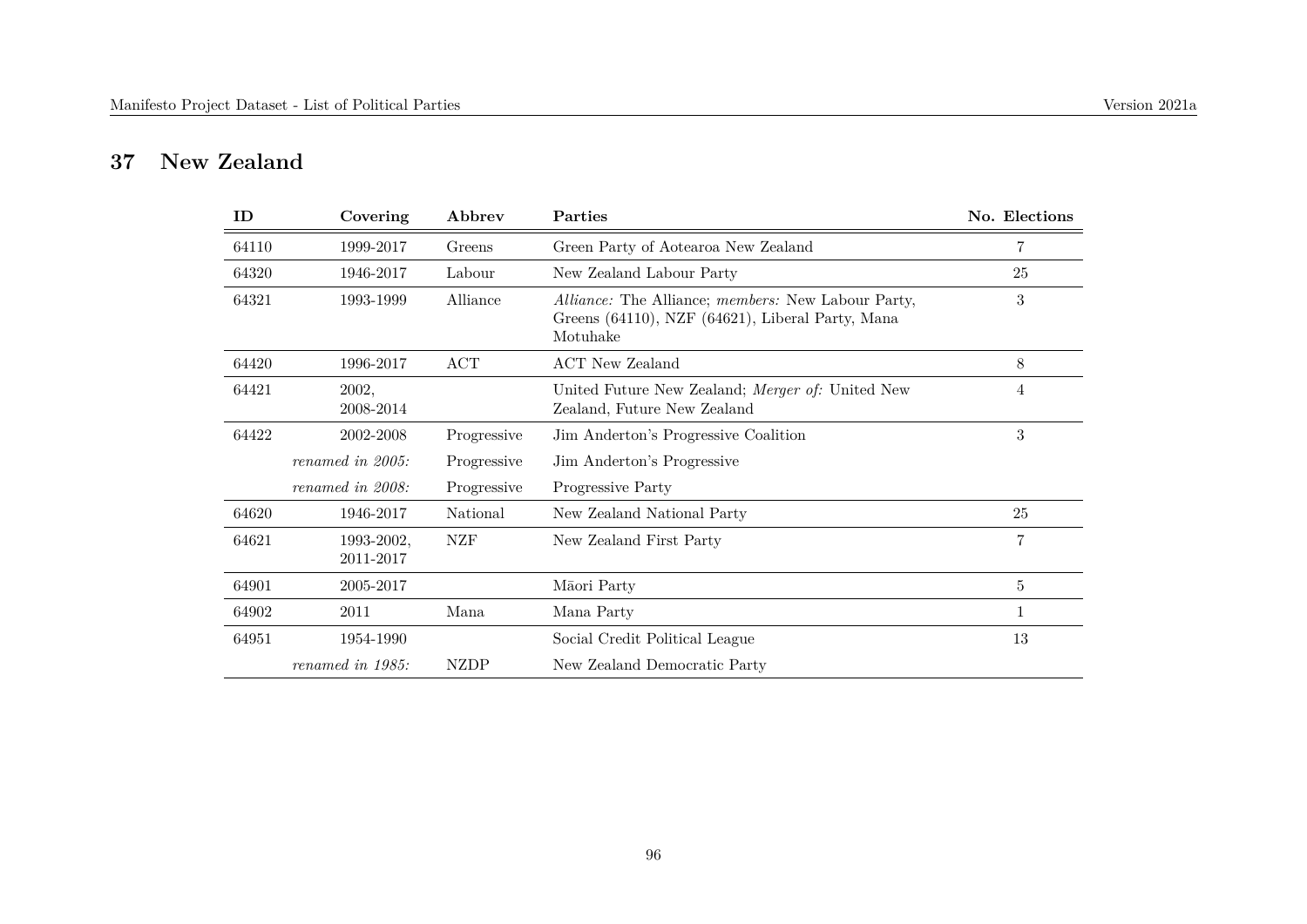## 37 New Zealand

| ID | Covering | Abbrev | Parties | No. Elections |
|---|---|---|---|---|
| 64110 | 1999-2017 | Greens | Green Party of Aotearoa New Zealand | 7 |
| 64320 | 1946-2017 | Labour | New Zealand Labour Party | 25 |
| 64321 | 1993-1999 | Alliance | *Alliance:* The Alliance; *members:* New Labour Party, Greens (64110), NZF (64621), Liberal Party, Mana Motuhake | 3 |
| 64420 | 1996-2017 | ACT | ACT New Zealand | 8 |
| 64421 | 2002, 2008-2014 | | United Future New Zealand; *Merger of:* United New Zealand, Future New Zealand | 4 |
| 64422 | 2002-2008 | Progressive | Jim Anderton's Progressive Coalition | 3 |
| | *renamed in 2005:* | Progressive | Jim Anderton's Progressive | |
| | *renamed in 2008:* | Progressive | Progressive Party | |
| 64620 | 1946-2017 | National | New Zealand National Party | 25 |
| 64621 | 1993-2002, 2011-2017 | NZF | New Zealand First Party | 7 |
| 64901 | 2005-2017 | | Māori Party | 5 |
| 64902 | 2011 | Mana | Mana Party | 1 |
| 64951 | 1954-1990 | | Social Credit Political League | 13 |
| | *renamed in 1985:* | NZDP | New Zealand Democratic Party | |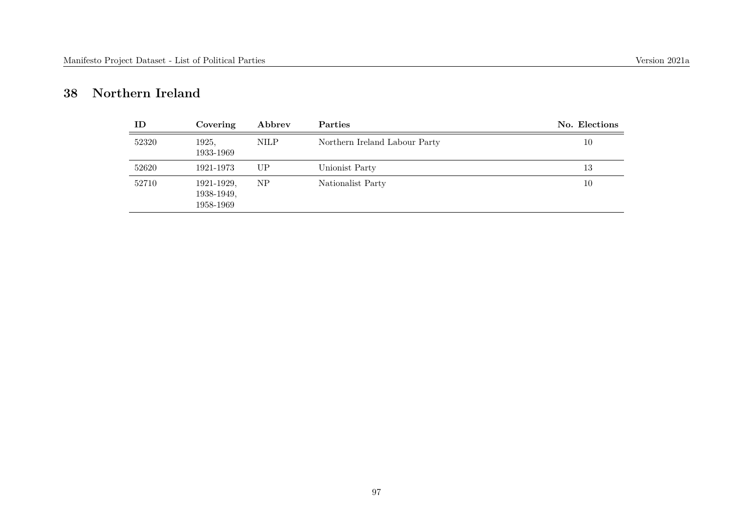## 38 Northern Ireland

| ID | Covering | Abbrev | Parties | No. Elections |
|---|---|---|---|---|
| 52320 | 1925, 1933-1969 | NILP | Northern Ireland Labour Party | 10 |
| 52620 | 1921-1973 | UP | Unionist Party | 13 |
| 52710 | 1921-1929, 1938-1949, 1958-1969 | NP | Nationalist Party | 10 |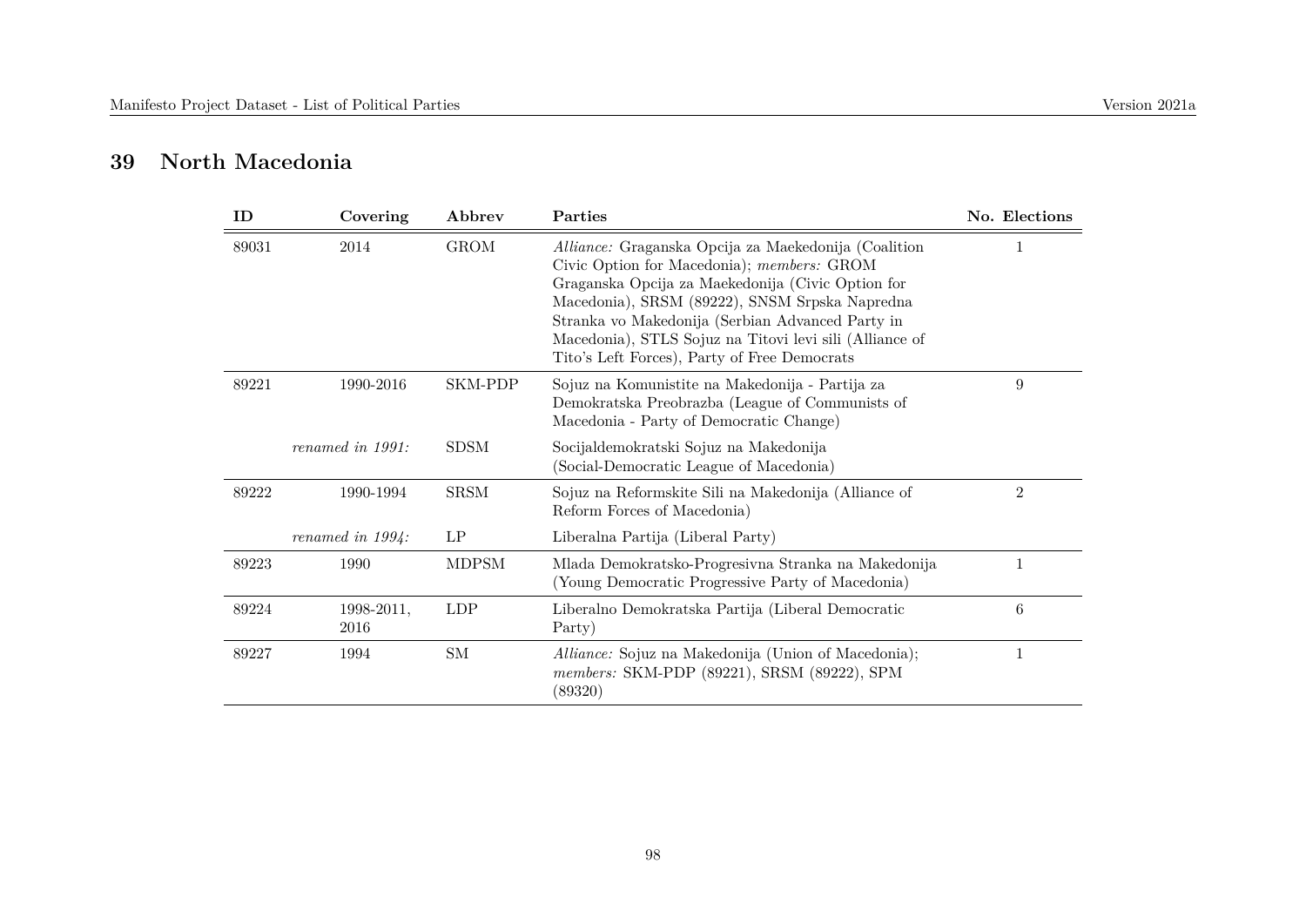## 39 North Macedonia

| ID | Covering | Abbrev | Parties | No. Elections |
|---|---|---|---|---|
| 89031 | 2014 | GROM | *Alliance:* Graganska Opcija za Maekedonija (Coalition Civic Option for Macedonia); *members:* GROM Graganska Opcija za Maekedonija (Civic Option for Macedonia), SRSM (89222), SNSM Srpska Napredna Stranka vo Makedonija (Serbian Advanced Party in Macedonia), STLS Sojuz na Titovi levi sili (Alliance of Tito's Left Forces), Party of Free Democrats | 1 |
| 89221 | 1990-2016 | SKM-PDP | Sojuz na Komunistite na Makedonija - Partija za Demokratska Preobrazba (League of Communists of Macedonia - Party of Democratic Change) | 9 |
| | *renamed in 1991:* | SDSM | Socijaldemokratski Sojuz na Makedonija (Social-Democratic League of Macedonia) | |
| 89222 | 1990-1994 | SRSM | Sojuz na Reformskite Sili na Makedonija (Alliance of Reform Forces of Macedonia) | 2 |
| | *renamed in 1994:* | LP | Liberalna Partija (Liberal Party) | |
| 89223 | 1990 | MDPSM | Mlada Demokratsko-Progresivna Stranka na Makedonija (Young Democratic Progressive Party of Macedonia) | 1 |
| 89224 | 1998-2011, 2016 | LDP | Liberalno Demokratska Partija (Liberal Democratic Party) | 6 |
| 89227 | 1994 | SM | *Alliance:* Sojuz na Makedonija (Union of Macedonia); *members:* SKM-PDP (89221), SRSM (89222), SPM (89320) | 1 |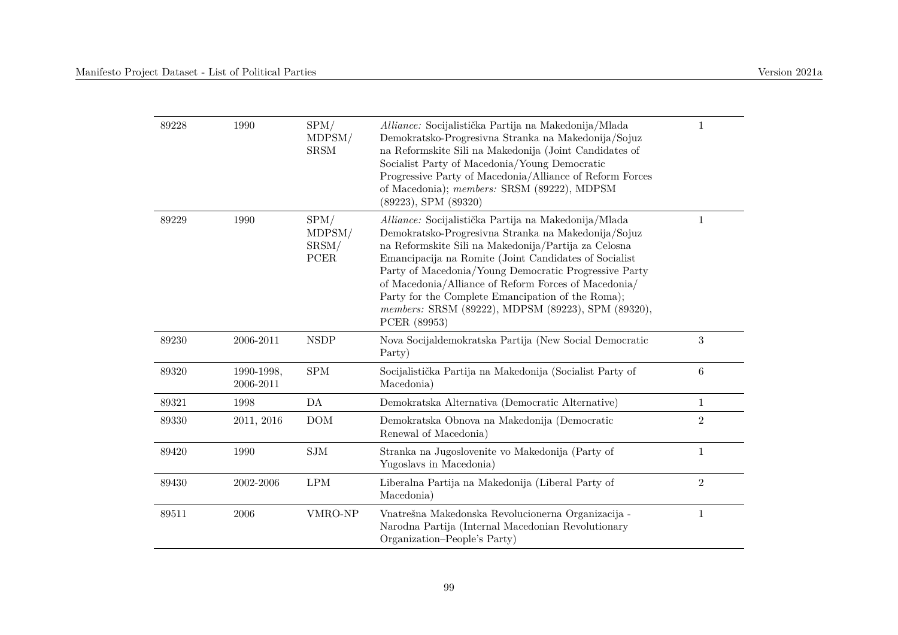| | | | | |
|---|---|---|---|---|
| 89228 | 1990 | SPM/ MDPSM/ SRSM | *Alliance:* Socijalistička Partija na Makedonija/Mlada Demokratsko-Progresivna Stranka na Makedonija/Sojuz na Reformskite Sili na Makedonija (Joint Candidates of Socialist Party of Macedonia/Young Democratic Progressive Party of Macedonia/Alliance of Reform Forces of Macedonia); *members:* SRSM (89222), MDPSM (89223), SPM (89320) | 1 |
| 89229 | 1990 | SPM/ MDPSM/ SRSM/ PCER | *Alliance:* Socijalistička Partija na Makedonija/Mlada Demokratsko-Progresivna Stranka na Makedonija/Sojuz na Reformskite Sili na Makedonija/Partija za Celosna Emancipacija na Romite (Joint Candidates of Socialist Party of Macedonia/Young Democratic Progressive Party of Macedonia/Alliance of Reform Forces of Macedonia/ Party for the Complete Emancipation of the Roma); *members:* SRSM (89222), MDPSM (89223), SPM (89320), PCER (89953) | 1 |
| 89230 | 2006-2011 | NSDP | Nova Socijaldemokratska Partija (New Social Democratic Party) | 3 |
| 89320 | 1990-1998, 2006-2011 | SPM | Socijalistička Partija na Makedonija (Socialist Party of Macedonia) | 6 |
| 89321 | 1998 | DA | Demokratska Alternativa (Democratic Alternative) | 1 |
| 89330 | 2011, 2016 | DOM | Demokratska Obnova na Makedonija (Democratic Renewal of Macedonia) | 2 |
| 89420 | 1990 | SJM | Stranka na Jugoslovenite vo Makedonija (Party of Yugoslavs in Macedonia) | 1 |
| 89430 | 2002-2006 | LPM | Liberalna Partija na Makedonija (Liberal Party of Macedonia) | 2 |
| 89511 | 2006 | VMRO-NP | Vnatrešna Makedonska Revolucionerna Organizacija - Narodna Partija (Internal Macedonian Revolutionary Organization–People's Party) | 1 |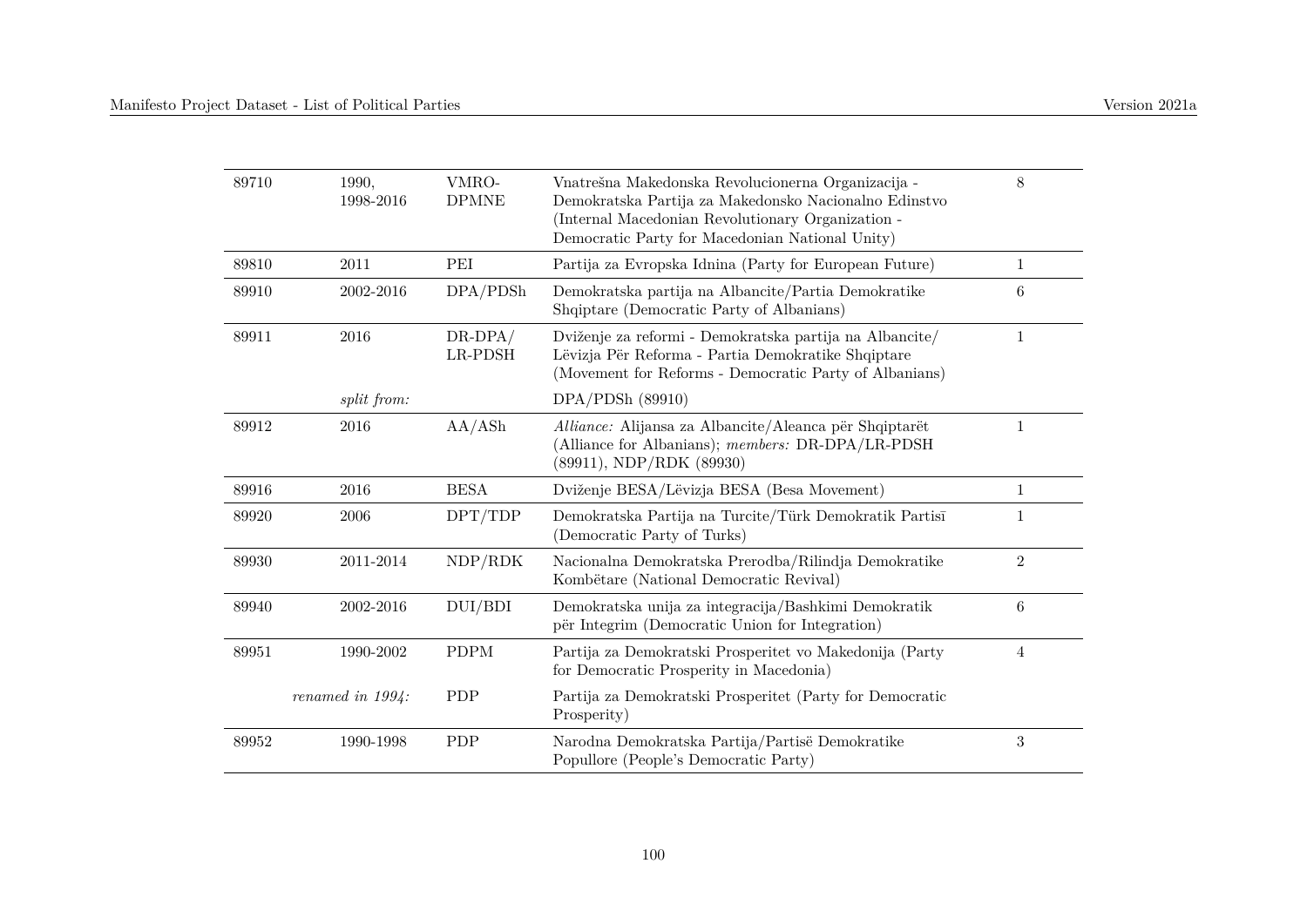| | | | | |
|---|---|---|---|---|
| 89710 | 1990, 1998-2016 | VMRO-DPMNE | Vnatrešna Makedonska Revolucionerna Organizacija - Demokratska Partija za Makedonsko Nacionalno Edinstvo (Internal Macedonian Revolutionary Organization - Democratic Party for Macedonian National Unity) | 8 |
| 89810 | 2011 | PEI | Partija za Evropska Idnina (Party for European Future) | 1 |
| 89910 | 2002-2016 | DPA/PDSh | Demokratska partija na Albancite/Partia Demokratike Shqiptare (Democratic Party of Albanians) | 6 |
| 89911 | 2016 | DR-DPA/ LR-PDSH | Dviženje za reformi - Demokratska partija na Albancite/ Lëvizja Për Reforma - Partia Demokratike Shqiptare (Movement for Reforms - Democratic Party of Albanians) | 1 |
| | *split from:* | | DPA/PDSh (89910) | |
| 89912 | 2016 | AA/ASh | *Alliance:* Alijansa za Albancite/Aleanca për Shqiptarët (Alliance for Albanians); *members:* DR-DPA/LR-PDSH (89911), NDP/RDK (89930) | 1 |
| 89916 | 2016 | BESA | Dviženje BESA/Lëvizja BESA (Besa Movement) | 1 |
| 89920 | 2006 | DPT/TDP | Demokratska Partija na Turcite/Türk Demokratik Partisī (Democratic Party of Turks) | 1 |
| 89930 | 2011-2014 | NDP/RDK | Nacionalna Demokratska Prerodba/Rilindja Demokratike Kombëtare (National Democratic Revival) | 2 |
| 89940 | 2002-2016 | DUI/BDI | Demokratska unija za integracija/Bashkimi Demokratik për Integrim (Democratic Union for Integration) | 6 |
| 89951 | 1990-2002 | PDPM | Partija za Demokratski Prosperitet vo Makedonija (Party for Democratic Prosperity in Macedonia) | 4 |
| | *renamed in 1994:* | PDP | Partija za Demokratski Prosperitet (Party for Democratic Prosperity) | |
| 89952 | 1990-1998 | PDP | Narodna Demokratska Partija/Partisë Demokratike Popullore (People's Democratic Party) | 3 |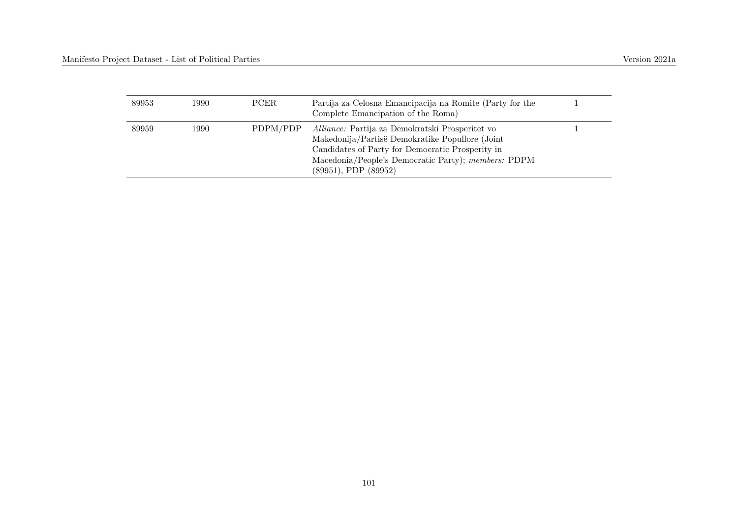| | | | | |
|---|---|---|---|---|
| 89953 | 1990 | PCER | Partija za Celosna Emancipacija na Romite (Party for the Complete Emancipation of the Roma) | 1 |
| 89959 | 1990 | PDPM/PDP | *Alliance:* Partija za Demokratski Prosperitet vo Makedonija/Partisë Demokratike Popullore (Joint Candidates of Party for Democratic Prosperity in Macedonia/People's Democratic Party); *members:* PDPM (89951), PDP (89952) | 1 |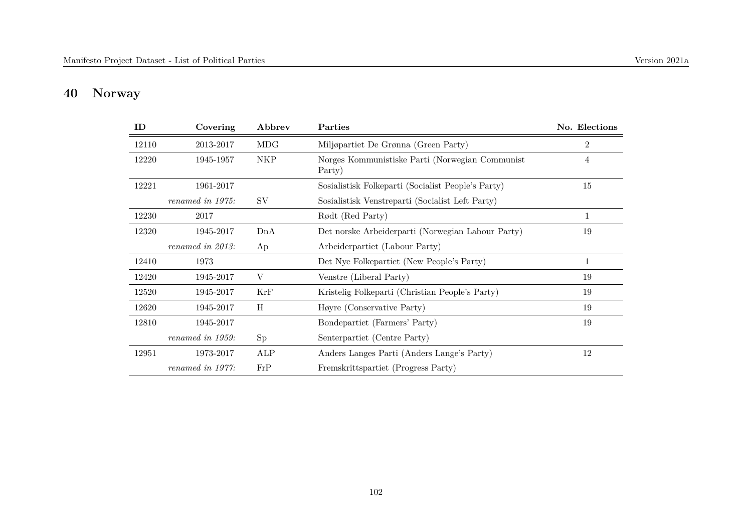# 40 Norway

| ID | Covering | Abbrev | Parties | No. Elections |
|---|---|---|---|---|
| 12110 | 2013-2017 | MDG | Miljøpartiet De Grønna (Green Party) | 2 |
| 12220 | 1945-1957 | NKP | Norges Kommunistiske Parti (Norwegian Communist Party) | 4 |
| 12221 | 1961-2017 | | Sosialistisk Folkeparti (Socialist People's Party) | 15 |
| | *renamed in 1975:* | SV | Sosialistisk Venstreparti (Socialist Left Party) | |
| 12230 | 2017 | | Rødt (Red Party) | 1 |
| 12320 | 1945-2017 | DnA | Det norske Arbeiderparti (Norwegian Labour Party) | 19 |
| | *renamed in 2013:* | Ap | Arbeiderpartiet (Labour Party) | |
| 12410 | 1973 | | Det Nye Folkepartiet (New People's Party) | 1 |
| 12420 | 1945-2017 | V | Venstre (Liberal Party) | 19 |
| 12520 | 1945-2017 | KrF | Kristelig Folkeparti (Christian People's Party) | 19 |
| 12620 | 1945-2017 | H | Høyre (Conservative Party) | 19 |
| 12810 | 1945-2017 | | Bondepartiet (Farmers' Party) | 19 |
| | *renamed in 1959:* | Sp | Senterpartiet (Centre Party) | |
| 12951 | 1973-2017 | ALP | Anders Langes Parti (Anders Lange's Party) | 12 |
| | *renamed in 1977:* | FrP | Fremskrittspartiet (Progress Party) | |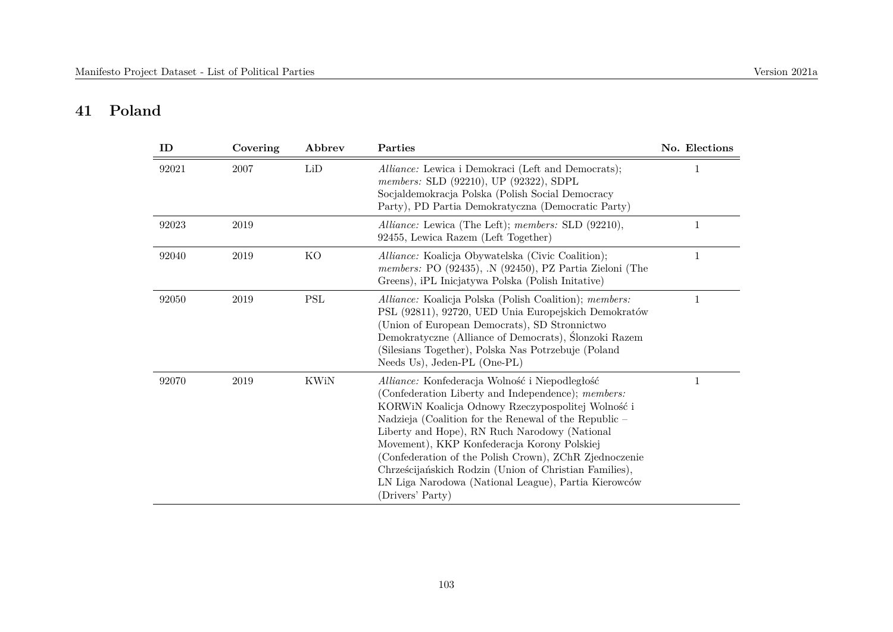# 41 Poland

| ID | Covering | Abbrev | Parties | No. Elections |
|---|---|---|---|---|
| 92021 | 2007 | LiD | *Alliance:* Lewica i Demokraci (Left and Democrats); *members:* SLD (92210), UP (92322), SDPL Socjaldemokracja Polska (Polish Social Democracy Party), PD Partia Demokratyczna (Democratic Party) | 1 |
| 92023 | 2019 | | *Alliance:* Lewica (The Left); *members:* SLD (92210), 92455, Lewica Razem (Left Together) | 1 |
| 92040 | 2019 | KO | *Alliance:* Koalicja Obywatelska (Civic Coalition); *members:* PO (92435), .N (92450), PZ Partia Zieloni (The Greens), iPL Inicjatywa Polska (Polish Initative) | 1 |
| 92050 | 2019 | PSL | *Alliance:* Koalicja Polska (Polish Coalition); *members:* PSL (92811), 92720, UED Unia Europejskich Demokratów (Union of European Democrats), SD Stronnictwo Demokratyczne (Alliance of Democrats), Ślonzoki Razem (Silesians Together), Polska Nas Potrzebuje (Poland Needs Us), Jeden-PL (One-PL) | 1 |
| 92070 | 2019 | KWiN | *Alliance:* Konfederacja Wolność i Niepodległość (Confederation Liberty and Independence); *members:* KORWiN Koalicja Odnowy Rzeczypospolitej Wolność i Nadzieja (Coalition for the Renewal of the Republic – Liberty and Hope), RN Ruch Narodowy (National Movement), KKP Konfederacja Korony Polskiej (Confederation of the Polish Crown), ZChR Zjednoczenie Chrześcijańskich Rodzin (Union of Christian Families), LN Liga Narodowa (National League), Partia Kierowców (Drivers' Party) | 1 |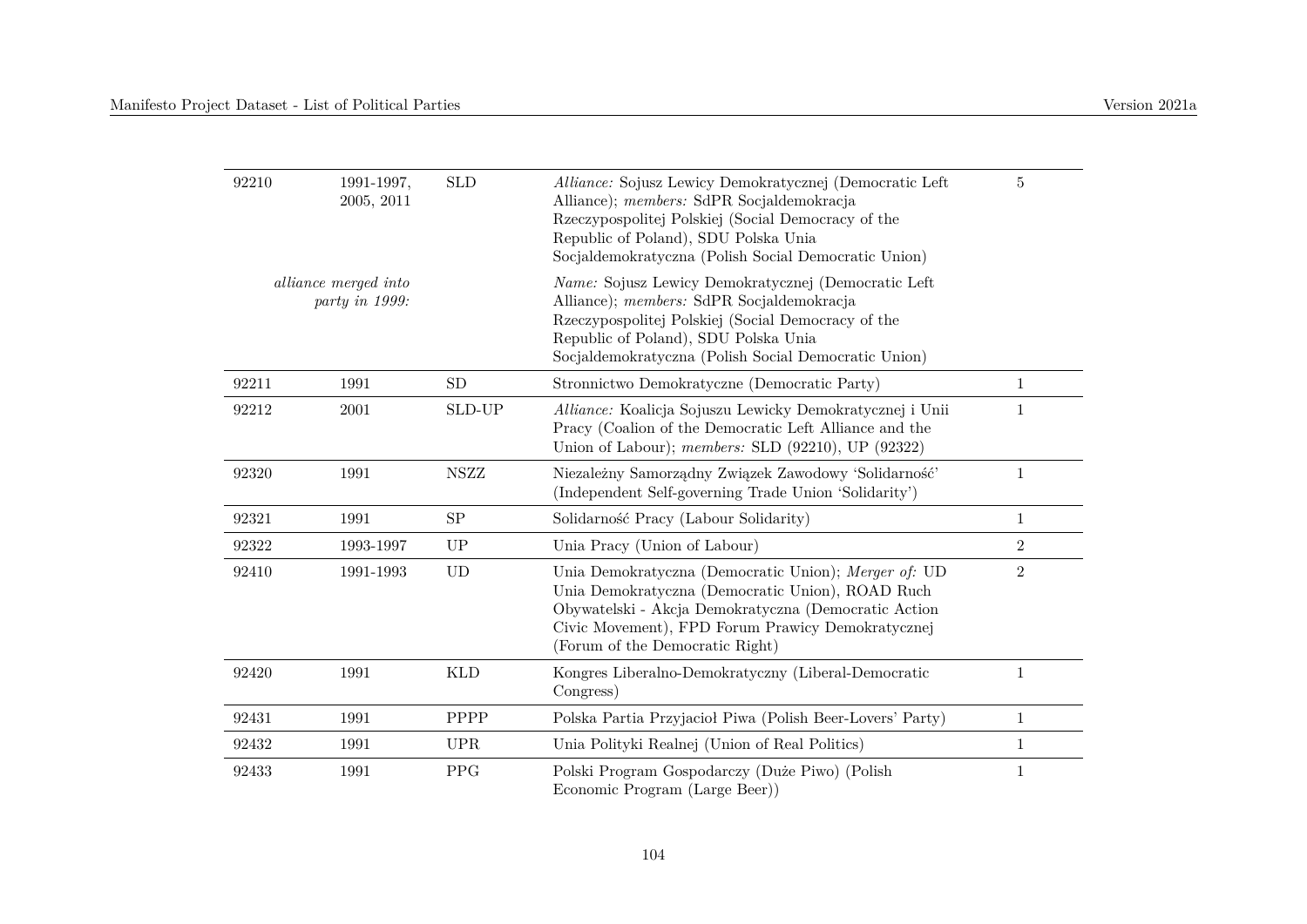| | | | | |
|---|---|---|---|---|
| 92210 | 1991-1997, 2005, 2011 | SLD | *Alliance:* Sojusz Lewicy Demokratycznej (Democratic Left Alliance); *members:* SdPR Socjaldemokracja Rzeczypospolitej Polskiej (Social Democracy of the Republic of Poland), SDU Polska Unia Socjaldemokratyczna (Polish Social Democratic Union) | 5 |
| *alliance merged into party in 1999:* | | | *Name:* Sojusz Lewicy Demokratycznej (Democratic Left Alliance); *members:* SdPR Socjaldemokracja Rzeczypospolitej Polskiej (Social Democracy of the Republic of Poland), SDU Polska Unia Socjaldemokratyczna (Polish Social Democratic Union) | |
| 92211 | 1991 | SD | Stronnictwo Demokratyczne (Democratic Party) | 1 |
| 92212 | 2001 | SLD-UP | *Alliance:* Koalicja Sojuszu Lewicky Demokratycznej i Unii Pracy (Coalion of the Democratic Left Alliance and the Union of Labour); *members:* SLD (92210), UP (92322) | 1 |
| 92320 | 1991 | NSZZ | Niezależny Samorządny Związek Zawodowy 'Solidarność' (Independent Self-governing Trade Union 'Solidarity') | 1 |
| 92321 | 1991 | SP | Solidarność Pracy (Labour Solidarity) | 1 |
| 92322 | 1993-1997 | UP | Unia Pracy (Union of Labour) | 2 |
| 92410 | 1991-1993 | UD | Unia Demokratyczna (Democratic Union); *Merger of:* UD Unia Demokratyczna (Democratic Union), ROAD Ruch Obywatelski - Akcja Demokratyczna (Democratic Action Civic Movement), FPD Forum Prawicy Demokratycznej (Forum of the Democratic Right) | 2 |
| 92420 | 1991 | KLD | Kongres Liberalno-Demokratyczny (Liberal-Democratic Congress) | 1 |
| 92431 | 1991 | PPPP | Polska Partia Przyjacioł Piwa (Polish Beer-Lovers' Party) | 1 |
| 92432 | 1991 | UPR | Unia Polityki Realnej (Union of Real Politics) | 1 |
| 92433 | 1991 | PPG | Polski Program Gospodarczy (Duże Piwo) (Polish Economic Program (Large Beer)) | 1 |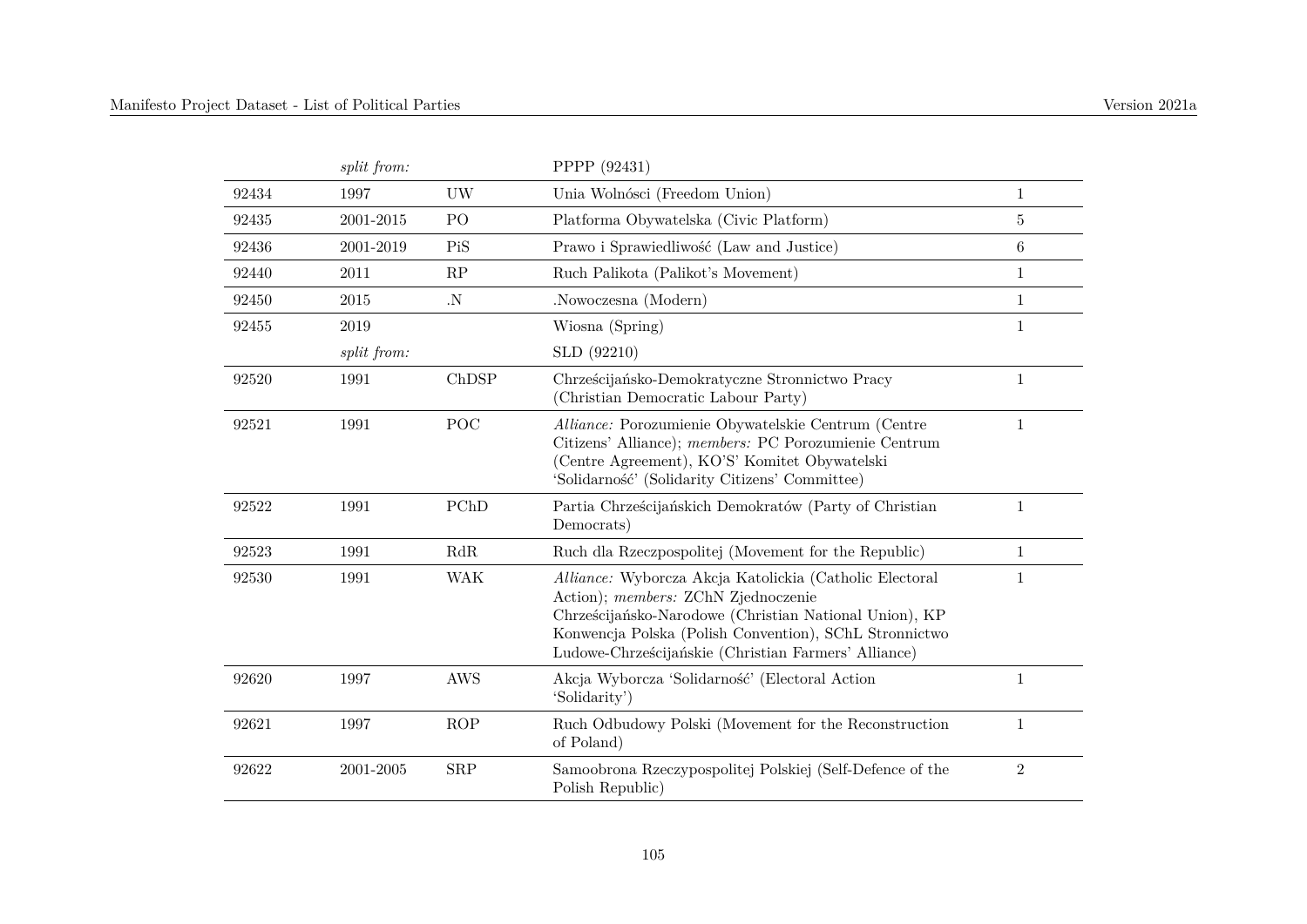| | | | | |
|---|---|---|---|---|
| | *split from:* | | PPPP (92431) | |
| 92434 | 1997 | UW | Unia Wolnósci (Freedom Union) | 1 |
| 92435 | 2001-2015 | PO | Platforma Obywatelska (Civic Platform) | 5 |
| 92436 | 2001-2019 | PiS | Prawo i Sprawiedliwość (Law and Justice) | 6 |
| 92440 | 2011 | RP | Ruch Palikota (Palikot's Movement) | 1 |
| 92450 | 2015 | .N | .Nowoczesna (Modern) | 1 |
| 92455 | 2019 | | Wiosna (Spring) | 1 |
| | *split from:* | | SLD (92210) | |
| 92520 | 1991 | ChDSP | Chrześcijańsko-Demokratyczne Stronnictwo Pracy (Christian Democratic Labour Party) | 1 |
| 92521 | 1991 | POC | *Alliance:* Porozumienie Obywatelskie Centrum (Centre Citizens' Alliance); *members:* PC Porozumienie Centrum (Centre Agreement), KO'S' Komitet Obywatelski 'Solidarność' (Solidarity Citizens' Committee) | 1 |
| 92522 | 1991 | PChD | Partia Chrześcijańskich Demokratów (Party of Christian Democrats) | 1 |
| 92523 | 1991 | RdR | Ruch dla Rzeczpospolitej (Movement for the Republic) | 1 |
| 92530 | 1991 | WAK | *Alliance:* Wyborcza Akcja Katolickia (Catholic Electoral Action); *members:* ZChN Zjednoczenie Chrześcijańsko-Narodowe (Christian National Union), KP Konwencja Polska (Polish Convention), SChL Stronnictwo Ludowe-Chrześcijańskie (Christian Farmers' Alliance) | 1 |
| 92620 | 1997 | AWS | Akcja Wyborcza 'Solidarność' (Electoral Action 'Solidarity') | 1 |
| 92621 | 1997 | ROP | Ruch Odbudowy Polski (Movement for the Reconstruction of Poland) | 1 |
| 92622 | 2001-2005 | SRP | Samoobrona Rzeczypospolitej Polskiej (Self-Defence of the Polish Republic) | 2 |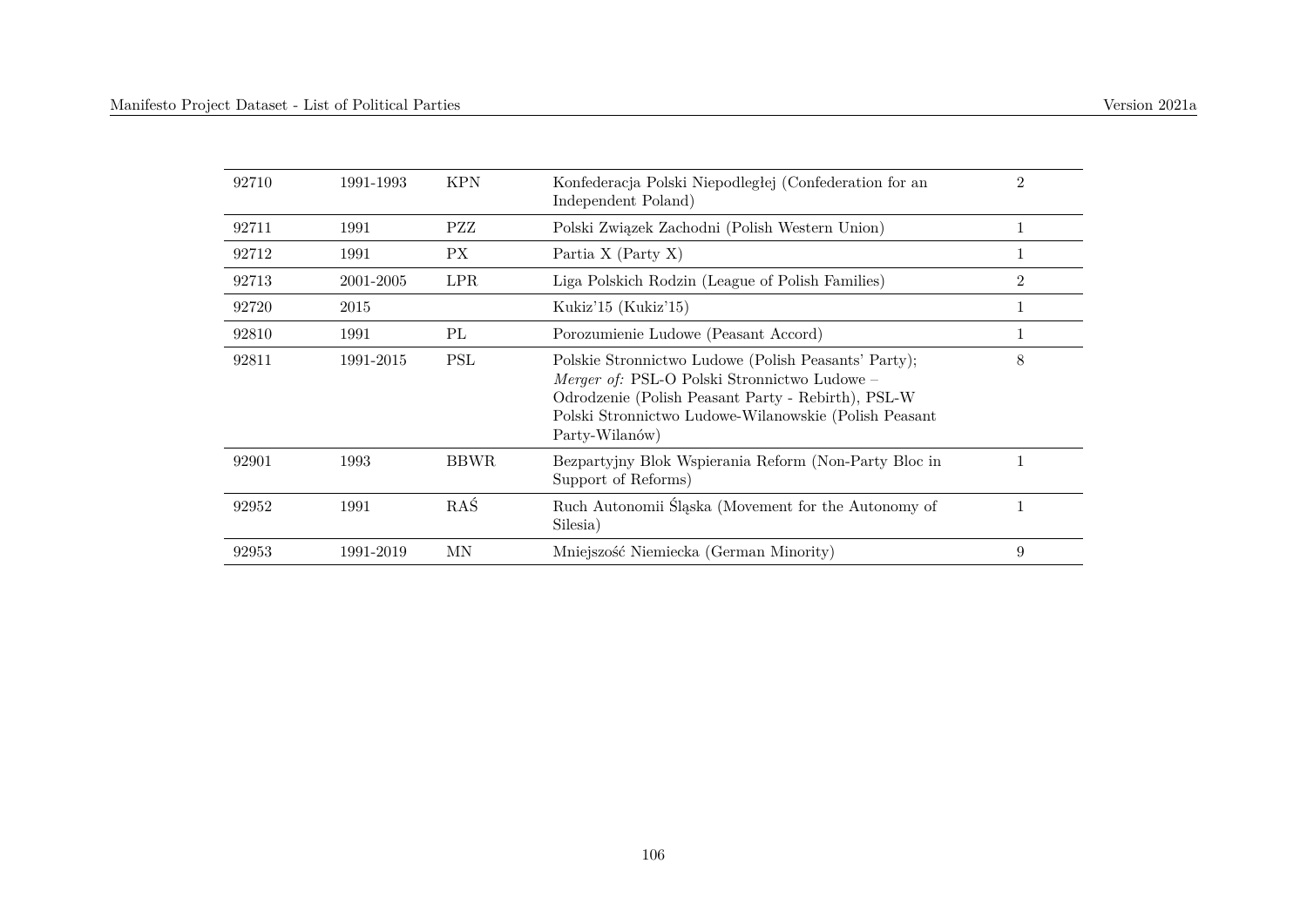| | | | | |
|---|---|---|---|---|
| 92710 | 1991-1993 | KPN | Konfederacja Polski Niepodległej (Confederation for an Independent Poland) | 2 |
| 92711 | 1991 | PZZ | Polski Związek Zachodni (Polish Western Union) | 1 |
| 92712 | 1991 | PX | Partia X (Party X) | 1 |
| 92713 | 2001-2005 | LPR | Liga Polskich Rodzin (League of Polish Families) | 2 |
| 92720 | 2015 | | Kukiz'15 (Kukiz'15) | 1 |
| 92810 | 1991 | PL | Porozumienie Ludowe (Peasant Accord) | 1 |
| 92811 | 1991-2015 | PSL | Polskie Stronnictwo Ludowe (Polish Peasants' Party); *Merger of:* PSL-O Polski Stronnictwo Ludowe – Odrodzenie (Polish Peasant Party - Rebirth), PSL-W Polski Stronnictwo Ludowe-Wilanowskie (Polish Peasant Party-Wilanów) | 8 |
| 92901 | 1993 | BBWR | Bezpartyjny Blok Wspierania Reform (Non-Party Bloc in Support of Reforms) | 1 |
| 92952 | 1991 | RAŚ | Ruch Autonomii Śląska (Movement for the Autonomy of Silesia) | 1 |
| 92953 | 1991-2019 | MN | Mniejszość Niemiecka (German Minority) | 9 |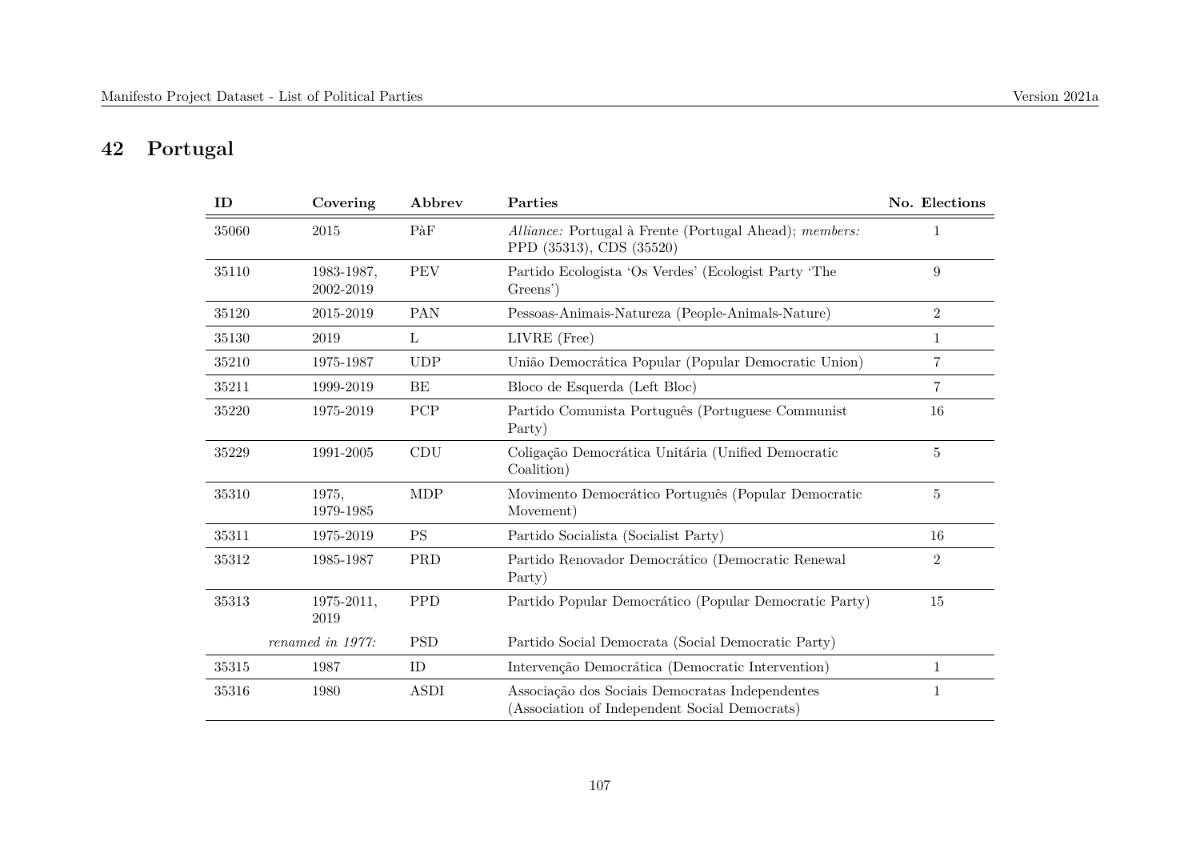# 42 Portugal

| ID | Covering | Abbrev | Parties | No. Elections |
|---|---|---|---|---|
| 35060 | 2015 | PàF | *Alliance:* Portugal à Frente (Portugal Ahead); *members:* PPD (35313), CDS (35520) | 1 |
| 35110 | 1983-1987, 2002-2019 | PEV | Partido Ecologista 'Os Verdes' (Ecologist Party 'The Greens') | 9 |
| 35120 | 2015-2019 | PAN | Pessoas-Animais-Natureza (People-Animals-Nature) | 2 |
| 35130 | 2019 | L | LIVRE (Free) | 1 |
| 35210 | 1975-1987 | UDP | União Democrática Popular (Popular Democratic Union) | 7 |
| 35211 | 1999-2019 | BE | Bloco de Esquerda (Left Bloc) | 7 |
| 35220 | 1975-2019 | PCP | Partido Comunista Português (Portuguese Communist Party) | 16 |
| 35229 | 1991-2005 | CDU | Coligação Democrática Unitária (Unified Democratic Coalition) | 5 |
| 35310 | 1975, 1979-1985 | MDP | Movimento Democrático Português (Popular Democratic Movement) | 5 |
| 35311 | 1975-2019 | PS | Partido Socialista (Socialist Party) | 16 |
| 35312 | 1985-1987 | PRD | Partido Renovador Democrático (Democratic Renewal Party) | 2 |
| 35313 | 1975-2011, 2019 | PPD | Partido Popular Democrático (Popular Democratic Party) | 15 |
| | *renamed in 1977:* | PSD | Partido Social Democrata (Social Democratic Party) | |
| 35315 | 1987 | ID | Intervenção Democrática (Democratic Intervention) | 1 |
| 35316 | 1980 | ASDI | Associação dos Sociais Democratas Independentes (Association of Independent Social Democrats) | 1 |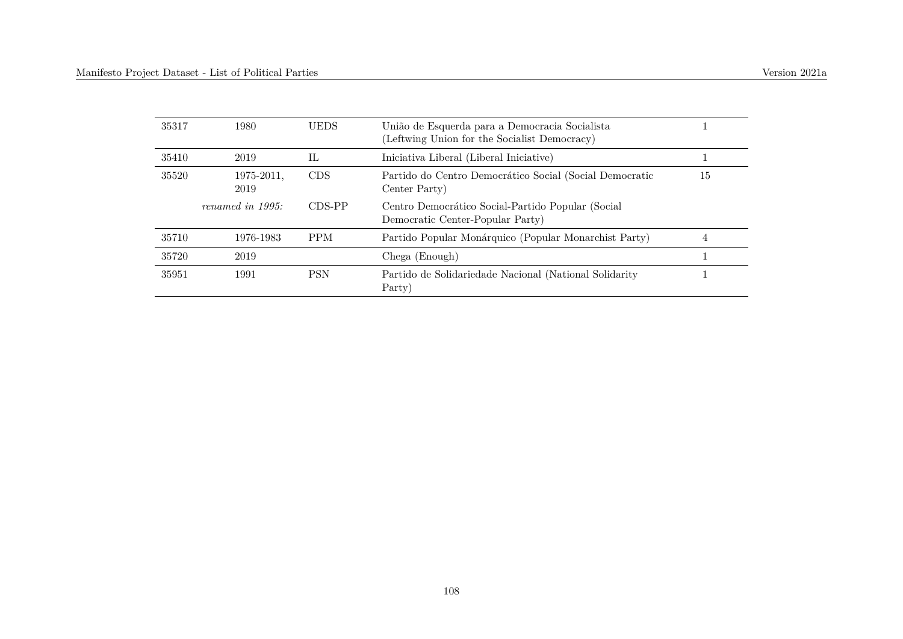| | | | | |
|---|---|---|---|---|
| 35317 | 1980 | UEDS | União de Esquerda para a Democracia Socialista (Leftwing Union for the Socialist Democracy) | 1 |
| 35410 | 2019 | IL | Iniciativa Liberal (Liberal Iniciative) | 1 |
| 35520 | 1975-2011, 2019 | CDS | Partido do Centro Democrático Social (Social Democratic Center Party) | 15 |
| | *renamed in 1995:* | CDS-PP | Centro Democrático Social-Partido Popular (Social Democratic Center-Popular Party) | |
| 35710 | 1976-1983 | PPM | Partido Popular Monárquico (Popular Monarchist Party) | 4 |
| 35720 | 2019 | | Chega (Enough) | 1 |
| 35951 | 1991 | PSN | Partido de Solidariedade Nacional (National Solidarity Party) | 1 |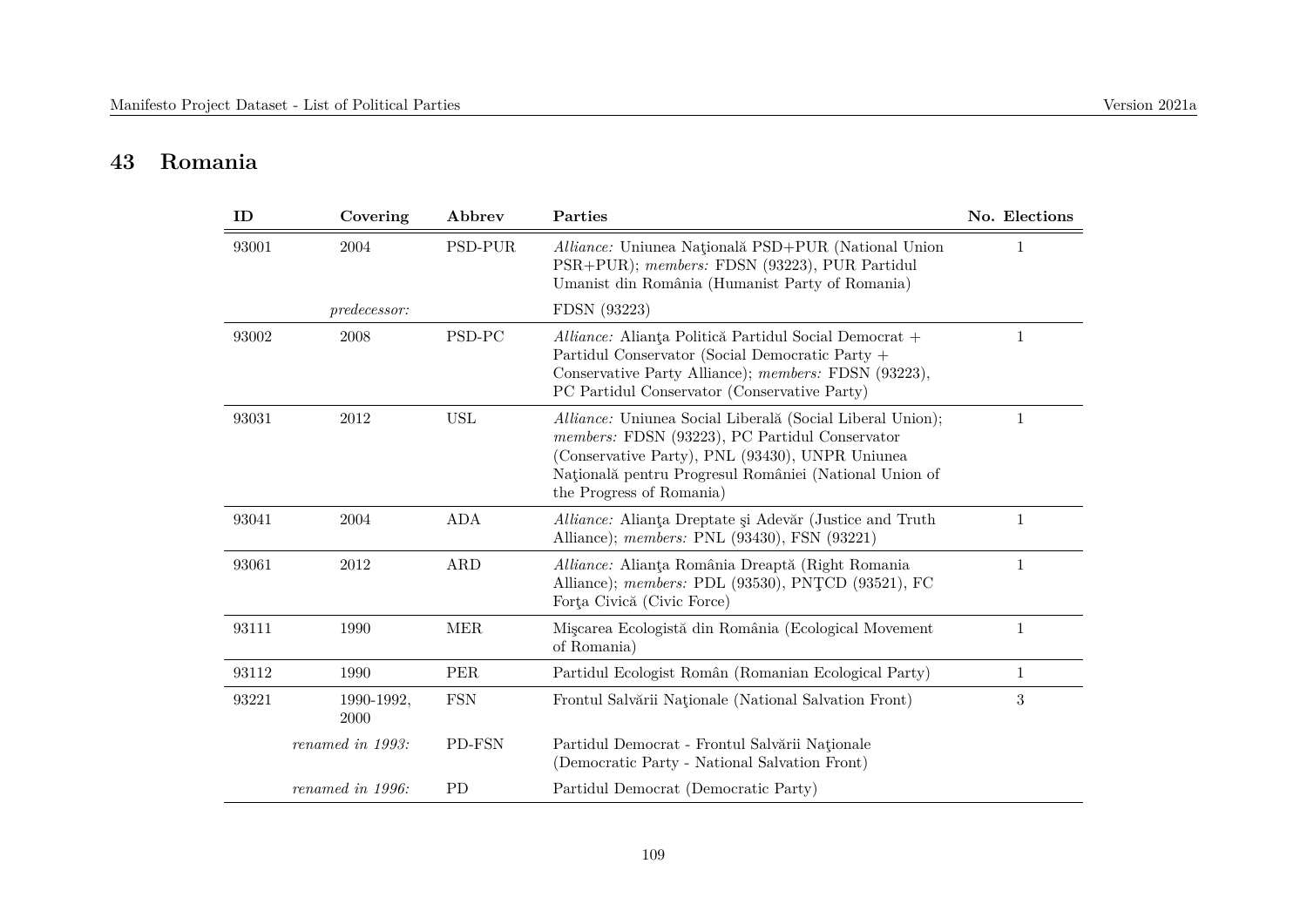## 43 Romania

| ID | Covering | Abbrev | Parties | No. Elections |
|---|---|---|---|---|
| 93001 | 2004 | PSD-PUR | *Alliance:* Uniunea Naţională PSD+PUR (National Union PSR+PUR); *members:* FDSN (93223), PUR Partidul Umanist din România (Humanist Party of Romania) | 1 |
| | *predecessor:* | | FDSN (93223) | |
| 93002 | 2008 | PSD-PC | *Alliance:* Alianţa Politică Partidul Social Democrat + Partidul Conservator (Social Democratic Party + Conservative Party Alliance); *members:* FDSN (93223), PC Partidul Conservator (Conservative Party) | 1 |
| 93031 | 2012 | USL | *Alliance:* Uniunea Social Liberală (Social Liberal Union); *members:* FDSN (93223), PC Partidul Conservator (Conservative Party), PNL (93430), UNPR Uniunea Naţională pentru Progresul României (National Union of the Progress of Romania) | 1 |
| 93041 | 2004 | ADA | *Alliance:* Alianţa Dreptate şi Adevăr (Justice and Truth Alliance); *members:* PNL (93430), FSN (93221) | 1 |
| 93061 | 2012 | ARD | *Alliance:* Alianţa România Dreaptă (Right Romania Alliance); *members:* PDL (93530), PNŢCD (93521), FC Forţa Civică (Civic Force) | 1 |
| 93111 | 1990 | MER | Mişcarea Ecologistă din România (Ecological Movement of Romania) | 1 |
| 93112 | 1990 | PER | Partidul Ecologist Român (Romanian Ecological Party) | 1 |
| 93221 | 1990-1992, 2000 | FSN | Frontul Salvării Naţionale (National Salvation Front) | 3 |
| | *renamed in 1993:* | PD-FSN | Partidul Democrat - Frontul Salvării Naţionale (Democratic Party - National Salvation Front) | |
| | *renamed in 1996:* | PD | Partidul Democrat (Democratic Party) | |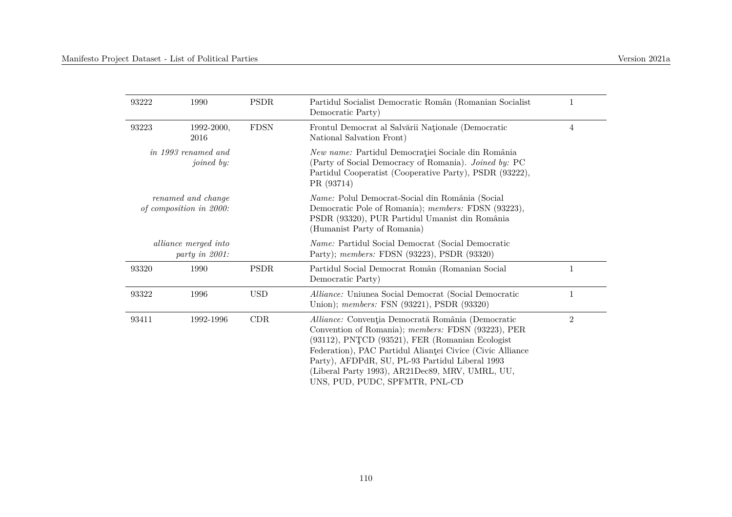| | | | | |
|---|---|---|---|---|
| 93222 | 1990 | PSDR | Partidul Socialist Democratic Român (Romanian Socialist Democratic Party) | 1 |
| 93223 | 1992-2000, 2016 | FDSN | Frontul Democrat al Salvării Naţionale (Democratic National Salvation Front) | 4 |
| *in 1993 renamed and joined by:* | | | *New name:* Partidul Democraţiei Sociale din România (Party of Social Democracy of Romania). *Joined by:* PC Partidul Cooperatist (Cooperative Party), PSDR (93222), PR (93714) | |
| *renamed and change of composition in 2000:* | | | *Name:* Polul Democrat-Social din România (Social Democratic Pole of Romania); *members:* FDSN (93223), PSDR (93320), PUR Partidul Umanist din România (Humanist Party of Romania) | |
| *alliance merged into party in 2001:* | | | *Name:* Partidul Social Democrat (Social Democratic Party); *members:* FDSN (93223), PSDR (93320) | |
| 93320 | 1990 | PSDR | Partidul Social Democrat Român (Romanian Social Democratic Party) | 1 |
| 93322 | 1996 | USD | *Alliance:* Uniunea Social Democrat (Social Democratic Union); *members:* FSN (93221), PSDR (93320) | 1 |
| 93411 | 1992-1996 | CDR | *Alliance:* Convenţia Democrată România (Democratic Convention of Romania); *members:* FDSN (93223), PER (93112), PNŢCD (93521), FER (Romanian Ecologist Federation), PAC Partidul Alianţei Civice (Civic Alliance Party), AFDPdR, SU, PL-93 Partidul Liberal 1993 (Liberal Party 1993), AR21Dec89, MRV, UMRL, UU, UNS, PUD, PUDC, SPFMTR, PNL-CD | 2 |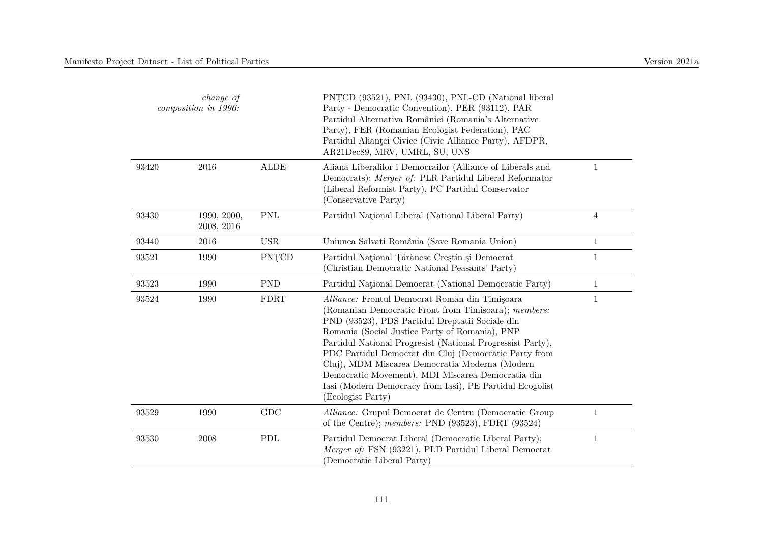| | | | | |
|---|---|---|---|---|
| | *change of composition in 1996:* | | PNŢCD (93521), PNL (93430), PNL-CD (National liberal Party - Democratic Convention), PER (93112), PAR Partidul Alternativa României (Romania's Alternative Party), FER (Romanian Ecologist Federation), PAC Partidul Alianţei Civice (Civic Alliance Party), AFDPR, AR21Dec89, MRV, UMRL, SU, UNS | |
| 93420 | 2016 | ALDE | Aliana Liberalilor i Democrailor (Alliance of Liberals and Democrats); *Merger of:* PLR Partidul Liberal Reformator (Liberal Reformist Party), PC Partidul Conservator (Conservative Party) | 1 |
| 93430 | 1990, 2000, 2008, 2016 | PNL | Partidul Naţional Liberal (National Liberal Party) | 4 |
| 93440 | 2016 | USR | Uniunea Salvati România (Save Romania Union) | 1 |
| 93521 | 1990 | PNŢCD | Partidul Naţional Ţărănesc Creştin şi Democrat (Christian Democratic National Peasants' Party) | 1 |
| 93523 | 1990 | PND | Partidul Naţional Democrat (National Democratic Party) | 1 |
| 93524 | 1990 | FDRT | *Alliance:* Frontul Democrat Român din Timişoara (Romanian Democratic Front from Timisoara); *members:* PND (93523), PDS Partidul Dreptatii Sociale din Romania (Social Justice Party of Romania), PNP Partidul National Progresist (National Progressist Party), PDC Partidul Democrat din Cluj (Democratic Party from Cluj), MDM Miscarea Democratia Moderna (Modern Democratic Movement), MDI Miscarea Democratia din Iasi (Modern Democracy from Iasi), PE Partidul Ecogolist (Ecologist Party) | 1 |
| 93529 | 1990 | GDC | *Alliance:* Grupul Democrat de Centru (Democratic Group of the Centre); *members:* PND (93523), FDRT (93524) | 1 |
| 93530 | 2008 | PDL | Partidul Democrat Liberal (Democratic Liberal Party); *Merger of:* FSN (93221), PLD Partidul Liberal Democrat (Democratic Liberal Party) | 1 |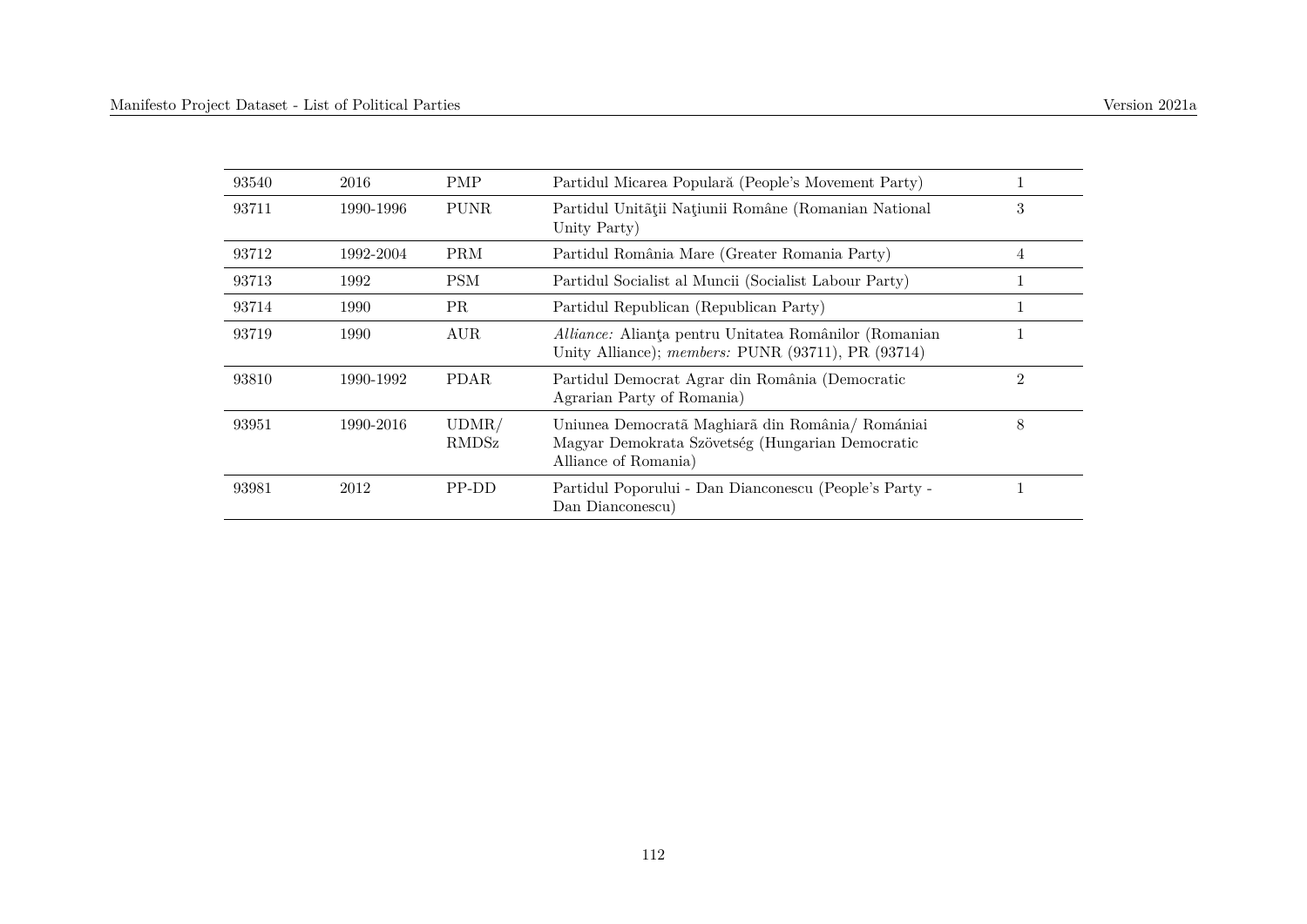| | | | | |
|---|---|---|---|---|
| 93540 | 2016 | PMP | Partidul Micarea Populară (People's Movement Party) | 1 |
| 93711 | 1990-1996 | PUNR | Partidul Unităţii Naţiunii Române (Romanian National Unity Party) | 3 |
| 93712 | 1992-2004 | PRM | Partidul România Mare (Greater Romania Party) | 4 |
| 93713 | 1992 | PSM | Partidul Socialist al Muncii (Socialist Labour Party) | 1 |
| 93714 | 1990 | PR | Partidul Republican (Republican Party) | 1 |
| 93719 | 1990 | AUR | *Alliance:* Alianţa pentru Unitatea Românilor (Romanian Unity Alliance); *members:* PUNR (93711), PR (93714) | 1 |
| 93810 | 1990-1992 | PDAR | Partidul Democrat Agrar din România (Democratic Agrarian Party of Romania) | 2 |
| 93951 | 1990-2016 | UDMR/ RMDSz | Uniunea Democratã Maghiarã din România/ Romániai Magyar Demokrata Szövetség (Hungarian Democratic Alliance of Romania) | 8 |
| 93981 | 2012 | PP-DD | Partidul Poporului - Dan Dianconescu (People's Party - Dan Dianconescu) | 1 |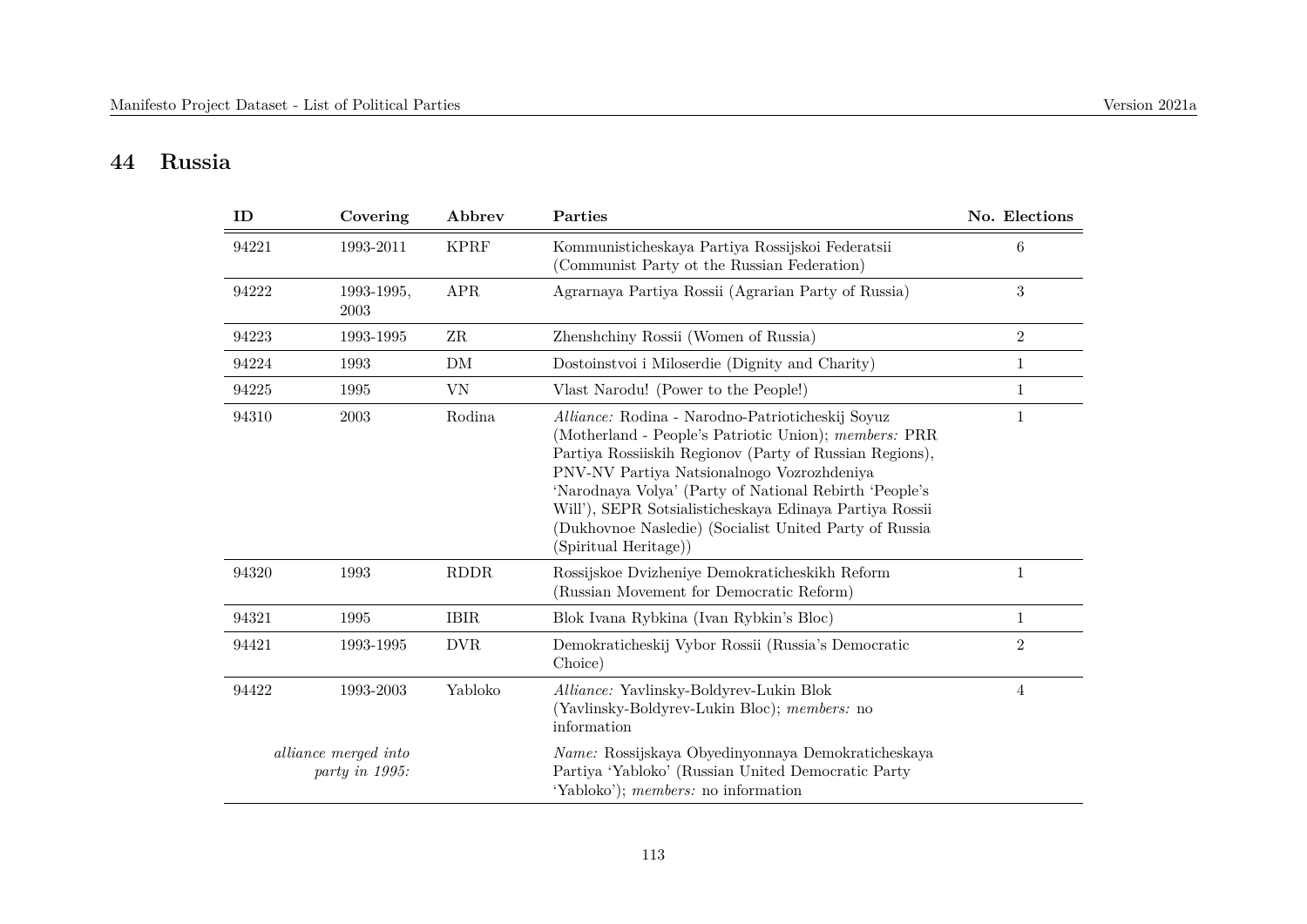## 44 Russia

| ID | Covering | Abbrev | Parties | No. Elections |
|---|---|---|---|---|
| 94221 | 1993-2011 | KPRF | Kommunisticheskaya Partiya Rossijskoi Federatsii (Communist Party ot the Russian Federation) | 6 |
| 94222 | 1993-1995, 2003 | APR | Agrarnaya Partiya Rossii (Agrarian Party of Russia) | 3 |
| 94223 | 1993-1995 | ZR | Zhenshchiny Rossii (Women of Russia) | 2 |
| 94224 | 1993 | DM | Dostoinstvoi i Miloserdie (Dignity and Charity) | 1 |
| 94225 | 1995 | VN | Vlast Narodu! (Power to the People!) | 1 |
| 94310 | 2003 | Rodina | *Alliance:* Rodina - Narodno-Patrioticheskij Soyuz (Motherland - People's Patriotic Union); *members:* PRR Partiya Rossiiskih Regionov (Party of Russian Regions), PNV-NV Partiya Natsionalnogo Vozrozhdeniya 'Narodnaya Volya' (Party of National Rebirth 'People's Will'), SEPR Sotsialisticheskaya Edinaya Partiya Rossii (Dukhovnoe Nasledie) (Socialist United Party of Russia (Spiritual Heritage)) | 1 |
| 94320 | 1993 | RDDR | Rossijskoe Dvizheniye Demokraticheskikh Reform (Russian Movement for Democratic Reform) | 1 |
| 94321 | 1995 | IBIR | Blok Ivana Rybkina (Ivan Rybkin's Bloc) | 1 |
| 94421 | 1993-1995 | DVR | Demokraticheskij Vybor Rossii (Russia's Democratic Choice) | 2 |
| 94422 | 1993-2003 | Yabloko | *Alliance:* Yavlinsky-Boldyrev-Lukin Blok (Yavlinsky-Boldyrev-Lukin Bloc); *members:* no information | 4 |
| | *alliance merged into party in 1995:* | | *Name:* Rossijskaya Obyedinyonnaya Demokraticheskaya Partiya 'Yabloko' (Russian United Democratic Party 'Yabloko'); *members:* no information | |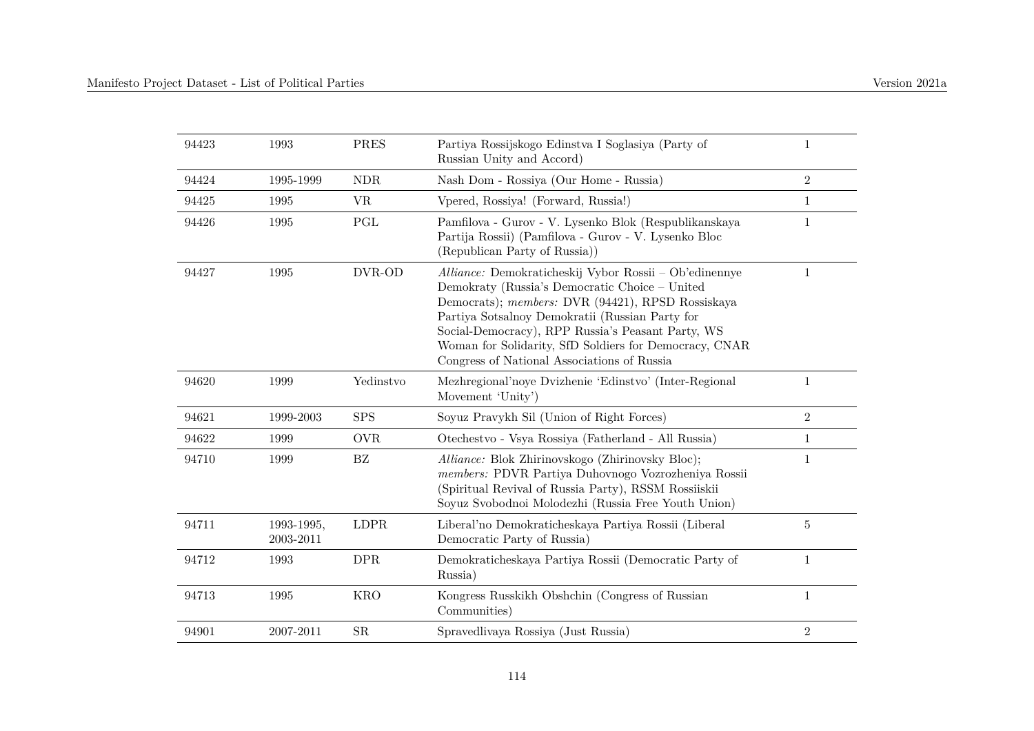| | | | | |
|---|---|---|---|---|
| 94423 | 1993 | PRES | Partiya Rossijskogo Edinstva I Soglasiya (Party of Russian Unity and Accord) | 1 |
| 94424 | 1995-1999 | NDR | Nash Dom - Rossiya (Our Home - Russia) | 2 |
| 94425 | 1995 | VR | Vpered, Rossiya! (Forward, Russia!) | 1 |
| 94426 | 1995 | PGL | Pamfilova - Gurov - V. Lysenko Blok (Respublikanskaya Partija Rossii) (Pamfilova - Gurov - V. Lysenko Bloc (Republican Party of Russia)) | 1 |
| 94427 | 1995 | DVR-OD | *Alliance:* Demokraticheskij Vybor Rossii – Ob'edinennye Demokraty (Russia's Democratic Choice – United Democrats); *members:* DVR (94421), RPSD Rossiskaya Partiya Sotsalnoy Demokratii (Russian Party for Social-Democracy), RPP Russia's Peasant Party, WS Woman for Solidarity, SfD Soldiers for Democracy, CNAR Congress of National Associations of Russia | 1 |
| 94620 | 1999 | Yedinstvo | Mezhregional'noye Dvizhenie 'Edinstvo' (Inter-Regional Movement 'Unity') | 1 |
| 94621 | 1999-2003 | SPS | Soyuz Pravykh Sil (Union of Right Forces) | 2 |
| 94622 | 1999 | OVR | Otechestvo - Vsya Rossiya (Fatherland - All Russia) | 1 |
| 94710 | 1999 | BZ | *Alliance:* Blok Zhirinovskogo (Zhirinovsky Bloc); *members:* PDVR Partiya Duhovnogo Vozrozheniya Rossii (Spiritual Revival of Russia Party), RSSM Rossiiskii Soyuz Svobodnoi Molodezhi (Russia Free Youth Union) | 1 |
| 94711 | 1993-1995, 2003-2011 | LDPR | Liberal'no Demokraticheskaya Partiya Rossii (Liberal Democratic Party of Russia) | 5 |
| 94712 | 1993 | DPR | Demokraticheskaya Partiya Rossii (Democratic Party of Russia) | 1 |
| 94713 | 1995 | KRO | Kongress Russkikh Obshchin (Congress of Russian Communities) | 1 |
| 94901 | 2007-2011 | SR | Spravedlivaya Rossiya (Just Russia) | 2 |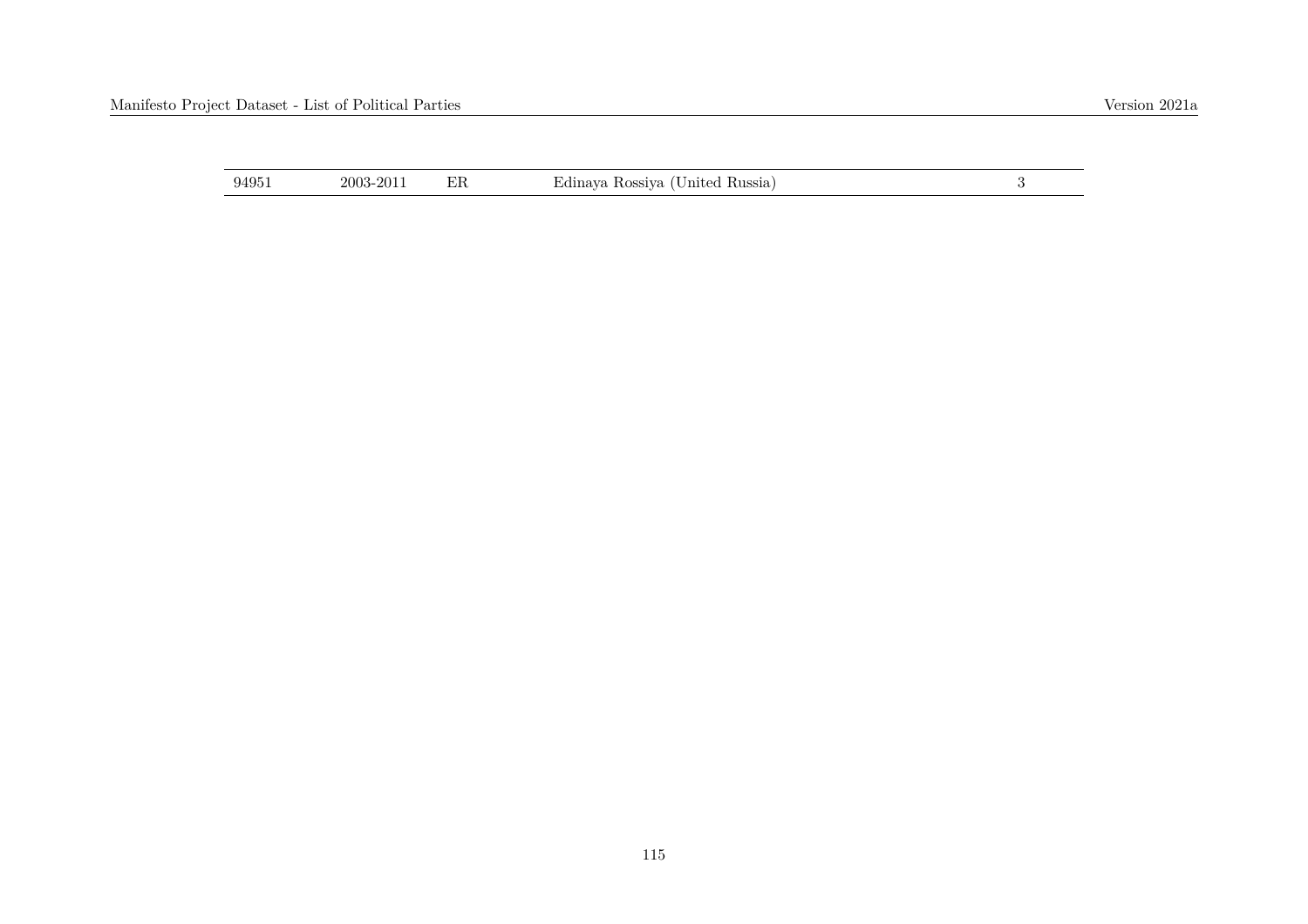| | | | | |
|---|---|---|---|---|
| 94951 | 2003-2011 | ER | Edinaya Rossiya (United Russia) | 3 |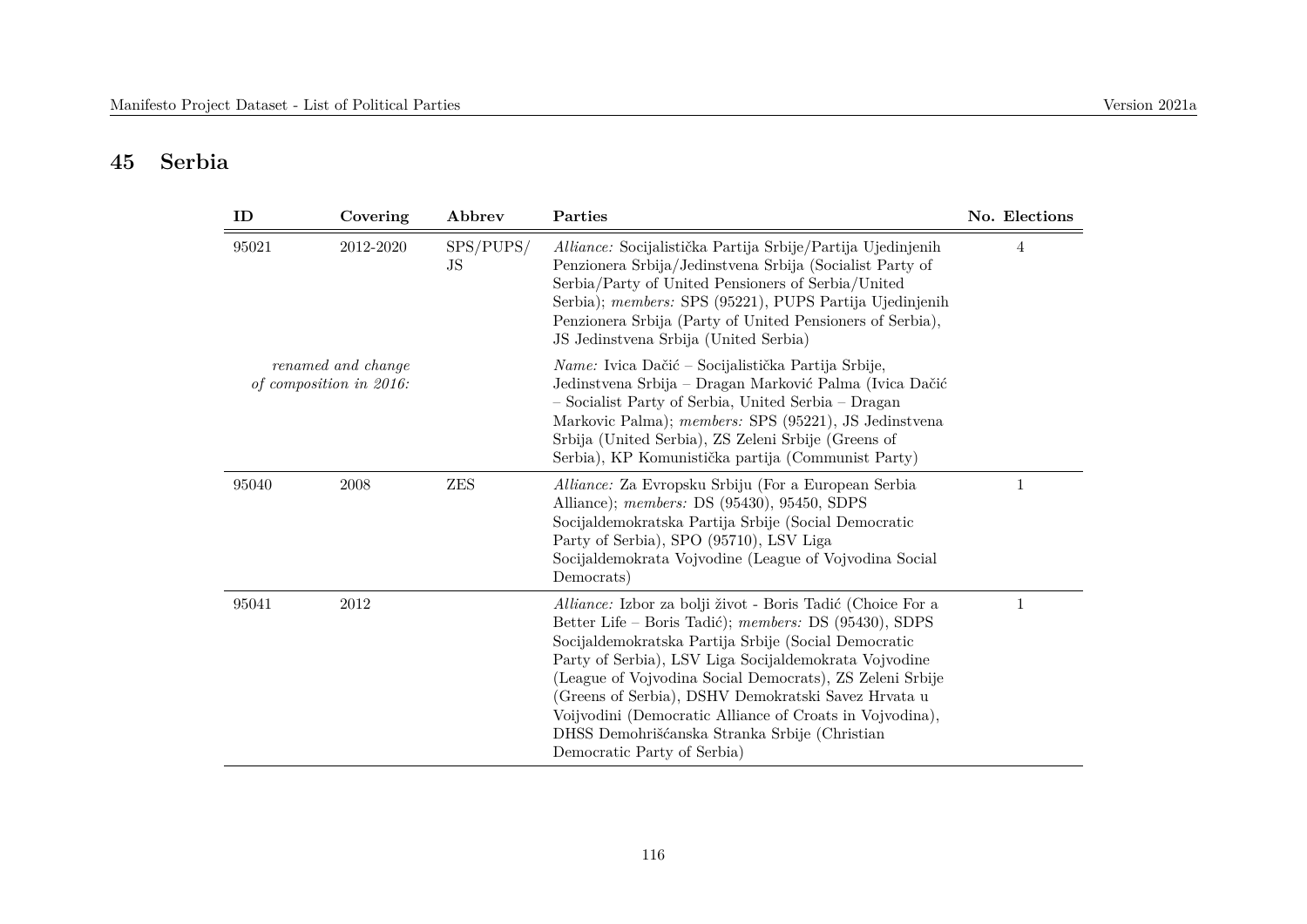## 45 Serbia

| ID | Covering | Abbrev | Parties | No. Elections |
|---|---|---|---|---|
| 95021 | 2012-2020 | SPS/PUPS/JS | *Alliance:* Socijalistička Partija Srbije/Partija Ujedinjenih Penzionera Srbija/Jedinstvena Srbija (Socialist Party of Serbia/Party of United Pensioners of Serbia/United Serbia); *members:* SPS (95221), PUPS Partija Ujedinjenih Penzionera Srbija (Party of United Pensioners of Serbia), JS Jedinstvena Srbija (United Serbia) | 4 |
| *renamed and change of composition in 2016:* | | | *Name:* Ivica Dačić – Socijalistička Partija Srbije, Jedinstvena Srbija – Dragan Marković Palma (Ivica Dačić – Socialist Party of Serbia, United Serbia – Dragan Markovic Palma); *members:* SPS (95221), JS Jedinstvena Srbija (United Serbia), ZS Zeleni Srbije (Greens of Serbia), KP Komunistička partija (Communist Party) | |
| 95040 | 2008 | ZES | *Alliance:* Za Evropsku Srbiju (For a European Serbia Alliance); *members:* DS (95430), 95450, SDPS Socijaldemokratska Partija Srbije (Social Democratic Party of Serbia), SPO (95710), LSV Liga Socijaldemokrata Vojvodine (League of Vojvodina Social Democrats) | 1 |
| 95041 | 2012 | | *Alliance:* Izbor za bolji život - Boris Tadić (Choice For a Better Life – Boris Tadić); *members:* DS (95430), SDPS Socijaldemokratska Partija Srbije (Social Democratic Party of Serbia), LSV Liga Socijaldemokrata Vojvodine (League of Vojvodina Social Democrats), ZS Zeleni Srbije (Greens of Serbia), DSHV Demokratski Savez Hrvata u Voijvodini (Democratic Alliance of Croats in Vojvodina), DHSS Demohrišćanska Stranka Srbije (Christian Democratic Party of Serbia) | 1 |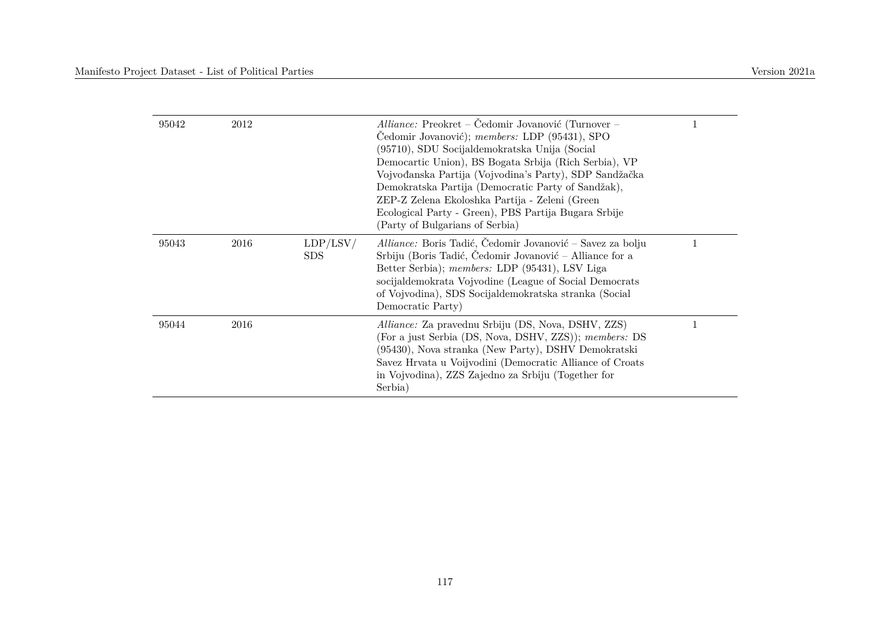| | | | | |
|---|---|---|---|---|
| 95042 | 2012 | | *Alliance:* Preokret – Čedomir Jovanović (Turnover – Čedomir Jovanović); *members:* LDP (95431), SPO (95710), SDU Socijaldemokratska Unija (Social Democartic Union), BS Bogata Srbija (Rich Serbia), VP Vojvođanska Partija (Vojvodina's Party), SDP Sandžačka Demokratska Partija (Democratic Party of Sandžak), ZEP-Z Zelena Ekoloshka Partija - Zeleni (Green Ecological Party - Green), PBS Partija Bugara Srbije (Party of Bulgarians of Serbia) | 1 |
| 95043 | 2016 | LDP/LSV/SDS | *Alliance:* Boris Tadić, Čedomir Jovanović – Savez za bolju Srbiju (Boris Tadić, Čedomir Jovanović – Alliance for a Better Serbia); *members:* LDP (95431), LSV Liga socijaldemokrata Vojvodine (League of Social Democrats of Vojvodina), SDS Socijaldemokratska stranka (Social Democratic Party) | 1 |
| 95044 | 2016 | | *Alliance:* Za pravednu Srbiju (DS, Nova, DSHV, ZZS) (For a just Serbia (DS, Nova, DSHV, ZZS)); *members:* DS (95430), Nova stranka (New Party), DSHV Demokratski Savez Hrvata u Voijvodini (Democratic Alliance of Croats in Vojvodina), ZZS Zajedno za Srbiju (Together for Serbia) | 1 |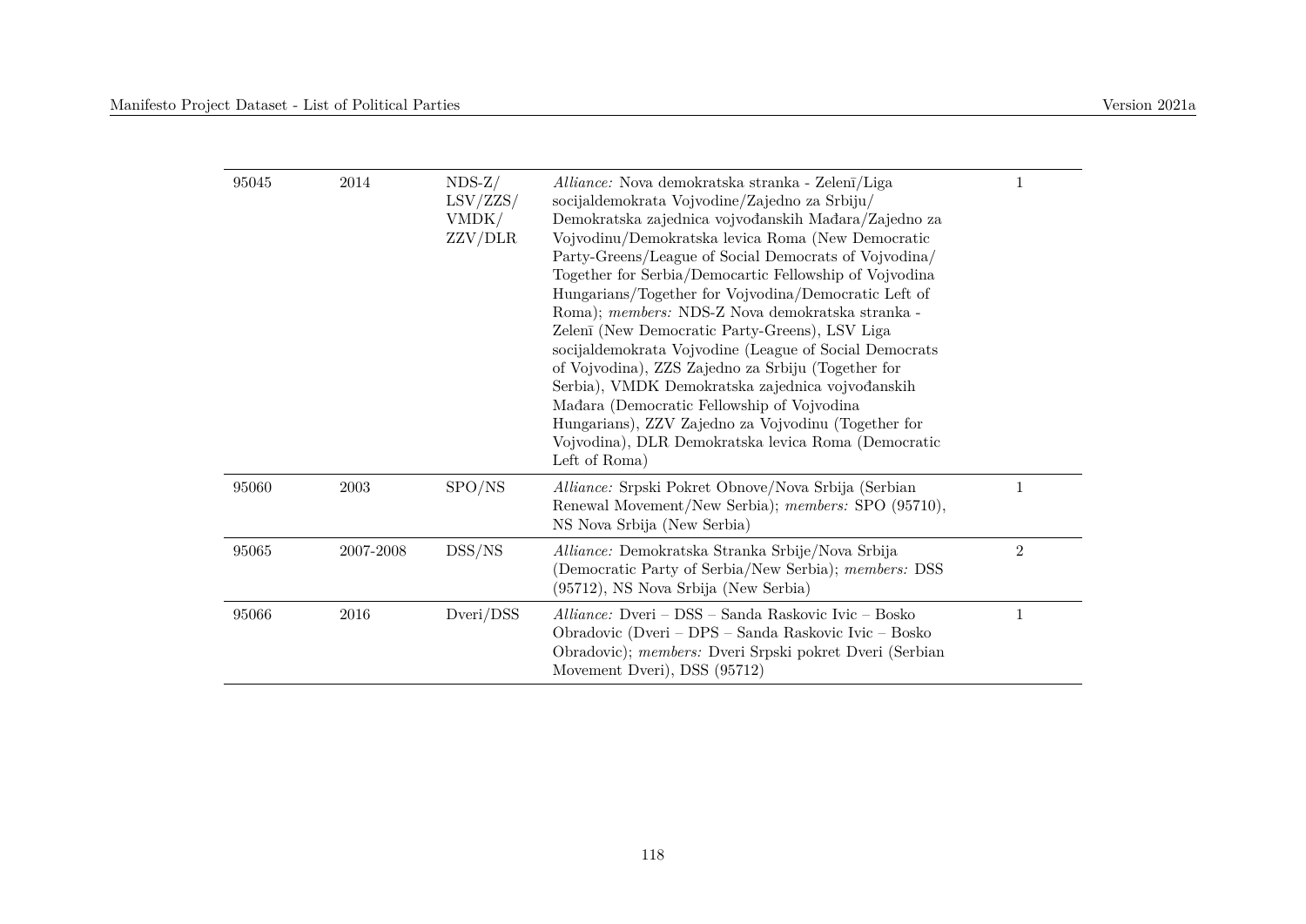| | | | | |
|---|---|---|---|---|
| 95045 | 2014 | NDS-Z/ LSV/ZZS/ VMDK/ ZZV/DLR | *Alliance:* Nova demokratska stranka - Zeleni̅/Liga socijaldemokrata Vojvodine/Zajedno za Srbiju/ Demokratska zajednica vojvođanskih Mađara/Zajedno za Vojvodinu/Demokratska levica Roma (New Democratic Party-Greens/League of Social Democrats of Vojvodina/ Together for Serbia/Democartic Fellowship of Vojvodina Hungarians/Together for Vojvodina/Democratic Left of Roma); *members:* NDS-Z Nova demokratska stranka - Zeleni̅ (New Democratic Party-Greens), LSV Liga socijaldemokrata Vojvodine (League of Social Democrats of Vojvodina), ZZS Zajedno za Srbiju (Together for Serbia), VMDK Demokratska zajednica vojvođanskih Mađara (Democratic Fellowship of Vojvodina Hungarians), ZZV Zajedno za Vojvodinu (Together for Vojvodina), DLR Demokratska levica Roma (Democratic Left of Roma) | 1 |
| 95060 | 2003 | SPO/NS | *Alliance:* Srpski Pokret Obnove/Nova Srbija (Serbian Renewal Movement/New Serbia); *members:* SPO (95710), NS Nova Srbija (New Serbia) | 1 |
| 95065 | 2007-2008 | DSS/NS | *Alliance:* Demokratska Stranka Srbije/Nova Srbija (Democratic Party of Serbia/New Serbia); *members:* DSS (95712), NS Nova Srbija (New Serbia) | 2 |
| 95066 | 2016 | Dveri/DSS | *Alliance:* Dveri – DSS – Sanda Raskovic Ivic – Bosko Obradovic (Dveri – DPS – Sanda Raskovic Ivic – Bosko Obradovic); *members:* Dveri Srpski pokret Dveri (Serbian Movement Dveri), DSS (95712) | 1 |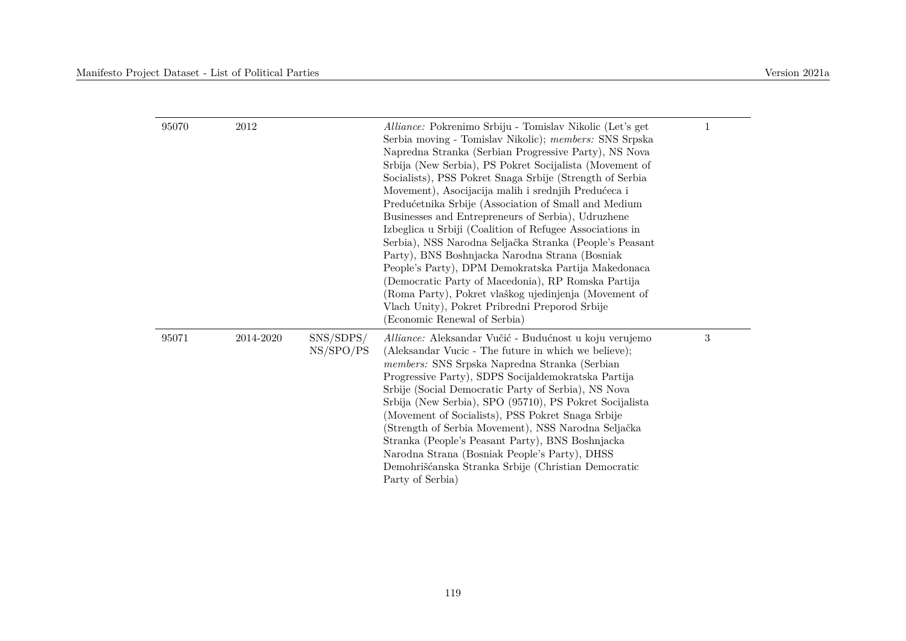| | | | | |
|---|---|---|---|---|
| 95070 | 2012 | | *Alliance:* Pokrenimo Srbiju - Tomislav Nikolic (Let's get Serbia moving - Tomislav Nikolic); *members:* SNS Srpska Napredna Stranka (Serbian Progressive Party), NS Nova Srbija (New Serbia), PS Pokret Socijalista (Movement of Socialists), PSS Pokret Snaga Srbije (Strength of Serbia Movement), Asocijacija malih i srednjih Predućeca i Predućetnika Srbije (Association of Small and Medium Businesses and Entrepreneurs of Serbia), Udruzhene Izbeglica u Srbiji (Coalition of Refugee Associations in Serbia), NSS Narodna Seljačka Stranka (People's Peasant Party), BNS Boshnjacka Narodna Strana (Bosniak People's Party), DPM Demokratska Partija Makedonaca (Democratic Party of Macedonia), RP Romska Partija (Roma Party), Pokret vlaškog ujedinjenja (Movement of Vlach Unity), Pokret Pribredni Preporod Srbije (Economic Renewal of Serbia) | 1 |
| 95071 | 2014-2020 | SNS/SDPS/ NS/SPO/PS | *Alliance:* Aleksandar Vučić - Budućnost u koju verujemo (Aleksandar Vucic - The future in which we believe); *members:* SNS Srpska Napredna Stranka (Serbian Progressive Party), SDPS Socijaldemokratska Partija Srbije (Social Democratic Party of Serbia), NS Nova Srbija (New Serbia), SPO (95710), PS Pokret Socijalista (Movement of Socialists), PSS Pokret Snaga Srbije (Strength of Serbia Movement), NSS Narodna Seljačka Stranka (People's Peasant Party), BNS Boshnjacka Narodna Strana (Bosniak People's Party), DHSS Demohrišćanska Stranka Srbije (Christian Democratic Party of Serbia) | 3 |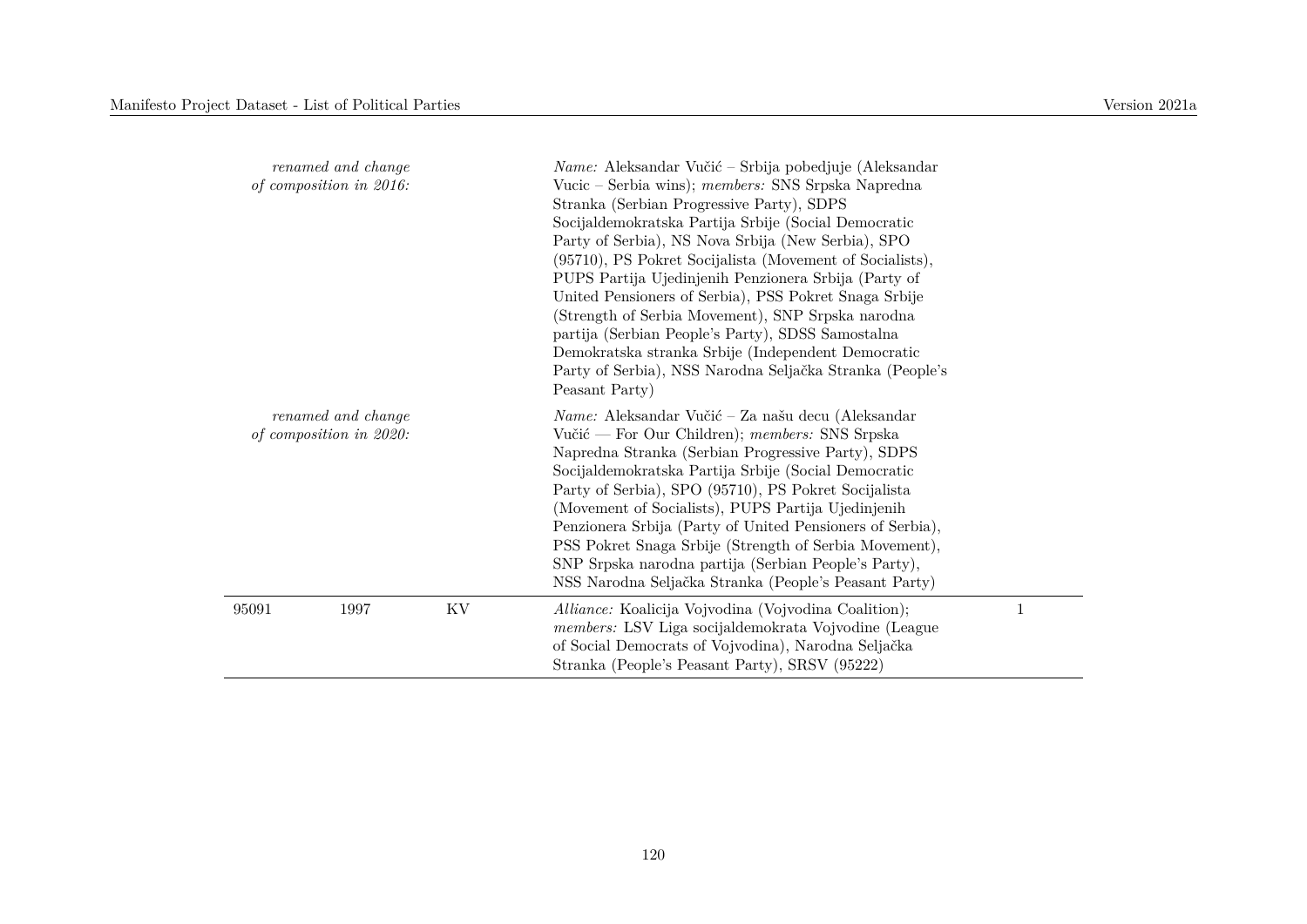| | | | | |
|---|---|---|---|---|
| *renamed and change of composition in 2016:* | | | *Name:* Aleksandar Vučić – Srbija pobedjuje (Aleksandar Vucic – Serbia wins); *members:* SNS Srpska Napredna Stranka (Serbian Progressive Party), SDPS Socijaldemokratska Partija Srbije (Social Democratic Party of Serbia), NS Nova Srbija (New Serbia), SPO (95710), PS Pokret Socijalista (Movement of Socialists), PUPS Partija Ujedinjenih Penzionera Srbija (Party of United Pensioners of Serbia), PSS Pokret Snaga Srbije (Strength of Serbia Movement), SNP Srpska narodna partija (Serbian People's Party), SDSS Samostalna Demokratska stranka Srbije (Independent Democratic Party of Serbia), NSS Narodna Seljačka Stranka (People's Peasant Party) | |
| *renamed and change of composition in 2020:* | | | *Name:* Aleksandar Vučić – Za našu decu (Aleksandar Vučić — For Our Children); *members:* SNS Srpska Napredna Stranka (Serbian Progressive Party), SDPS Socijaldemokratska Partija Srbije (Social Democratic Party of Serbia), SPO (95710), PS Pokret Socijalista (Movement of Socialists), PUPS Partija Ujedinjenih Penzionera Srbija (Party of United Pensioners of Serbia), PSS Pokret Snaga Srbije (Strength of Serbia Movement), SNP Srpska narodna partija (Serbian People's Party), NSS Narodna Seljačka Stranka (People's Peasant Party) | |
| 95091 | 1997 | KV | *Alliance:* Koalicija Vojvodina (Vojvodina Coalition); *members:* LSV Liga socijaldemokrata Vojvodine (League of Social Democrats of Vojvodina), Narodna Seljačka Stranka (People's Peasant Party), SRSV (95222) | 1 |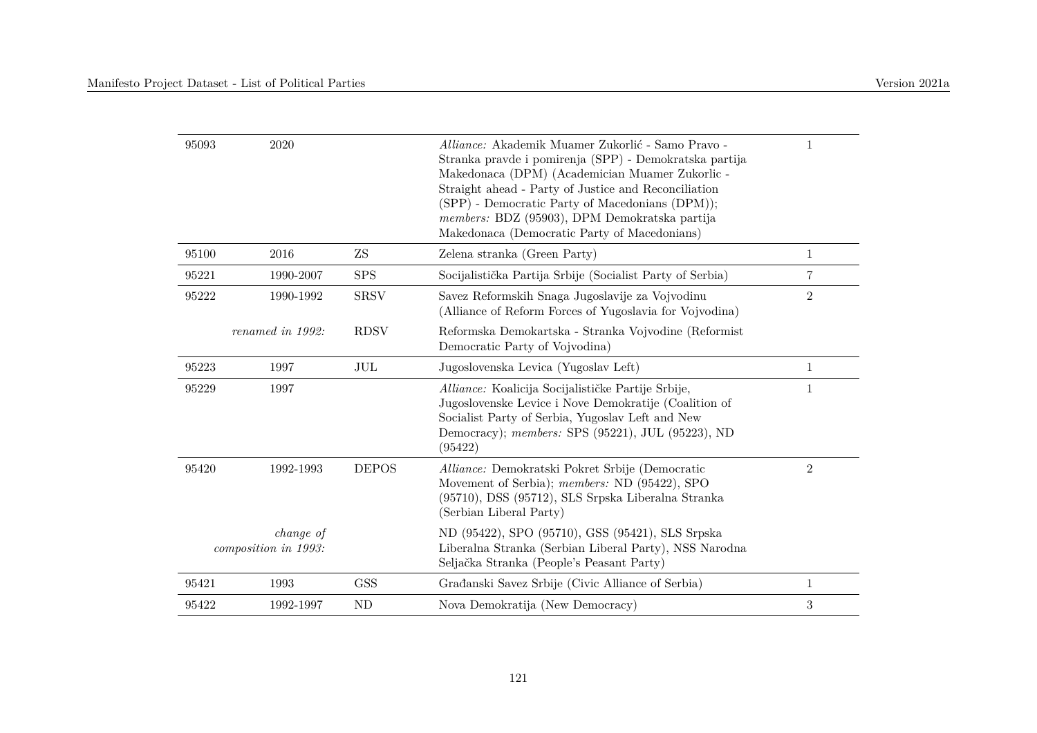| | | | | |
|---|---|---|---|---|
| 95093 | 2020 | | *Alliance:* Akademik Muamer Zukorlić - Samo Pravo - Stranka pravde i pomirenja (SPP) - Demokratska partija Makedonaca (DPM) (Academician Muamer Zukorlic - Straight ahead - Party of Justice and Reconciliation (SPP) - Democratic Party of Macedonians (DPM)); *members:* BDZ (95903), DPM Demokratska partija Makedonaca (Democratic Party of Macedonians) | 1 |
| 95100 | 2016 | ZS | Zelena stranka (Green Party) | 1 |
| 95221 | 1990-2007 | SPS | Socijalistička Partija Srbije (Socialist Party of Serbia) | 7 |
| 95222 | 1990-1992 | SRSV | Savez Reformskih Snaga Jugoslavije za Vojvodinu (Alliance of Reform Forces of Yugoslavia for Vojvodina) | 2 |
| | *renamed in 1992:* | RDSV | Reformska Demokartska - Stranka Vojvodine (Reformist Democratic Party of Vojvodina) | |
| 95223 | 1997 | JUL | Jugoslovenska Levica (Yugoslav Left) | 1 |
| 95229 | 1997 | | *Alliance:* Koalicija Socijalističke Partije Srbije, Jugoslovenske Levice i Nove Demokratije (Coalition of Socialist Party of Serbia, Yugoslav Left and New Democracy); *members:* SPS (95221), JUL (95223), ND (95422) | 1 |
| 95420 | 1992-1993 | DEPOS | *Alliance:* Demokratski Pokret Srbije (Democratic Movement of Serbia); *members:* ND (95422), SPO (95710), DSS (95712), SLS Srpska Liberalna Stranka (Serbian Liberal Party) | 2 |
| | *change of composition in 1993:* | | ND (95422), SPO (95710), GSS (95421), SLS Srpska Liberalna Stranka (Serbian Liberal Party), NSS Narodna Seljačka Stranka (People's Peasant Party) | |
| 95421 | 1993 | GSS | Građanski Savez Srbije (Civic Alliance of Serbia) | 1 |
| 95422 | 1992-1997 | ND | Nova Demokratija (New Democracy) | 3 |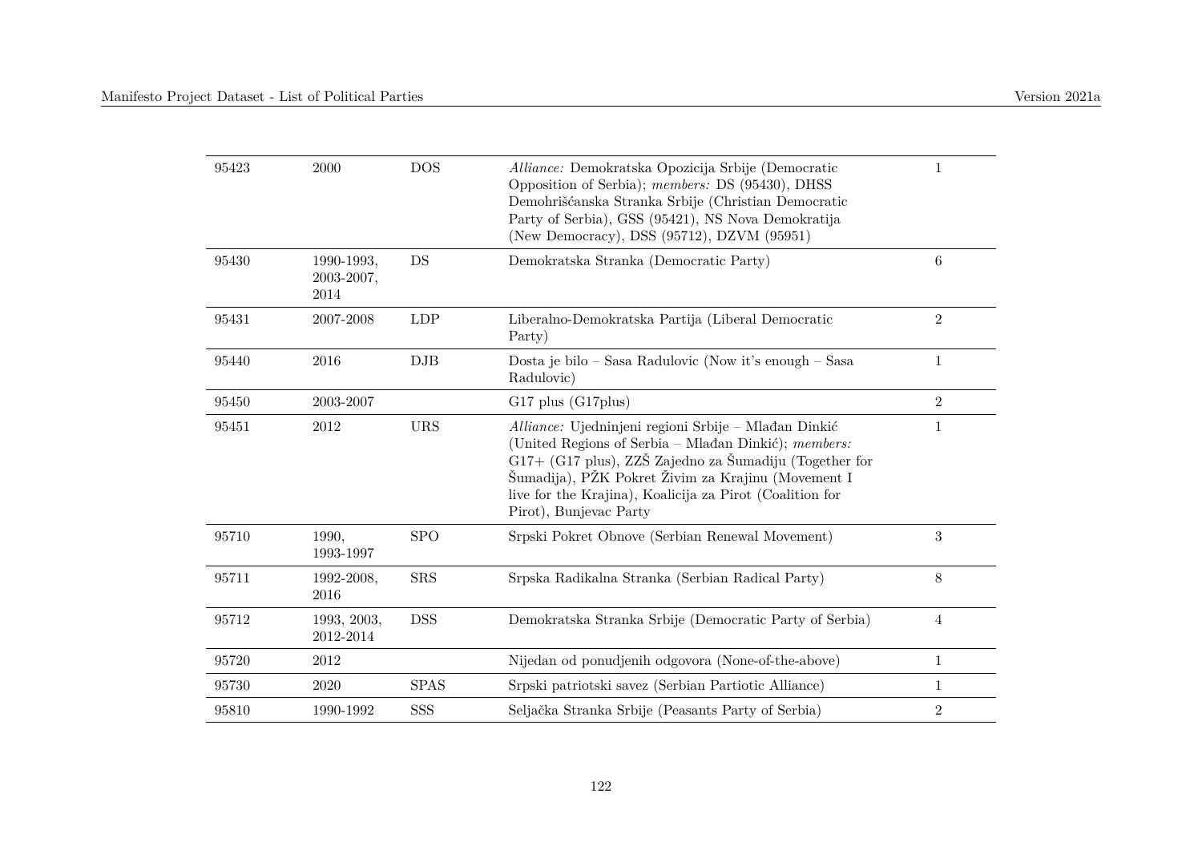| | | | | |
|---|---|---|---|---|
| 95423 | 2000 | DOS | *Alliance:* Demokratska Opozicija Srbije (Democratic Opposition of Serbia); *members:* DS (95430), DHSS Demohrišćanska Stranka Srbije (Christian Democratic Party of Serbia), GSS (95421), NS Nova Demokratija (New Democracy), DSS (95712), DZVM (95951) | 1 |
| 95430 | 1990-1993, 2003-2007, 2014 | DS | Demokratska Stranka (Democratic Party) | 6 |
| 95431 | 2007-2008 | LDP | Liberalno-Demokratska Partija (Liberal Democratic Party) | 2 |
| 95440 | 2016 | DJB | Dosta je bilo – Sasa Radulovic (Now it's enough – Sasa Radulovic) | 1 |
| 95450 | 2003-2007 | | G17 plus (G17plus) | 2 |
| 95451 | 2012 | URS | *Alliance:* Ujedninjeni regioni Srbije – Mlađan Dinkić (United Regions of Serbia – Mlađan Dinkić); *members:* G17+ (G17 plus), ZZŠ Zajedno za Šumadiju (Together for Šumadija), PŽK Pokret Živim za Krajinu (Movement I live for the Krajina), Koalicija za Pirot (Coalition for Pirot), Bunjevac Party | 1 |
| 95710 | 1990, 1993-1997 | SPO | Srpski Pokret Obnove (Serbian Renewal Movement) | 3 |
| 95711 | 1992-2008, 2016 | SRS | Srpska Radikalna Stranka (Serbian Radical Party) | 8 |
| 95712 | 1993, 2003, 2012-2014 | DSS | Demokratska Stranka Srbije (Democratic Party of Serbia) | 4 |
| 95720 | 2012 | | Nijedan od ponudjenih odgovora (None-of-the-above) | 1 |
| 95730 | 2020 | SPAS | Srpski patriotski savez (Serbian Partiotic Alliance) | 1 |
| 95810 | 1990-1992 | SSS | Seljačka Stranka Srbije (Peasants Party of Serbia) | 2 |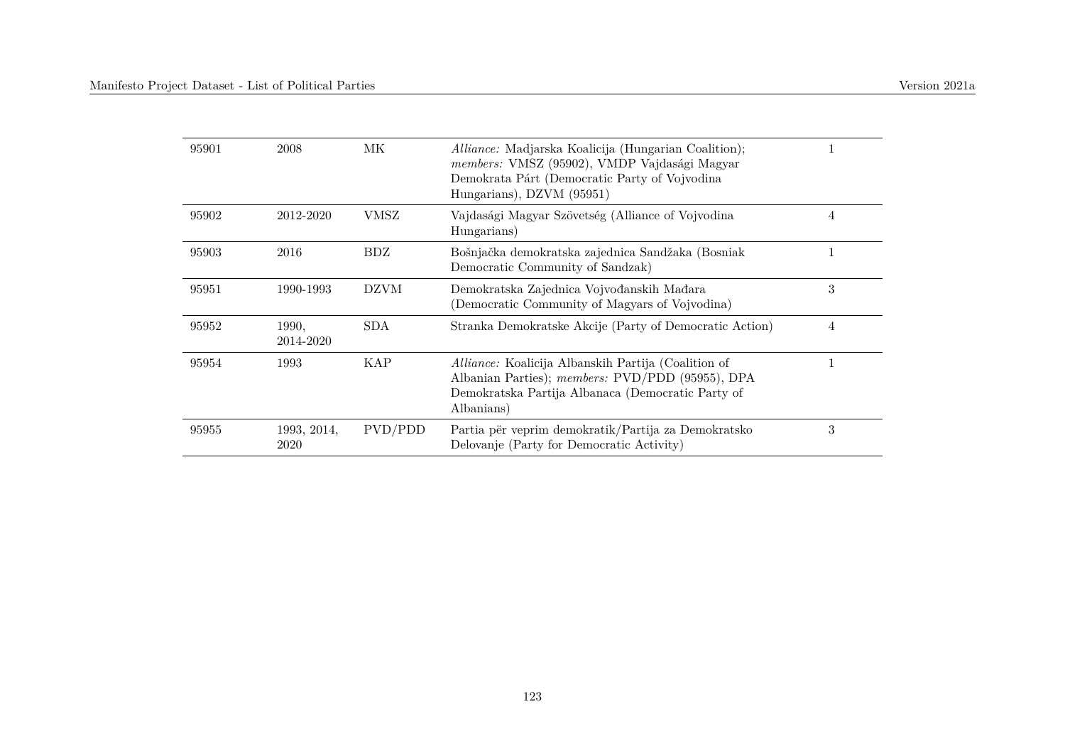| | | | | |
|---|---|---|---|---|
| 95901 | 2008 | MK | *Alliance:* Madjarska Koalicija (Hungarian Coalition); *members:* VMSZ (95902), VMDP Vajdasági Magyar Demokrata Párt (Democratic Party of Vojvodina Hungarians), DZVM (95951) | 1 |
| 95902 | 2012-2020 | VMSZ | Vajdasági Magyar Szövetség (Alliance of Vojvodina Hungarians) | 4 |
| 95903 | 2016 | BDZ | Bošnjačka demokratska zajednica Sandžaka (Bosniak Democratic Community of Sandzak) | 1 |
| 95951 | 1990-1993 | DZVM | Demokratska Zajednica Vojvođanskih Mađara (Democratic Community of Magyars of Vojvodina) | 3 |
| 95952 | 1990, 2014-2020 | SDA | Stranka Demokratske Akcije (Party of Democratic Action) | 4 |
| 95954 | 1993 | KAP | *Alliance:* Koalicija Albanskih Partija (Coalition of Albanian Parties); *members:* PVD/PDD (95955), DPA Demokratska Partija Albanaca (Democratic Party of Albanians) | 1 |
| 95955 | 1993, 2014, 2020 | PVD/PDD | Partia për veprim demokratik/Partija za Demokratsko Delovanje (Party for Democratic Activity) | 3 |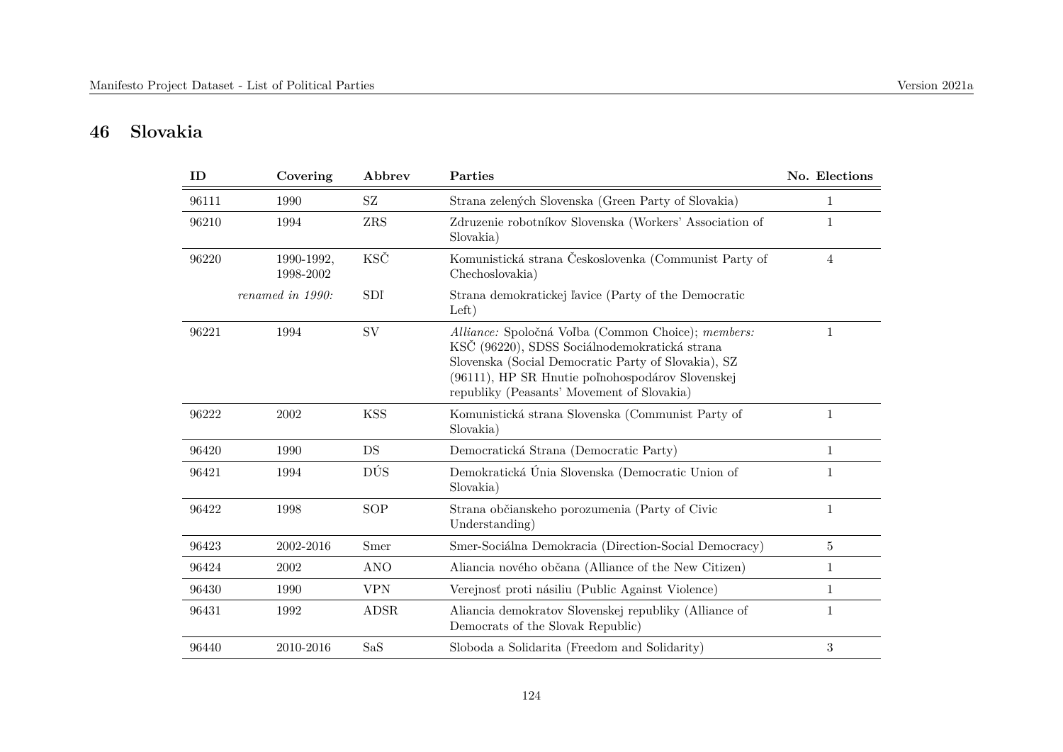## 46 Slovakia

| ID | Covering | Abbrev | Parties | No. Elections |
|---|---|---|---|---|
| 96111 | 1990 | SZ | Strana zelených Slovenska (Green Party of Slovakia) | 1 |
| 96210 | 1994 | ZRS | Zdruzenie robotníkov Slovenska (Workers' Association of Slovakia) | 1 |
| 96220 | 1990-1992, 1998-2002 | KSČ | Komunistická strana Československa (Communist Party of Chechoslovakia) | 4 |
| | *renamed in 1990:* | SDĽ | Strana demokratickej ľavice (Party of the Democratic Left) | |
| 96221 | 1994 | SV | *Alliance:* Spoločná Voľba (Common Choice); *members:* KSČ (96220), SDSS Sociálnodemokratická strana Slovenska (Social Democratic Party of Slovakia), SZ (96111), HP SR Hnutie poľnohospodárov Slovenskej republiky (Peasants' Movement of Slovakia) | 1 |
| 96222 | 2002 | KSS | Komunistická strana Slovenska (Communist Party of Slovakia) | 1 |
| 96420 | 1990 | DS | Democratická Strana (Democratic Party) | 1 |
| 96421 | 1994 | DÚS | Demokratická Únia Slovenska (Democratic Union of Slovakia) | 1 |
| 96422 | 1998 | SOP | Strana občianskeho porozumenia (Party of Civic Understanding) | 1 |
| 96423 | 2002-2016 | Smer | Smer-Sociálna Demokracia (Direction-Social Democracy) | 5 |
| 96424 | 2002 | ANO | Aliancia nového občana (Alliance of the New Citizen) | 1 |
| 96430 | 1990 | VPN | Verejnosť proti násiliu (Public Against Violence) | 1 |
| 96431 | 1992 | ADSR | Aliancia demokratov Slovenskej republiky (Alliance of Democrats of the Slovak Republic) | 1 |
| 96440 | 2010-2016 | SaS | Sloboda a Solidarita (Freedom and Solidarity) | 3 |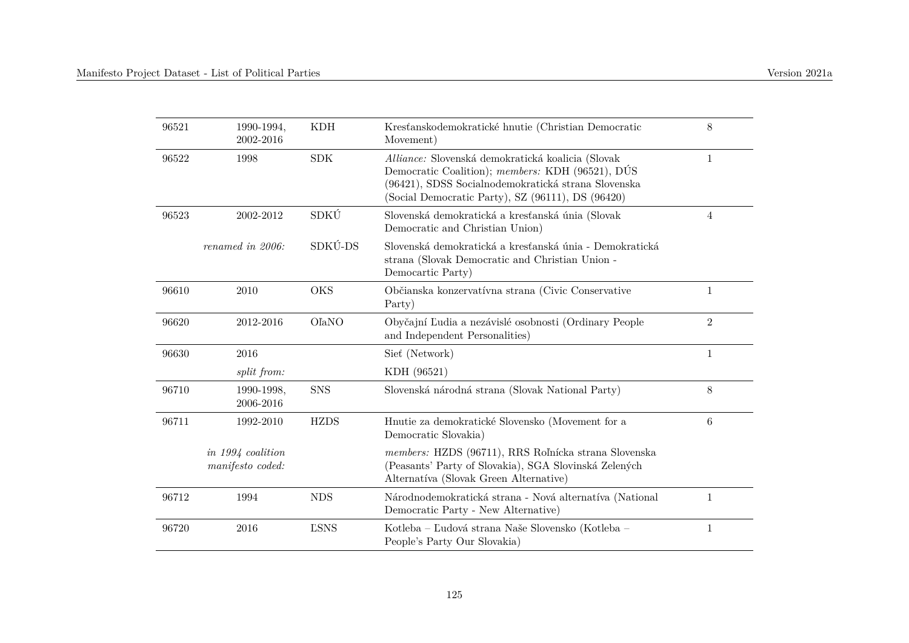| | | | | |
|---|---|---|---|---|
| 96521 | 1990-1994, 2002-2016 | KDH | Kresťanskodemokratické hnutie (Christian Democratic Movement) | 8 |
| 96522 | 1998 | SDK | *Alliance:* Slovenská demokratická koalicia (Slovak Democratic Coalition); *members:* KDH (96521), DÚS (96421), SDSS Socialnodemokratická strana Slovenska (Social Democratic Party), SZ (96111), DS (96420) | 1 |
| 96523 | 2002-2012 | SDKÚ | Slovenská demokratická a kresťanská únia (Slovak Democratic and Christian Union) | 4 |
| | *renamed in 2006:* | SDKÚ-DS | Slovenská demokratická a kresťanská únia - Demokratická strana (Slovak Democratic and Christian Union - Democartic Party) | |
| 96610 | 2010 | OKS | Občianska konzervatívna strana (Civic Conservative Party) | 1 |
| 96620 | 2012-2016 | OľaNO | Obyčajní Ľudia a nezávislé osobnosti (Ordinary People and Independent Personalities) | 2 |
| 96630 | 2016 | | Sieť (Network) | 1 |
| | *split from:* | | KDH (96521) | |
| 96710 | 1990-1998, 2006-2016 | SNS | Slovenská národná strana (Slovak National Party) | 8 |
| 96711 | 1992-2010 | HZDS | Hnutie za demokratické Slovensko (Movement for a Democratic Slovakia) | 6 |
| | *in 1994 coalition manifesto coded:* | | *members:* HZDS (96711), RRS Roľnícka strana Slovenska (Peasants' Party of Slovakia), SGA Slovinská Zelených Alternatíva (Slovak Green Alternative) | |
| 96712 | 1994 | NDS | Národnodemokratická strana - Nová alternatíva (National Democratic Party - New Alternative) | 1 |
| 96720 | 2016 | ĽSNS | Kotleba – Ľudová strana Naše Slovensko (Kotleba – People's Party Our Slovakia) | 1 |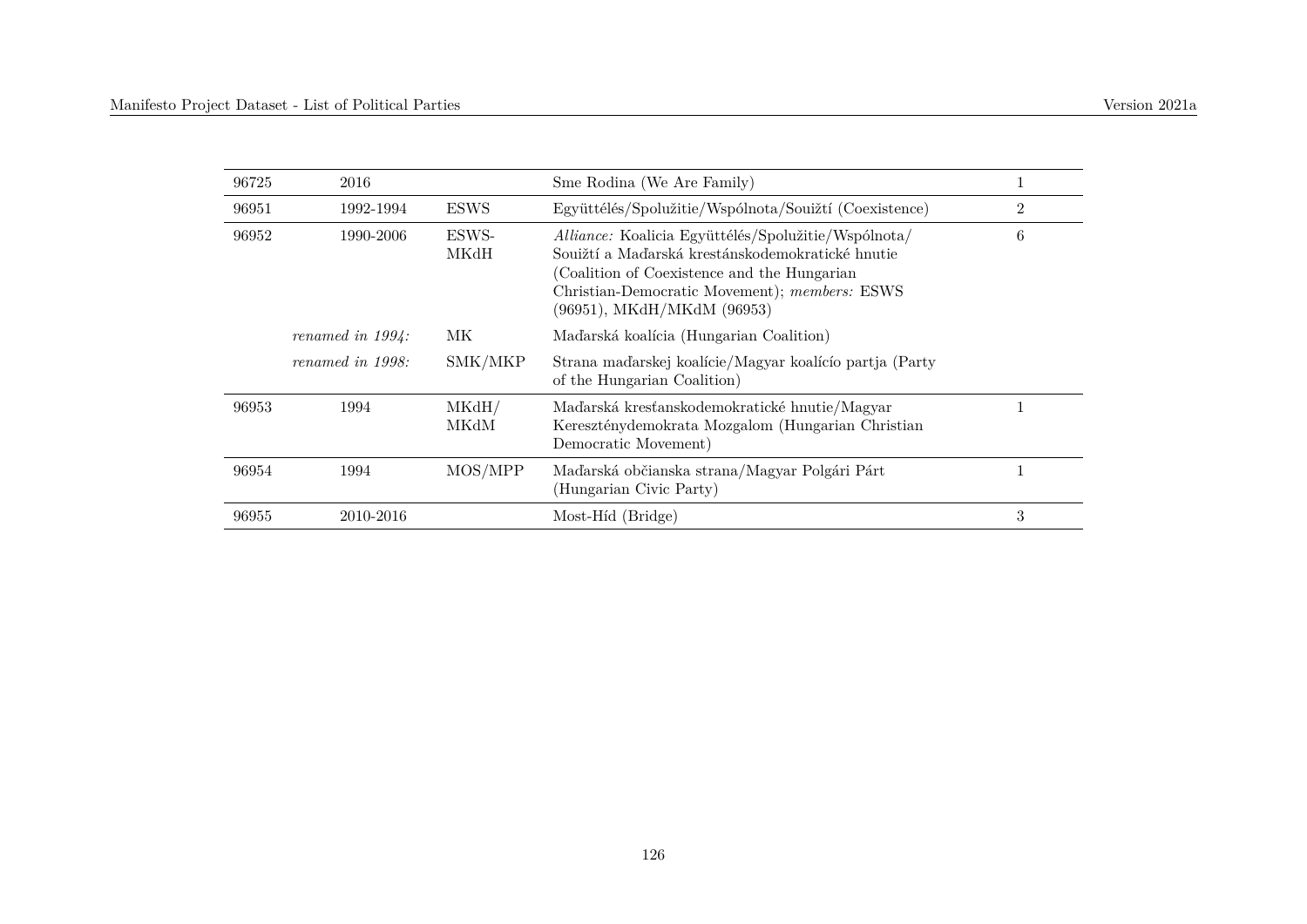| | | | | |
|---|---|---|---|---|
| 96725 | 2016 | | Sme Rodina (We Are Family) | 1 |
| 96951 | 1992-1994 | ESWS | Együttélés/Spolužitie/Wspólnota/Soužití (Coexistence) | 2 |
| 96952 | 1990-2006 | ESWS-MKdH | *Alliance:* Koalicia Együttélés/Spolužitie/Wspólnota/Soužití a Maďarská krestánskodemokratické hnutie (Coalition of Coexistence and the Hungarian Christian-Democratic Movement); *members:* ESWS (96951), MKdH/MKdM (96953) | 6 |
| | *renamed in 1994:* | MK | Maďarská koalícia (Hungarian Coalition) | |
| | *renamed in 1998:* | SMK/MKP | Strana maďarskej koalície/Magyar koalícío partja (Party of the Hungarian Coalition) | |
| 96953 | 1994 | MKdH/MKdM | Maďarská kresťanskodemokratické hnutie/Magyar Kereszténydemokrata Mozgalom (Hungarian Christian Democratic Movement) | 1 |
| 96954 | 1994 | MOS/MPP | Maďarská občianska strana/Magyar Polgári Párt (Hungarian Civic Party) | 1 |
| 96955 | 2010-2016 | | Most-Híd (Bridge) | 3 |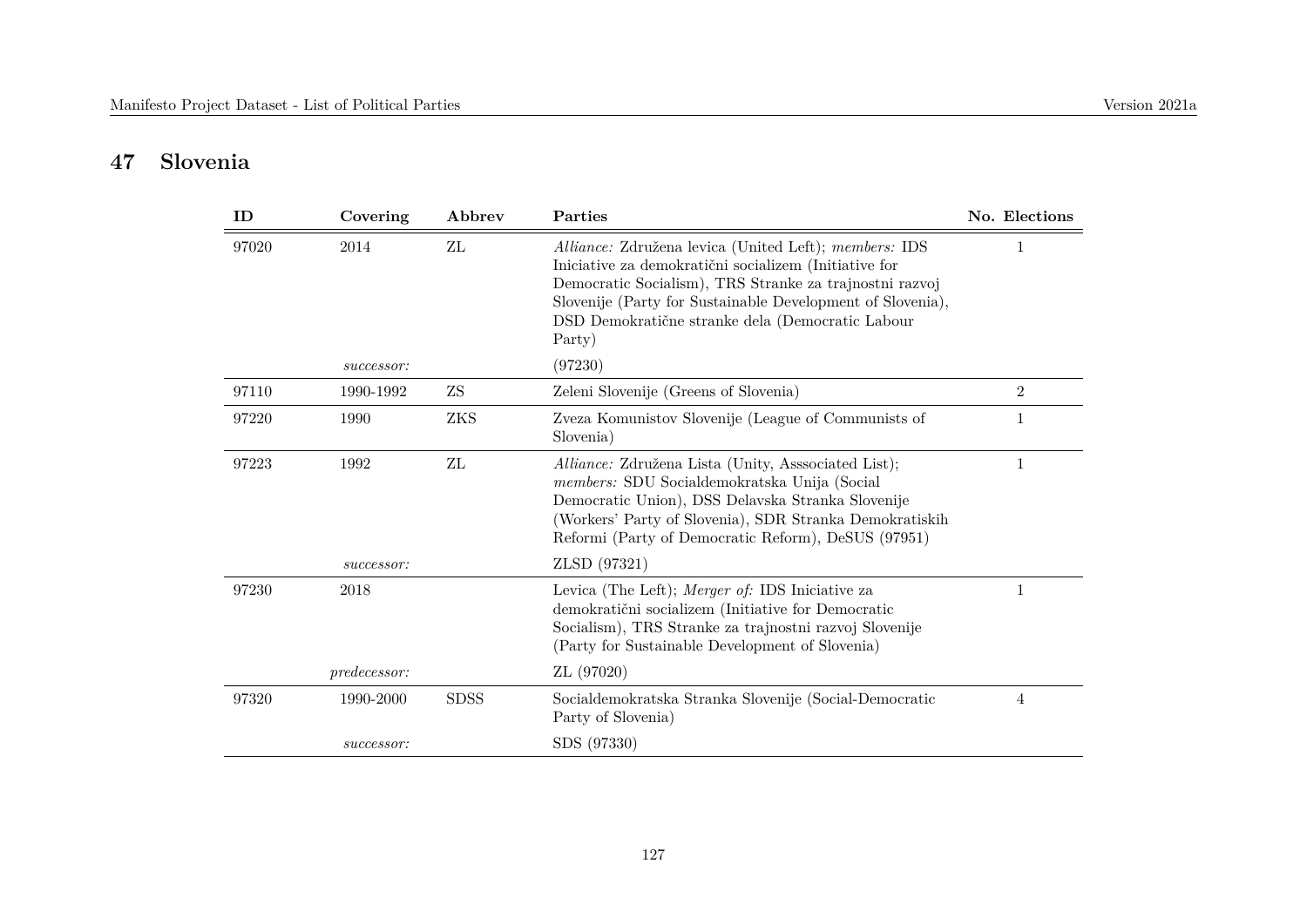# 47 Slovenia

| ID | Covering | Abbrev | Parties | No. Elections |
|---|---|---|---|---|
| 97020 | 2014 | ZL | *Alliance:* Združena levica (United Left); *members:* IDS Iniciative za demokratični socializem (Initiative for Democratic Socialism), TRS Stranke za trajnostni razvoj Slovenije (Party for Sustainable Development of Slovenia), DSD Demokratične stranke dela (Democratic Labour Party) | 1 |
| | *successor:* | | (97230) | |
| 97110 | 1990-1992 | ZS | Zeleni Slovenije (Greens of Slovenia) | 2 |
| 97220 | 1990 | ZKS | Zveza Komunistov Slovenije (League of Communists of Slovenia) | 1 |
| 97223 | 1992 | ZL | *Alliance:* Združena Lista (Unity, Asssociated List); *members:* SDU Socialdemokratska Unija (Social Democratic Union), DSS Delavska Stranka Slovenije (Workers' Party of Slovenia), SDR Stranka Demokratiskih Reformi (Party of Democratic Reform), DeSUS (97951) | 1 |
| | *successor:* | | ZLSD (97321) | |
| 97230 | 2018 | | Levica (The Left); *Merger of:* IDS Iniciative za demokratični socializem (Initiative for Democratic Socialism), TRS Stranke za trajnostni razvoj Slovenije (Party for Sustainable Development of Slovenia) | 1 |
| | *predecessor:* | | ZL (97020) | |
| 97320 | 1990-2000 | SDSS | Socialdemokratska Stranka Slovenije (Social-Democratic Party of Slovenia) | 4 |
| | *successor:* | | SDS (97330) | |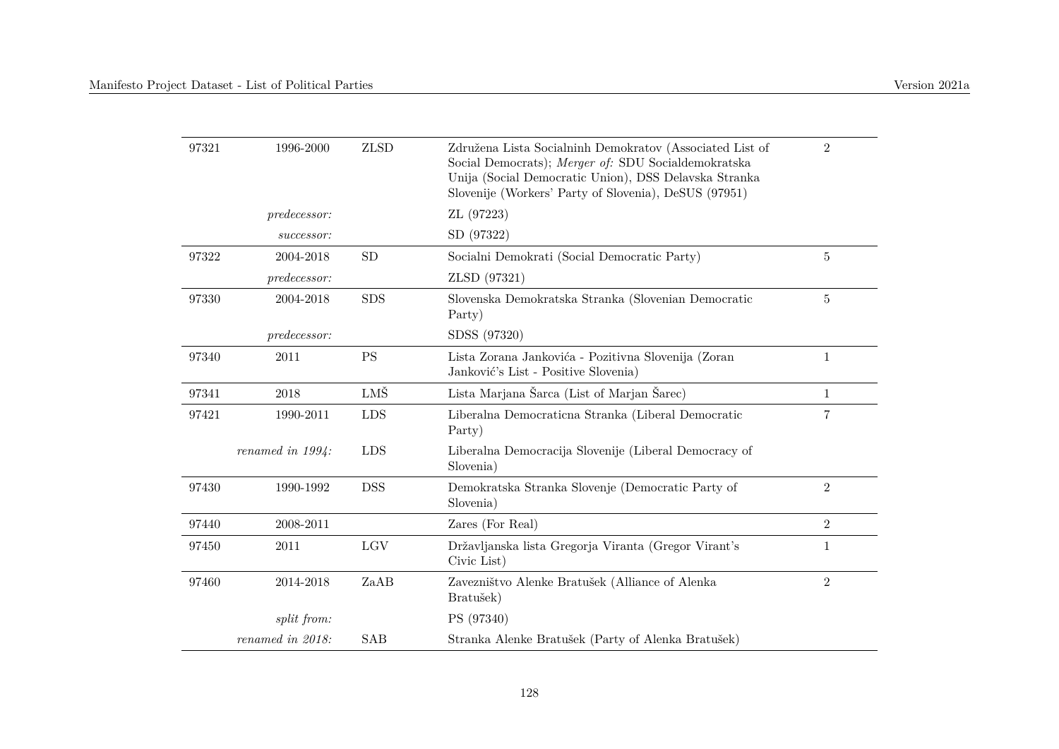| | | | | |
|---|---|---|---|---|
| 97321 | 1996-2000 | ZLSD | Združena Lista Socialninh Demokratov (Associated List of Social Democrats); *Merger of:* SDU Socialdemokratska Unija (Social Democratic Union), DSS Delavska Stranka Slovenije (Workers' Party of Slovenia), DeSUS (97951) | 2 |
| | *predecessor:* | | ZL (97223) | |
| | *successor:* | | SD (97322) | |
| 97322 | 2004-2018 | SD | Socialni Demokrati (Social Democratic Party) | 5 |
| | *predecessor:* | | ZLSD (97321) | |
| 97330 | 2004-2018 | SDS | Slovenska Demokratska Stranka (Slovenian Democratic Party) | 5 |
| | *predecessor:* | | SDSS (97320) | |
| 97340 | 2011 | PS | Lista Zorana Jankovića - Pozitivna Slovenija (Zoran Janković's List - Positive Slovenia) | 1 |
| 97341 | 2018 | LMŠ | Lista Marjana Šarca (List of Marjan Šarec) | 1 |
| 97421 | 1990-2011 | LDS | Liberalna Democraticna Stranka (Liberal Democratic Party) | 7 |
| | *renamed in 1994:* | LDS | Liberalna Democracija Slovenije (Liberal Democracy of Slovenia) | |
| 97430 | 1990-1992 | DSS | Demokratska Stranka Slovenje (Democratic Party of Slovenia) | 2 |
| 97440 | 2008-2011 | | Zares (For Real) | 2 |
| 97450 | 2011 | LGV | Državljanska lista Gregorja Viranta (Gregor Virant's Civic List) | 1 |
| 97460 | 2014-2018 | ZaAB | Zavezništvo Alenke Bratušek (Alliance of Alenka Bratušek) | 2 |
| | *split from:* | | PS (97340) | |
| | *renamed in 2018:* | SAB | Stranka Alenke Bratušek (Party of Alenka Bratušek) | |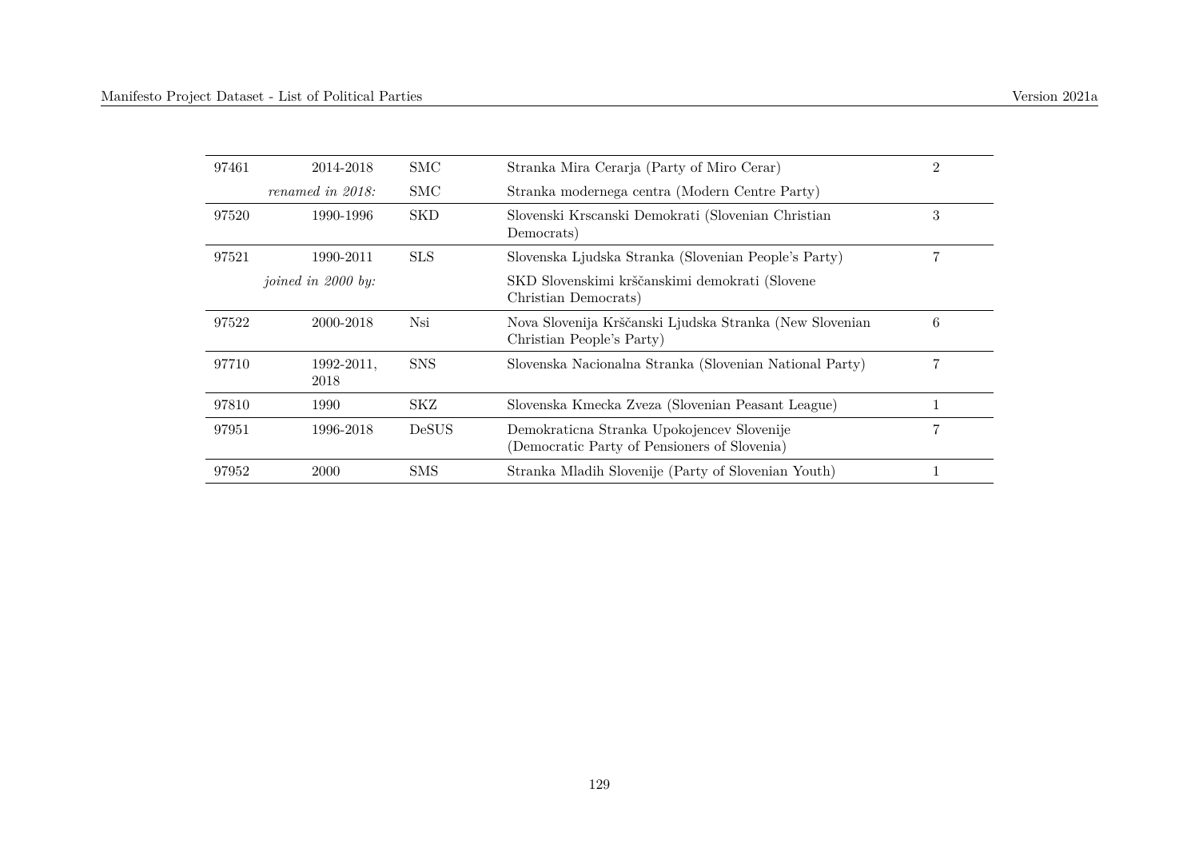| | | | | |
|---|---|---|---|---|
| 97461 | 2014-2018 | SMC | Stranka Mira Cerarja (Party of Miro Cerar) | 2 |
| | *renamed in 2018:* | SMC | Stranka modernega centra (Modern Centre Party) | |
| 97520 | 1990-1996 | SKD | Slovenski Krscanski Demokrati (Slovenian Christian Democrats) | 3 |
| 97521 | 1990-2011 | SLS | Slovenska Ljudska Stranka (Slovenian People's Party) | 7 |
| | *joined in 2000 by:* | | SKD Slovenskimi krščanskimi demokrati (Slovene Christian Democrats) | |
| 97522 | 2000-2018 | Nsi | Nova Slovenija Krščanski Ljudska Stranka (New Slovenian Christian People's Party) | 6 |
| 97710 | 1992-2011, 2018 | SNS | Slovenska Nacionalna Stranka (Slovenian National Party) | 7 |
| 97810 | 1990 | SKZ | Slovenska Kmecka Zveza (Slovenian Peasant League) | 1 |
| 97951 | 1996-2018 | DeSUS | Demokraticna Stranka Upokojencev Slovenije (Democratic Party of Pensioners of Slovenia) | 7 |
| 97952 | 2000 | SMS | Stranka Mladih Slovenije (Party of Slovenian Youth) | 1 |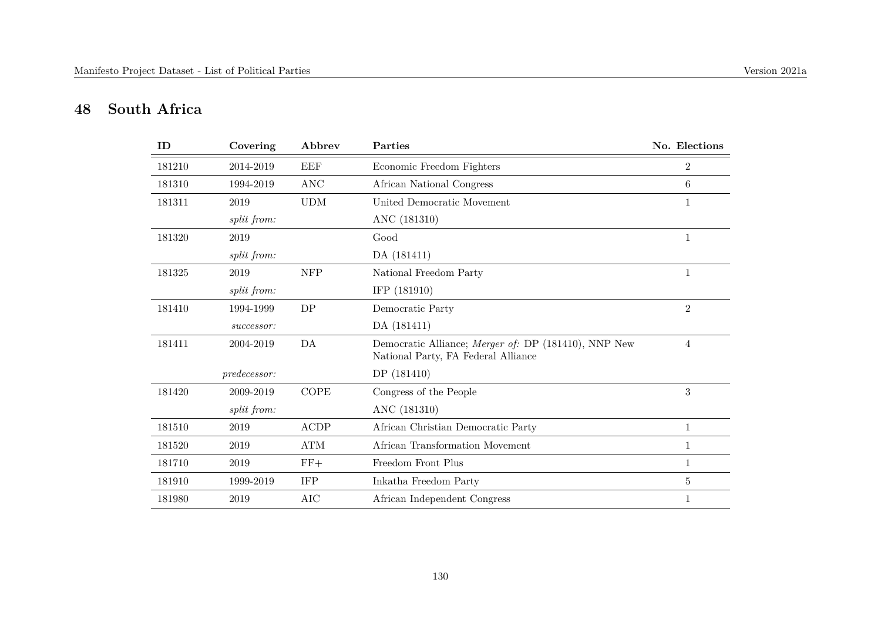## 48 South Africa

| ID | Covering | Abbrev | Parties | No. Elections |
|---|---|---|---|---|
| 181210 | 2014-2019 | EEF | Economic Freedom Fighters | 2 |
| 181310 | 1994-2019 | ANC | African National Congress | 6 |
| 181311 | 2019 | UDM | United Democratic Movement | 1 |
| | *split from:* | | ANC (181310) | |
| 181320 | 2019 | | Good | 1 |
| | *split from:* | | DA (181411) | |
| 181325 | 2019 | NFP | National Freedom Party | 1 |
| | *split from:* | | IFP (181910) | |
| 181410 | 1994-1999 | DP | Democratic Party | 2 |
| | *successor:* | | DA (181411) | |
| 181411 | 2004-2019 | DA | Democratic Alliance; *Merger of:* DP (181410), NNP New National Party, FA Federal Alliance | 4 |
| | *predecessor:* | | DP (181410) | |
| 181420 | 2009-2019 | COPE | Congress of the People | 3 |
| | *split from:* | | ANC (181310) | |
| 181510 | 2019 | ACDP | African Christian Democratic Party | 1 |
| 181520 | 2019 | ATM | African Transformation Movement | 1 |
| 181710 | 2019 | FF+ | Freedom Front Plus | 1 |
| 181910 | 1999-2019 | IFP | Inkatha Freedom Party | 5 |
| 181980 | 2019 | AIC | African Independent Congress | 1 |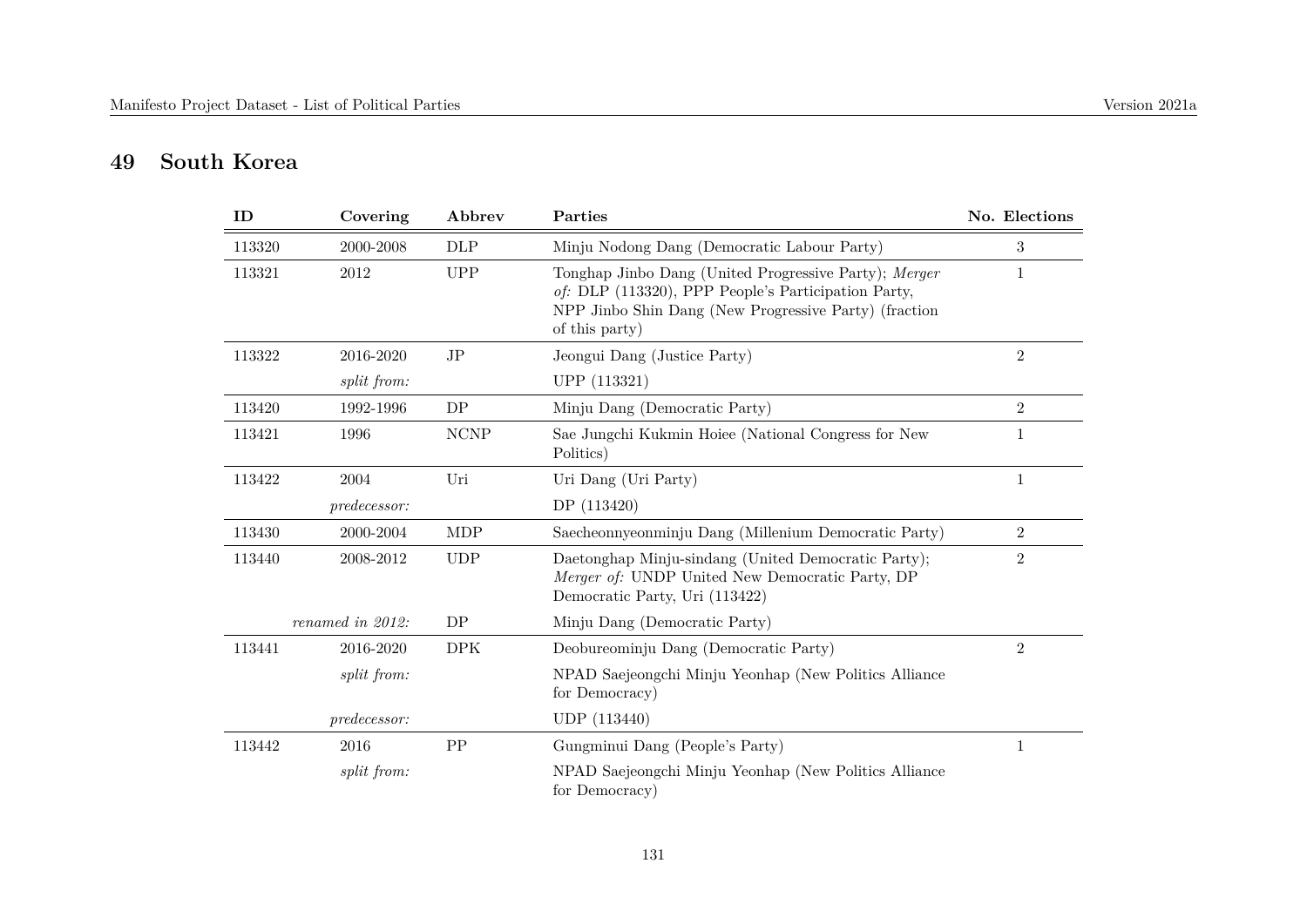## 49 South Korea

| ID | Covering | Abbrev | Parties | No. Elections |
|---|---|---|---|---|
| 113320 | 2000-2008 | DLP | Minju Nodong Dang (Democratic Labour Party) | 3 |
| 113321 | 2012 | UPP | Tonghap Jinbo Dang (United Progressive Party); *Merger of:* DLP (113320), PPP People's Participation Party, NPP Jinbo Shin Dang (New Progressive Party) (fraction of this party) | 1 |
| 113322 | 2016-2020 | JP | Jeongui Dang (Justice Party) | 2 |
| | *split from:* | | UPP (113321) | |
| 113420 | 1992-1996 | DP | Minju Dang (Democratic Party) | 2 |
| 113421 | 1996 | NCNP | Sae Jungchi Kukmin Hoiee (National Congress for New Politics) | 1 |
| 113422 | 2004 | Uri | Uri Dang (Uri Party) | 1 |
| | *predecessor:* | | DP (113420) | |
| 113430 | 2000-2004 | MDP | Saecheonnyeonminju Dang (Millenium Democratic Party) | 2 |
| 113440 | 2008-2012 | UDP | Daetonghap Minju-sindang (United Democratic Party); *Merger of:* UNDP United New Democratic Party, DP Democratic Party, Uri (113422) | 2 |
| | *renamed in 2012:* | DP | Minju Dang (Democratic Party) | |
| 113441 | 2016-2020 | DPK | Deobureominju Dang (Democratic Party) | 2 |
| | *split from:* | | NPAD Saejeongchi Minju Yeonhap (New Politics Alliance for Democracy) | |
| | *predecessor:* | | UDP (113440) | |
| 113442 | 2016 | PP | Gungminui Dang (People's Party) | 1 |
| | *split from:* | | NPAD Saejeongchi Minju Yeonhap (New Politics Alliance for Democracy) | |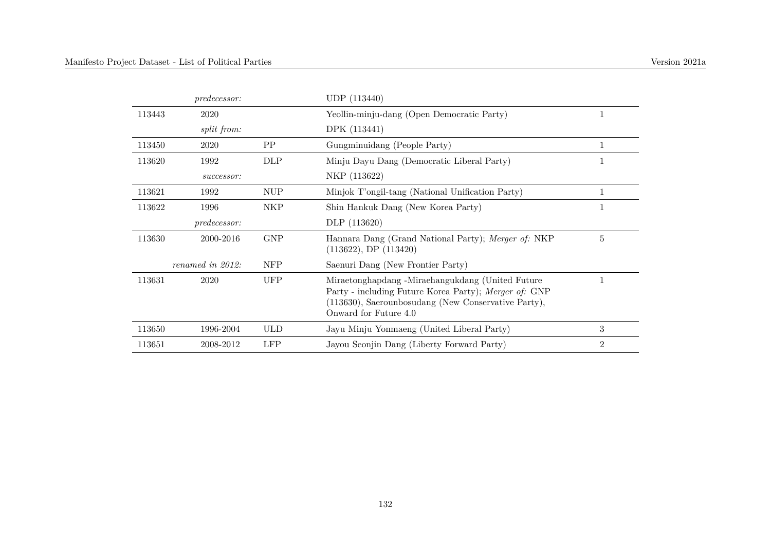| | | | | |
|---|---|---|---|---|
| | *predecessor:* | | UDP (113440) | |
| 113443 | 2020 | | Yeollin-minju-dang (Open Democratic Party) | 1 |
| | *split from:* | | DPK (113441) | |
| 113450 | 2020 | PP | Gungminuidang (People Party) | 1 |
| 113620 | 1992 | DLP | Minju Dayu Dang (Democratic Liberal Party) | 1 |
| | *successor:* | | NKP (113622) | |
| 113621 | 1992 | NUP | Minjok T'ongil-tang (National Unification Party) | 1 |
| 113622 | 1996 | NKP | Shin Hankuk Dang (New Korea Party) | 1 |
| | *predecessor:* | | DLP (113620) | |
| 113630 | 2000-2016 | GNP | Hannara Dang (Grand National Party); *Merger of:* NKP (113622), DP (113420) | 5 |
| | *renamed in 2012:* | NFP | Saenuri Dang (New Frontier Party) | |
| 113631 | 2020 | UFP | Miraetonghapdang -Miraehangukdang (United Future Party - including Future Korea Party); *Merger of:* GNP (113630), Saerounbosudang (New Conservative Party), Onward for Future 4.0 | 1 |
| 113650 | 1996-2004 | ULD | Jayu Minju Yonmaeng (United Liberal Party) | 3 |
| 113651 | 2008-2012 | LFP | Jayou Seonjin Dang (Liberty Forward Party) | 2 |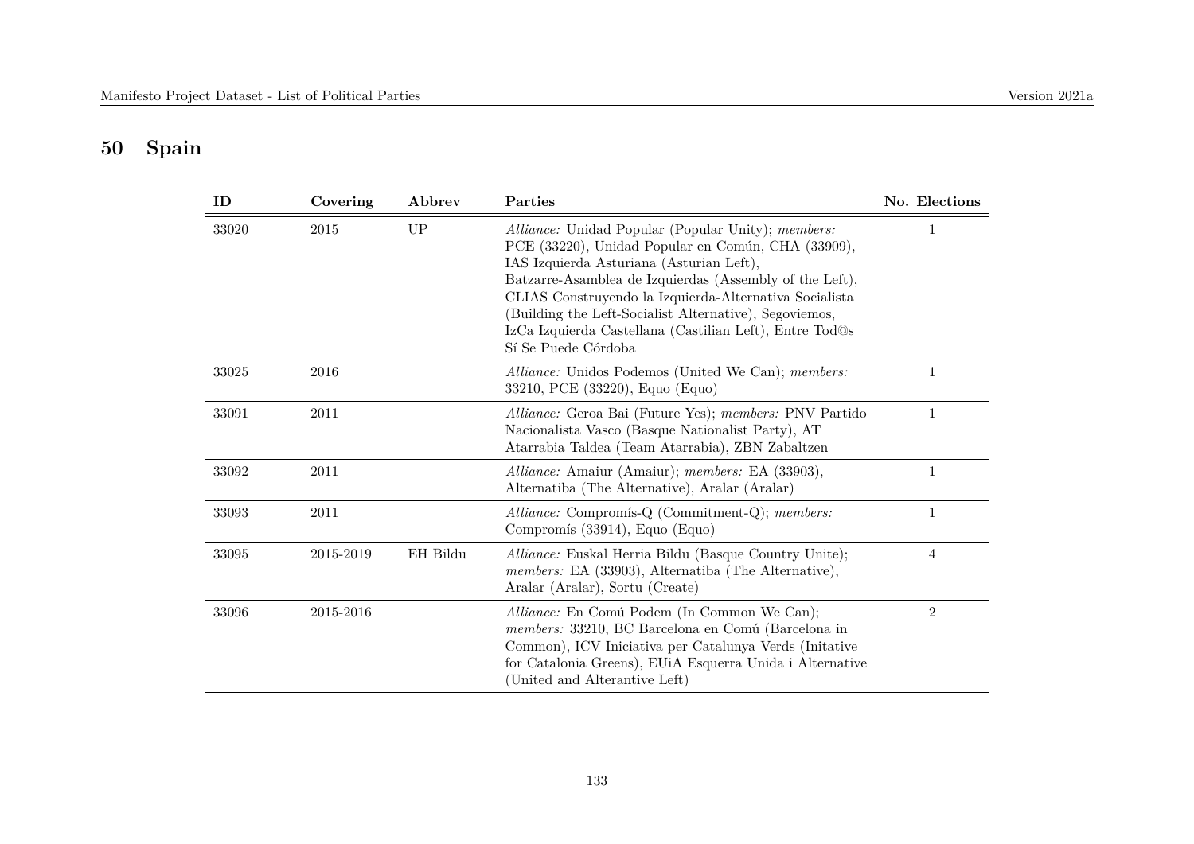# 50 Spain

| ID | Covering | Abbrev | Parties | No. Elections |
|---|---|---|---|---|
| 33020 | 2015 | UP | *Alliance:* Unidad Popular (Popular Unity); *members:* PCE (33220), Unidad Popular en Común, CHA (33909), IAS Izquierda Asturiana (Asturian Left), Batzarre-Asamblea de Izquierdas (Assembly of the Left), CLIAS Construyendo la Izquierda-Alternativa Socialista (Building the Left-Socialist Alternative), Segoviemos, IzCa Izquierda Castellana (Castilian Left), Entre Tod@s Sí Se Puede Córdoba | 1 |
| 33025 | 2016 | | *Alliance:* Unidos Podemos (United We Can); *members:* 33210, PCE (33220), Equo (Equo) | 1 |
| 33091 | 2011 | | *Alliance:* Geroa Bai (Future Yes); *members:* PNV Partido Nacionalista Vasco (Basque Nationalist Party), AT Atarrabia Taldea (Team Atarrabia), ZBN Zabaltzen | 1 |
| 33092 | 2011 | | *Alliance:* Amaiur (Amaiur); *members:* EA (33903), Alternatiba (The Alternative), Aralar (Aralar) | 1 |
| 33093 | 2011 | | *Alliance:* Compromís-Q (Commitment-Q); *members:* Compromís (33914), Equo (Equo) | 1 |
| 33095 | 2015-2019 | EH Bildu | *Alliance:* Euskal Herria Bildu (Basque Country Unite); *members:* EA (33903), Alternatiba (The Alternative), Aralar (Aralar), Sortu (Create) | 4 |
| 33096 | 2015-2016 | | *Alliance:* En Comú Podem (In Common We Can); *members:* 33210, BC Barcelona en Comú (Barcelona in Common), ICV Iniciativa per Catalunya Verds (Initative for Catalonia Greens), EUiA Esquerra Unida i Alternative (United and Alterantive Left) | 2 |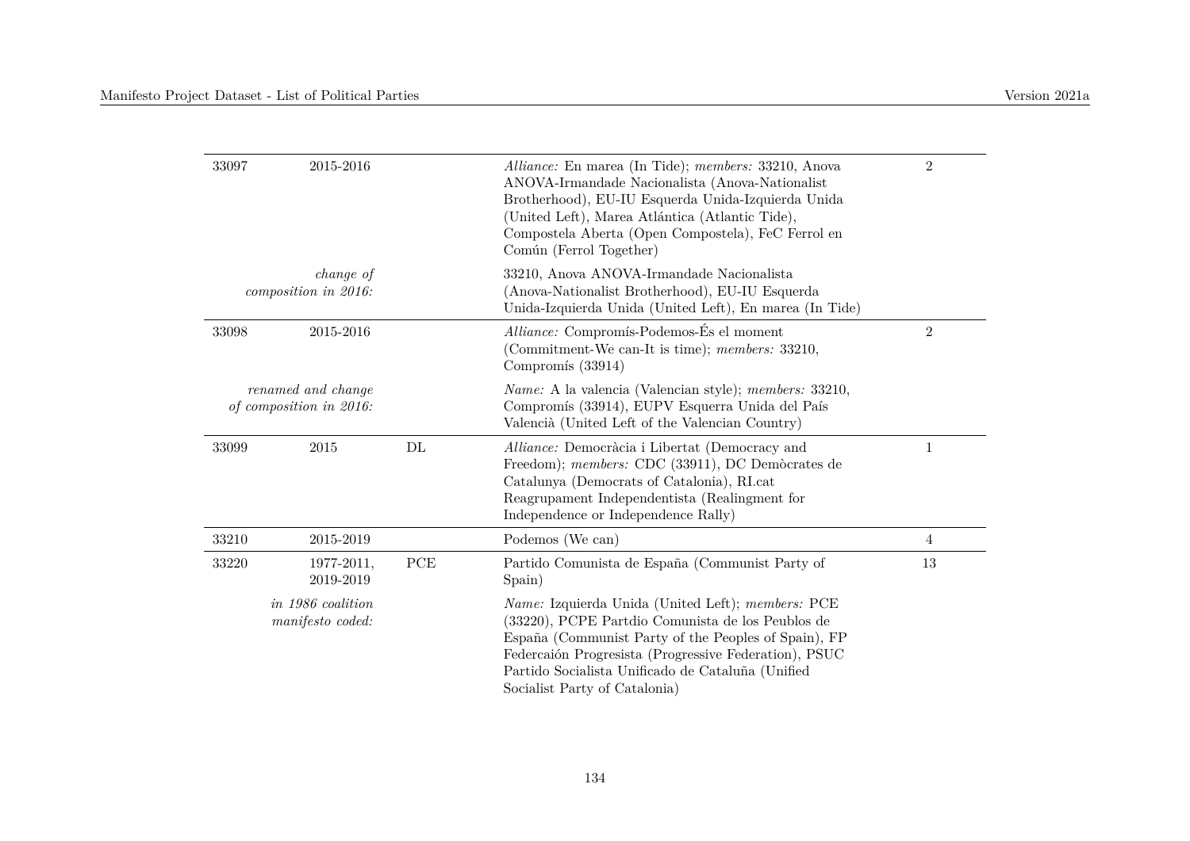| | | | | |
|---|---|---|---|---|
| 33097 | 2015-2016 | | *Alliance:* En marea (In Tide); *members:* 33210, Anova ANOVA-Irmandade Nacionalista (Anova-Nationalist Brotherhood), EU-IU Esquerda Unida-Izquierda Unida (United Left), Marea Atlántica (Atlantic Tide), Compostela Aberta (Open Compostela), FeC Ferrol en Común (Ferrol Together) | 2 |
| | *change of composition in 2016:* | | 33210, Anova ANOVA-Irmandade Nacionalista (Anova-Nationalist Brotherhood), EU-IU Esquerda Unida-Izquierda Unida (United Left), En marea (In Tide) | |
| 33098 | 2015-2016 | | *Alliance:* Compromís-Podemos-És el moment (Commitment-We can-It is time); *members:* 33210, Compromís (33914) | 2 |
| | *renamed and change of composition in 2016:* | | *Name:* A la valencia (Valencian style); *members:* 33210, Compromís (33914), EUPV Esquerra Unida del País Valencià (United Left of the Valencian Country) | |
| 33099 | 2015 | DL | *Alliance:* Democràcia i Libertat (Democracy and Freedom); *members:* CDC (33911), DC Demòcrates de Catalunya (Democrats of Catalonia), RI.cat Reagrupament Independentista (Realingment for Independence or Independence Rally) | 1 |
| 33210 | 2015-2019 | | Podemos (We can) | 4 |
| 33220 | 1977-2011, 2019-2019 | PCE | Partido Comunista de España (Communist Party of Spain) | 13 |
| | *in 1986 coalition manifesto coded:* | | *Name:* Izquierda Unida (United Left); *members:* PCE (33220), PCPE Partdio Comunista de los Peublos de España (Communist Party of the Peoples of Spain), FP Federcaión Progresista (Progressive Federation), PSUC Partido Socialista Unificado de Cataluña (Unified Socialist Party of Catalonia) | |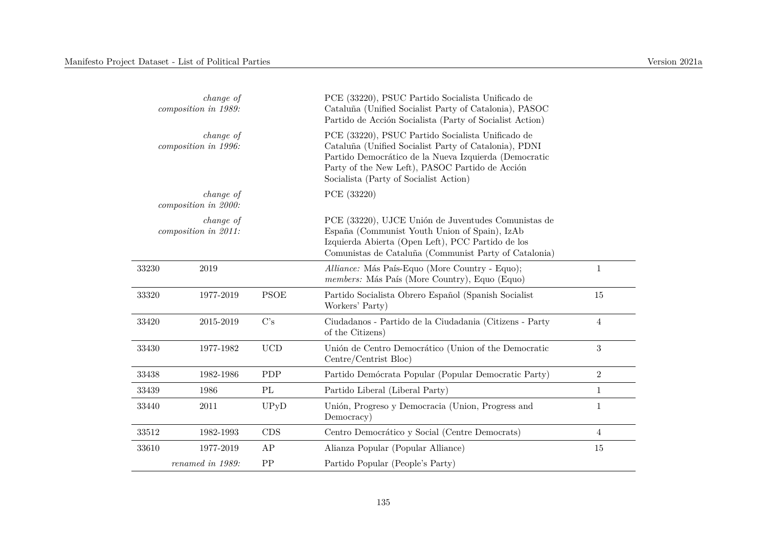| | | | | |
|---|---|---|---|---|
| | *change of composition in 1989:* | | PCE (33220), PSUC Partido Socialista Unificado de Cataluña (Unified Socialist Party of Catalonia), PASOC Partido de Acción Socialista (Party of Socialist Action) | |
| | *change of composition in 1996:* | | PCE (33220), PSUC Partido Socialista Unificado de Cataluña (Unified Socialist Party of Catalonia), PDNI Partido Democrático de la Nueva Izquierda (Democratic Party of the New Left), PASOC Partido de Acción Socialista (Party of Socialist Action) | |
| | *change of composition in 2000:* | | PCE (33220) | |
| | *change of composition in 2011:* | | PCE (33220), UJCE Unión de Juventudes Comunistas de España (Communist Youth Union of Spain), IzAb Izquierda Abierta (Open Left), PCC Partido de los Comunistas de Cataluña (Communist Party of Catalonia) | |
| 33230 | 2019 | | *Alliance:* Más País-Equo (More Country - Equo); *members:* Más País (More Country), Equo (Equo) | 1 |
| 33320 | 1977-2019 | PSOE | Partido Socialista Obrero Español (Spanish Socialist Workers' Party) | 15 |
| 33420 | 2015-2019 | C's | Ciudadanos - Partido de la Ciudadania (Citizens - Party of the Citizens) | 4 |
| 33430 | 1977-1982 | UCD | Unión de Centro Democrático (Union of the Democratic Centre/Centrist Bloc) | 3 |
| 33438 | 1982-1986 | PDP | Partido Demócrata Popular (Popular Democratic Party) | 2 |
| 33439 | 1986 | PL | Partido Liberal (Liberal Party) | 1 |
| 33440 | 2011 | UPyD | Unión, Progreso y Democracia (Union, Progress and Democracy) | 1 |
| 33512 | 1982-1993 | CDS | Centro Democrático y Social (Centre Democrats) | 4 |
| 33610 | 1977-2019 | AP | Alianza Popular (Popular Alliance) | 15 |
| | *renamed in 1989:* | PP | Partido Popular (People's Party) | |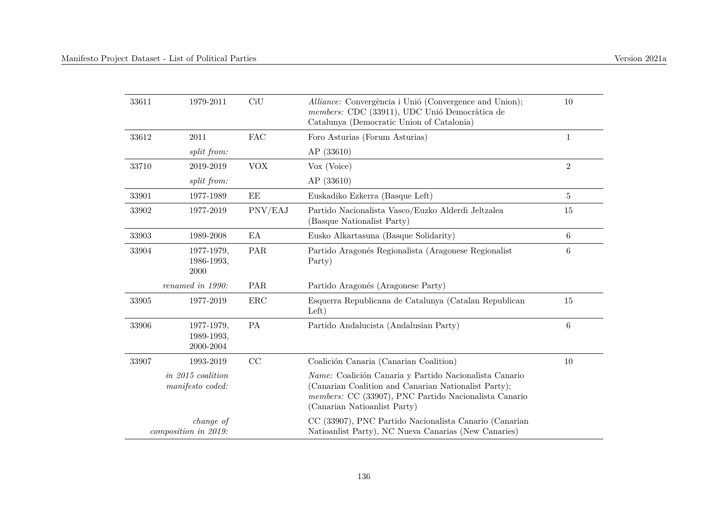| | | | | |
|---|---|---|---|---|
| 33611 | 1979-2011 | CiU | *Alliance:* Convergència i Unió (Convergence and Union); *members:* CDC (33911), UDC Unió Democràtica de Catalunya (Democratic Union of Catalonia) | 10 |
| 33612 | 2011 | FAC | Foro Asturias (Forum Asturias) | 1 |
| | *split from:* | | AP (33610) | |
| 33710 | 2019-2019 | VOX | Vox (Voice) | 2 |
| | *split from:* | | AP (33610) | |
| 33901 | 1977-1989 | EE | Euskadiko Ezkerra (Basque Left) | 5 |
| 33902 | 1977-2019 | PNV/EAJ | Partido Nacionalista Vasco/Euzko Alderdi Jeltzalea (Basque Nationalist Party) | 15 |
| 33903 | 1989-2008 | EA | Eusko Alkartasuna (Basque Solidarity) | 6 |
| 33904 | 1977-1979, 1986-1993, 2000 | PAR | Partido Aragonés Regionalista (Aragonese Regionalist Party) | 6 |
| | *renamed in 1990:* | PAR | Partido Aragonés (Aragonese Party) | |
| 33905 | 1977-2019 | ERC | Esquerra Republicana de Catalunya (Catalan Republican Left) | 15 |
| 33906 | 1977-1979, 1989-1993, 2000-2004 | PA | Partido Andalucista (Andalusian Party) | 6 |
| 33907 | 1993-2019 | CC | Coalición Canaria (Canarian Coalition) | 10 |
| | *in 2015 coalition manifesto coded:* | | *Name:* Coalición Canaria y Partido Nacionalista Canario (Canarian Coalition and Canarian Nationalist Party); *members:* CC (33907), PNC Partido Nacionalista Canario (Canarian Natioanlist Party) | |
| | *change of composition in 2019:* | | CC (33907), PNC Partido Nacionalista Canario (Canarian Natioanlist Party), NC Nueva Canarias (New Canaries) | |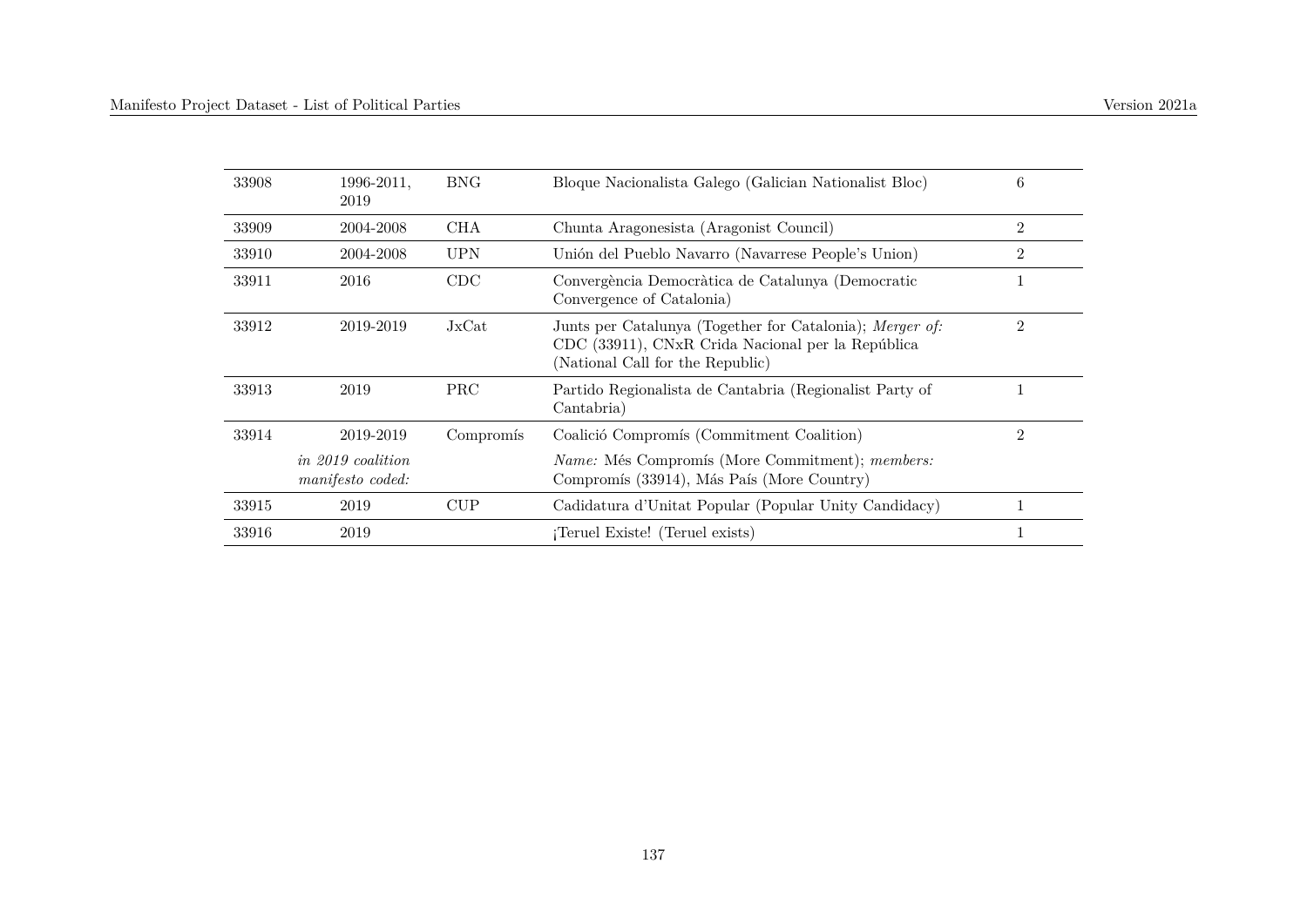| | | | | |
|---|---|---|---|---|
| 33908 | 1996-2011, 2019 | BNG | Bloque Nacionalista Galego (Galician Nationalist Bloc) | 6 |
| 33909 | 2004-2008 | CHA | Chunta Aragonesista (Aragonist Council) | 2 |
| 33910 | 2004-2008 | UPN | Unión del Pueblo Navarro (Navarrese People's Union) | 2 |
| 33911 | 2016 | CDC | Convergència Democràtica de Catalunya (Democratic Convergence of Catalonia) | 1 |
| 33912 | 2019-2019 | JxCat | Junts per Catalunya (Together for Catalonia); *Merger of:* CDC (33911), CNxR Crida Nacional per la República (National Call for the Republic) | 2 |
| 33913 | 2019 | PRC | Partido Regionalista de Cantabria (Regionalist Party of Cantabria) | 1 |
| 33914 | 2019-2019 | Compromís | Coalició Compromís (Commitment Coalition) | 2 |
| | *in 2019 coalition manifesto coded:* | | *Name:* Més Compromís (More Commitment); *members:* Compromís (33914), Más País (More Country) | |
| 33915 | 2019 | CUP | Cadidatura d'Unitat Popular (Popular Unity Candidacy) | 1 |
| 33916 | 2019 | | ¡Teruel Existe! (Teruel exists) | 1 |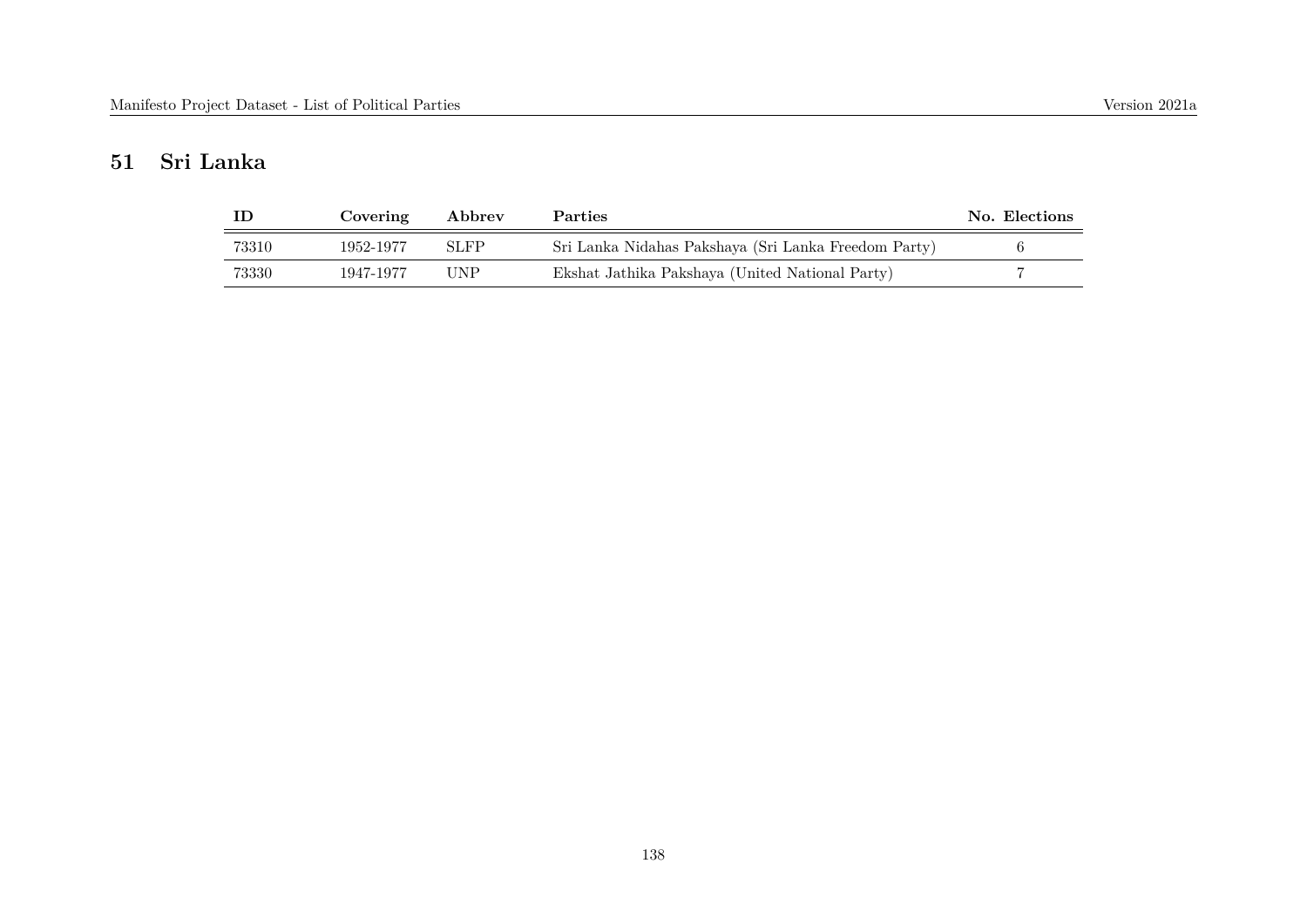# 51 Sri Lanka

| ID | Covering | Abbrev | Parties | No. Elections |
|---|---|---|---|---|
| 73310 | 1952-1977 | SLFP | Sri Lanka Nidahas Pakshaya (Sri Lanka Freedom Party) | 6 |
| 73330 | 1947-1977 | UNP | Ekshat Jathika Pakshaya (United National Party) | 7 |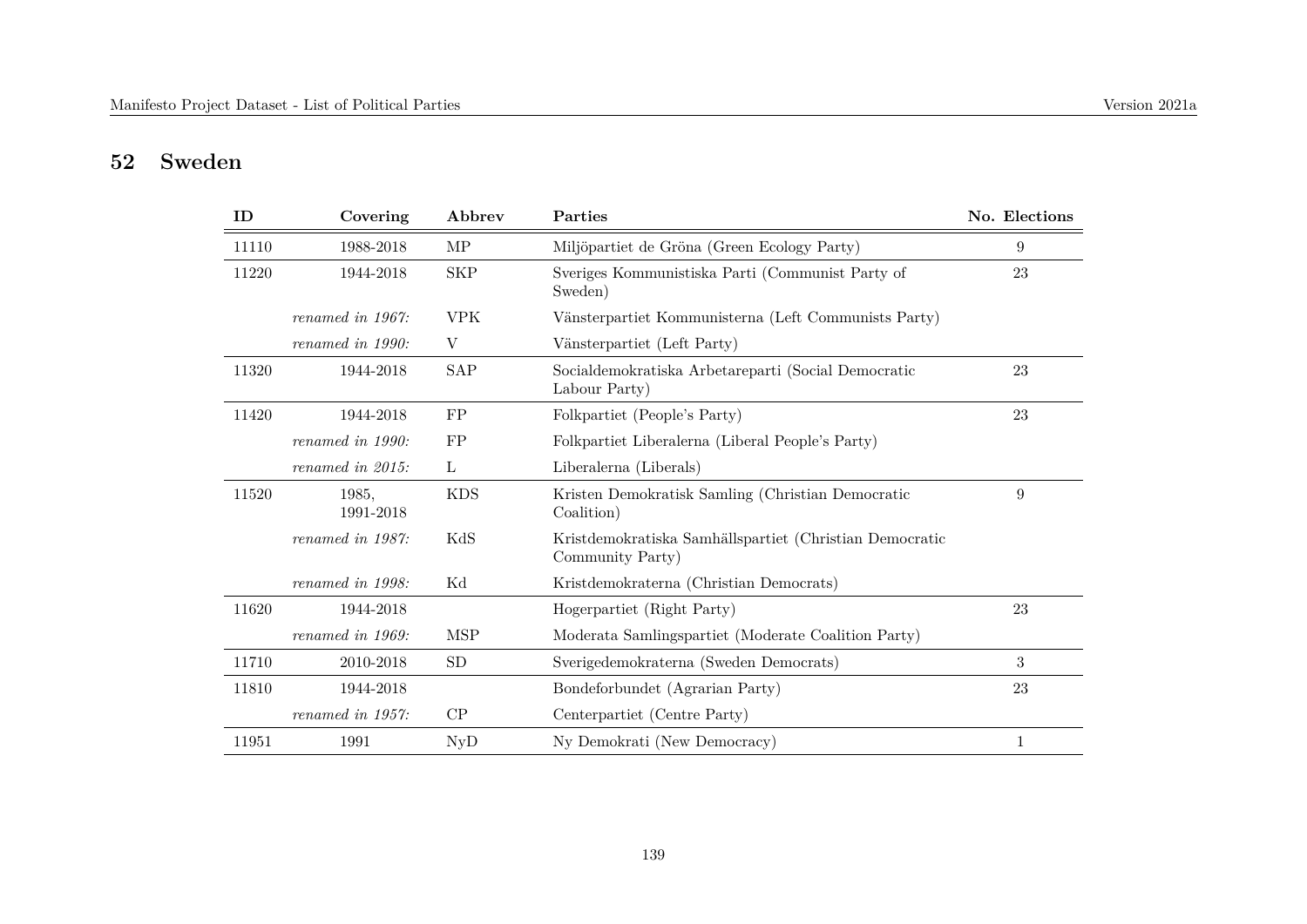## 52 Sweden

| ID | Covering | Abbrev | Parties | No. Elections |
|---|---|---|---|---|
| 11110 | 1988-2018 | MP | Miljöpartiet de Gröna (Green Ecology Party) | 9 |
| 11220 | 1944-2018 | SKP | Sveriges Kommunistiska Parti (Communist Party of Sweden) | 23 |
| | *renamed in 1967:* | VPK | Vänsterpartiet Kommunisterna (Left Communists Party) | |
| | *renamed in 1990:* | V | Vänsterpartiet (Left Party) | |
| 11320 | 1944-2018 | SAP | Socialdemokratiska Arbetareparti (Social Democratic Labour Party) | 23 |
| 11420 | 1944-2018 | FP | Folkpartiet (People's Party) | 23 |
| | *renamed in 1990:* | FP | Folkpartiet Liberalerna (Liberal People's Party) | |
| | *renamed in 2015:* | L | Liberalerna (Liberals) | |
| 11520 | 1985, 1991-2018 | KDS | Kristen Demokratisk Samling (Christian Democratic Coalition) | 9 |
| | *renamed in 1987:* | KdS | Kristdemokratiska Samhällspartiet (Christian Democratic Community Party) | |
| | *renamed in 1998:* | Kd | Kristdemokraterna (Christian Democrats) | |
| 11620 | 1944-2018 | | Hogerpartiet (Right Party) | 23 |
| | *renamed in 1969:* | MSP | Moderata Samlingspartiet (Moderate Coalition Party) | |
| 11710 | 2010-2018 | SD | Sverigedemokraterna (Sweden Democrats) | 3 |
| 11810 | 1944-2018 | | Bondeforbundet (Agrarian Party) | 23 |
| | *renamed in 1957:* | CP | Centerpartiet (Centre Party) | |
| 11951 | 1991 | NyD | Ny Demokrati (New Democracy) | 1 |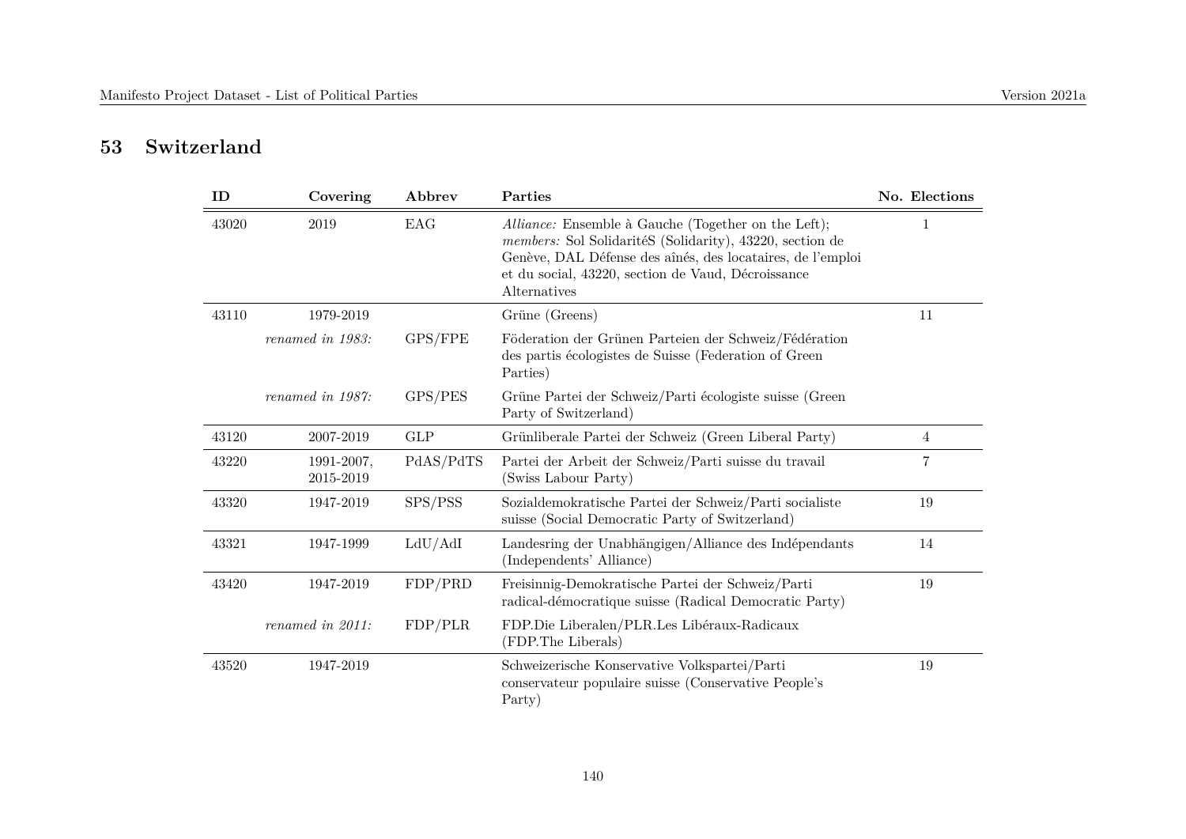# 53 Switzerland

| ID | Covering | Abbrev | Parties | No. Elections |
|---|---|---|---|---|
| 43020 | 2019 | EAG | *Alliance:* Ensemble à Gauche (Together on the Left); *members:* Sol SolidaritéS (Solidarity), 43220, section de Genève, DAL Défense des aînés, des locataires, de l'emploi et du social, 43220, section de Vaud, Décroissance Alternatives | 1 |
| 43110 | 1979-2019 | | Grüne (Greens) | 11 |
| | *renamed in 1983:* | GPS/FPE | Föderation der Grünen Parteien der Schweiz/Fédération des partis écologistes de Suisse (Federation of Green Parties) | |
| | *renamed in 1987:* | GPS/PES | Grüne Partei der Schweiz/Parti écologiste suisse (Green Party of Switzerland) | |
| 43120 | 2007-2019 | GLP | Grünliberale Partei der Schweiz (Green Liberal Party) | 4 |
| 43220 | 1991-2007, 2015-2019 | PdAS/PdTS | Partei der Arbeit der Schweiz/Parti suisse du travail (Swiss Labour Party) | 7 |
| 43320 | 1947-2019 | SPS/PSS | Sozialdemokratische Partei der Schweiz/Parti socialiste suisse (Social Democratic Party of Switzerland) | 19 |
| 43321 | 1947-1999 | LdU/AdI | Landesring der Unabhängigen/Alliance des Indépendants (Independents' Alliance) | 14 |
| 43420 | 1947-2019 | FDP/PRD | Freisinnig-Demokratische Partei der Schweiz/Parti radical-démocratique suisse (Radical Democratic Party) | 19 |
| | *renamed in 2011:* | FDP/PLR | FDP.Die Liberalen/PLR.Les Libéraux-Radicaux (FDP.The Liberals) | |
| 43520 | 1947-2019 | | Schweizerische Konservative Volkspartei/Parti conservateur populaire suisse (Conservative People's Party) | 19 |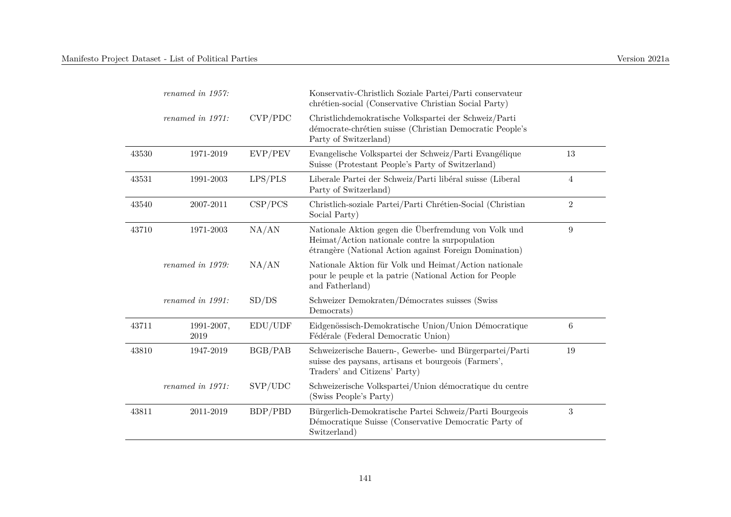| | | | | |
|---|---|---|---|---|
| | *renamed in 1957:* | | Konservativ-Christlich Soziale Partei/Parti conservateur chrétien-social (Conservative Christian Social Party) | |
| | *renamed in 1971:* | CVP/PDC | Christlichdemokratische Volkspartei der Schweiz/Parti démocrate-chrétien suisse (Christian Democratic People's Party of Switzerland) | |
| 43530 | 1971-2019 | EVP/PEV | Evangelische Volkspartei der Schweiz/Parti Evangélique Suisse (Protestant People's Party of Switzerland) | 13 |
| 43531 | 1991-2003 | LPS/PLS | Liberale Partei der Schweiz/Parti libéral suisse (Liberal Party of Switzerland) | 4 |
| 43540 | 2007-2011 | CSP/PCS | Christlich-soziale Partei/Parti Chrétien-Social (Christian Social Party) | 2 |
| 43710 | 1971-2003 | NA/AN | Nationale Aktion gegen die Überfremdung von Volk und Heimat/Action nationale contre la surpopulation étrangère (National Action against Foreign Domination) | 9 |
| | *renamed in 1979:* | NA/AN | Nationale Aktion für Volk und Heimat/Action nationale pour le peuple et la patrie (National Action for People and Fatherland) | |
| | *renamed in 1991:* | SD/DS | Schweizer Demokraten/Démocrates suisses (Swiss Democrats) | |
| 43711 | 1991-2007, 2019 | EDU/UDF | Eidgenössisch-Demokratische Union/Union Démocratique Fédérale (Federal Democratic Union) | 6 |
| 43810 | 1947-2019 | BGB/PAB | Schweizerische Bauern-, Gewerbe- und Bürgerpartei/Parti suisse des paysans, artisans et bourgeois (Farmers', Traders' and Citizens' Party) | 19 |
| | *renamed in 1971:* | SVP/UDC | Schweizerische Volkspartei/Union démocratique du centre (Swiss People's Party) | |
| 43811 | 2011-2019 | BDP/PBD | Bürgerlich-Demokratische Partei Schweiz/Parti Bourgeois Démocratique Suisse (Conservative Democratic Party of Switzerland) | 3 |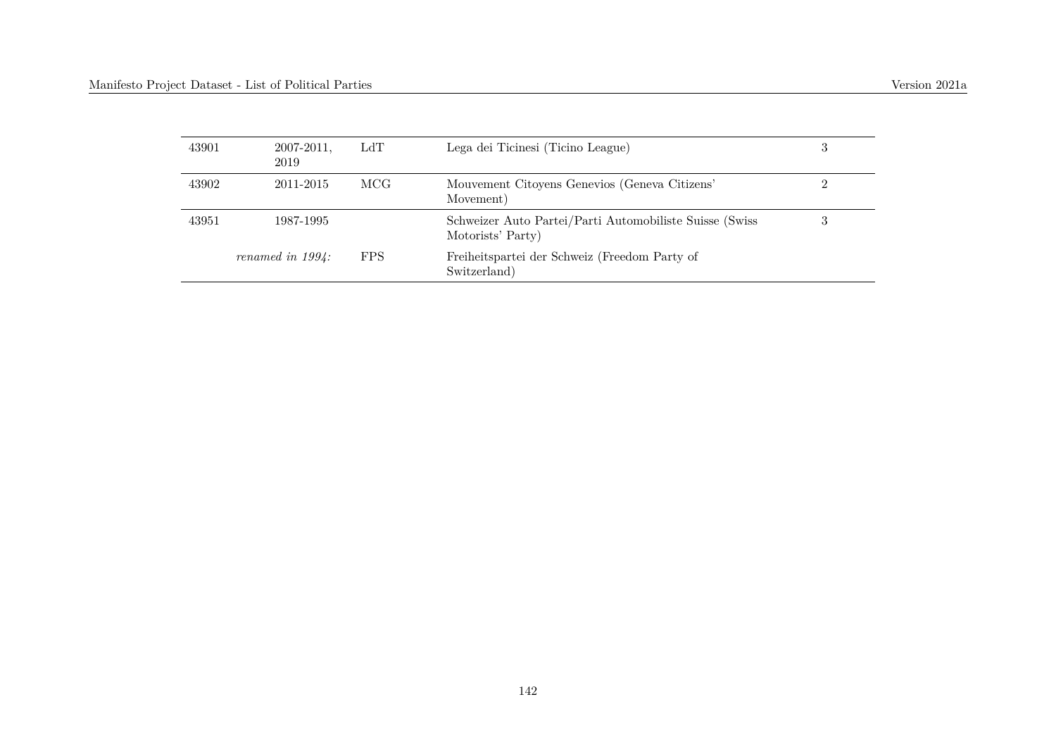| | | | | |
|---|---|---|---|---|
| 43901 | 2007-2011, 2019 | LdT | Lega dei Ticinesi (Ticino League) | 3 |
| 43902 | 2011-2015 | MCG | Mouvement Citoyens Genevios (Geneva Citizens' Movement) | 2 |
| 43951 | 1987-1995 | | Schweizer Auto Partei/Parti Automobiliste Suisse (Swiss Motorists' Party) | 3 |
| | *renamed in 1994:* | FPS | Freiheitspartei der Schweiz (Freedom Party of Switzerland) | |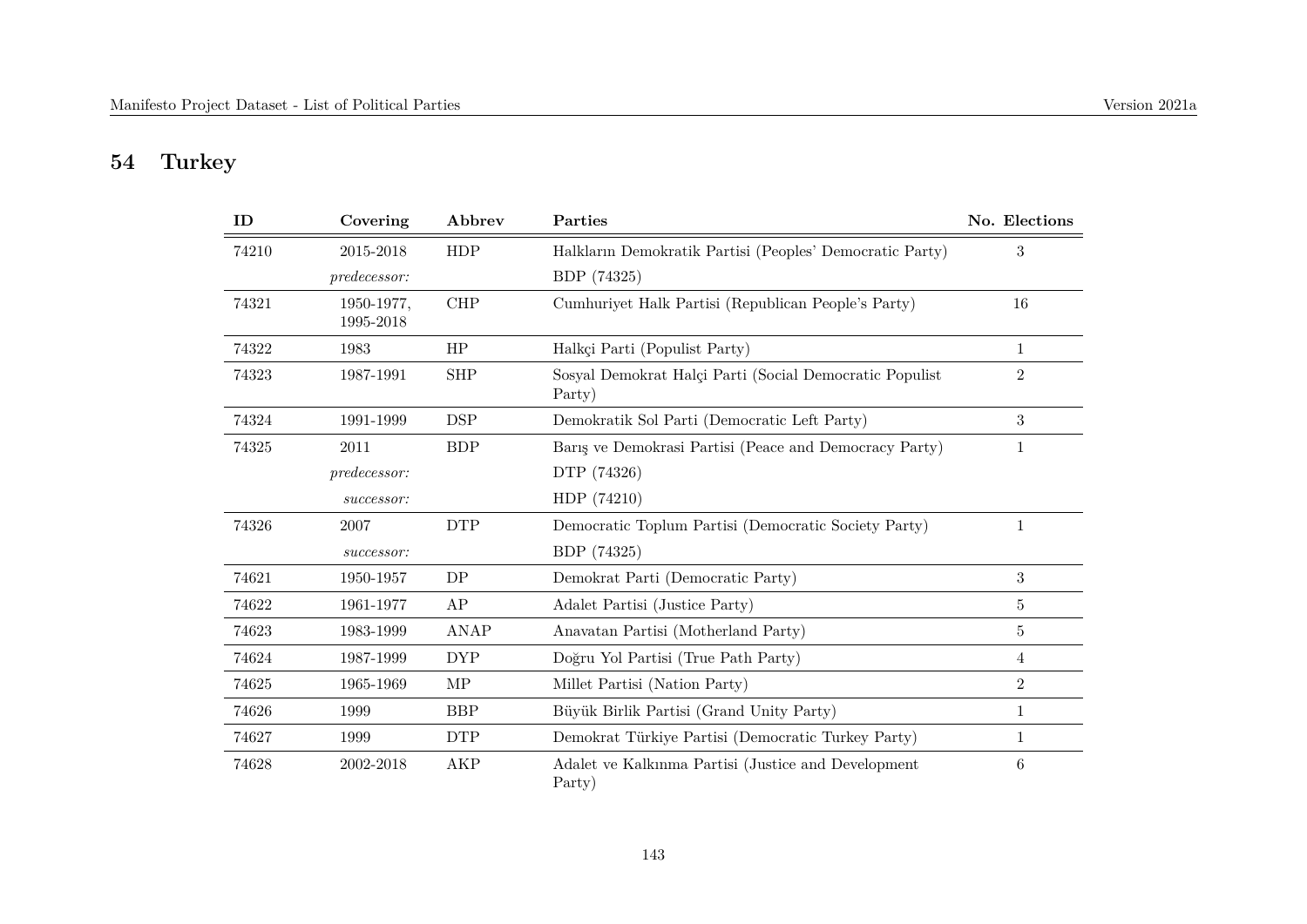## 54 Turkey

| ID | Covering | Abbrev | Parties | No. Elections |
|---|---|---|---|---|
| 74210 | 2015-2018 | HDP | Halkların Demokratik Partisi (Peoples' Democratic Party) | 3 |
| | *predecessor:* | | BDP (74325) | |
| 74321 | 1950-1977, 1995-2018 | CHP | Cumhuriyet Halk Partisi (Republican People's Party) | 16 |
| 74322 | 1983 | HP | Halkçi Parti (Populist Party) | 1 |
| 74323 | 1987-1991 | SHP | Sosyal Demokrat Halçi Parti (Social Democratic Populist Party) | 2 |
| 74324 | 1991-1999 | DSP | Demokratik Sol Parti (Democratic Left Party) | 3 |
| 74325 | 2011 | BDP | Barış ve Demokrasi Partisi (Peace and Democracy Party) | 1 |
| | *predecessor:* | | DTP (74326) | |
| | *successor:* | | HDP (74210) | |
| 74326 | 2007 | DTP | Democratic Toplum Partisi (Democratic Society Party) | 1 |
| | *successor:* | | BDP (74325) | |
| 74621 | 1950-1957 | DP | Demokrat Parti (Democratic Party) | 3 |
| 74622 | 1961-1977 | AP | Adalet Partisi (Justice Party) | 5 |
| 74623 | 1983-1999 | ANAP | Anavatan Partisi (Motherland Party) | 5 |
| 74624 | 1987-1999 | DYP | Doğru Yol Partisi (True Path Party) | 4 |
| 74625 | 1965-1969 | MP | Millet Partisi (Nation Party) | 2 |
| 74626 | 1999 | BBP | Büyük Birlik Partisi (Grand Unity Party) | 1 |
| 74627 | 1999 | DTP | Demokrat Türkiye Partisi (Democratic Turkey Party) | 1 |
| 74628 | 2002-2018 | AKP | Adalet ve Kalkınma Partisi (Justice and Development Party) | 6 |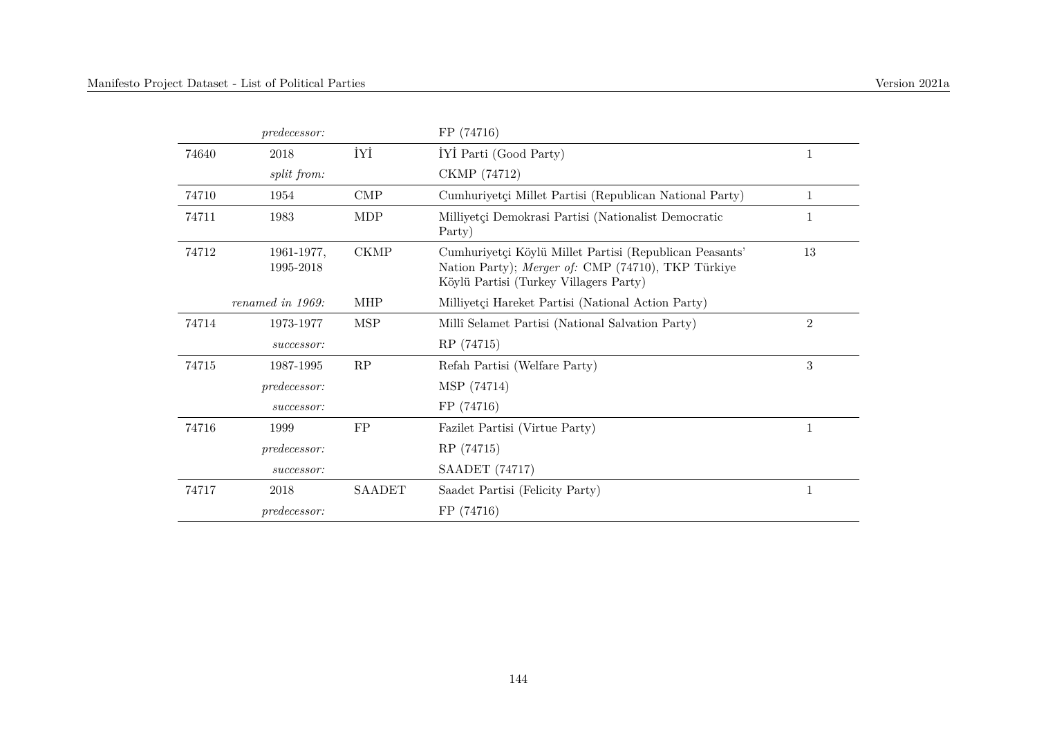| | | | | |
|---|---|---|---|---|
| | *predecessor:* | | FP (74716) | |
| 74640 | 2018 | İYİ | İYİ Parti (Good Party) | 1 |
| | *split from:* | | CKMP (74712) | |
| 74710 | 1954 | CMP | Cumhuriyetçi Millet Partisi (Republican National Party) | 1 |
| 74711 | 1983 | MDP | Milliyetçi Demokrasi Partisi (Nationalist Democratic Party) | 1 |
| 74712 | 1961-1977, 1995-2018 | CKMP | Cumhuriyetçi Köylü Millet Partisi (Republican Peasants' Nation Party); *Merger of:* CMP (74710), TKP Türkiye Köylü Partisi (Turkey Villagers Party) | 13 |
| | *renamed in 1969:* | MHP | Milliyetçi Hareket Partisi (National Action Party) | |
| 74714 | 1973-1977 | MSP | Millî Selamet Partisi (National Salvation Party) | 2 |
| | *successor:* | | RP (74715) | |
| 74715 | 1987-1995 | RP | Refah Partisi (Welfare Party) | 3 |
| | *predecessor:* | | MSP (74714) | |
| | *successor:* | | FP (74716) | |
| 74716 | 1999 | FP | Fazilet Partisi (Virtue Party) | 1 |
| | *predecessor:* | | RP (74715) | |
| | *successor:* | | SAADET (74717) | |
| 74717 | 2018 | SAADET | Saadet Partisi (Felicity Party) | 1 |
| | *predecessor:* | | FP (74716) | |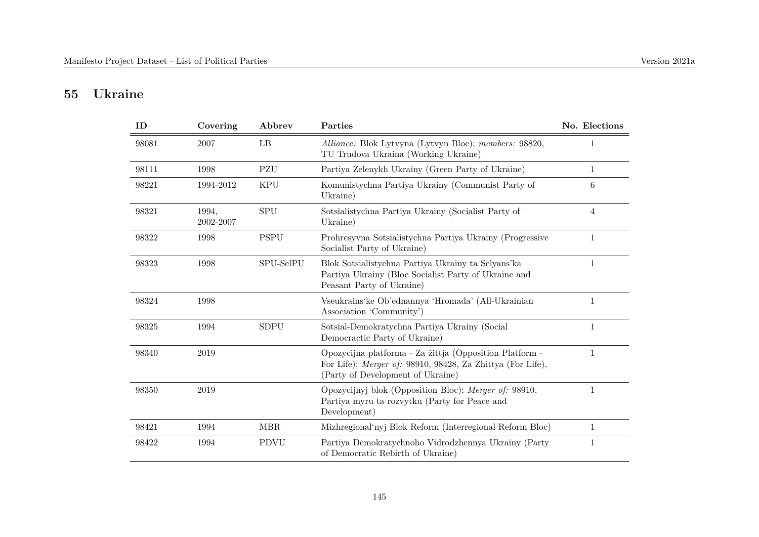## 55 Ukraine

| ID | Covering | Abbrev | Parties | No. Elections |
|---|---|---|---|---|
| 98081 | 2007 | LB | *Alliance:* Blok Lytvyna (Lytvyn Bloc); *members:* 98820, TU Trudova Ukraina (Working Ukraine) | 1 |
| 98111 | 1998 | PZU | Partiya Zelenykh Ukrainy (Green Party of Ukraine) | 1 |
| 98221 | 1994-2012 | KPU | Komunistychna Partiya Ukrainy (Communist Party of Ukraine) | 6 |
| 98321 | 1994, 2002-2007 | SPU | Sotsialistychna Partiya Ukrainy (Socialist Party of Ukraine) | 4 |
| 98322 | 1998 | PSPU | Prohresyvna Sotsialistychna Partiya Ukrainy (Progressive Socialist Party of Ukraine) | 1 |
| 98323 | 1998 | SPU-SelPU | Blok Sotsialistychna Partiya Ukrainy ta Selyans'ka Partiya Ukrainy (Bloc Socialist Party of Ukraine and Peasant Party of Ukraine) | 1 |
| 98324 | 1998 | | Vseukrains'ke Ob'ednannya 'Hromada' (All-Ukrainian Association 'Community') | 1 |
| 98325 | 1994 | SDPU | Sotsial-Demokratychna Partiya Ukrainy (Social Democractic Party of Ukraine) | 1 |
| 98340 | 2019 | | Opozycijna platforma - Za žittja (Opposition Platform - For Life); *Merger of:* 98910, 98428, Za Zhittya (For Life), (Party of Development of Ukraine) | 1 |
| 98350 | 2019 | | Opozycijnyj blok (Opposition Bloc); *Merger of:* 98910, Partiya myru ta rozvytku (Party for Peace and Development) | 1 |
| 98421 | 1994 | MBR | Mizhregional'nyj Blok Reform (Interregional Reform Bloc) | 1 |
| 98422 | 1994 | PDVU | Partiya Demokratychnoho Vidrodzhennya Ukrainy (Party of Democratic Rebirth of Ukraine) | 1 |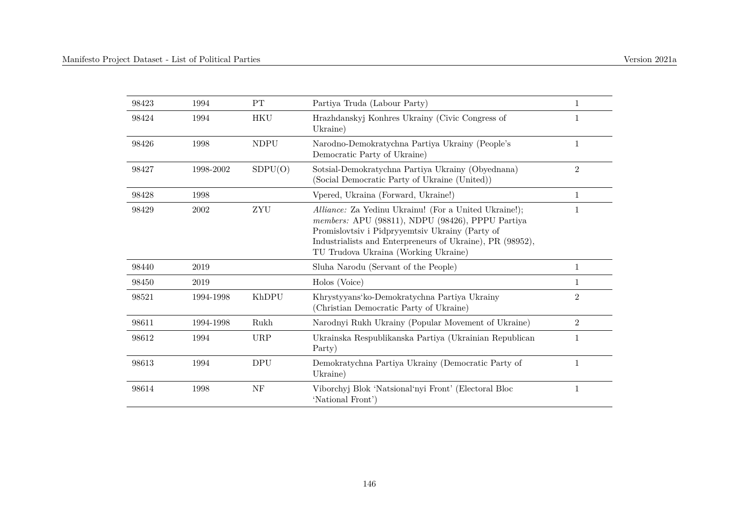| | | | | |
|---|---|---|---|---|
| 98423 | 1994 | PT | Partiya Truda (Labour Party) | 1 |
| 98424 | 1994 | HKU | Hrazhdanskyj Konhres Ukrainy (Civic Congress of Ukraine) | 1 |
| 98426 | 1998 | NDPU | Narodno-Demokratychna Partiya Ukrainy (People's Democratic Party of Ukraine) | 1 |
| 98427 | 1998-2002 | SDPU(O) | Sotsial-Demokratychna Partiya Ukrainy (Obyednana) (Social Democratic Party of Ukraine (United)) | 2 |
| 98428 | 1998 | | Vpered, Ukraina (Forward, Ukraine!) | 1 |
| 98429 | 2002 | ZYU | *Alliance:* Za Yedinu Ukrainu! (For a United Ukraine!); *members:* APU (98811), NDPU (98426), PPPU Partiya Promislovtsiv i Pidpryyemtsiv Ukrainy (Party of Industrialists and Enterpreneurs of Ukraine), PR (98952), TU Trudova Ukraina (Working Ukraine) | 1 |
| 98440 | 2019 | | Sluha Narodu (Servant of the People) | 1 |
| 98450 | 2019 | | Holos (Voice) | 1 |
| 98521 | 1994-1998 | KhDPU | Khrystyyans'ko-Demokratychna Partiya Ukrainy (Christian Democratic Party of Ukraine) | 2 |
| 98611 | 1994-1998 | Rukh | Narodnyi Rukh Ukrainy (Popular Movement of Ukraine) | 2 |
| 98612 | 1994 | URP | Ukrainska Respublikanska Partiya (Ukrainian Republican Party) | 1 |
| 98613 | 1994 | DPU | Demokratychna Partiya Ukrainy (Democratic Party of Ukraine) | 1 |
| 98614 | 1998 | NF | Viborchyj Blok 'Natsional'nyi Front' (Electoral Bloc 'National Front') | 1 |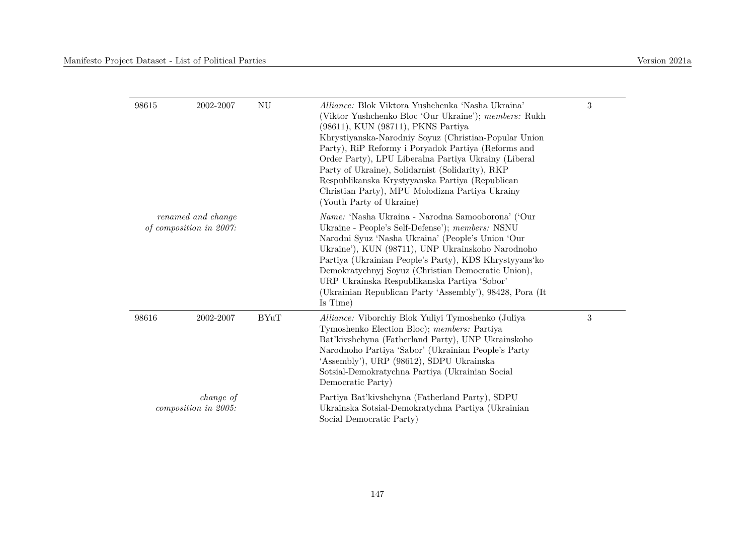| | | | | |
|---|---|---|---|---|
| 98615 | 2002-2007 | NU | *Alliance:* Blok Viktora Yushchenka 'Nasha Ukraina' (Viktor Yushchenko Bloc 'Our Ukraine'); *members:* Rukh (98611), KUN (98711), PKNS Partiya Khrystiyanska-Narodniy Soyuz (Christian-Popular Union Party), RiP Reformy i Poryadok Partiya (Reforms and Order Party), LPU Liberalna Partiya Ukrainy (Liberal Party of Ukraine), Solidarnist (Solidarity), RKP Respublikanska Krystyyanska Partiya (Republican Christian Party), MPU Molodizna Partiya Ukrainy (Youth Party of Ukraine) | 3 |
| | *renamed and change of composition in 2007:* | | *Name:* 'Nasha Ukraina - Narodna Samooborona' ('Our Ukraine - People's Self-Defense'); *members:* NSNU Narodni Syuz 'Nasha Ukraina' (People's Union 'Our Ukraine'), KUN (98711), UNP Ukrainskoho Narodnoho Partiya (Ukrainian People's Party), KDS Khrystyyans'ko Demokratychnyj Soyuz (Christian Democratic Union), URP Ukrainska Respublikanska Partiya 'Sobor' (Ukrainian Republican Party 'Assembly'), 98428, Pora (It Is Time) | |
| 98616 | 2002-2007 | BYuT | *Alliance:* Viborchiy Blok Yuliyi Tymoshenko (Juliya Tymoshenko Election Bloc); *members:* Partiya Bat'kivshchyna (Fatherland Party), UNP Ukrainskoho Narodnoho Partiya 'Sabor' (Ukrainian People's Party 'Assembly'), URP (98612), SDPU Ukrainska Sotsial-Demokratychna Partiya (Ukrainian Social Democratic Party) | 3 |
| | *change of composition in 2005:* | | Partiya Bat'kivshchyna (Fatherland Party), SDPU Ukrainska Sotsial-Demokratychna Partiya (Ukrainian Social Democratic Party) | |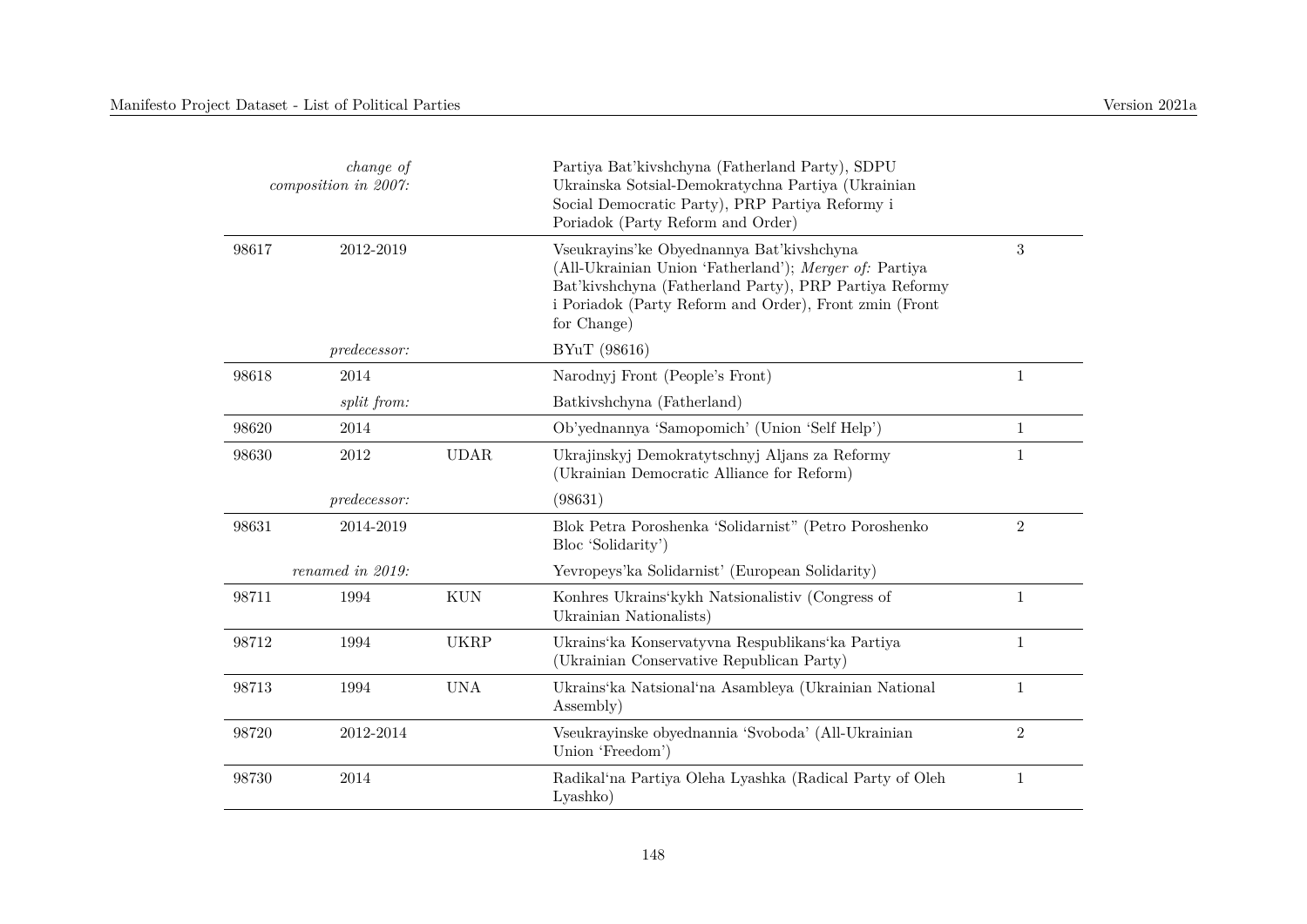| | | | | |
|---|---|---|---|---|
| | *change of composition in 2007:* | | Partiya Bat'kivshchyna (Fatherland Party), SDPU Ukrainska Sotsial-Demokratychna Partiya (Ukrainian Social Democratic Party), PRP Partiya Reformy i Poriadok (Party Reform and Order) | |
| 98617 | 2012-2019 | | Vseukrayins'ke Obyednannya Bat'kivshchyna (All-Ukrainian Union 'Fatherland'); *Merger of:* Partiya Bat'kivshchyna (Fatherland Party), PRP Partiya Reformy i Poriadok (Party Reform and Order), Front zmin (Front for Change) | 3 |
| | *predecessor:* | | BYuT (98616) | |
| 98618 | 2014 | | Narodnyj Front (People's Front) | 1 |
| | *split from:* | | Batkivshchyna (Fatherland) | |
| 98620 | 2014 | | Ob'yednannya 'Samopomich' (Union 'Self Help') | 1 |
| 98630 | 2012 | UDAR | Ukrajinskyj Demokratytschnyj Aljans za Reformy (Ukrainian Democratic Alliance for Reform) | 1 |
| | *predecessor:* | | (98631) | |
| 98631 | 2014-2019 | | Blok Petra Poroshenka 'Solidarnist" (Petro Poroshenko Bloc 'Solidarity') | 2 |
| | *renamed in 2019:* | | Yevropeys'ka Solidarnist' (European Solidarity) | |
| 98711 | 1994 | KUN | Konhres Ukrains'kykh Natsionalistiv (Congress of Ukrainian Nationalists) | 1 |
| 98712 | 1994 | UKRP | Ukrains'ka Konservatyvna Respublikans'ka Partiya (Ukrainian Conservative Republican Party) | 1 |
| 98713 | 1994 | UNA | Ukrains'ka Natsional'na Asambleya (Ukrainian National Assembly) | 1 |
| 98720 | 2012-2014 | | Vseukrayinske obyednannia 'Svoboda' (All-Ukrainian Union 'Freedom') | 2 |
| 98730 | 2014 | | Radikal'na Partiya Oleha Lyashka (Radical Party of Oleh Lyashko) | 1 |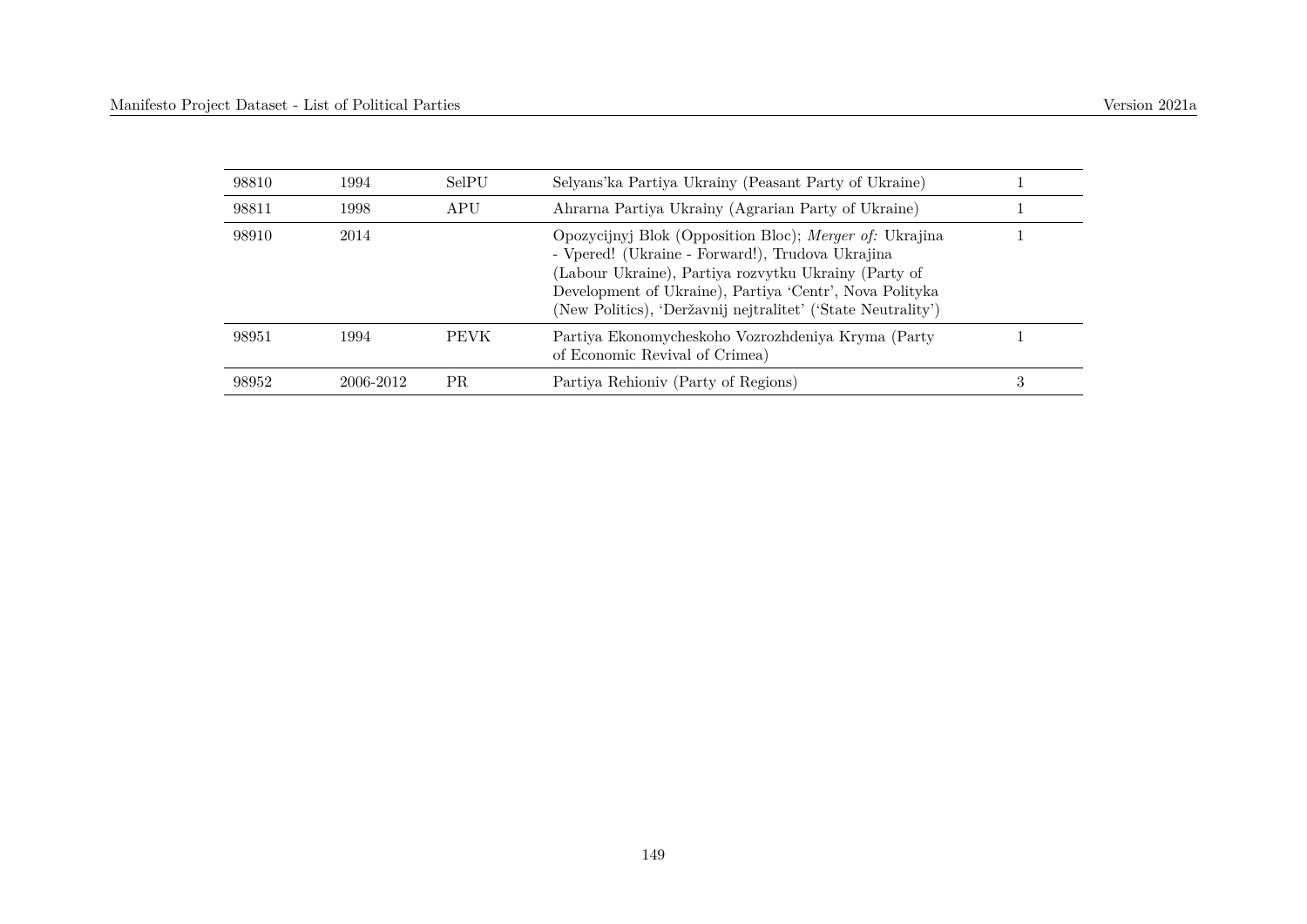| | | | | |
|---|---|---|---|---|
| 98810 | 1994 | SelPU | Selyans'ka Partiya Ukrainy (Peasant Party of Ukraine) | 1 |
| 98811 | 1998 | APU | Ahrarna Partiya Ukrainy (Agrarian Party of Ukraine) | 1 |
| 98910 | 2014 | | Opozycijnyj Blok (Opposition Bloc); *Merger of:* Ukrajina - Vpered! (Ukraine - Forward!), Trudova Ukrajina (Labour Ukraine), Partiya rozvytku Ukrainy (Party of Development of Ukraine), Partiya 'Centr', Nova Polityka (New Politics), 'Deržavnij nejtralitet' ('State Neutrality') | 1 |
| 98951 | 1994 | PEVK | Partiya Ekonomycheskoho Vozrozhdeniya Kryma (Party of Economic Revival of Crimea) | 1 |
| 98952 | 2006-2012 | PR | Partiya Rehioniv (Party of Regions) | 3 |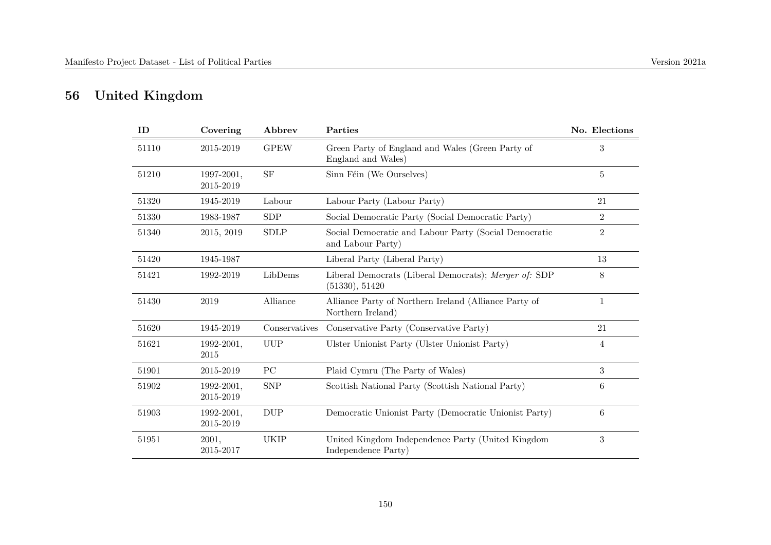## 56 United Kingdom

| ID | Covering | Abbrev | Parties | No. Elections |
|---|---|---|---|---|
| 51110 | 2015-2019 | GPEW | Green Party of England and Wales (Green Party of England and Wales) | 3 |
| 51210 | 1997-2001, 2015-2019 | SF | Sinn Féin (We Ourselves) | 5 |
| 51320 | 1945-2019 | Labour | Labour Party (Labour Party) | 21 |
| 51330 | 1983-1987 | SDP | Social Democratic Party (Social Democratic Party) | 2 |
| 51340 | 2015, 2019 | SDLP | Social Democratic and Labour Party (Social Democratic and Labour Party) | 2 |
| 51420 | 1945-1987 | | Liberal Party (Liberal Party) | 13 |
| 51421 | 1992-2019 | LibDems | Liberal Democrats (Liberal Democrats); *Merger of:* SDP (51330), 51420 | 8 |
| 51430 | 2019 | Alliance | Alliance Party of Northern Ireland (Alliance Party of Northern Ireland) | 1 |
| 51620 | 1945-2019 | Conservatives | Conservative Party (Conservative Party) | 21 |
| 51621 | 1992-2001, 2015 | UUP | Ulster Unionist Party (Ulster Unionist Party) | 4 |
| 51901 | 2015-2019 | PC | Plaid Cymru (The Party of Wales) | 3 |
| 51902 | 1992-2001, 2015-2019 | SNP | Scottish National Party (Scottish National Party) | 6 |
| 51903 | 1992-2001, 2015-2019 | DUP | Democratic Unionist Party (Democratic Unionist Party) | 6 |
| 51951 | 2001, 2015-2017 | UKIP | United Kingdom Independence Party (United Kingdom Independence Party) | 3 |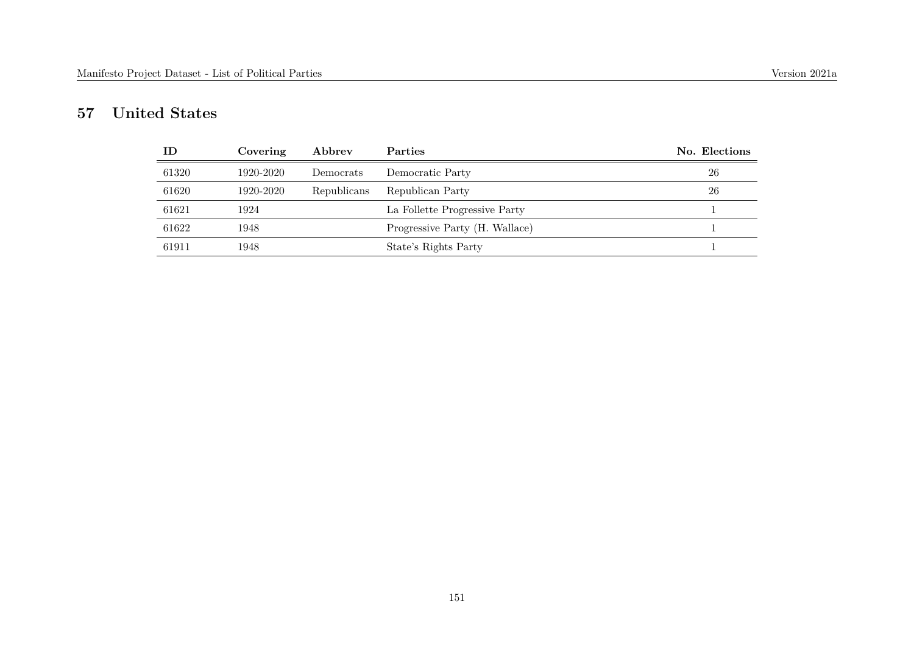## 57 United States

| ID | Covering | Abbrev | Parties | No. Elections |
|---|---|---|---|---|
| 61320 | 1920-2020 | Democrats | Democratic Party | 26 |
| 61620 | 1920-2020 | Republicans | Republican Party | 26 |
| 61621 | 1924 | | La Follette Progressive Party | 1 |
| 61622 | 1948 | | Progressive Party (H. Wallace) | 1 |
| 61911 | 1948 | | State's Rights Party | 1 |